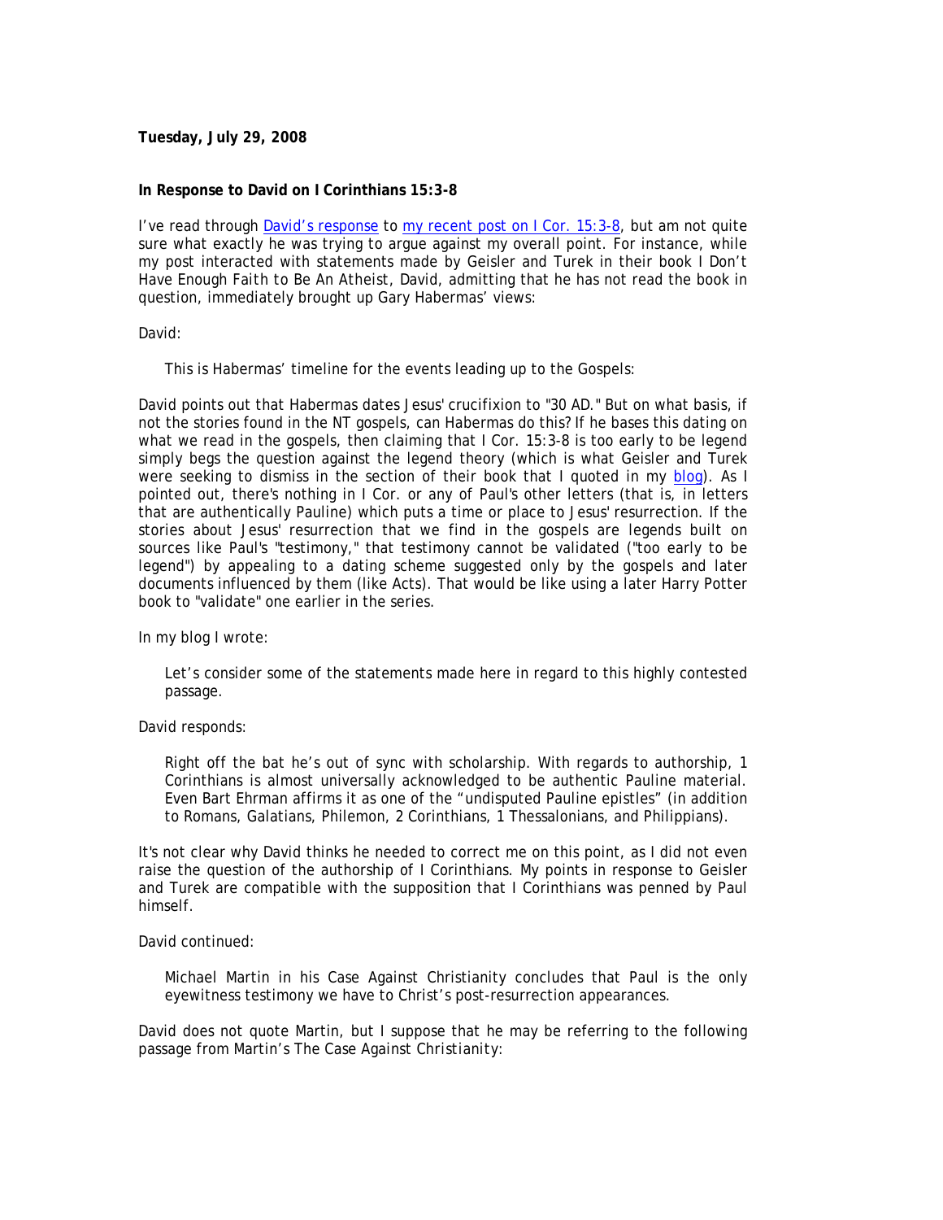**Tuesday, July 29, 2008**

**In Response to David on I Corinthians 15:3-8**

I've read through [David's response](#) to [my recent post on I Cor. 15:3-8](#), but am not quite sure what exactly he was trying to argue against my overall point. For instance, while my post interacted with statements made by Geisler and Turek in their book *I Don't Have Enough Faith to Be An Atheist*, David, admitting that he has not read the book in question, immediately brought up Gary Habermas' views:

David:

> This is Habermas' timeline for the events leading up to the Gospels:

David points out that Habermas dates Jesus' crucifixion to "30 AD." But on what basis, if not the stories found in the NT gospels, can Habermas do this? If he bases this dating on what we read in the gospels, then claiming that I Cor. 15:3-8 is too early to be legend simply begs the question against the legend theory (which is what Geisler and Turek were seeking to dismiss in the section of their book that I quoted in my [blog](#)). As I pointed out, there's nothing in I Cor. or any of Paul's other letters (that is, in letters that are authentically Pauline) which puts a time or place to Jesus' resurrection. If the stories about Jesus' resurrection that we find in the gospels are legends built on sources like Paul's "testimony," that testimony cannot be validated ("too early to be legend") by appealing to a dating scheme suggested only by the gospels and later documents influenced by them (like Acts). That would be like using a later Harry Potter book to "validate" one earlier in the series.

In my blog I wrote:

> Let's consider some of the statements made here in regard to this highly contested passage.

David responds:

> Right off the bat he's out of sync with scholarship. With regards to authorship, 1 Corinthians is almost universally acknowledged to be authentic Pauline material. Even Bart Ehrman affirms it as one of the "undisputed Pauline epistles" (in addition to Romans, Galatians, Philemon, 2 Corinthians, 1 Thessalonians, and Philippians).

It's not clear why David thinks he needed to correct me on this point, as I did not even raise the question of the authorship of I Corinthians. My points in response to Geisler and Turek are compatible with the supposition that I Corinthians was penned by Paul himself.

David continued:

> Michael Martin in his Case Against Christianity concludes that Paul is the only eyewitness testimony we have to Christ's post-resurrection appearances.

David does not quote Martin, but I suppose that he may be referring to the following passage from Martin's *The Case Against Christianity*: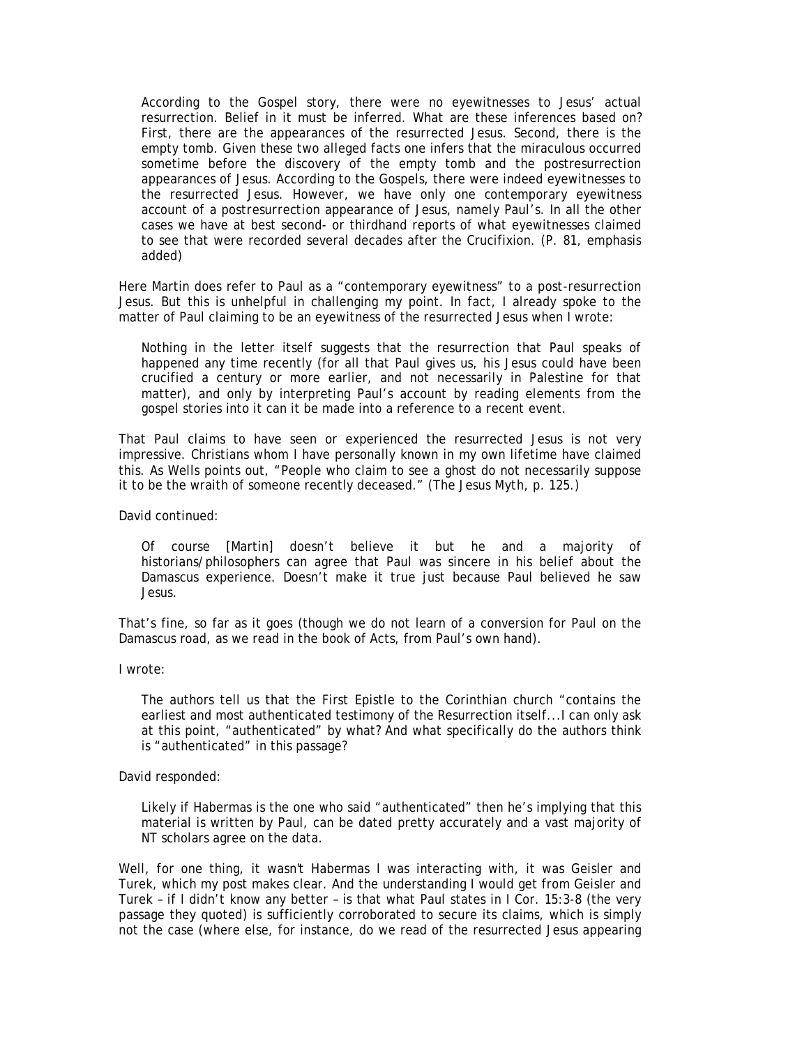> According to the Gospel story, there were no eyewitnesses to Jesus' actual resurrection. Belief in it must be inferred. What are these inferences based on? First, there are the appearances of the resurrected Jesus. Second, there is the empty tomb. Given these two alleged facts one infers that the miraculous occurred sometime before the discovery of the empty tomb and the postresurrection appearances of Jesus. According to the Gospels, there were indeed eyewitnesses to the resurrected Jesus. However, we have only one contemporary eyewitness account of a postresurrection appearance of Jesus, namely Paul's. In all the other cases we have at best second- or thirdhand reports of what eyewitnesses claimed to see that were recorded several decades after the Crucifixion. (P. 81, emphasis added)

Here Martin does refer to Paul as a "contemporary eyewitness" to a post-resurrection Jesus. But this is unhelpful in challenging my point. In fact, I already spoke to the matter of Paul claiming to be an eyewitness of the resurrected Jesus when I wrote:

> Nothing in the letter itself suggests that the resurrection that Paul speaks of happened any time recently (for all that Paul gives us, his Jesus could have been crucified a century or more earlier, and not necessarily in Palestine for that matter), and only by interpreting Paul's account by reading elements from the gospel stories into it can it be made into a reference to a recent event.

That Paul claims to have seen or experienced the resurrected Jesus is not very impressive. Christians whom I have personally known in my own lifetime have claimed this. As Wells points out, "People who claim to see a ghost do not necessarily suppose it to be the wraith of someone recently deceased." (The Jesus Myth, p. 125.)

David continued:

> Of course [Martin] doesn't believe it but he and a majority of historians/philosophers can agree that Paul was sincere in his belief about the Damascus experience. Doesn't make it true just because Paul believed he saw Jesus.

That's fine, so far as it goes (though we do not learn of a conversion for Paul on the Damascus road, as we read in the book of Acts, from Paul's own hand).

I wrote:

> The authors tell us that the First Epistle to the Corinthian church "contains the earliest and most authenticated testimony of the Resurrection itself...I can only ask at this point, "authenticated" by what? And what specifically do the authors think is "authenticated" in this passage?

David responded:

> Likely if Habermas is the one who said "authenticated" then he's implying that this material is written by Paul, can be dated pretty accurately and a vast majority of NT scholars agree on the data.

Well, for one thing, it wasn't Habermas I was interacting with, it was Geisler and Turek, which my post makes clear. And the understanding I would get from Geisler and Turek – if I didn't know any better – is that what Paul states in I Cor. 15:3-8 (the very passage they quoted) is sufficiently corroborated to secure its claims, which is simply not the case (where else, for instance, do we read of the resurrected Jesus appearing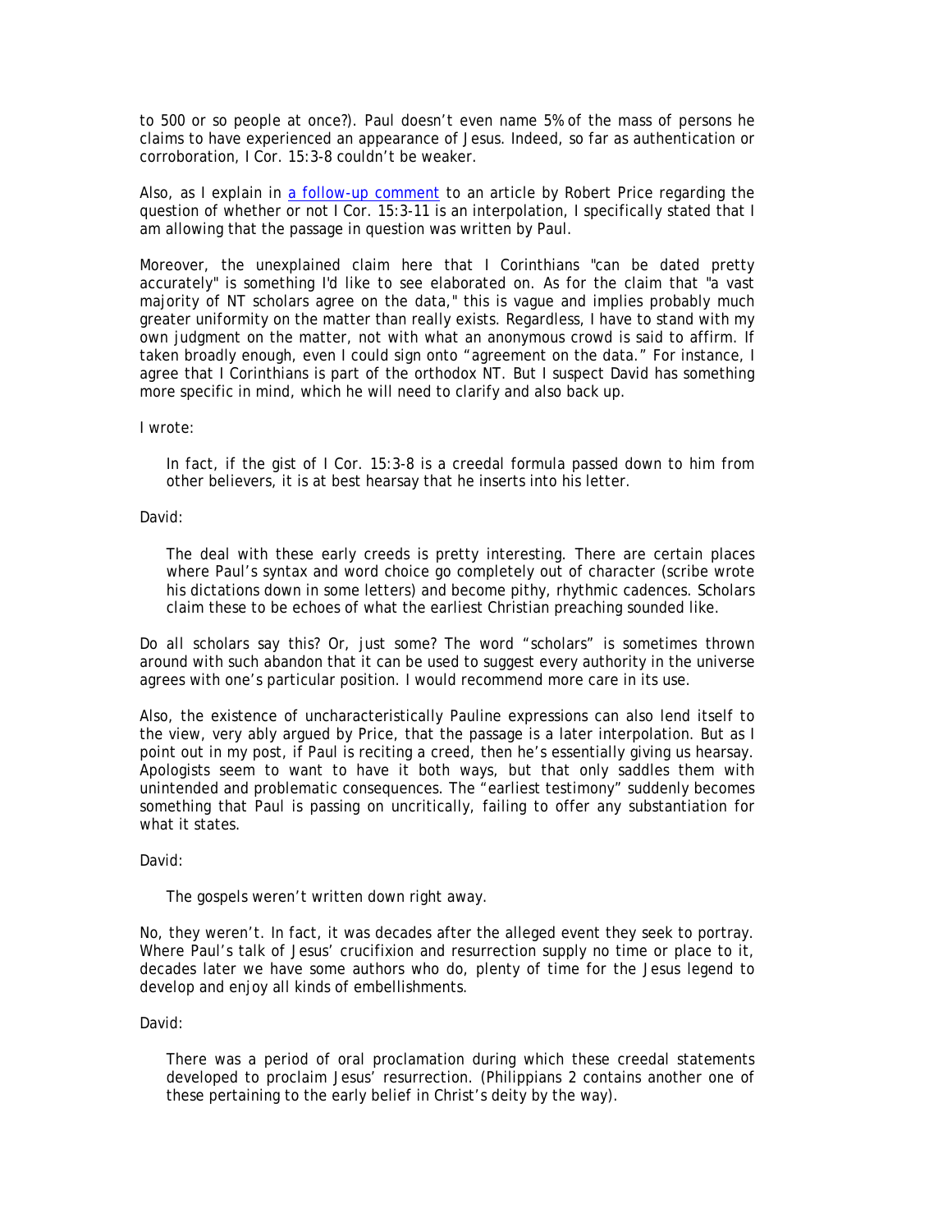to 500 or so people at once?). Paul doesn't even name 5% of the mass of persons he claims to have experienced an appearance of Jesus. Indeed, so far as authentication or corroboration, I Cor. 15:3-8 couldn't be weaker.

Also, as I explain in [a follow-up comment] to an article by Robert Price regarding the question of whether or not I Cor. 15:3-11 is an interpolation, I specifically stated that I am allowing that the passage in question was written by Paul.

Moreover, the unexplained claim here that I Corinthians "can be dated pretty accurately" is something I'd like to see elaborated on. As for the claim that "a vast majority of NT scholars agree on the data," this is vague and implies probably much greater uniformity on the matter than really exists. Regardless, I have to stand with my own judgment on the matter, not with what an anonymous crowd is said to affirm. If taken broadly enough, even I could sign onto "agreement on the data." For instance, I agree that I Corinthians is part of the orthodox NT. But I suspect David has something more specific in mind, which he will need to clarify and also back up.

I wrote:

> In fact, if the gist of I Cor. 15:3-8 is a creedal formula passed down to him from other believers, it is at best hearsay that he inserts into his letter.

David:

> The deal with these early creeds is pretty interesting. There are certain places where Paul's syntax and word choice go completely out of character (scribe wrote his dictations down in some letters) and become pithy, rhythmic cadences. Scholars claim these to be echoes of what the earliest Christian preaching sounded like.

Do all scholars say this? Or, just some? The word "scholars" is sometimes thrown around with such abandon that it can be used to suggest every authority in the universe agrees with one's particular position. I would recommend more care in its use.

Also, the existence of uncharacteristically Pauline expressions can also lend itself to the view, very ably argued by Price, that the passage is a later interpolation. But as I point out in my post, if Paul is reciting a creed, then he's essentially giving us hearsay. Apologists seem to want to have it both ways, but that only saddles them with unintended and problematic consequences. The "earliest testimony" suddenly becomes something that Paul is passing on uncritically, failing to offer any substantiation for what it states.

David:

> The gospels weren't written down right away.

No, they weren't. In fact, it was decades after the alleged event they seek to portray. Where Paul's talk of Jesus' crucifixion and resurrection supply no time or place to it, decades later we have some authors who do, plenty of time for the Jesus legend to develop and enjoy all kinds of embellishments.

David:

> There was a period of oral proclamation during which these creedal statements developed to proclaim Jesus' resurrection. (Philippians 2 contains another one of these pertaining to the early belief in Christ's deity by the way).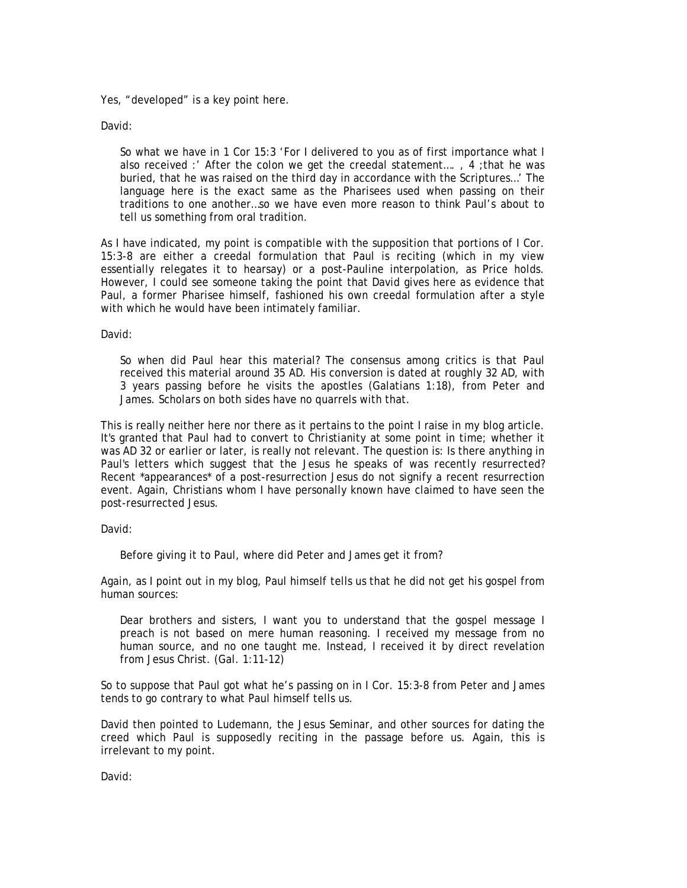Yes, “developed” is a key point here.

David:

> So what we have in 1 Cor 15:3 ‘For I delivered to you as of first importance what I also received :’ After the colon we get the creedal statement…. , 4 ;that he was buried, that he was raised on the third day in accordance with the Scriptures…’ The language here is the exact same as the Pharisees used when passing on their traditions to one another…so we have even more reason to think Paul’s about to tell us something from oral tradition.

As I have indicated, my point is compatible with the supposition that portions of I Cor. 15:3-8 are either a creedal formulation that Paul is reciting (which in my view essentially relegates it to hearsay) or a post-Pauline interpolation, as Price holds. However, I could see someone taking the point that David gives here as evidence that Paul, a former Pharisee himself, fashioned his own creedal formulation after a style with which he would have been intimately familiar.

David:

> So when did Paul hear this material? The consensus among critics is that Paul received this material around 35 AD. His conversion is dated at roughly 32 AD, with 3 years passing before he visits the apostles (Galatians 1:18), from Peter and James. Scholars on both sides have no quarrels with that.

This is really neither here nor there as it pertains to the point I raise in my blog article. It's granted that Paul had to convert to Christianity at some point in time; whether it was AD 32 or earlier or later, is really not relevant. The question is: Is there anything in Paul's letters which suggest that the Jesus he speaks of was recently resurrected? Recent *appearances* of a post-resurrection Jesus do not signify a recent resurrection event. Again, Christians whom I have personally known have claimed to have seen the post-resurrected Jesus.

David:

> Before giving it to Paul, where did Peter and James get it from?

Again, as I point out in my blog, Paul himself tells us that he did not get his gospel from human sources:

> Dear brothers and sisters, I want you to understand that the gospel message I preach is not based on mere human reasoning. I received my message from no human source, and no one taught me. Instead, I received it by direct revelation from Jesus Christ. (Gal. 1:11-12)

So to suppose that Paul got what he’s passing on in I Cor. 15:3-8 from Peter and James tends to go contrary to what Paul himself tells us.

David then pointed to Ludemann, the Jesus Seminar, and other sources for dating the creed which Paul is supposedly reciting in the passage before us. Again, this is irrelevant to my point.

David: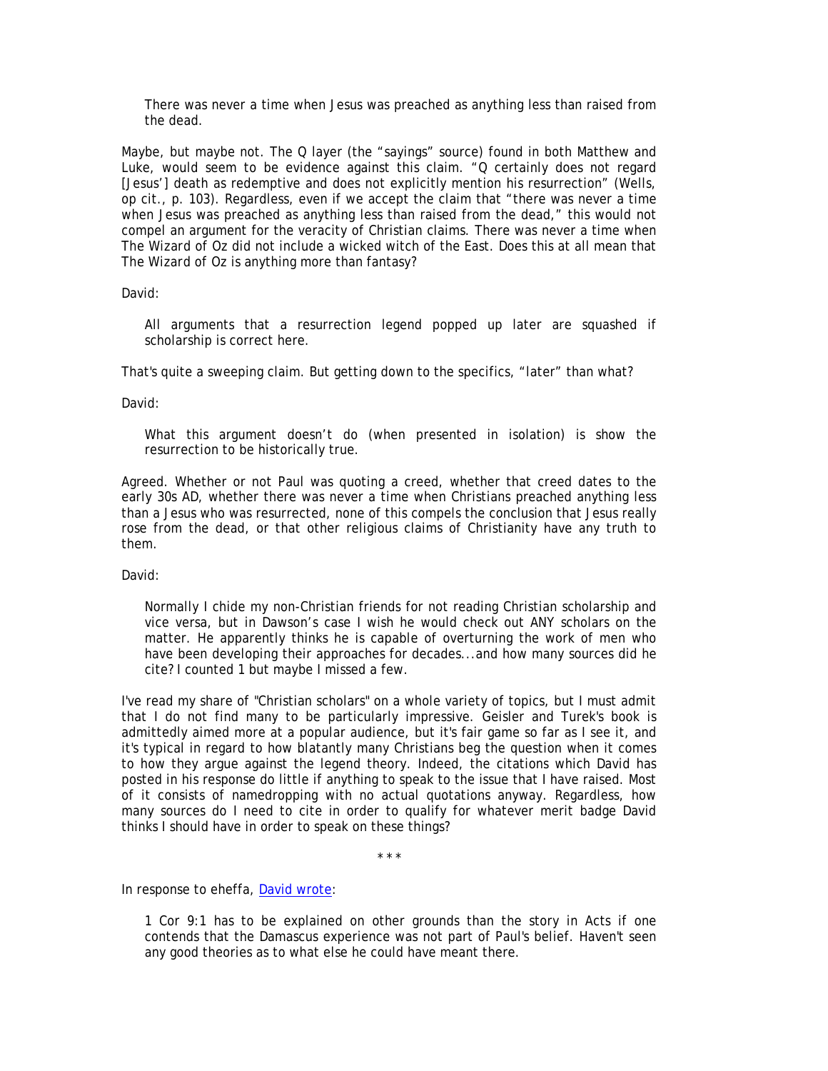> There was never a time when Jesus was preached as anything less than raised from the dead.

Maybe, but maybe not. The Q layer (the "sayings" source) found in both Matthew and Luke, would seem to be evidence against this claim. "Q certainly does not regard [Jesus'] death as redemptive and does not explicitly mention his resurrection" (Wells, op cit., p. 103). Regardless, even if we accept the claim that "there was never a time when Jesus was preached as anything less than raised from the dead," this would not compel an argument for the veracity of Christian claims. There was never a time when The Wizard of Oz did not include a wicked witch of the East. Does this at all mean that The Wizard of Oz is anything more than fantasy?

David:

> All arguments that a resurrection legend popped up later are squashed if scholarship is correct here.

That's quite a sweeping claim. But getting down to the specifics, "later" than what?

David:

> What this argument doesn't do (when presented in isolation) is show the resurrection to be historically true.

Agreed. Whether or not Paul was quoting a creed, whether that creed dates to the early 30s AD, whether there was never a time when Christians preached anything less than a Jesus who was resurrected, none of this compels the conclusion that Jesus really rose from the dead, or that other religious claims of Christianity have any truth to them.

David:

> Normally I chide my non-Christian friends for not reading Christian scholarship and vice versa, but in Dawson's case I wish he would check out ANY scholars on the matter. He apparently thinks he is capable of overturning the work of men who have been developing their approaches for decades...and how many sources did he cite? I counted 1 but maybe I missed a few.

I've read my share of "Christian scholars" on a whole variety of topics, but I must admit that I do not find many to be particularly impressive. Geisler and Turek's book is admittedly aimed more at a popular audience, but it's fair game so far as I see it, and it's typical in regard to how blatantly many Christians beg the question when it comes to how they argue against the legend theory. Indeed, the citations which David has posted in his response do little if anything to speak to the issue that I have raised. Most of it consists of namedropping with no actual quotations anyway. Regardless, how many sources do I need to cite in order to qualify for whatever merit badge David thinks I should have in order to speak on these things?

\* \* \*

In response to eheffa, David wrote:

> 1 Cor 9:1 has to be explained on other grounds than the story in Acts if one contends that the Damascus experience was not part of Paul's belief. Haven't seen any good theories as to what else he could have meant there.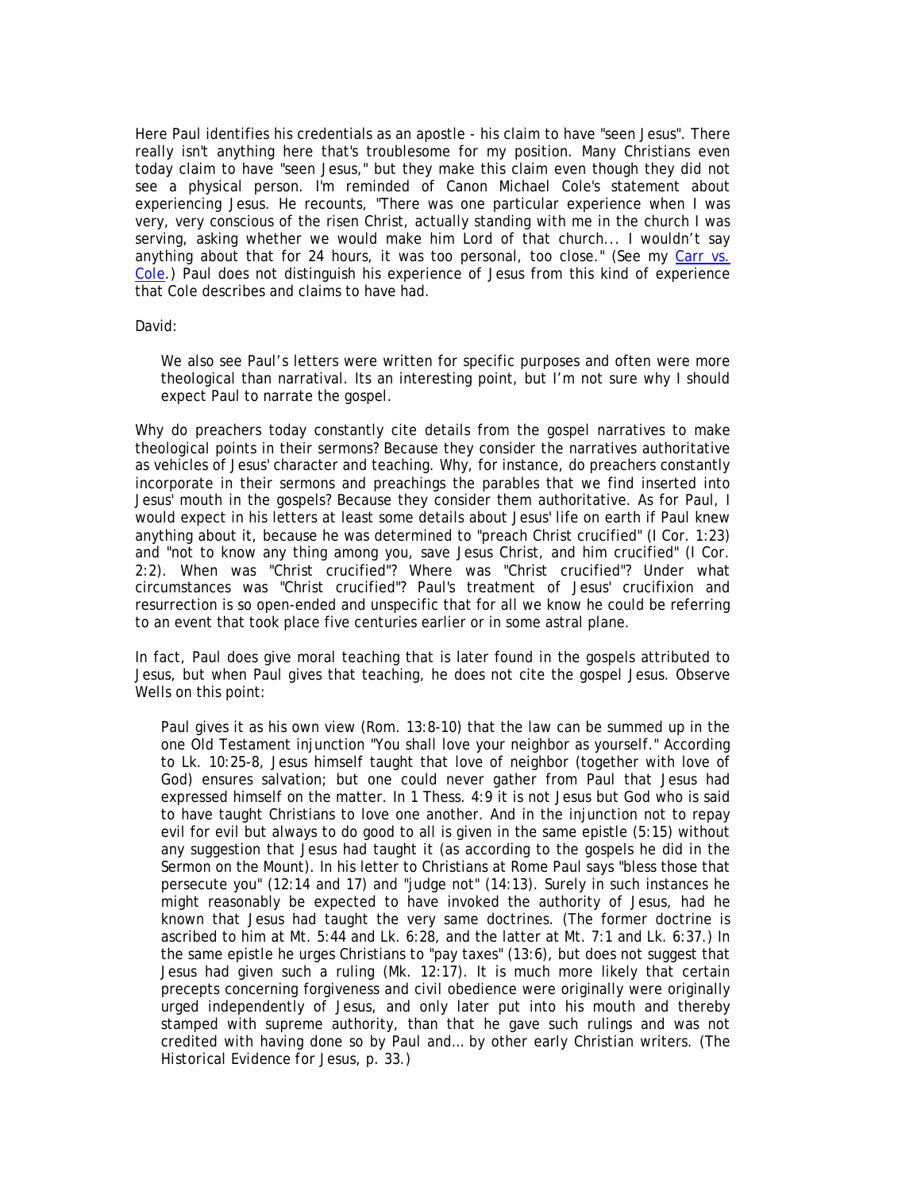Here Paul identifies his credentials as an apostle - his claim to have "seen Jesus". There really isn't anything here that's troublesome for my position. Many Christians even today claim to have "seen Jesus," but they make this claim even though they did not see a physical person. I'm reminded of Canon Michael Cole's statement about experiencing Jesus. He recounts, "There was one particular experience when I was very, very conscious of the risen Christ, actually standing with me in the church I was serving, asking whether we would make him Lord of that church... I wouldn't say anything about that for 24 hours, it was too personal, too close." (See my Carr vs. Cole.) Paul does not distinguish his experience of Jesus from this kind of experience that Cole describes and claims to have had.

David:

> We also see Paul's letters were written for specific purposes and often were more theological than narratival. Its an interesting point, but I'm not sure why I should expect Paul to narrate the gospel.

Why do preachers today constantly cite details from the gospel narratives to make theological points in their sermons? Because they consider the narratives authoritative as vehicles of Jesus' character and teaching. Why, for instance, do preachers constantly incorporate in their sermons and preachings the parables that we find inserted into Jesus' mouth in the gospels? Because they consider them authoritative. As for Paul, I would expect in his letters at least some details about Jesus' life on earth if Paul knew anything about it, because he was determined to "preach Christ crucified" (I Cor. 1:23) and "not to know any thing among you, save Jesus Christ, and him crucified" (I Cor. 2:2). When was "Christ crucified"? Where was "Christ crucified"? Under what circumstances was "Christ crucified"? Paul's treatment of Jesus' crucifixion and resurrection is so open-ended and unspecific that for all we know he could be referring to an event that took place five centuries earlier or in some astral plane.

In fact, Paul does give moral teaching that is later found in the gospels attributed to Jesus, but when Paul gives that teaching, he does not cite the gospel Jesus. Observe Wells on this point:

> Paul gives it as his own view (Rom. 13:8-10) that the law can be summed up in the one Old Testament injunction "You shall love your neighbor as yourself." According to Lk. 10:25-8, Jesus himself taught that love of neighbor (together with love of God) ensures salvation; but one could never gather from Paul that Jesus had expressed himself on the matter. In 1 Thess. 4:9 it is not Jesus but God who is said to have taught Christians to love one another. And in the injunction not to repay evil for evil but always to do good to all is given in the same epistle (5:15) without any suggestion that Jesus had taught it (as according to the gospels he did in the Sermon on the Mount). In his letter to Christians at Rome Paul says "bless those that persecute you" (12:14 and 17) and "judge not" (14:13). Surely in such instances he might reasonably be expected to have invoked the authority of Jesus, had he known that Jesus had taught the very same doctrines. (The former doctrine is ascribed to him at Mt. 5:44 and Lk. 6:28, and the latter at Mt. 7:1 and Lk. 6:37.) In the same epistle he urges Christians to "pay taxes" (13:6), but does not suggest that Jesus had given such a ruling (Mk. 12:17). It is much more likely that certain precepts concerning forgiveness and civil obedience were originally were originally urged independently of Jesus, and only later put into his mouth and thereby stamped with supreme authority, than that he gave such rulings and was not credited with having done so by Paul and… by other early Christian writers. (*The Historical Evidence for Jesus*, p. 33.)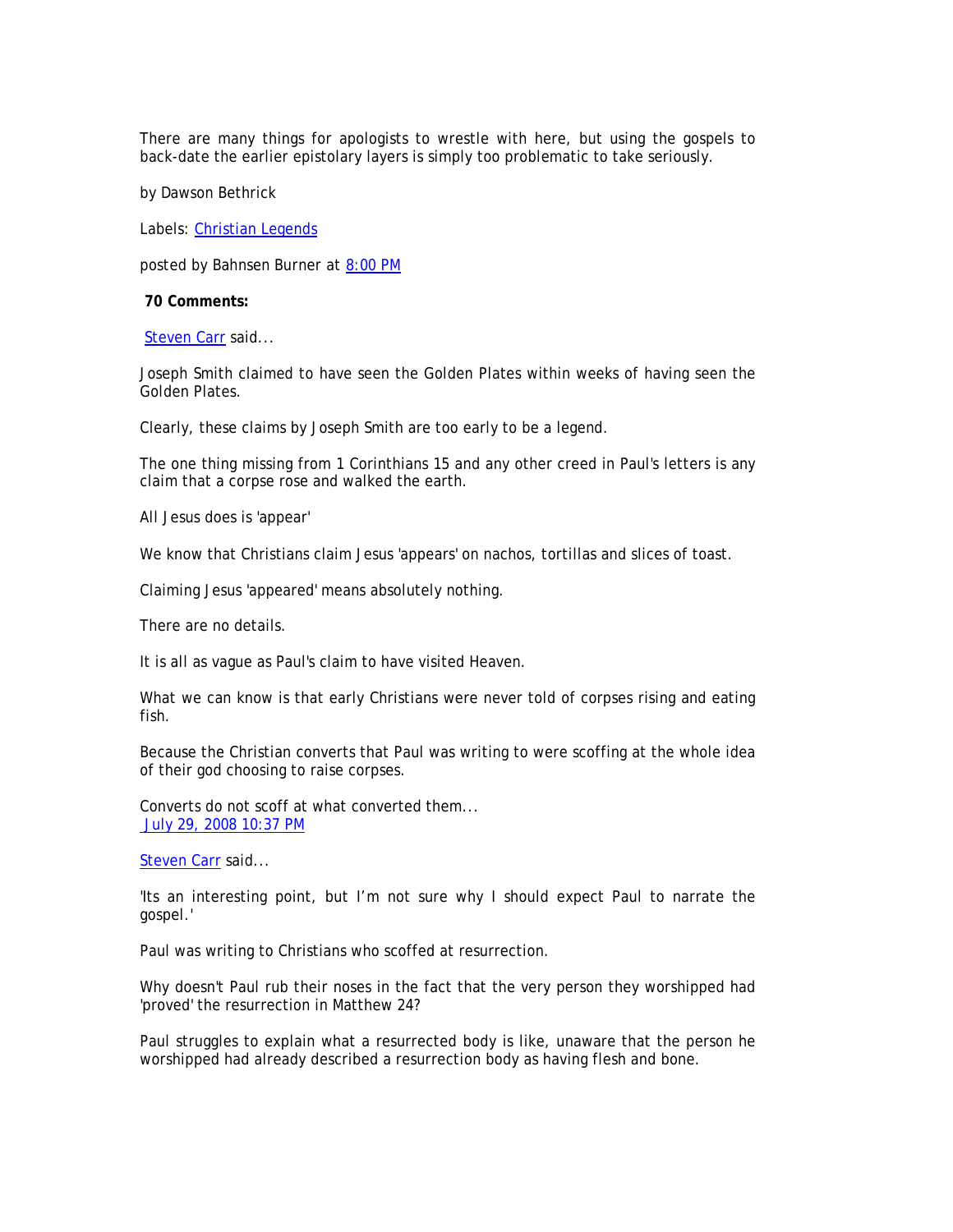There are many things for apologists to wrestle with here, but using the gospels to back-date the earlier epistolary layers is simply too problematic to take seriously.

by Dawson Bethrick

Labels: Christian Legends

posted by Bahnsen Burner at 8:00 PM

**70 Comments:**

Steven Carr said...

Joseph Smith claimed to have seen the Golden Plates within weeks of having seen the Golden Plates.

Clearly, these claims by Joseph Smith are too early to be a legend.

The one thing missing from 1 Corinthians 15 and any other creed in Paul's letters is any claim that a corpse rose and walked the earth.

All Jesus does is 'appear'

We know that Christians claim Jesus 'appears' on nachos, tortillas and slices of toast.

Claiming Jesus 'appeared' means absolutely nothing.

There are no details.

It is all as vague as Paul's claim to have visited Heaven.

What we can know is that early Christians were never told of corpses rising and eating fish.

Because the Christian converts that Paul was writing to were scoffing at the whole idea of their god choosing to raise corpses.

Converts do not scoff at what converted them...
July 29, 2008 10:37 PM

Steven Carr said...

'Its an interesting point, but I'm not sure why I should expect Paul to narrate the gospel.'

Paul was writing to Christians who scoffed at resurrection.

Why doesn't Paul rub their noses in the fact that the very person they worshipped had 'proved' the resurrection in Matthew 24?

Paul struggles to explain what a resurrected body is like, unaware that the person he worshipped had already described a resurrection body as having flesh and bone.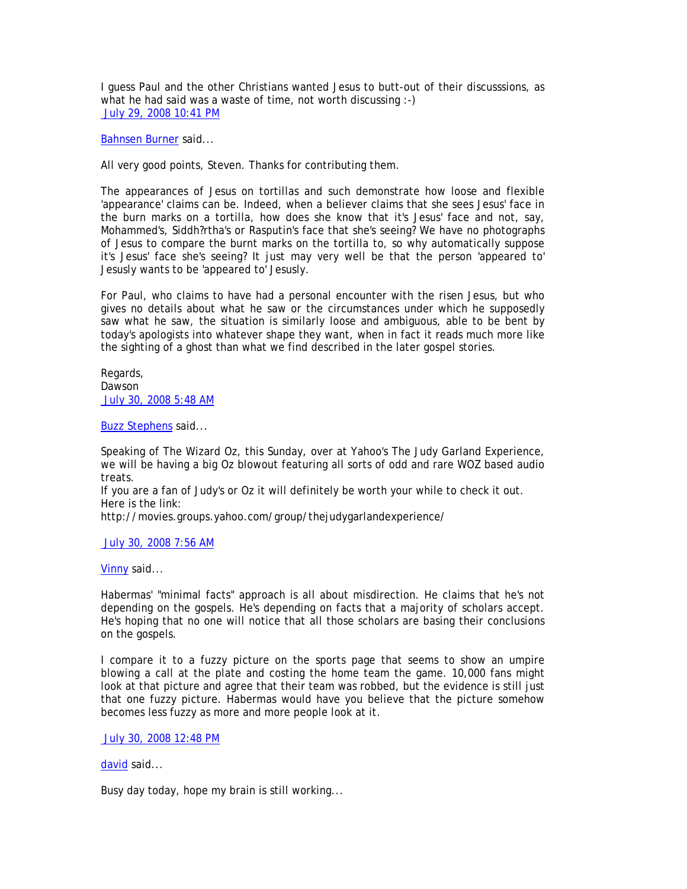I guess Paul and the other Christians wanted Jesus to butt-out of their discusssions, as what he had said was a waste of time, not worth discussing :-)
July 29, 2008 10:41 PM

Bahnsen Burner said...

All very good points, Steven. Thanks for contributing them.

The appearances of Jesus on tortillas and such demonstrate how loose and flexible 'appearance' claims can be. Indeed, when a believer claims that she sees Jesus' face in the burn marks on a tortilla, how does she know that it's Jesus' face and not, say, Mohammed's, Siddh?rtha's or Rasputin's face that she's seeing? We have no photographs of Jesus to compare the burnt marks on the tortilla to, so why automatically suppose it's Jesus' face she's seeing? It just may very well be that the person 'appeared to' Jesusly wants to be 'appeared to' Jesusly.

For Paul, who claims to have had a personal encounter with the risen Jesus, but who gives no details about what he saw or the circumstances under which he supposedly saw what he saw, the situation is similarly loose and ambiguous, able to be bent by today's apologists into whatever shape they want, when in fact it reads much more like the sighting of a ghost than what we find described in the later gospel stories.

Regards,
Dawson
July 30, 2008 5:48 AM

Buzz Stephens said...

Speaking of The Wizard Oz, this Sunday, over at Yahoo's The Judy Garland Experience, we will be having a big Oz blowout featuring all sorts of odd and rare WOZ based audio treats.
If you are a fan of Judy's or Oz it will definitely be worth your while to check it out.
Here is the link:
http://movies.groups.yahoo.com/group/thejudygarlandexperience/

July 30, 2008 7:56 AM

Vinny said...

Habermas' "minimal facts" approach is all about misdirection. He claims that he's not depending on the gospels. He's depending on facts that a majority of scholars accept. He's hoping that no one will notice that all those scholars are basing their conclusions on the gospels.

I compare it to a fuzzy picture on the sports page that seems to show an umpire blowing a call at the plate and costing the home team the game. 10,000 fans might look at that picture and agree that their team was robbed, but the evidence is still just that one fuzzy picture. Habermas would have you believe that the picture somehow becomes less fuzzy as more and more people look at it.

July 30, 2008 12:48 PM

david said...

Busy day today, hope my brain is still working...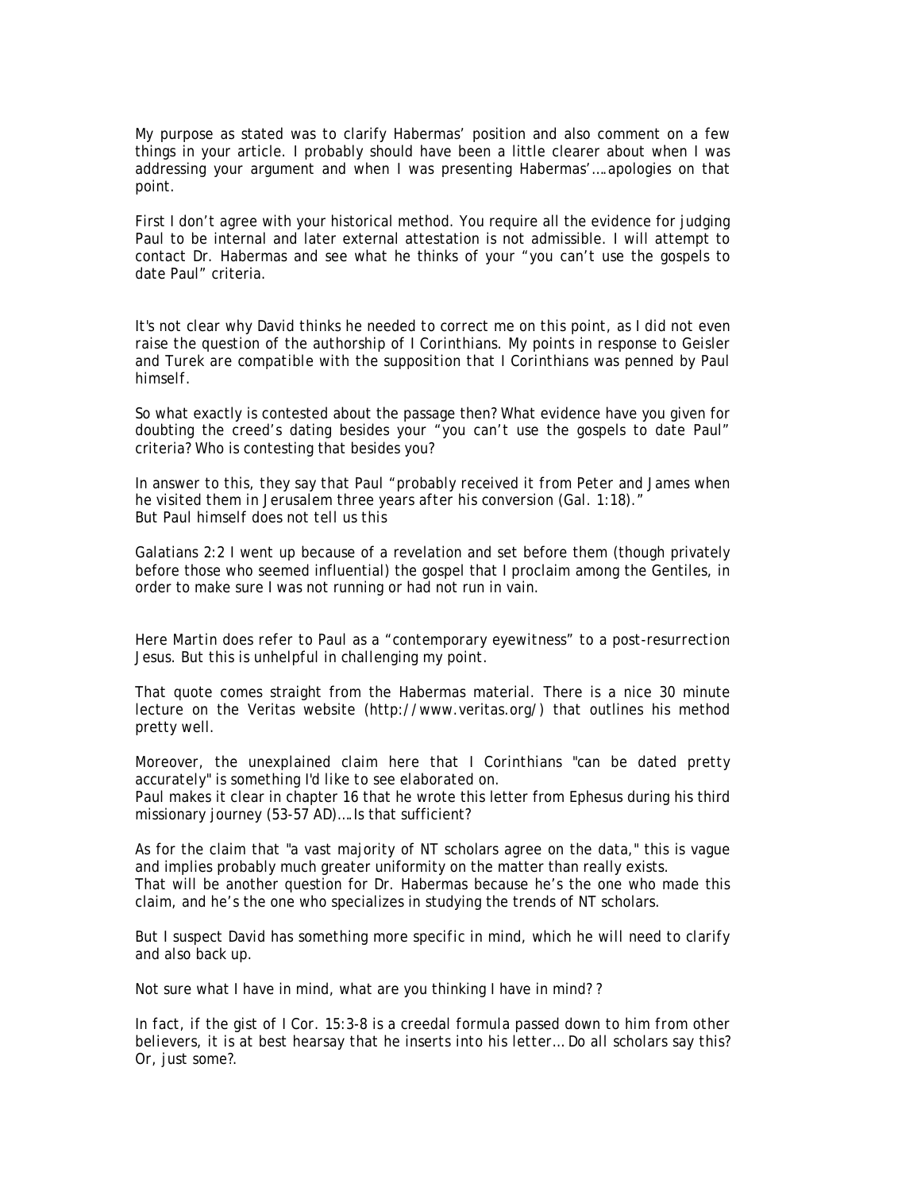My purpose as stated was to clarify Habermas' position and also comment on a few things in your article. I probably should have been a little clearer about when I was addressing your argument and when I was presenting Habermas'….apologies on that point.

First I don't agree with your historical method. You require all the evidence for judging Paul to be internal and later external attestation is not admissible. I will attempt to contact Dr. Habermas and see what he thinks of your "you can't use the gospels to date Paul" criteria.

*It's not clear why David thinks he needed to correct me on this point, as I did not even raise the question of the authorship of I Corinthians. My points in response to Geisler and Turek are compatible with the supposition that I Corinthians was penned by Paul himself.*

So what exactly is contested about the passage then? What evidence have you given for doubting the creed's dating besides your "you can't use the gospels to date Paul" criteria? Who is contesting that besides you?

*In answer to this, they say that Paul "probably received it from Peter and James when he visited them in Jerusalem three years after his conversion (Gal. 1:18)."*
*But Paul himself does not tell us this*

Galatians 2:2 I went up because of a revelation and set before them (though privately before those who seemed influential) the gospel that I proclaim among the Gentiles, in order to make sure I was not running or had not run in vain.

*Here Martin does refer to Paul as a "contemporary eyewitness" to a post-resurrection Jesus. But this is unhelpful in challenging my point.*

That quote comes straight from the Habermas material. There is a nice 30 minute lecture on the Veritas website (http://www.veritas.org/) that outlines his method pretty well.

*Moreover, the unexplained claim here that I Corinthians "can be dated pretty accurately" is something I'd like to see elaborated on.*
Paul makes it clear in chapter 16 that he wrote this letter from Ephesus during his third missionary journey (53-57 AD)….Is that sufficient?

*As for the claim that "a vast majority of NT scholars agree on the data," this is vague and implies probably much greater uniformity on the matter than really exists.*
That will be another question for Dr. Habermas because he's the one who made this claim, and he's the one who specializes in studying the trends of NT scholars.

*But I suspect David has something more specific in mind, which he will need to clarify and also back up.*

Not sure what I have in mind, what are you thinking I have in mind??

*In fact, if the gist of I Cor. 15:3-8 is a creedal formula passed down to him from other believers, it is at best hearsay that he inserts into his letter…* Do all scholars say this? Or, just some?.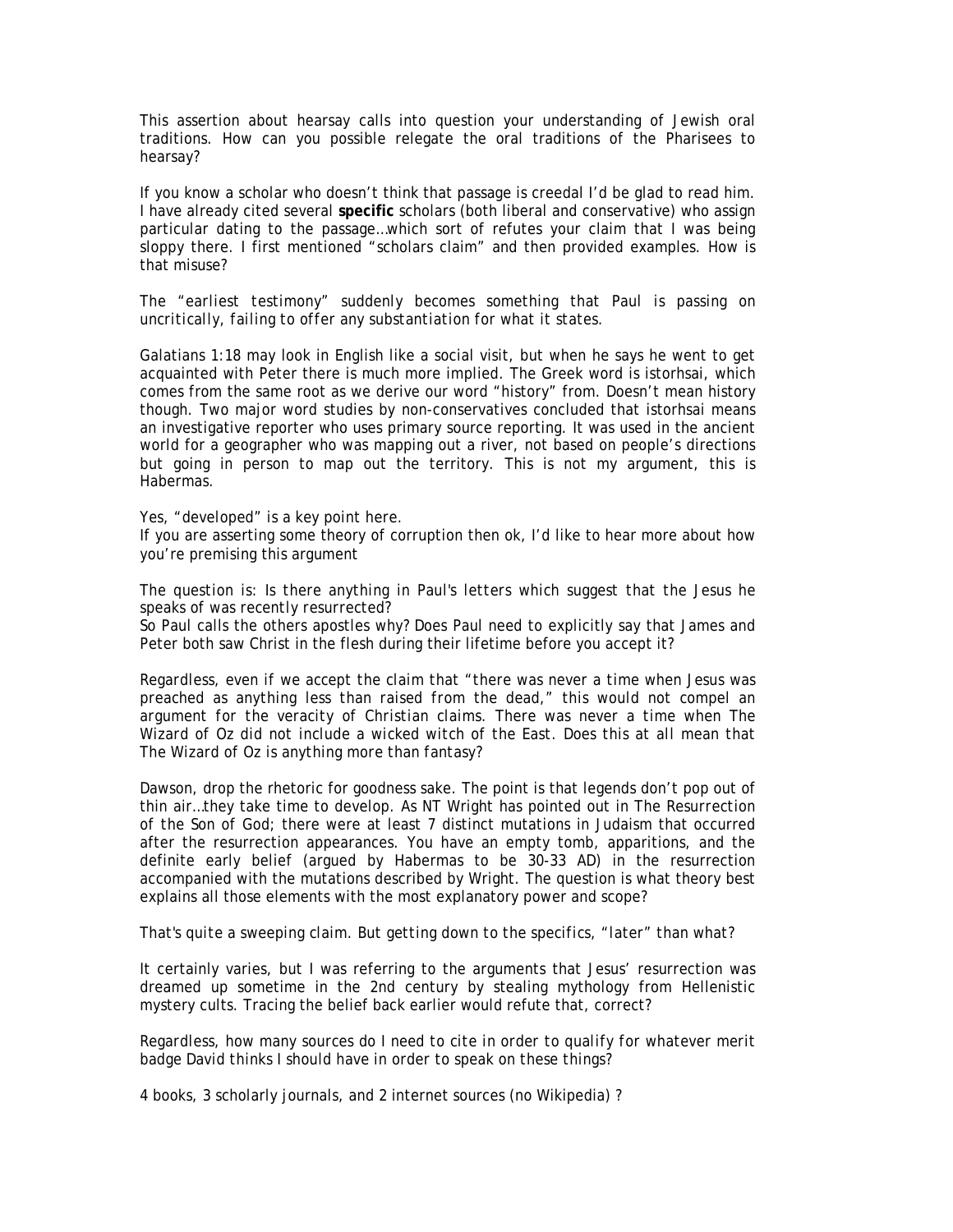This assertion about hearsay calls into question your understanding of Jewish oral traditions. How can you possible relegate the oral traditions of the Pharisees to hearsay?

If you know a scholar who doesn't think that passage is creedal I'd be glad to read him. I have already cited several **specific** scholars (both liberal and conservative) who assign particular dating to the passage…which sort of refutes your claim that I was being sloppy there. I first mentioned "scholars claim" and then provided examples. How is that misuse?

*The "earliest testimony" suddenly becomes something that Paul is passing on uncritically, failing to offer any substantiation for what it states.*

Galatians 1:18 may look in English like a social visit, but when he says he went to get acquainted with Peter there is much more implied. The Greek word is istorhsai, which comes from the same root as we derive our word "history" from. Doesn't mean history though. Two major word studies by non-conservatives concluded that istorhsai means an investigative reporter who uses primary source reporting. It was used in the ancient world for a geographer who was mapping out a river, not based on people's directions but going in person to map out the territory. This is not my argument, this is Habermas.

*Yes, "developed" is a key point here.*

If you are asserting some theory of corruption then ok, I'd like to hear more about how you're premising this argument

*The question is: Is there anything in Paul's letters which suggest that the Jesus he speaks of was recently resurrected?*

So Paul calls the others apostles why? Does Paul need to explicitly say that James and Peter both saw Christ in the flesh during their lifetime before you accept it?

*Regardless, even if we accept the claim that "there was never a time when Jesus was preached as anything less than raised from the dead," this would not compel an argument for the veracity of Christian claims. There was never a time when The Wizard of Oz did not include a wicked witch of the East. Does this at all mean that The Wizard of Oz is anything more than fantasy?*

Dawson, drop the rhetoric for goodness sake. The point is that legends don't pop out of thin air…they take time to develop. As NT Wright has pointed out in The Resurrection of the Son of God; there were at least 7 distinct mutations in Judaism that occurred after the resurrection appearances. You have an empty tomb, apparitions, and the definite early belief (argued by Habermas to be 30-33 AD) in the resurrection accompanied with the mutations described by Wright. The question is what theory best explains all those elements with the most explanatory power and scope?

*That's quite a sweeping claim. But getting down to the specifics, "later" than what?*

It certainly varies, but I was referring to the arguments that Jesus' resurrection was dreamed up sometime in the 2nd century by stealing mythology from Hellenistic mystery cults. Tracing the belief back earlier would refute that, correct?

Regardless, how many sources do I need to cite in order to qualify for whatever merit badge David thinks I should have in order to speak on these things?

4 books, 3 scholarly journals, and 2 internet sources (no Wikipedia) ?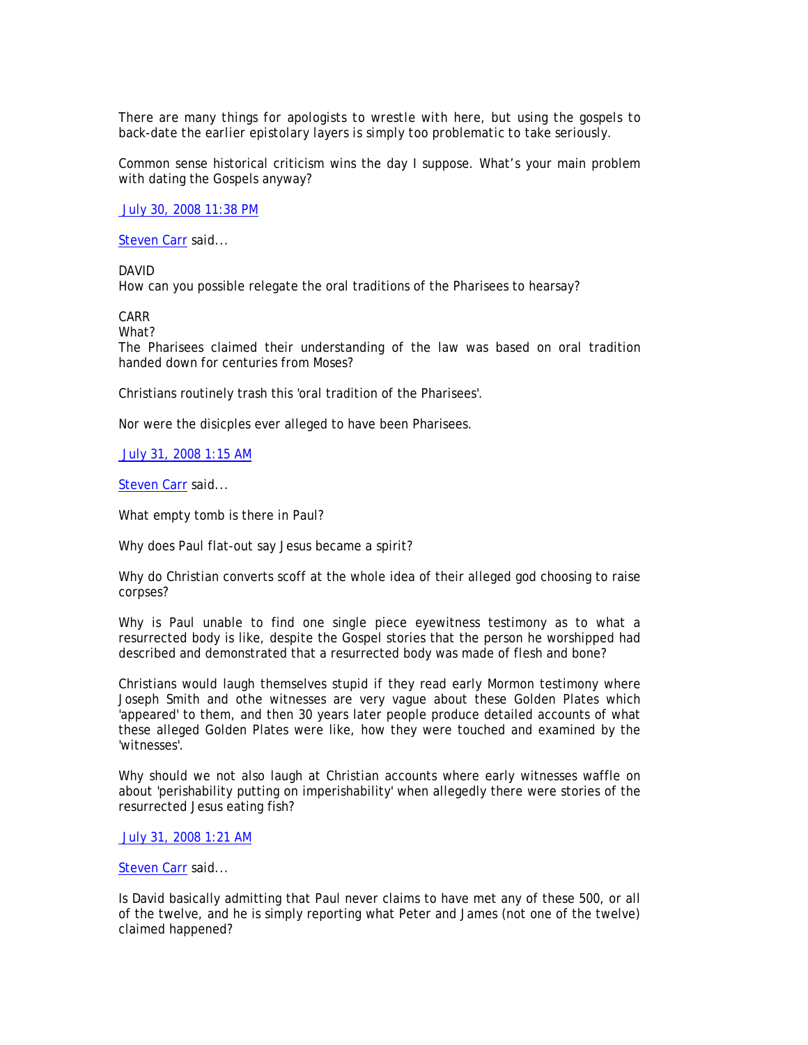There are many things for apologists to wrestle with here, but using the gospels to back-date the earlier epistolary layers is simply too problematic to take seriously.

Common sense historical criticism wins the day I suppose. What's your main problem with dating the Gospels anyway?

July 30, 2008 11:38 PM

Steven Carr said...

DAVID
How can you possible relegate the oral traditions of the Pharisees to hearsay?

CARR
What?
The Pharisees claimed their understanding of the law was based on oral tradition handed down for centuries from Moses?

Christians routinely trash this 'oral tradition of the Pharisees'.

Nor were the disicples ever alleged to have been Pharisees.

July 31, 2008 1:15 AM

Steven Carr said...

What empty tomb is there in Paul?

Why does Paul flat-out say Jesus became a spirit?

Why do Christian converts scoff at the whole idea of their alleged god choosing to raise corpses?

Why is Paul unable to find one single piece eyewitness testimony as to what a resurrected body is like, despite the Gospel stories that the person he worshipped had described and demonstrated that a resurrected body was made of flesh and bone?

Christians would laugh themselves stupid if they read early Mormon testimony where Joseph Smith and othe witnesses are very vague about these Golden Plates which 'appeared' to them, and then 30 years later people produce detailed accounts of what these alleged Golden Plates were like, how they were touched and examined by the 'witnesses'.

Why should we not also laugh at Christian accounts where early witnesses waffle on about 'perishability putting on imperishability' when allegedly there were stories of the resurrected Jesus eating fish?

July 31, 2008 1:21 AM

Steven Carr said...

Is David basically admitting that Paul never claims to have met any of these 500, or all of the twelve, and he is simply reporting what Peter and James (not one of the twelve) claimed happened?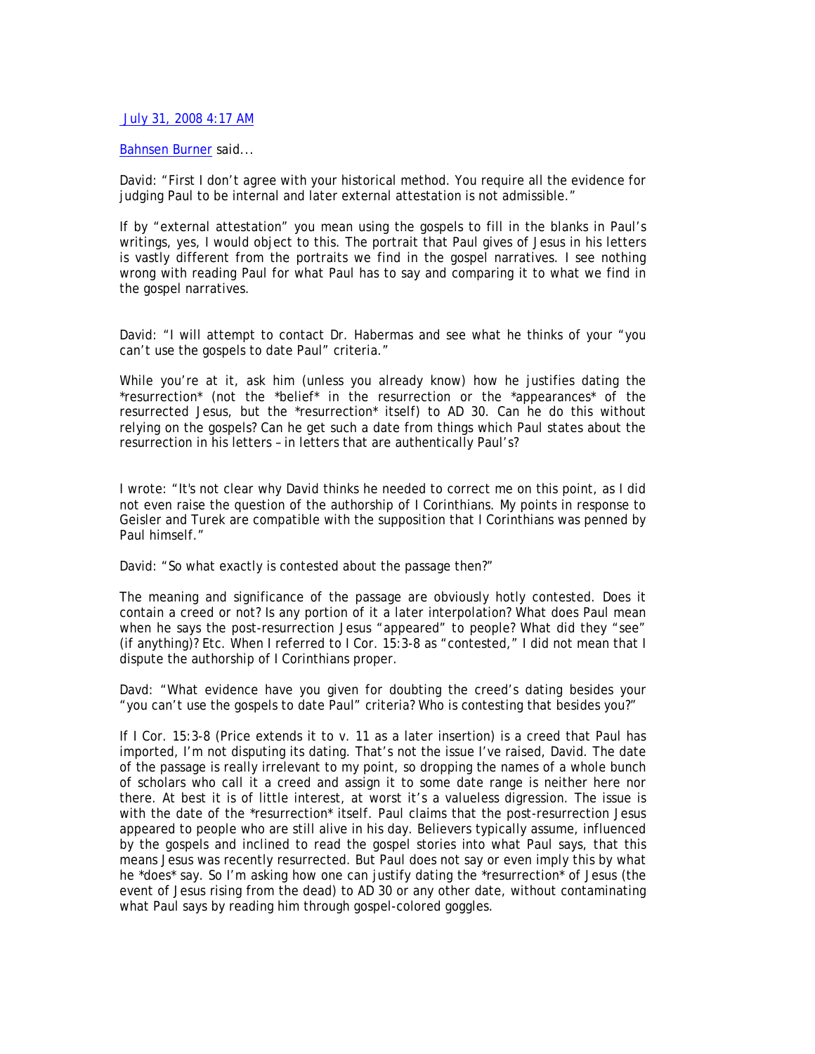July 31, 2008 4:17 AM

Bahnsen Burner said...

David: "First I don't agree with your historical method. You require all the evidence for judging Paul to be internal and later external attestation is not admissible."

If by "external attestation" you mean using the gospels to fill in the blanks in Paul's writings, yes, I would object to this. The portrait that Paul gives of Jesus in his letters is vastly different from the portraits we find in the gospel narratives. I see nothing wrong with reading Paul for what Paul has to say and comparing it to what we find in the gospel narratives.

David: "I will attempt to contact Dr. Habermas and see what he thinks of your "you can't use the gospels to date Paul" criteria."

While you're at it, ask him (unless you already know) how he justifies dating the *resurrection* (not the *belief* in the resurrection or the *appearances* of the resurrected Jesus, but the *resurrection* itself) to AD 30. Can he do this without relying on the gospels? Can he get such a date from things which Paul states about the resurrection in his letters – in letters that are authentically Paul's?

I wrote: "It's not clear why David thinks he needed to correct me on this point, as I did not even raise the question of the authorship of I Corinthians. My points in response to Geisler and Turek are compatible with the supposition that I Corinthians was penned by Paul himself."

David: "So what exactly is contested about the passage then?"

The meaning and significance of the passage are obviously hotly contested. Does it contain a creed or not? Is any portion of it a later interpolation? What does Paul mean when he says the post-resurrection Jesus "appeared" to people? What did they "see" (if anything)? Etc. When I referred to I Cor. 15:3-8 as "contested," I did not mean that I dispute the authorship of I Corinthians proper.

Davd: "What evidence have you given for doubting the creed's dating besides your "you can't use the gospels to date Paul" criteria? Who is contesting that besides you?"

If I Cor. 15:3-8 (Price extends it to v. 11 as a later insertion) is a creed that Paul has imported, I'm not disputing its dating. That's not the issue I've raised, David. The date of the passage is really irrelevant to my point, so dropping the names of a whole bunch of scholars who call it a creed and assign it to some date range is neither here nor there. At best it is of little interest, at worst it's a valueless digression. The issue is with the date of the *resurrection* itself. Paul claims that the post-resurrection Jesus appeared to people who are still alive in his day. Believers typically assume, influenced by the gospels and inclined to read the gospel stories into what Paul says, that this means Jesus was recently resurrected. But Paul does not say or even imply this by what he *does* say. So I'm asking how one can justify dating the *resurrection* of Jesus (the event of Jesus rising from the dead) to AD 30 or any other date, without contaminating what Paul says by reading him through gospel-colored goggles.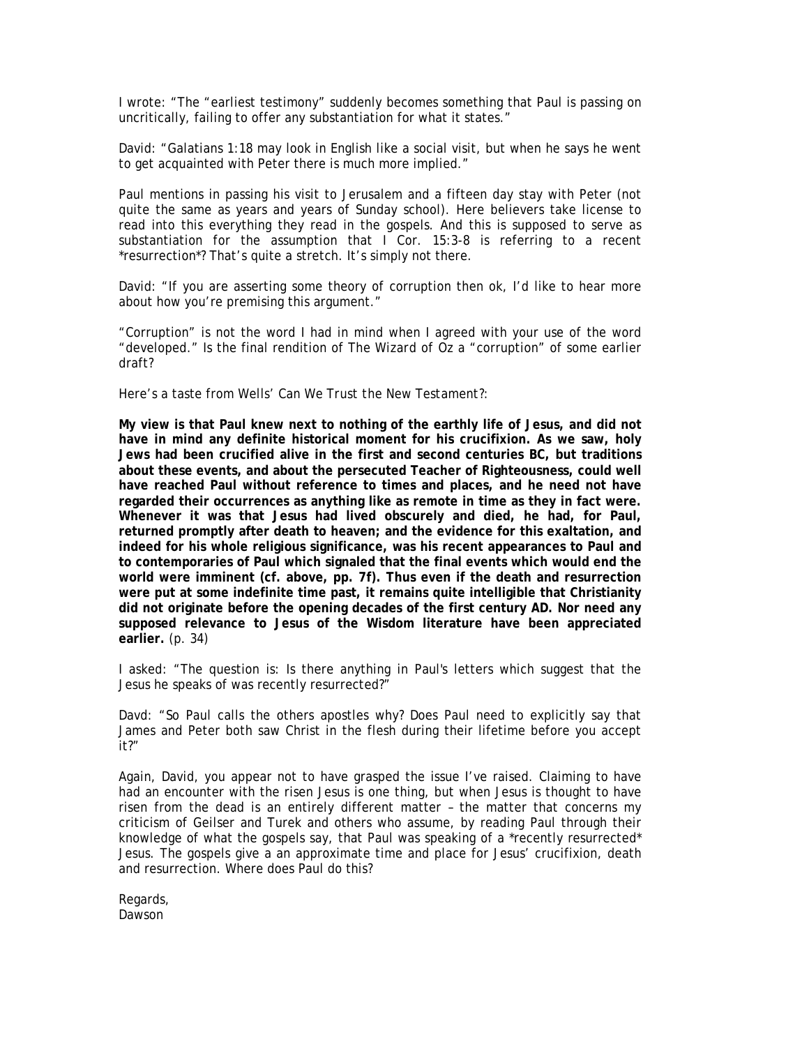I wrote: "The "earliest testimony" suddenly becomes something that Paul is passing on uncritically, failing to offer any substantiation for what it states."

David: "Galatians 1:18 may look in English like a social visit, but when he says he went to get acquainted with Peter there is much more implied."

Paul mentions in passing his visit to Jerusalem and a fifteen day stay with Peter (not quite the same as years and years of Sunday school). Here believers take license to read into this everything they read in the gospels. And this is supposed to serve as substantiation for the assumption that I Cor. 15:3-8 is referring to a recent *resurrection*? That's quite a stretch. It's simply not there.

David: "If you are asserting some theory of corruption then ok, I'd like to hear more about how you're premising this argument."

"Corruption" is not the word I had in mind when I agreed with your use of the word "developed." Is the final rendition of The Wizard of Oz a "corruption" of some earlier draft?

Here's a taste from Wells' *Can We Trust the New Testament?*:

**My view is that Paul knew next to nothing of the earthly life of Jesus, and did not have in mind any definite historical moment for his crucifixion. As we saw, holy Jews had been crucified alive in the first and second centuries BC, but traditions about these events, and about the persecuted Teacher of Righteousness, could well have reached Paul without reference to times and places, and he need not have regarded their occurrences as anything like as remote in time as they in fact were. Whenever it was that Jesus had lived obscurely and died, he had, for Paul, returned promptly after death to heaven; and the evidence for this exaltation, and indeed for his whole religious significance, was his recent appearances to Paul and to contemporaries of Paul which signaled that the final events which would end the world were imminent (cf. above, pp. 7f). Thus even if the death and resurrection were put at some indefinite time past, it remains quite intelligible that Christianity did not originate before the opening decades of the first century AD. Nor need any supposed relevance to Jesus of the Wisdom literature have been appreciated earlier.** (p. 34)

I asked: "The question is: Is there anything in Paul's letters which suggest that the Jesus he speaks of was recently resurrected?"

Davd: "So Paul calls the others apostles why? Does Paul need to explicitly say that James and Peter both saw Christ in the flesh during their lifetime before you accept it?"

Again, David, you appear not to have grasped the issue I've raised. Claiming to have had an encounter with the risen Jesus is one thing, but when Jesus is thought to have risen from the dead is an entirely different matter – the matter that concerns my criticism of Geilser and Turek and others who assume, by reading Paul through their knowledge of what the gospels say, that Paul was speaking of a *recently resurrected* Jesus. The gospels give a an approximate time and place for Jesus' crucifixion, death and resurrection. Where does Paul do this?

Regards,
Dawson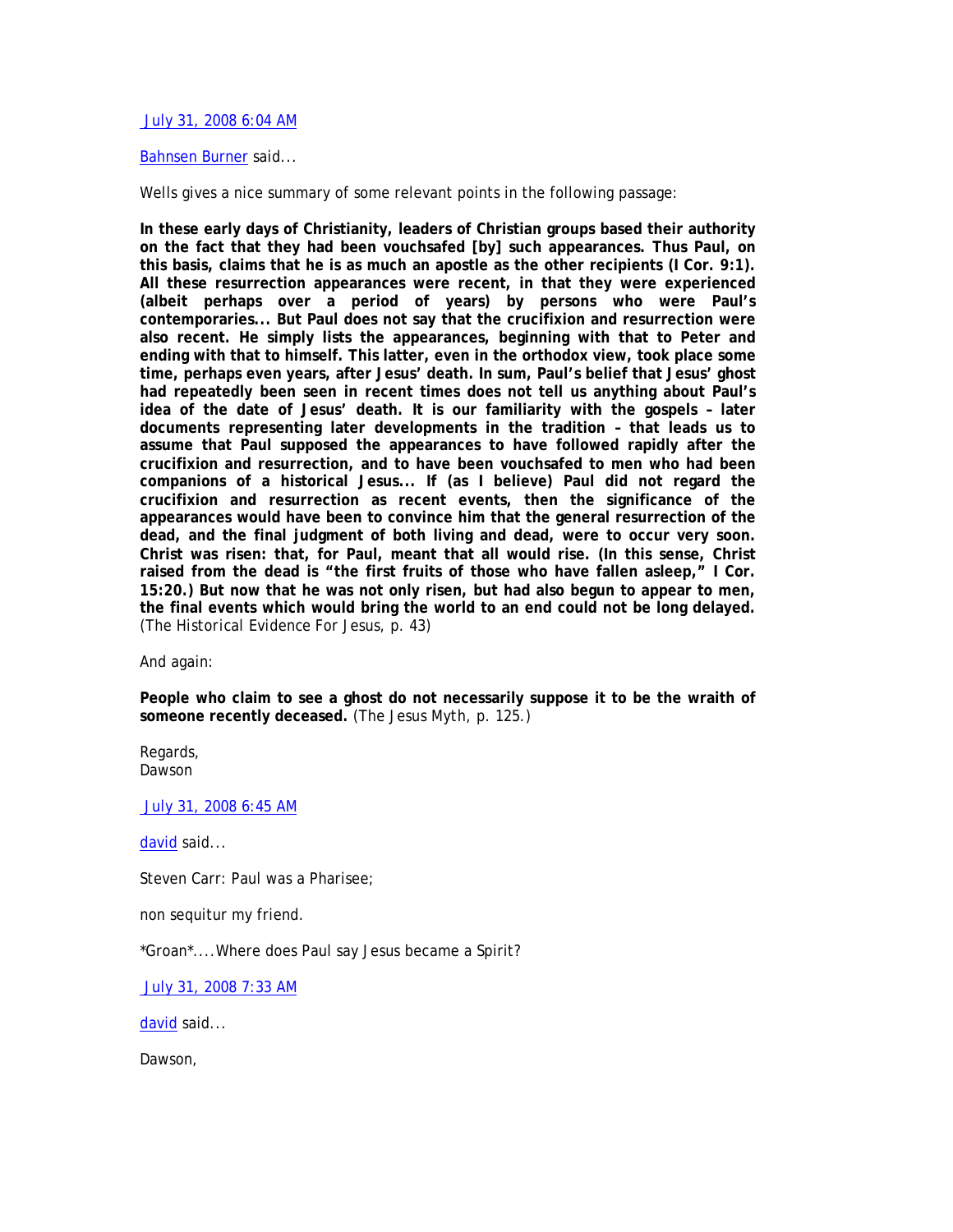July 31, 2008 6:04 AM

Bahnsen Burner said...

Wells gives a nice summary of some relevant points in the following passage:

**In these early days of Christianity, leaders of Christian groups based their authority on the fact that they had been vouchsafed [by] such appearances. Thus Paul, on this basis, claims that he is as much an apostle as the other recipients (I Cor. 9:1). All these resurrection appearances were recent, in that they were experienced (albeit perhaps over a period of years) by persons who were Paul's contemporaries... But Paul does not say that the crucifixion and resurrection were also recent. He simply lists the appearances, beginning with that to Peter and ending with that to himself. This latter, even in the orthodox view, took place some time, perhaps even years, after Jesus' death. In sum, Paul's belief that Jesus' ghost had repeatedly been seen in recent times does not tell us anything about Paul's idea of the date of Jesus' death. It is our familiarity with the gospels – later documents representing later developments in the tradition – that leads us to assume that Paul supposed the appearances to have followed rapidly after the crucifixion and resurrection, and to have been vouchsafed to men who had been companions of a historical Jesus... If (as I believe) Paul did not regard the crucifixion and resurrection as recent events, then the significance of the appearances would have been to convince him that the general resurrection of the dead, and the final judgment of both living and dead, were to occur very soon. Christ was risen: that, for Paul, meant that all would rise. (In this sense, Christ raised from the dead is "the first fruits of those who have fallen asleep," I Cor. 15:20.) But now that he was not only risen, but had also begun to appear to men, the final events which would bring the world to an end could not be long delayed.** (*The Historical Evidence For Jesus*, p. 43)

And again:

**People who claim to see a ghost do not necessarily suppose it to be the wraith of someone recently deceased.** (*The Jesus Myth*, p. 125.)

Regards,
Dawson

July 31, 2008 6:45 AM

david said...

Steven Carr: Paul was a Pharisee;

non sequitur my friend.

*Groan*....Where does Paul say Jesus became a Spirit?

July 31, 2008 7:33 AM

david said...

Dawson,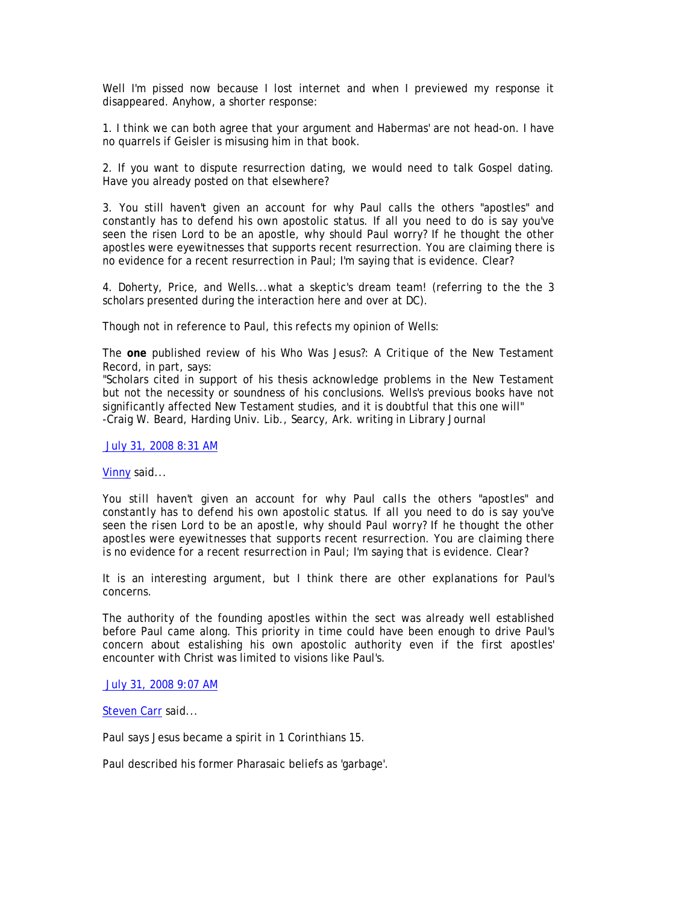Well I'm pissed now because I lost internet and when I previewed my response it disappeared. Anyhow, a shorter response:

1. I think we can both agree that your argument and Habermas' are not head-on. I have no quarrels if Geisler is misusing him in that book.

2. If you want to dispute resurrection dating, we would need to talk Gospel dating. Have you already posted on that elsewhere?

3. You still haven't given an account for why Paul calls the others "apostles" and constantly has to defend his own apostolic status. If all you need to do is say you've seen the risen Lord to be an apostle, why should Paul worry? If he thought the other apostles were eyewitnesses that supports recent resurrection. You are claiming there is no evidence for a recent resurrection in Paul; I'm saying that is evidence. Clear?

4. Doherty, Price, and Wells...what a skeptic's dream team! (referring to the the 3 scholars presented during the interaction here and over at DC).

Though not in reference to Paul, this refects my opinion of Wells:

The **one** published review of his Who Was Jesus?: *A Critique of the New Testament Record*, in part, says:
"Scholars cited in support of his thesis acknowledge problems in the New Testament but not the necessity or soundness of his conclusions. Wells's previous books have not significantly affected New Testament studies, and it is doubtful that this one will"
-Craig W. Beard, Harding Univ. Lib., Searcy, Ark. writing in Library Journal

July 31, 2008 8:31 AM

Vinny said...

*You still haven't given an account for why Paul calls the others "apostles" and constantly has to defend his own apostolic status. If all you need to do is say you've seen the risen Lord to be an apostle, why should Paul worry? If he thought the other apostles were eyewitnesses that supports recent resurrection. You are claiming there is no evidence for a recent resurrection in Paul; I'm saying that is evidence. Clear?*

It is an interesting argument, but I think there are other explanations for Paul's concerns.

The authority of the founding apostles within the sect was already well established before Paul came along. This priority in time could have been enough to drive Paul's concern about estalishing his own apostolic authority even if the first apostles' encounter with Christ was limited to visions like Paul's.

July 31, 2008 9:07 AM

Steven Carr said...

Paul says Jesus became a spirit in 1 Corinthians 15.

Paul described his former Pharasaic beliefs as 'garbage'.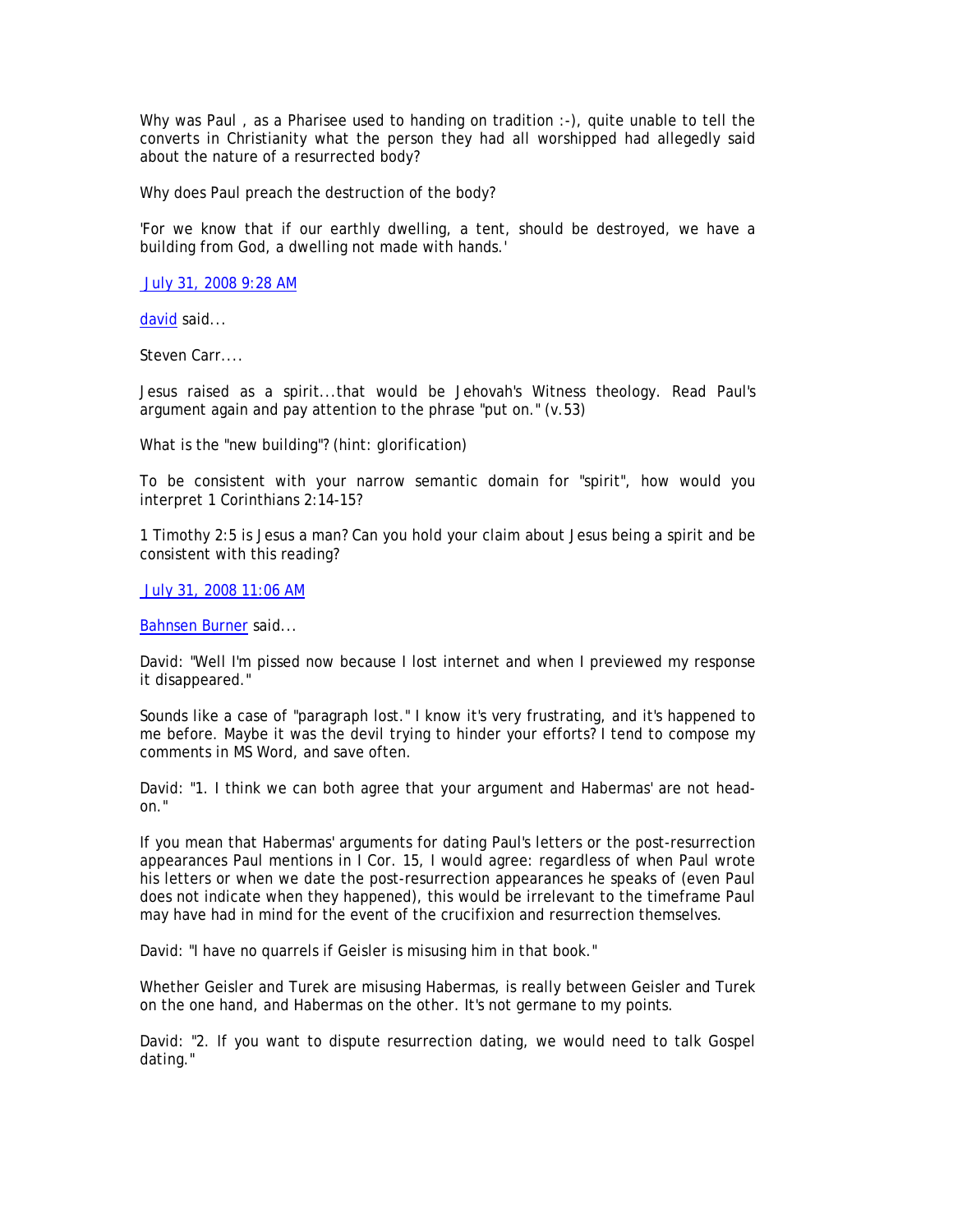Why was Paul , as a Pharisee used to handing on tradition :-), quite unable to tell the converts in Christianity what the person they had all worshipped had allegedly said about the nature of a resurrected body?

Why does Paul preach the destruction of the body?

'For we know that if our earthly dwelling, a tent, should be destroyed, we have a building from God, a dwelling not made with hands.'

July 31, 2008 9:28 AM

david said...

Steven Carr....

Jesus raised as a spirit...that would be Jehovah's Witness theology. Read Paul's argument again and pay attention to the phrase "put on." (v.53)

What is the "new building"? (hint: glorification)

To be consistent with your narrow semantic domain for "spirit", how would you interpret 1 Corinthians 2:14-15?

1 Timothy 2:5 is Jesus a man? Can you hold your claim about Jesus being a spirit and be consistent with this reading?

July 31, 2008 11:06 AM

Bahnsen Burner said...

David: "Well I'm pissed now because I lost internet and when I previewed my response it disappeared."

Sounds like a case of "paragraph lost." I know it's very frustrating, and it's happened to me before. Maybe it was the devil trying to hinder your efforts? I tend to compose my comments in MS Word, and save often.

David: "1. I think we can both agree that your argument and Habermas' are not head-on."

If you mean that Habermas' arguments for dating Paul's letters or the post-resurrection appearances Paul mentions in I Cor. 15, I would agree: regardless of when Paul wrote his letters or when we date the post-resurrection appearances he speaks of (even Paul does not indicate when they happened), this would be irrelevant to the timeframe Paul may have had in mind for the event of the crucifixion and resurrection themselves.

David: "I have no quarrels if Geisler is misusing him in that book."

Whether Geisler and Turek are misusing Habermas, is really between Geisler and Turek on the one hand, and Habermas on the other. It's not germane to my points.

David: "2. If you want to dispute resurrection dating, we would need to talk Gospel dating."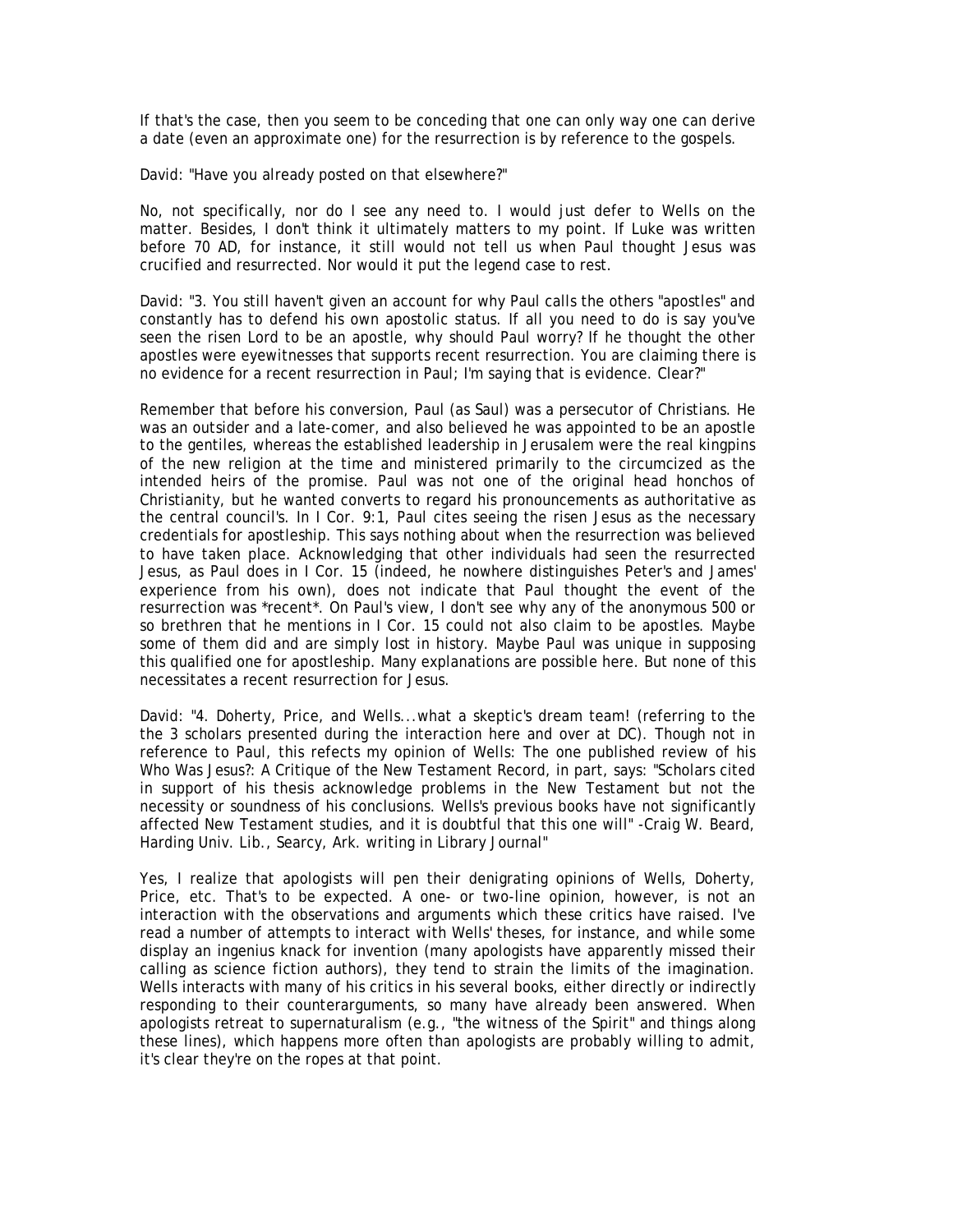If that's the case, then you seem to be conceding that one can only way one can derive a date (even an approximate one) for the resurrection is by reference to the gospels.

David: "Have you already posted on that elsewhere?"

No, not specifically, nor do I see any need to. I would just defer to Wells on the matter. Besides, I don't think it ultimately matters to my point. If Luke was written before 70 AD, for instance, it still would not tell us when Paul thought Jesus was crucified and resurrected. Nor would it put the legend case to rest.

David: "3. You still haven't given an account for why Paul calls the others "apostles" and constantly has to defend his own apostolic status. If all you need to do is say you've seen the risen Lord to be an apostle, why should Paul worry? If he thought the other apostles were eyewitnesses that supports recent resurrection. You are claiming there is no evidence for a recent resurrection in Paul; I'm saying that is evidence. Clear?"

Remember that before his conversion, Paul (as Saul) was a persecutor of Christians. He was an outsider and a late-comer, and also believed he was appointed to be an apostle to the gentiles, whereas the established leadership in Jerusalem were the real kingpins of the new religion at the time and ministered primarily to the circumcized as the intended heirs of the promise. Paul was not one of the original head honchos of Christianity, but he wanted converts to regard his pronouncements as authoritative as the central council's. In I Cor. 9:1, Paul cites seeing the risen Jesus as the necessary credentials for apostleship. This says nothing about when the resurrection was believed to have taken place. Acknowledging that other individuals had seen the resurrected Jesus, as Paul does in I Cor. 15 (indeed, he nowhere distinguishes Peter's and James' experience from his own), does not indicate that Paul thought the event of the resurrection was *recent*. On Paul's view, I don't see why any of the anonymous 500 or so brethren that he mentions in I Cor. 15 could not also claim to be apostles. Maybe some of them did and are simply lost in history. Maybe Paul was unique in supposing this qualified one for apostleship. Many explanations are possible here. But none of this necessitates a recent resurrection for Jesus.

David: "4. Doherty, Price, and Wells...what a skeptic's dream team! (referring to the the 3 scholars presented during the interaction here and over at DC). Though not in reference to Paul, this refects my opinion of Wells: The one published review of his Who Was Jesus?: A Critique of the New Testament Record, in part, says: "Scholars cited in support of his thesis acknowledge problems in the New Testament but not the necessity or soundness of his conclusions. Wells's previous books have not significantly affected New Testament studies, and it is doubtful that this one will" -Craig W. Beard, Harding Univ. Lib., Searcy, Ark. writing in Library Journal"

Yes, I realize that apologists will pen their denigrating opinions of Wells, Doherty, Price, etc. That's to be expected. A one- or two-line opinion, however, is not an interaction with the observations and arguments which these critics have raised. I've read a number of attempts to interact with Wells' theses, for instance, and while some display an ingenius knack for invention (many apologists have apparently missed their calling as science fiction authors), they tend to strain the limits of the imagination. Wells interacts with many of his critics in his several books, either directly or indirectly responding to their counterarguments, so many have already been answered. When apologists retreat to supernaturalism (e.g., "the witness of the Spirit" and things along these lines), which happens more often than apologists are probably willing to admit, it's clear they're on the ropes at that point.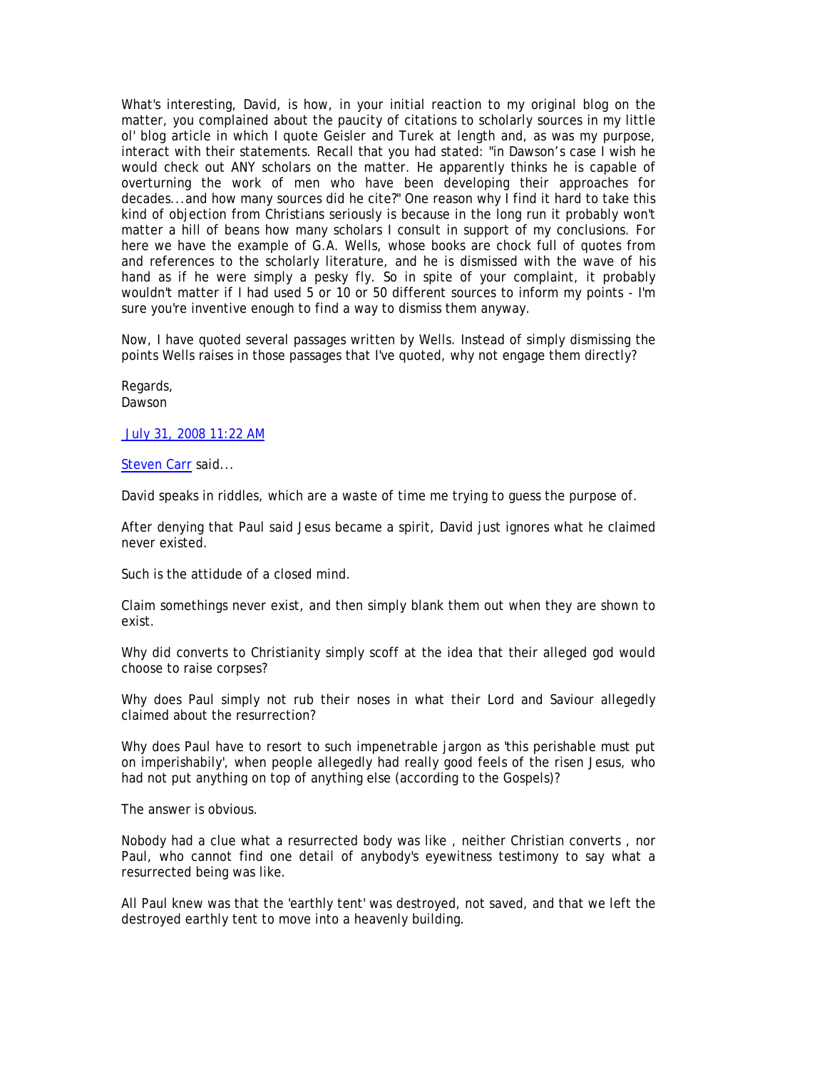What's interesting, David, is how, in your initial reaction to my original blog on the matter, you complained about the paucity of citations to scholarly sources in my little ol' blog article in which I quote Geisler and Turek at length and, as was my purpose, interact with their statements. Recall that you had stated: "in Dawson's case I wish he would check out ANY scholars on the matter. He apparently thinks he is capable of overturning the work of men who have been developing their approaches for decades...and how many sources did he cite?" One reason why I find it hard to take this kind of objection from Christians seriously is because in the long run it probably won't matter a hill of beans how many scholars I consult in support of my conclusions. For here we have the example of G.A. Wells, whose books are chock full of quotes from and references to the scholarly literature, and he is dismissed with the wave of his hand as if he were simply a pesky fly. So in spite of your complaint, it probably wouldn't matter if I had used 5 or 10 or 50 different sources to inform my points - I'm sure you're inventive enough to find a way to dismiss them anyway.

Now, I have quoted several passages written by Wells. Instead of simply dismissing the points Wells raises in those passages that I've quoted, why not engage them directly?

Regards,
Dawson

July 31, 2008 11:22 AM

Steven Carr said...

David speaks in riddles, which are a waste of time me trying to guess the purpose of.

After denying that Paul said Jesus became a spirit, David just ignores what he claimed never existed.

Such is the attidude of a closed mind.

Claim somethings never exist, and then simply blank them out when they are shown to exist.

Why did converts to Christianity simply scoff at the idea that their alleged god would choose to raise corpses?

Why does Paul simply not rub their noses in what their Lord and Saviour allegedly claimed about the resurrection?

Why does Paul have to resort to such impenetrable jargon as 'this perishable must put on imperishabily', when people allegedly had really good feels of the risen Jesus, who had not put anything on top of anything else (according to the Gospels)?

The answer is obvious.

Nobody had a clue what a resurrected body was like , neither Christian converts , nor Paul, who cannot find one detail of anybody's eyewitness testimony to say what a resurrected being was like.

All Paul knew was that the 'earthly tent' was destroyed, not saved, and that we left the destroyed earthly tent to move into a heavenly building.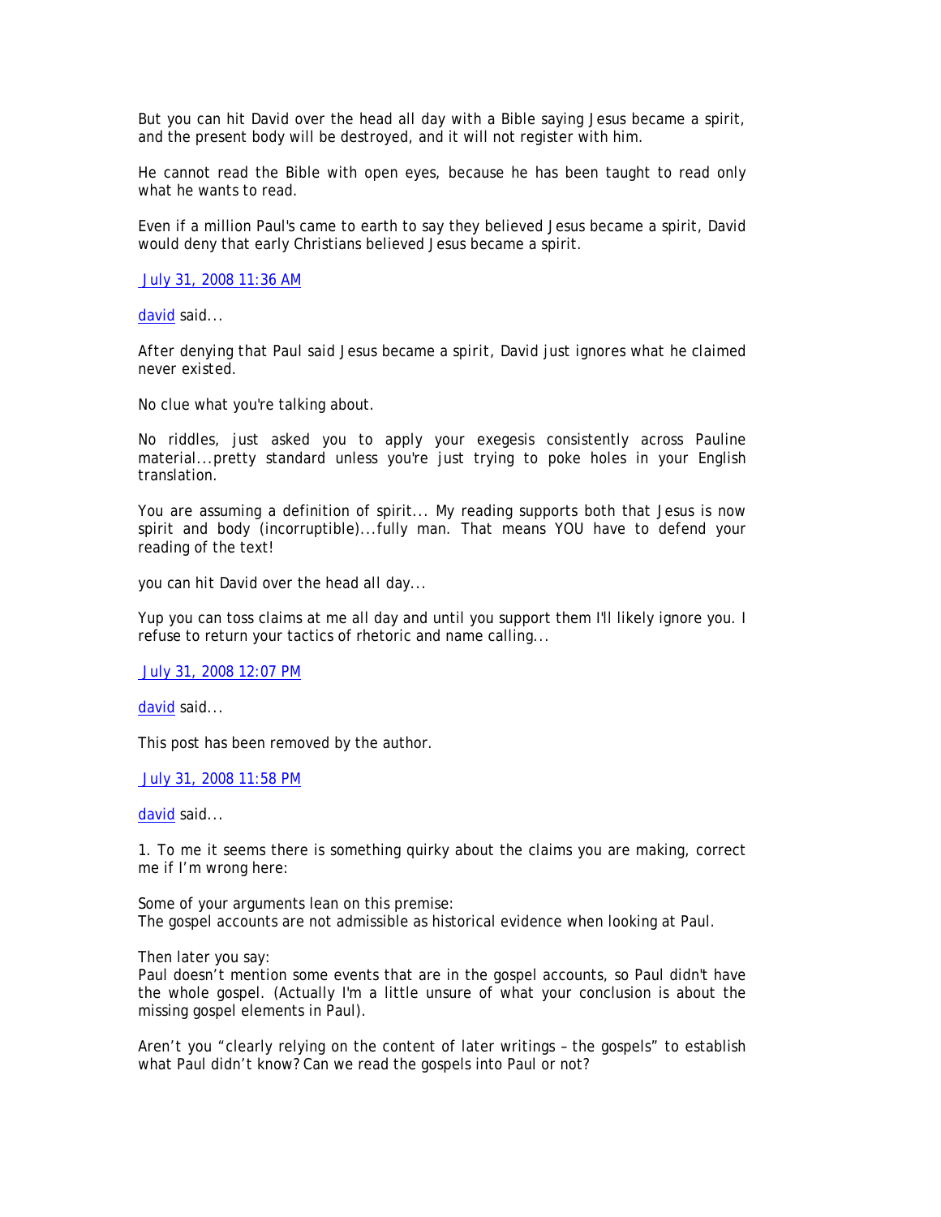But you can hit David over the head all day with a Bible saying Jesus became a spirit, and the present body will be destroyed, and it will not register with him.

He cannot read the Bible with open eyes, because he has been taught to read only what he wants to read.

Even if a million Paul's came to earth to say they believed Jesus became a spirit, David would deny that early Christians believed Jesus became a spirit.

July 31, 2008 11:36 AM

david said...

After denying that Paul said Jesus became a spirit, David just ignores what he claimed never existed.

No clue what you're talking about.

No riddles, just asked you to apply your exegesis consistently across Pauline material...pretty standard unless you're just trying to poke holes in your English translation.

You are assuming a definition of spirit... My reading supports both that Jesus is now spirit and body (incorruptible)...fully man. That means YOU have to defend your reading of the text!

you can hit David over the head all day...

Yup you can toss claims at me all day and until you support them I'll likely ignore you. I refuse to return your tactics of rhetoric and name calling...

July 31, 2008 12:07 PM

david said...

This post has been removed by the author.

July 31, 2008 11:58 PM

david said...

1. To me it seems there is something quirky about the claims you are making, correct me if I'm wrong here:

Some of your arguments lean on this premise:
The gospel accounts are not admissible as historical evidence when looking at Paul.

Then later you say:
Paul doesn't mention some events that are in the gospel accounts, so Paul didn't have the whole gospel. (Actually I'm a little unsure of what your conclusion is about the missing gospel elements in Paul).

Aren't you "clearly relying on the content of later writings – the gospels" to establish what Paul didn't know? Can we read the gospels into Paul or not?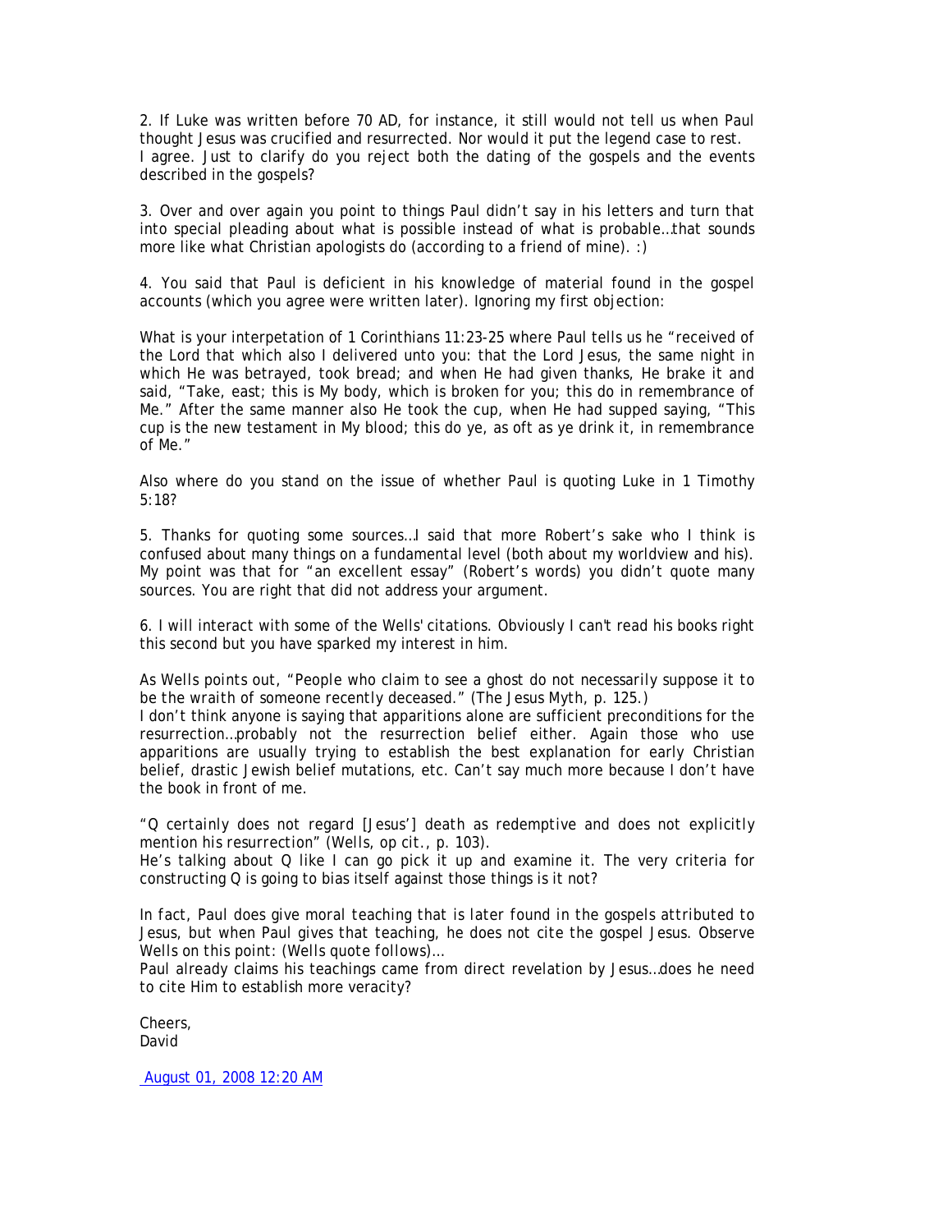2. If Luke was written before 70 AD, for instance, it still would not tell us when Paul thought Jesus was crucified and resurrected. Nor would it put the legend case to rest.
I agree. Just to clarify do you reject both the dating of the gospels and the events described in the gospels?

3. Over and over again you point to things Paul didn't say in his letters and turn that into special pleading about what is possible instead of what is probable…that sounds more like what Christian apologists do (according to a friend of mine). :)

4. You said that Paul is deficient in his knowledge of material found in the gospel accounts (which you agree were written later). Ignoring my first objection:

What is your interpetation of 1 Corinthians 11:23-25 where Paul tells us he "received of the Lord that which also I delivered unto you: that the Lord Jesus, the same night in which He was betrayed, took bread; and when He had given thanks, He brake it and said, "Take, east; this is My body, which is broken for you; this do in remembrance of Me." After the same manner also He took the cup, when He had supped saying, "This cup is the new testament in My blood; this do ye, as oft as ye drink it, in remembrance of Me."

Also where do you stand on the issue of whether Paul is quoting Luke in 1 Timothy 5:18?

5. Thanks for quoting some sources…I said that more Robert's sake who I think is confused about many things on a fundamental level (both about my worldview and his). My point was that for "an excellent essay" (Robert's words) you didn't quote many sources. You are right that did not address your argument.

6. I will interact with some of the Wells' citations. Obviously I can't read his books right this second but you have sparked my interest in him.

*As Wells points out, "People who claim to see a ghost do not necessarily suppose it to be the wraith of someone recently deceased." (The Jesus Myth, p. 125.)*
I don't think anyone is saying that apparitions alone are sufficient preconditions for the resurrection…probably not the resurrection belief either. Again those who use apparitions are usually trying to establish the best explanation for early Christian belief, drastic Jewish belief mutations, etc. Can't say much more because I don't have the book in front of me.

*"Q certainly does not regard [Jesus'] death as redemptive and does not explicitly mention his resurrection" (Wells, op cit., p. 103).*
He's talking about Q like I can go pick it up and examine it. The very criteria for constructing Q is going to bias itself against those things is it not?

*In fact, Paul does give moral teaching that is later found in the gospels attributed to Jesus, but when Paul gives that teaching, he does not cite the gospel Jesus. Observe Wells on this point: (Wells quote follows)…*
Paul already claims his teachings came from direct revelation by Jesus…does he need to cite Him to establish more veracity?

Cheers,
David

August 01, 2008 12:20 AM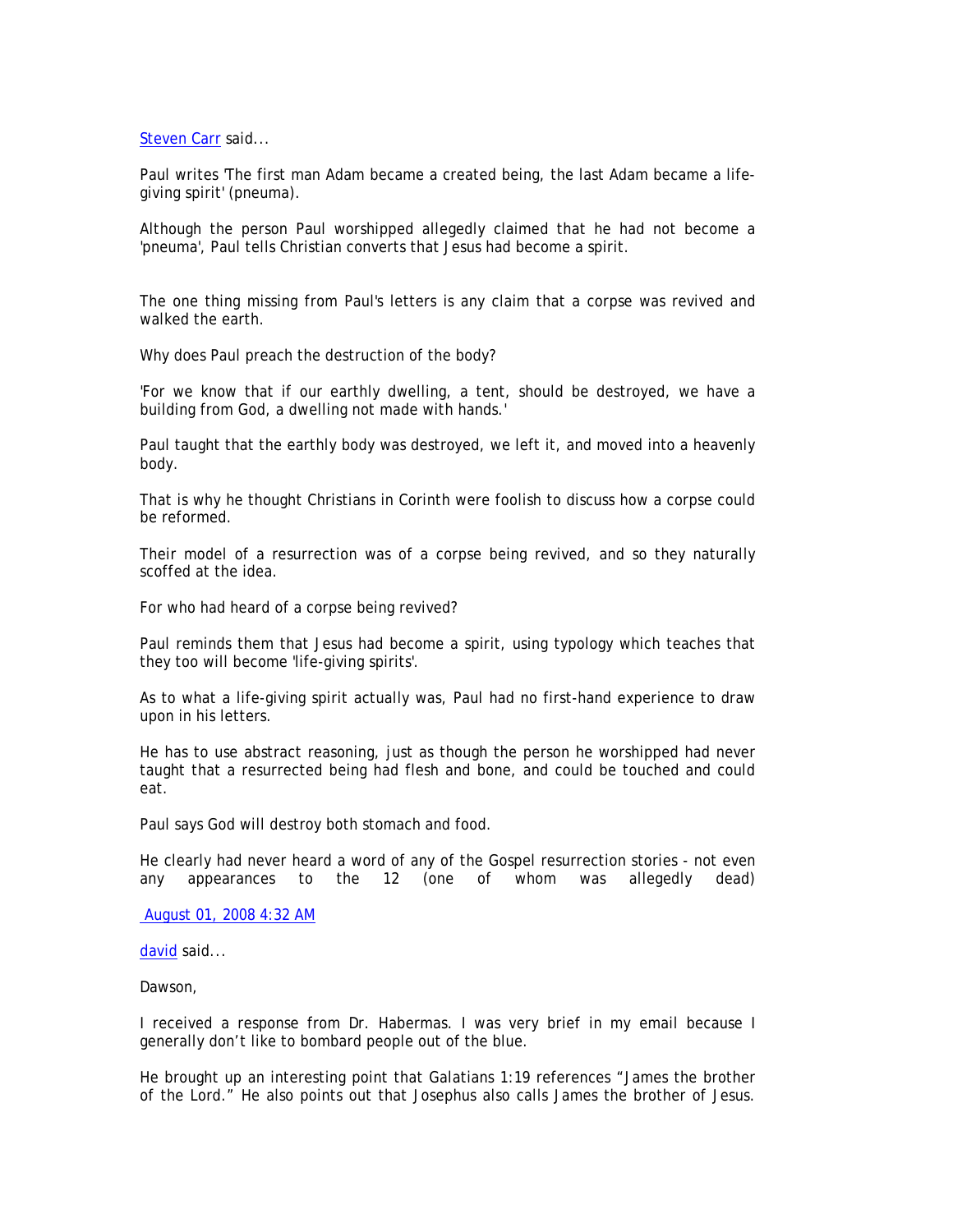[Steven Carr](#) said...

Paul writes 'The first man Adam became a created being, the last Adam became a life-giving spirit' (pneuma).

Although the person Paul worshipped allegedly claimed that he had not become a 'pneuma', Paul tells Christian converts that Jesus had become a spirit.

The one thing missing from Paul's letters is any claim that a corpse was revived and walked the earth.

Why does Paul preach the destruction of the body?

'For we know that if our earthly dwelling, a tent, should be destroyed, we have a building from God, a dwelling not made with hands.'

Paul taught that the earthly body was destroyed, we left it, and moved into a heavenly body.

That is why he thought Christians in Corinth were foolish to discuss how a corpse could be reformed.

Their model of a resurrection was of a corpse being revived, and so they naturally scoffed at the idea.

For who had heard of a corpse being revived?

Paul reminds them that Jesus had become a spirit, using typology which teaches that they too will become 'life-giving spirits'.

As to what a life-giving spirit actually was, Paul had no first-hand experience to draw upon in his letters.

He has to use abstract reasoning, just as though the person he worshipped had never taught that a resurrected being had flesh and bone, and could be touched and could eat.

Paul says God will destroy both stomach and food.

He clearly had never heard a word of any of the Gospel resurrection stories - not even any appearances to the 12 (one of whom was allegedly dead)

[August 01, 2008 4:32 AM](#)

[david](#) said...

Dawson,

I received a response from Dr. Habermas. I was very brief in my email because I generally don't like to bombard people out of the blue.

He brought up an interesting point that Galatians 1:19 references "James the brother of the Lord." He also points out that Josephus also calls James the brother of Jesus.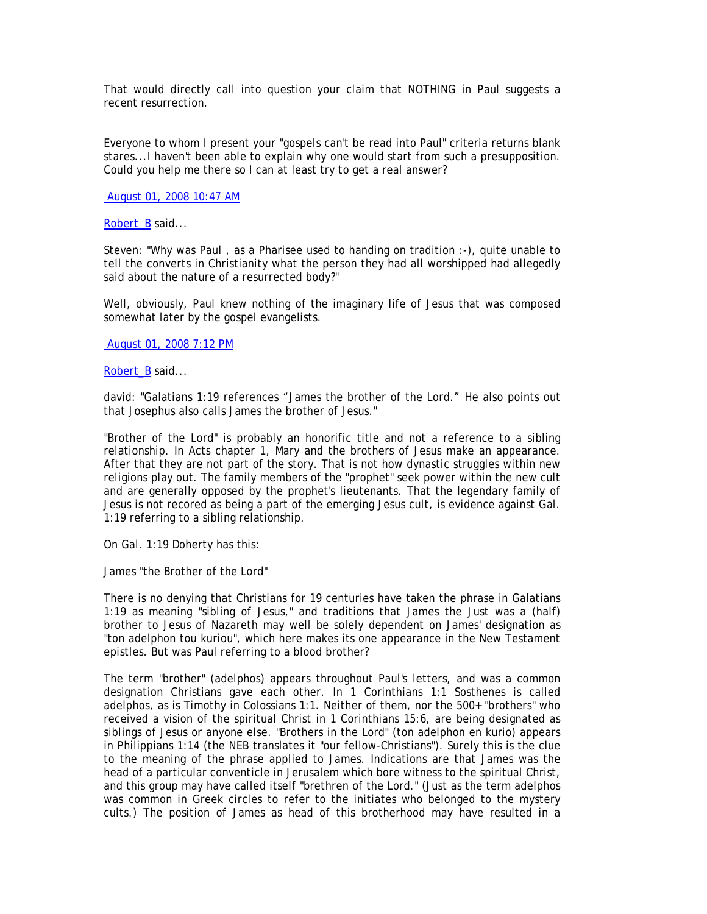That would directly call into question your claim that NOTHING in Paul suggests a recent resurrection.

Everyone to whom I present your "gospels can't be read into Paul" criteria returns blank stares...I haven't been able to explain why one would start from such a presupposition. Could you help me there so I can at least try to get a real answer?

August 01, 2008 10:47 AM

Robert_B said...

Steven: "Why was Paul , as a Pharisee used to handing on tradition :-), quite unable to tell the converts in Christianity what the person they had all worshipped had allegedly said about the nature of a resurrected body?"

Well, obviously, Paul knew nothing of the imaginary life of Jesus that was composed somewhat later by the gospel evangelists.

August 01, 2008 7:12 PM

Robert_B said...

david: "Galatians 1:19 references "James the brother of the Lord." He also points out that Josephus also calls James the brother of Jesus."

"Brother of the Lord" is probably an honorific title and not a reference to a sibling relationship. In Acts chapter 1, Mary and the brothers of Jesus make an appearance. After that they are not part of the story. That is not how dynastic struggles within new religions play out. The family members of the "prophet" seek power within the new cult and are generally opposed by the prophet's lieutenants. That the legendary family of Jesus is not recored as being a part of the emerging Jesus cult, is evidence against Gal. 1:19 referring to a sibling relationship.

On Gal. 1:19 Doherty has this:

James "the Brother of the Lord"

There is no denying that Christians for 19 centuries have taken the phrase in Galatians 1:19 as meaning "sibling of Jesus," and traditions that James the Just was a (half) brother to Jesus of Nazareth may well be solely dependent on James' designation as "ton adelphon tou kuriou", which here makes its one appearance in the New Testament epistles. But was Paul referring to a blood brother?

The term "brother" (adelphos) appears throughout Paul's letters, and was a common designation Christians gave each other. In 1 Corinthians 1:1 Sosthenes is called adelphos, as is Timothy in Colossians 1:1. Neither of them, nor the 500+ "brothers" who received a vision of the spiritual Christ in 1 Corinthians 15:6, are being designated as siblings of Jesus or anyone else. "Brothers in the Lord" (ton adelphon en kurio) appears in Philippians 1:14 (the NEB translates it "our fellow-Christians"). Surely this is the clue to the meaning of the phrase applied to James. Indications are that James was the head of a particular conventicle in Jerusalem which bore witness to the spiritual Christ, and this group may have called itself "brethren of the Lord." (Just as the term adelphos was common in Greek circles to refer to the initiates who belonged to the mystery cults.) The position of James as head of this brotherhood may have resulted in a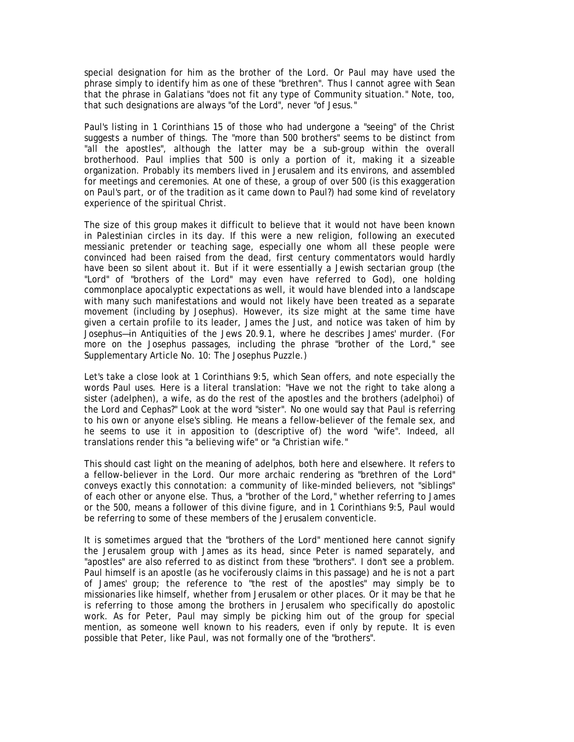special designation for him as the brother of the Lord. Or Paul may have used the phrase simply to identify him as one of these "brethren". Thus I cannot agree with Sean that the phrase in Galatians "does not fit any type of Community situation." Note, too, that such designations are always "of the Lord", never "of Jesus."

Paul's listing in 1 Corinthians 15 of those who had undergone a "seeing" of the Christ suggests a number of things. The "more than 500 brothers" seems to be distinct from "all the apostles", although the latter may be a sub-group within the overall brotherhood. Paul implies that 500 is only a portion of it, making it a sizeable organization. Probably its members lived in Jerusalem and its environs, and assembled for meetings and ceremonies. At one of these, a group of over 500 (is this exaggeration on Paul's part, or of the tradition as it came down to Paul?) had some kind of revelatory experience of the spiritual Christ.

The size of this group makes it difficult to believe that it would not have been known in Palestinian circles in its day. If this were a new religion, following an executed messianic pretender or teaching sage, especially one whom all these people were convinced had been raised from the dead, first century commentators would hardly have been so silent about it. But if it were essentially a Jewish sectarian group (the "Lord" of "brothers of the Lord" may even have referred to God), one holding commonplace apocalyptic expectations as well, it would have blended into a landscape with many such manifestations and would not likely have been treated as a separate movement (including by Josephus). However, its size might at the same time have given a certain profile to its leader, James the Just, and notice was taken of him by Josephus—in Antiquities of the Jews 20.9.1, where he describes James' murder. (For more on the Josephus passages, including the phrase "brother of the Lord," see Supplementary Article No. 10: The Josephus Puzzle.)

Let's take a close look at 1 Corinthians 9:5, which Sean offers, and note especially the words Paul uses. Here is a literal translation: "Have we not the right to take along a sister (adelphen), a wife, as do the rest of the apostles and the brothers (adelphoi) of the Lord and Cephas?" Look at the word "sister". No one would say that Paul is referring to his own or anyone else's sibling. He means a fellow-believer of the female sex, and he seems to use it in apposition to (descriptive of) the word "wife". Indeed, all translations render this "a believing wife" or "a Christian wife."

This should cast light on the meaning of adelphos, both here and elsewhere. It refers to a fellow-believer in the Lord. Our more archaic rendering as "brethren of the Lord" conveys exactly this connotation: a community of like-minded believers, not "siblings" of each other or anyone else. Thus, a "brother of the Lord," whether referring to James or the 500, means a follower of this divine figure, and in 1 Corinthians 9:5, Paul would be referring to some of these members of the Jerusalem conventicle.

It is sometimes argued that the "brothers of the Lord" mentioned here cannot signify the Jerusalem group with James as its head, since Peter is named separately, and "apostles" are also referred to as distinct from these "brothers". I don't see a problem. Paul himself is an apostle (as he vociferously claims in this passage) and he is not a part of James' group; the reference to "the rest of the apostles" may simply be to missionaries like himself, whether from Jerusalem or other places. Or it may be that he is referring to those among the brothers in Jerusalem who specifically do apostolic work. As for Peter, Paul may simply be picking him out of the group for special mention, as someone well known to his readers, even if only by repute. It is even possible that Peter, like Paul, was not formally one of the "brothers".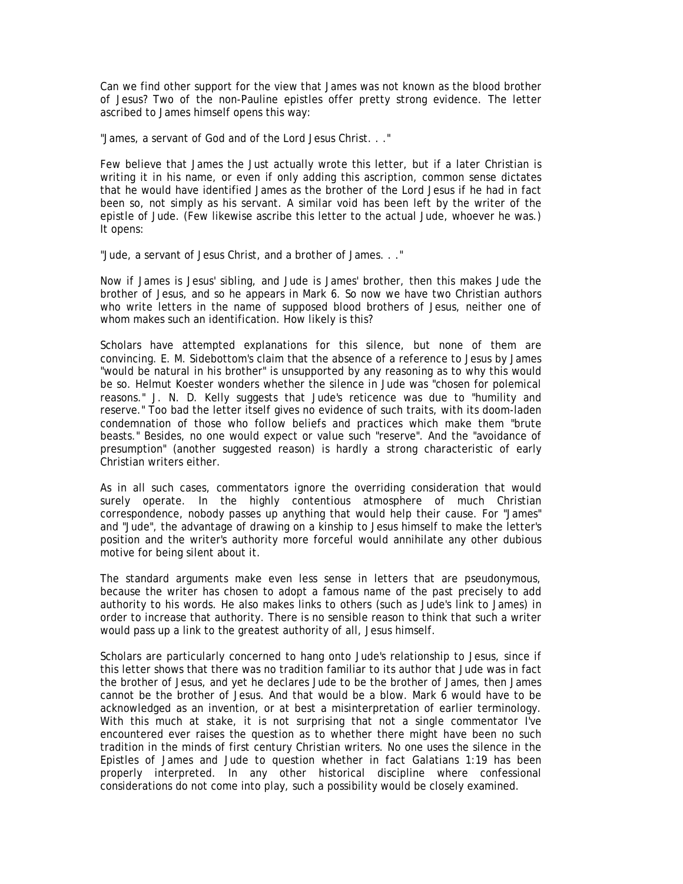Can we find other support for the view that James was not known as the blood brother of Jesus? Two of the non-Pauline epistles offer pretty strong evidence. The letter ascribed to James himself opens this way:

"James, a servant of God and of the Lord Jesus Christ. . ."

Few believe that James the Just actually wrote this letter, but if a later Christian is writing it in his name, or even if only adding this ascription, common sense dictates that he would have identified James as the brother of the Lord Jesus if he had in fact been so, not simply as his servant. A similar void has been left by the writer of the epistle of Jude. (Few likewise ascribe this letter to the actual Jude, whoever he was.) It opens:

"Jude, a servant of Jesus Christ, and a brother of James. . ."

Now if James is Jesus' sibling, and Jude is James' brother, then this makes Jude the brother of Jesus, and so he appears in Mark 6. So now we have two Christian authors who write letters in the name of supposed blood brothers of Jesus, neither one of whom makes such an identification. How likely is this?

Scholars have attempted explanations for this silence, but none of them are convincing. E. M. Sidebottom's claim that the absence of a reference to Jesus by James "would be natural in his brother" is unsupported by any reasoning as to why this would be so. Helmut Koester wonders whether the silence in Jude was "chosen for polemical reasons." J. N. D. Kelly suggests that Jude's reticence was due to "humility and reserve." Too bad the letter itself gives no evidence of such traits, with its doom-laden condemnation of those who follow beliefs and practices which make them "brute beasts." Besides, no one would expect or value such "reserve". And the "avoidance of presumption" (another suggested reason) is hardly a strong characteristic of early Christian writers either.

As in all such cases, commentators ignore the overriding consideration that would surely operate. In the highly contentious atmosphere of much Christian correspondence, nobody passes up anything that would help their cause. For "James" and "Jude", the advantage of drawing on a kinship to Jesus himself to make the letter's position and the writer's authority more forceful would annihilate any other dubious motive for being silent about it.

The standard arguments make even less sense in letters that are pseudonymous, because the writer has chosen to adopt a famous name of the past precisely to add authority to his words. He also makes links to others (such as Jude's link to James) in order to increase that authority. There is no sensible reason to think that such a writer would pass up a link to the greatest authority of all, Jesus himself.

Scholars are particularly concerned to hang onto Jude's relationship to Jesus, since if this letter shows that there was no tradition familiar to its author that Jude was in fact the brother of Jesus, and yet he declares Jude to be the brother of James, then James cannot be the brother of Jesus. And that would be a blow. Mark 6 would have to be acknowledged as an invention, or at best a misinterpretation of earlier terminology. With this much at stake, it is not surprising that not a single commentator I've encountered ever raises the question as to whether there might have been no such tradition in the minds of first century Christian writers. No one uses the silence in the Epistles of James and Jude to question whether in fact Galatians 1:19 has been properly interpreted. In any other historical discipline where confessional considerations do not come into play, such a possibility would be closely examined.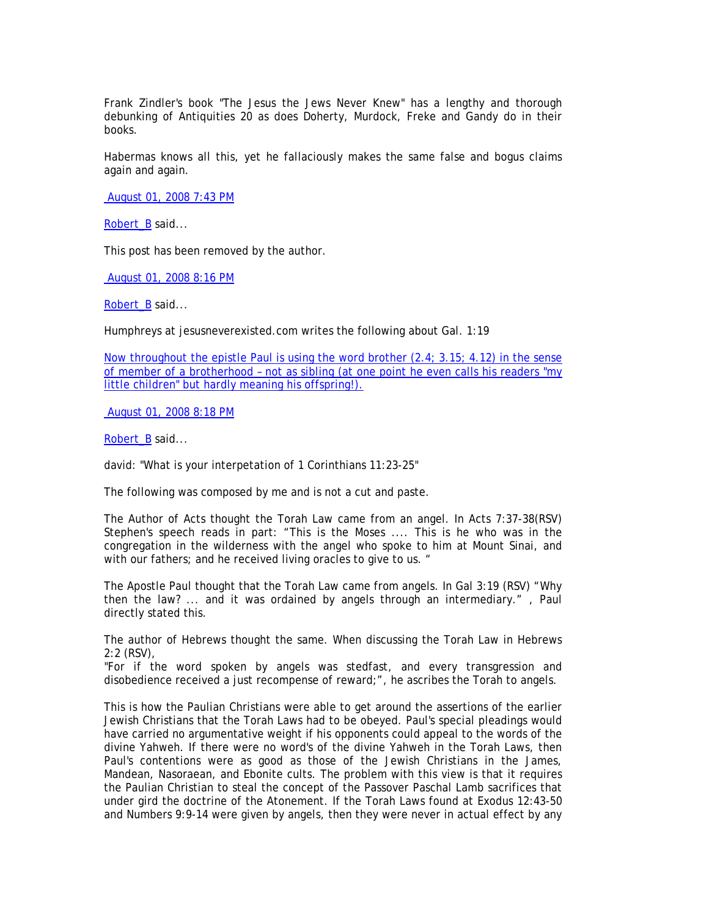Frank Zindler's book "The Jesus the Jews Never Knew" has a lengthy and thorough debunking of Antiquities 20 as does Doherty, Murdock, Freke and Gandy do in their books.

Habermas knows all this, yet he fallaciously makes the same false and bogus claims again and again.

August 01, 2008 7:43 PM

Robert_B said...

This post has been removed by the author.

August 01, 2008 8:16 PM

Robert_B said...

Humphreys at jesusneverexisted.com writes the following about Gal. 1:19

Now throughout the epistle Paul is using the word brother (2.4; 3.15; 4.12) in the sense of member of a brotherhood – not as sibling (at one point he even calls his readers "my little children" but hardly meaning his offspring!).

August 01, 2008 8:18 PM

Robert_B said...

david: "What is your interpetation of 1 Corinthians 11:23-25"

The following was composed by me and is not a cut and paste.

The Author of Acts thought the Torah Law came from an angel. In Acts 7:37-38(RSV) Stephen's speech reads in part: "This is the Moses .... This is he who was in the congregation in the wilderness with the angel who spoke to him at Mount Sinai, and with our fathers; and he received living oracles to give to us. "

The Apostle Paul thought that the Torah Law came from angels. In Gal 3:19 (RSV) "Why then the law? ... and it was ordained by angels through an intermediary." , Paul directly stated this.

The author of Hebrews thought the same. When discussing the Torah Law in Hebrews 2:2 (RSV),
"For if the word spoken by angels was stedfast, and every transgression and disobedience received a just recompense of reward;", he ascribes the Torah to angels.

This is how the Paulian Christians were able to get around the assertions of the earlier Jewish Christians that the Torah Laws had to be obeyed. Paul's special pleadings would have carried no argumentative weight if his opponents could appeal to the words of the divine Yahweh. If there were no word's of the divine Yahweh in the Torah Laws, then Paul's contentions were as good as those of the Jewish Christians in the James, Mandean, Nasoraean, and Ebonite cults. The problem with this view is that it requires the Paulian Christian to steal the concept of the Passover Paschal Lamb sacrifices that under gird the doctrine of the Atonement. If the Torah Laws found at Exodus 12:43-50 and Numbers 9:9-14 were given by angels, then they were never in actual effect by any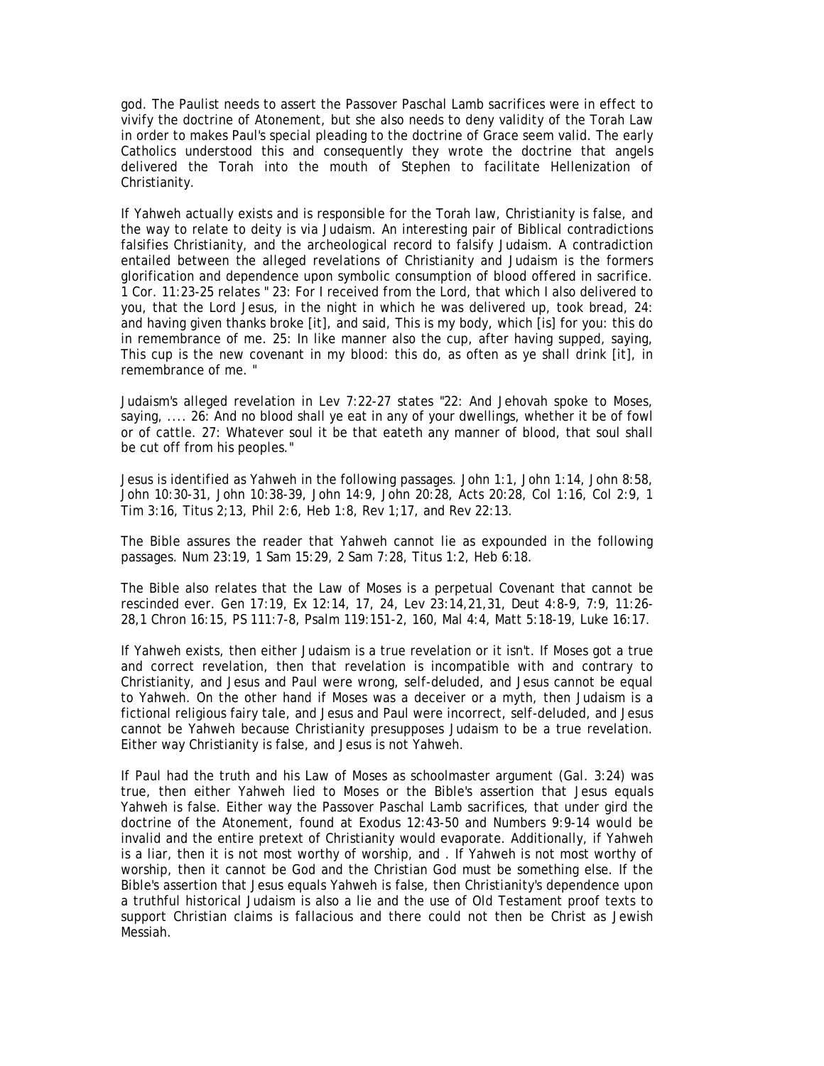god. The Paulist needs to assert the Passover Paschal Lamb sacrifices were in effect to vivify the doctrine of Atonement, but she also needs to deny validity of the Torah Law in order to makes Paul's special pleading to the doctrine of Grace seem valid. The early Catholics understood this and consequently they wrote the doctrine that angels delivered the Torah into the mouth of Stephen to facilitate Hellenization of Christianity.

If Yahweh actually exists and is responsible for the Torah law, Christianity is false, and the way to relate to deity is via Judaism. An interesting pair of Biblical contradictions falsifies Christianity, and the archeological record to falsify Judaism. A contradiction entailed between the alleged revelations of Christianity and Judaism is the formers glorification and dependence upon symbolic consumption of blood offered in sacrifice. 1 Cor. 11:23-25 relates " 23: For I received from the Lord, that which I also delivered to you, that the Lord Jesus, in the night in which he was delivered up, took bread, 24: and having given thanks broke [it], and said, This is my body, which [is] for you: this do in remembrance of me. 25: In like manner also the cup, after having supped, saying, This cup is the new covenant in my blood: this do, as often as ye shall drink [it], in remembrance of me. "

Judaism's alleged revelation in Lev 7:22-27 states "22: And Jehovah spoke to Moses, saying, .... 26: And no blood shall ye eat in any of your dwellings, whether it be of fowl or of cattle. 27: Whatever soul it be that eateth any manner of blood, that soul shall be cut off from his peoples."

Jesus is identified as Yahweh in the following passages. John 1:1, John 1:14, John 8:58, John 10:30-31, John 10:38-39, John 14:9, John 20:28, Acts 20:28, Col 1:16, Col 2:9, 1 Tim 3:16, Titus 2;13, Phil 2:6, Heb 1:8, Rev 1;17, and Rev 22:13.

The Bible assures the reader that Yahweh cannot lie as expounded in the following passages. Num 23:19, 1 Sam 15:29, 2 Sam 7:28, Titus 1:2, Heb 6:18.

The Bible also relates that the Law of Moses is a perpetual Covenant that cannot be rescinded ever. Gen 17:19, Ex 12:14, 17, 24, Lev 23:14,21,31, Deut 4:8-9, 7:9, 11:26-28,1 Chron 16:15, PS 111:7-8, Psalm 119:151-2, 160, Mal 4:4, Matt 5:18-19, Luke 16:17.

If Yahweh exists, then either Judaism is a true revelation or it isn't. If Moses got a true and correct revelation, then that revelation is incompatible with and contrary to Christianity, and Jesus and Paul were wrong, self-deluded, and Jesus cannot be equal to Yahweh. On the other hand if Moses was a deceiver or a myth, then Judaism is a fictional religious fairy tale, and Jesus and Paul were incorrect, self-deluded, and Jesus cannot be Yahweh because Christianity presupposes Judaism to be a true revelation. Either way Christianity is false, and Jesus is not Yahweh.

If Paul had the truth and his Law of Moses as schoolmaster argument (Gal. 3:24) was true, then either Yahweh lied to Moses or the Bible's assertion that Jesus equals Yahweh is false. Either way the Passover Paschal Lamb sacrifices, that under gird the doctrine of the Atonement, found at Exodus 12:43-50 and Numbers 9:9-14 would be invalid and the entire pretext of Christianity would evaporate. Additionally, if Yahweh is a liar, then it is not most worthy of worship, and . If Yahweh is not most worthy of worship, then it cannot be God and the Christian God must be something else. If the Bible's assertion that Jesus equals Yahweh is false, then Christianity's dependence upon a truthful historical Judaism is also a lie and the use of Old Testament proof texts to support Christian claims is fallacious and there could not then be Christ as Jewish Messiah.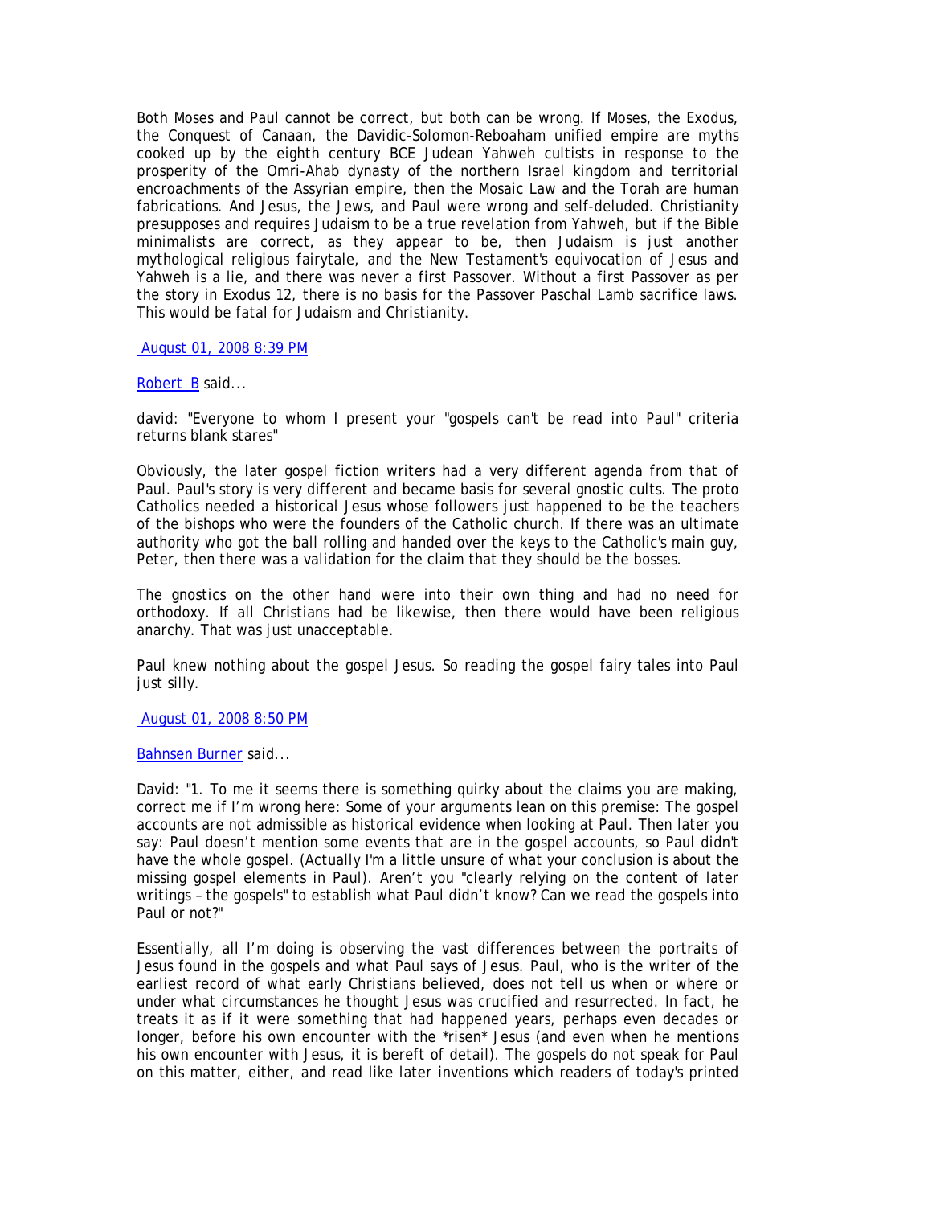Both Moses and Paul cannot be correct, but both can be wrong. If Moses, the Exodus, the Conquest of Canaan, the Davidic-Solomon-Reboaham unified empire are myths cooked up by the eighth century BCE Judean Yahweh cultists in response to the prosperity of the Omri-Ahab dynasty of the northern Israel kingdom and territorial encroachments of the Assyrian empire, then the Mosaic Law and the Torah are human fabrications. And Jesus, the Jews, and Paul were wrong and self-deluded. Christianity presupposes and requires Judaism to be a true revelation from Yahweh, but if the Bible minimalists are correct, as they appear to be, then Judaism is just another mythological religious fairytale, and the New Testament's equivocation of Jesus and Yahweh is a lie, and there was never a first Passover. Without a first Passover as per the story in Exodus 12, there is no basis for the Passover Paschal Lamb sacrifice laws. This would be fatal for Judaism and Christianity.

August 01, 2008 8:39 PM

Robert_B said...

david: "Everyone to whom I present your "gospels can't be read into Paul" criteria returns blank stares"

Obviously, the later gospel fiction writers had a very different agenda from that of Paul. Paul's story is very different and became basis for several gnostic cults. The proto Catholics needed a historical Jesus whose followers just happened to be the teachers of the bishops who were the founders of the Catholic church. If there was an ultimate authority who got the ball rolling and handed over the keys to the Catholic's main guy, Peter, then there was a validation for the claim that they should be the bosses.

The gnostics on the other hand were into their own thing and had no need for orthodoxy. If all Christians had be likewise, then there would have been religious anarchy. That was just unacceptable.

Paul knew nothing about the gospel Jesus. So reading the gospel fairy tales into Paul just silly.

August 01, 2008 8:50 PM

Bahnsen Burner said...

David: "1. To me it seems there is something quirky about the claims you are making, correct me if I'm wrong here: Some of your arguments lean on this premise: The gospel accounts are not admissible as historical evidence when looking at Paul. Then later you say: Paul doesn't mention some events that are in the gospel accounts, so Paul didn't have the whole gospel. (Actually I'm a little unsure of what your conclusion is about the missing gospel elements in Paul). Aren't you "clearly relying on the content of later writings – the gospels" to establish what Paul didn't know? Can we read the gospels into Paul or not?"

Essentially, all I'm doing is observing the vast differences between the portraits of Jesus found in the gospels and what Paul says of Jesus. Paul, who is the writer of the earliest record of what early Christians believed, does not tell us when or where or under what circumstances he thought Jesus was crucified and resurrected. In fact, he treats it as if it were something that had happened years, perhaps even decades or longer, before his own encounter with the *risen* Jesus (and even when he mentions his own encounter with Jesus, it is bereft of detail). The gospels do not speak for Paul on this matter, either, and read like later inventions which readers of today's printed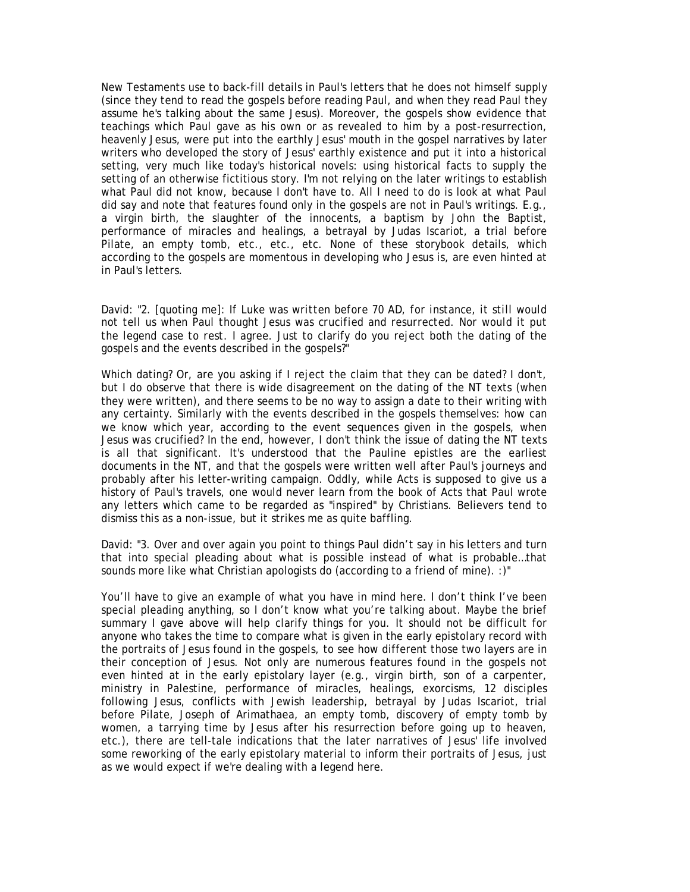New Testaments use to back-fill details in Paul's letters that he does not himself supply (since they tend to read the gospels before reading Paul, and when they read Paul they assume he's talking about the same Jesus). Moreover, the gospels show evidence that teachings which Paul gave as his own or as revealed to him by a post-resurrection, heavenly Jesus, were put into the earthly Jesus' mouth in the gospel narratives by later writers who developed the story of Jesus' earthly existence and put it into a historical setting, very much like today's historical novels: using historical facts to supply the setting of an otherwise fictitious story. I'm not relying on the later writings to establish what Paul did not know, because I don't have to. All I need to do is look at what Paul did say and note that features found only in the gospels are not in Paul's writings. E.g., a virgin birth, the slaughter of the innocents, a baptism by John the Baptist, performance of miracles and healings, a betrayal by Judas Iscariot, a trial before Pilate, an empty tomb, etc., etc., etc. None of these storybook details, which according to the gospels are momentous in developing who Jesus is, are even hinted at in Paul's letters.

David: "2. [quoting me]: If Luke was written before 70 AD, for instance, it still would not tell us when Paul thought Jesus was crucified and resurrected. Nor would it put the legend case to rest. I agree. Just to clarify do you reject both the dating of the gospels and the events described in the gospels?"

Which dating? Or, are you asking if I reject the claim that they can be dated? I don't, but I do observe that there is wide disagreement on the dating of the NT texts (when they were written), and there seems to be no way to assign a date to their writing with any certainty. Similarly with the events described in the gospels themselves: how can we know which year, according to the event sequences given in the gospels, when Jesus was crucified? In the end, however, I don't think the issue of dating the NT texts is all that significant. It's understood that the Pauline epistles are the earliest documents in the NT, and that the gospels were written well after Paul's journeys and probably after his letter-writing campaign. Oddly, while Acts is supposed to give us a history of Paul's travels, one would never learn from the book of Acts that Paul wrote any letters which came to be regarded as "inspired" by Christians. Believers tend to dismiss this as a non-issue, but it strikes me as quite baffling.

David: "3. Over and over again you point to things Paul didn't say in his letters and turn that into special pleading about what is possible instead of what is probable…that sounds more like what Christian apologists do (according to a friend of mine). :)"

You'll have to give an example of what you have in mind here. I don't think I've been special pleading anything, so I don't know what you're talking about. Maybe the brief summary I gave above will help clarify things for you. It should not be difficult for anyone who takes the time to compare what is given in the early epistolary record with the portraits of Jesus found in the gospels, to see how different those two layers are in their conception of Jesus. Not only are numerous features found in the gospels not even hinted at in the early epistolary layer (e.g., virgin birth, son of a carpenter, ministry in Palestine, performance of miracles, healings, exorcisms, 12 disciples following Jesus, conflicts with Jewish leadership, betrayal by Judas Iscariot, trial before Pilate, Joseph of Arimathaea, an empty tomb, discovery of empty tomb by women, a tarrying time by Jesus after his resurrection before going up to heaven, etc.), there are tell-tale indications that the later narratives of Jesus' life involved some reworking of the early epistolary material to inform their portraits of Jesus, just as we would expect if we're dealing with a legend here.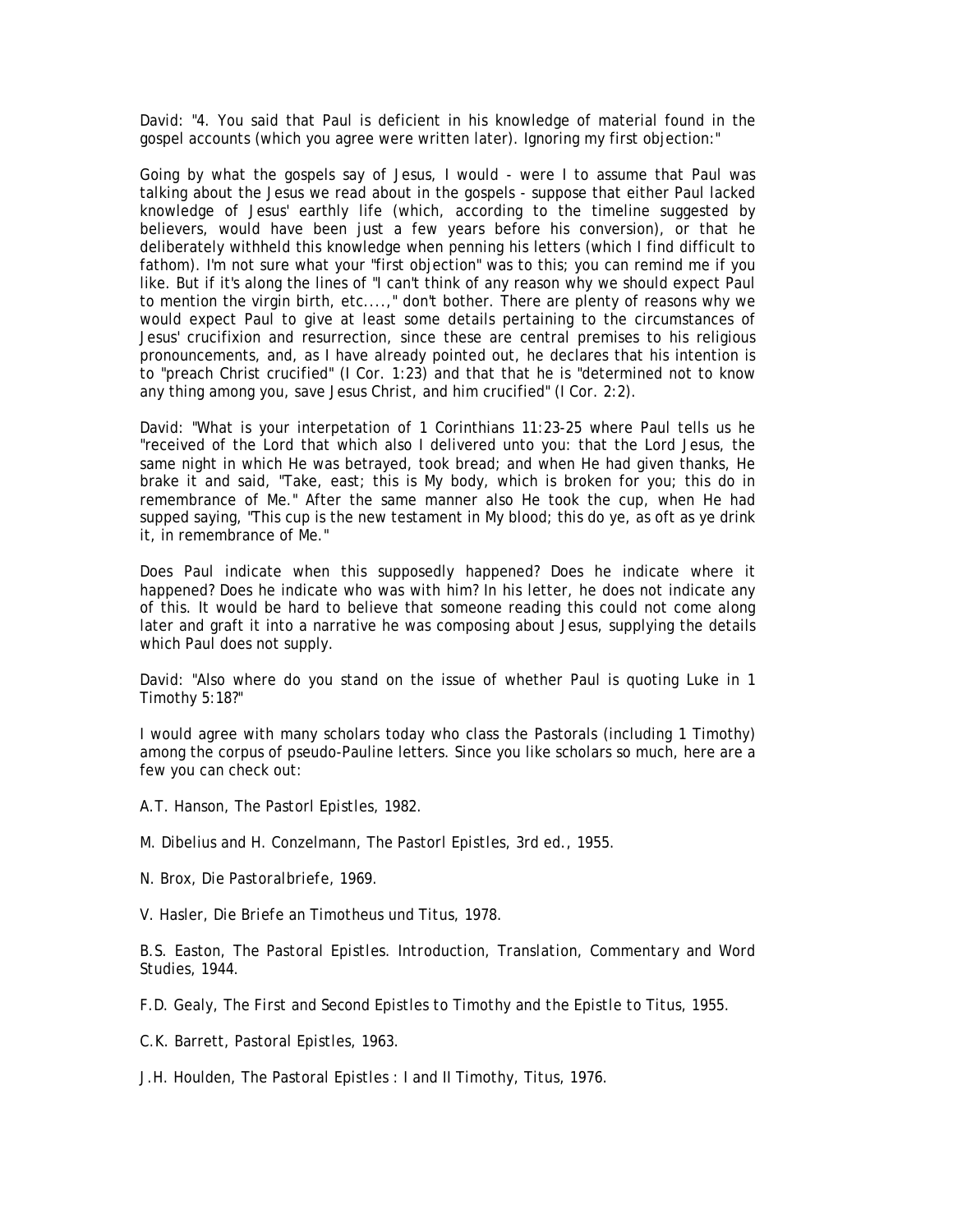David: "4. You said that Paul is deficient in his knowledge of material found in the gospel accounts (which you agree were written later). Ignoring my first objection:"

Going by what the gospels say of Jesus, I would - were I to assume that Paul was talking about the Jesus we read about in the gospels - suppose that either Paul lacked knowledge of Jesus' earthly life (which, according to the timeline suggested by believers, would have been just a few years before his conversion), or that he deliberately withheld this knowledge when penning his letters (which I find difficult to fathom). I'm not sure what your "first objection" was to this; you can remind me if you like. But if it's along the lines of "I can't think of any reason why we should expect Paul to mention the virgin birth, etc....," don't bother. There are plenty of reasons why we would expect Paul to give at least some details pertaining to the circumstances of Jesus' crucifixion and resurrection, since these are central premises to his religious pronouncements, and, as I have already pointed out, he declares that his intention is to "preach Christ crucified" (I Cor. 1:23) and that that he is "determined not to know any thing among you, save Jesus Christ, and him crucified" (I Cor. 2:2).

David: "What is your interpetation of 1 Corinthians 11:23-25 where Paul tells us he "received of the Lord that which also I delivered unto you: that the Lord Jesus, the same night in which He was betrayed, took bread; and when He had given thanks, He brake it and said, "Take, east; this is My body, which is broken for you; this do in remembrance of Me." After the same manner also He took the cup, when He had supped saying, "This cup is the new testament in My blood; this do ye, as oft as ye drink it, in remembrance of Me."

Does Paul indicate when this supposedly happened? Does he indicate where it happened? Does he indicate who was with him? In his letter, he does not indicate any of this. It would be hard to believe that someone reading this could not come along later and graft it into a narrative he was composing about Jesus, supplying the details which Paul does not supply.

David: "Also where do you stand on the issue of whether Paul is quoting Luke in 1 Timothy 5:18?"

I would agree with many scholars today who class the Pastorals (including 1 Timothy) among the corpus of pseudo-Pauline letters. Since you like scholars so much, here are a few you can check out:

A.T. Hanson, *The Pastorl Epistles*, 1982.

M. Dibelius and H. Conzelmann, *The Pastorl Epistles*, 3rd ed., 1955.

N. Brox, *Die Pastoralbriefe*, 1969.

V. Hasler, *Die Briefe an Timotheus und Titus*, 1978.

B.S. Easton, *The Pastoral Epistles. Introduction, Translation, Commentary and Word Studies*, 1944.

F.D. Gealy, *The First and Second Epistles to Timothy and the Epistle to Titus*, 1955.

C.K. Barrett, *Pastoral Epistles*, 1963.

J.H. Houlden, *The Pastoral Epistles : I and II Timothy, Titus*, 1976.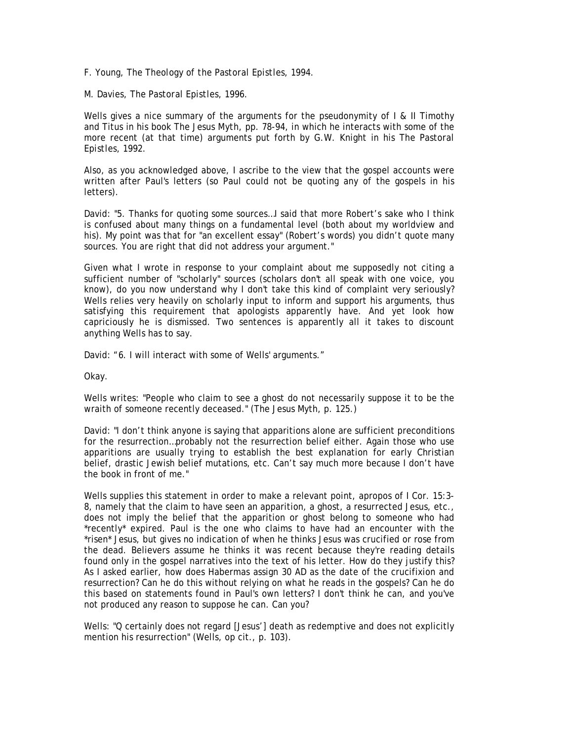F. Young, *The Theology of the Pastoral Epistles*, 1994.

M. Davies, *The Pastoral Epistles*, 1996.

Wells gives a nice summary of the arguments for the pseudonymity of I & II Timothy and Titus in his book *The Jesus Myth*, pp. 78-94, in which he interacts with some of the more recent (at that time) arguments put forth by G.W. Knight in his *The Pastoral Epistles*, 1992.

Also, as you acknowledged above, I ascribe to the view that the gospel accounts were written after Paul's letters (so Paul could not be quoting any of the gospels in his letters).

David: "5. Thanks for quoting some sources…I said that more Robert's sake who I think is confused about many things on a fundamental level (both about my worldview and his). My point was that for "an excellent essay" (Robert's words) you didn't quote many sources. You are right that did not address your argument."

Given what I wrote in response to your complaint about me supposedly not citing a sufficient number of "scholarly" sources (scholars don't all speak with one voice, you know), do you now understand why I don't take this kind of complaint very seriously? Wells relies very heavily on scholarly input to inform and support his arguments, thus satisfying this requirement that apologists apparently have. And yet look how capriciously he is dismissed. Two sentences is apparently all it takes to discount anything Wells has to say.

David: "6. I will interact with some of Wells' arguments."

Okay.

Wells writes: "People who claim to see a ghost do not necessarily suppose it to be the wraith of someone recently deceased." (*The Jesus Myth*, p. 125.)

David: "I don't think anyone is saying that apparitions alone are sufficient preconditions for the resurrection…probably not the resurrection belief either. Again those who use apparitions are usually trying to establish the best explanation for early Christian belief, drastic Jewish belief mutations, etc. Can't say much more because I don't have the book in front of me."

Wells supplies this statement in order to make a relevant point, apropos of I Cor. 15:3-8, namely that the claim to have seen an apparition, a ghost, a resurrected Jesus, etc., does not imply the belief that the apparition or ghost belong to someone who had *recently* expired. Paul is the one who claims to have had an encounter with the *risen* Jesus, but gives no indication of when he thinks Jesus was crucified or rose from the dead. Believers assume he thinks it was recent because they're reading details found only in the gospel narratives into the text of his letter. How do they justify this? As I asked earlier, how does Habermas assign 30 AD as the date of the crucifixion and resurrection? Can he do this without relying on what he reads in the gospels? Can he do this based on statements found in Paul's own letters? I don't think he can, and you've not produced any reason to suppose he can. Can you?

Wells: "Q certainly does not regard [Jesus'] death as redemptive and does not explicitly mention his resurrection" (Wells, op cit., p. 103).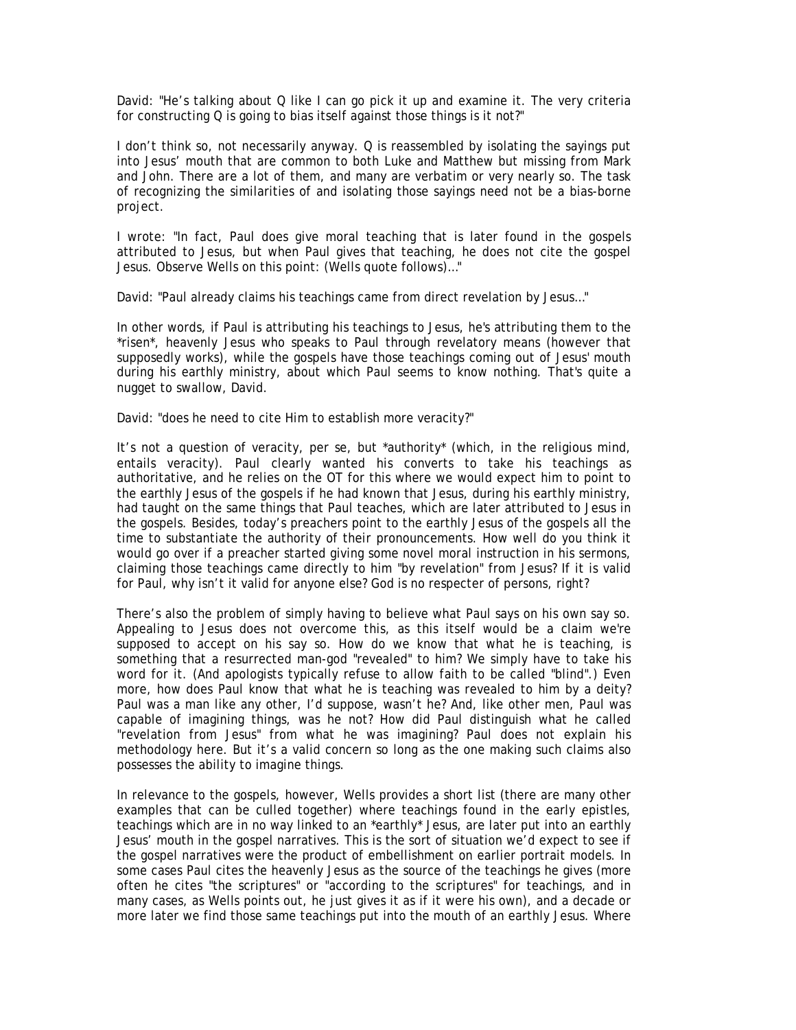David: "He's talking about Q like I can go pick it up and examine it. The very criteria for constructing Q is going to bias itself against those things is it not?"

I don't think so, not necessarily anyway. Q is reassembled by isolating the sayings put into Jesus' mouth that are common to both Luke and Matthew but missing from Mark and John. There are a lot of them, and many are verbatim or very nearly so. The task of recognizing the similarities of and isolating those sayings need not be a bias-borne project.

I wrote: "In fact, Paul does give moral teaching that is later found in the gospels attributed to Jesus, but when Paul gives that teaching, he does not cite the gospel Jesus. Observe Wells on this point: (Wells quote follows)…"

David: "Paul already claims his teachings came from direct revelation by Jesus…"

In other words, if Paul is attributing his teachings to Jesus, he's attributing them to the *risen*, heavenly Jesus who speaks to Paul through revelatory means (however that supposedly works), while the gospels have those teachings coming out of Jesus' mouth during his earthly ministry, about which Paul seems to know nothing. That's quite a nugget to swallow, David.

David: "does he need to cite Him to establish more veracity?"

It's not a question of veracity, per se, but *authority* (which, in the religious mind, entails veracity). Paul clearly wanted his converts to take his teachings as authoritative, and he relies on the OT for this where we would expect him to point to the earthly Jesus of the gospels if he had known that Jesus, during his earthly ministry, had taught on the same things that Paul teaches, which are later attributed to Jesus in the gospels. Besides, today's preachers point to the earthly Jesus of the gospels all the time to substantiate the authority of their pronouncements. How well do you think it would go over if a preacher started giving some novel moral instruction in his sermons, claiming those teachings came directly to him "by revelation" from Jesus? If it is valid for Paul, why isn't it valid for anyone else? God is no respecter of persons, right?

There's also the problem of simply having to believe what Paul says on his own say so. Appealing to Jesus does not overcome this, as this itself would be a claim we're supposed to accept on his say so. How do we know that what he is teaching, is something that a resurrected man-god "revealed" to him? We simply have to take his word for it. (And apologists typically refuse to allow faith to be called "blind".) Even more, how does Paul know that what he is teaching was revealed to him by a deity? Paul was a man like any other, I'd suppose, wasn't he? And, like other men, Paul was capable of imagining things, was he not? How did Paul distinguish what he called "revelation from Jesus" from what he was imagining? Paul does not explain his methodology here. But it's a valid concern so long as the one making such claims also possesses the ability to imagine things.

In relevance to the gospels, however, Wells provides a short list (there are many other examples that can be culled together) where teachings found in the early epistles, teachings which are in no way linked to an *earthly* Jesus, are later put into an earthly Jesus' mouth in the gospel narratives. This is the sort of situation we'd expect to see if the gospel narratives were the product of embellishment on earlier portrait models. In some cases Paul cites the heavenly Jesus as the source of the teachings he gives (more often he cites "the scriptures" or "according to the scriptures" for teachings, and in many cases, as Wells points out, he just gives it as if it were his own), and a decade or more later we find those same teachings put into the mouth of an earthly Jesus. Where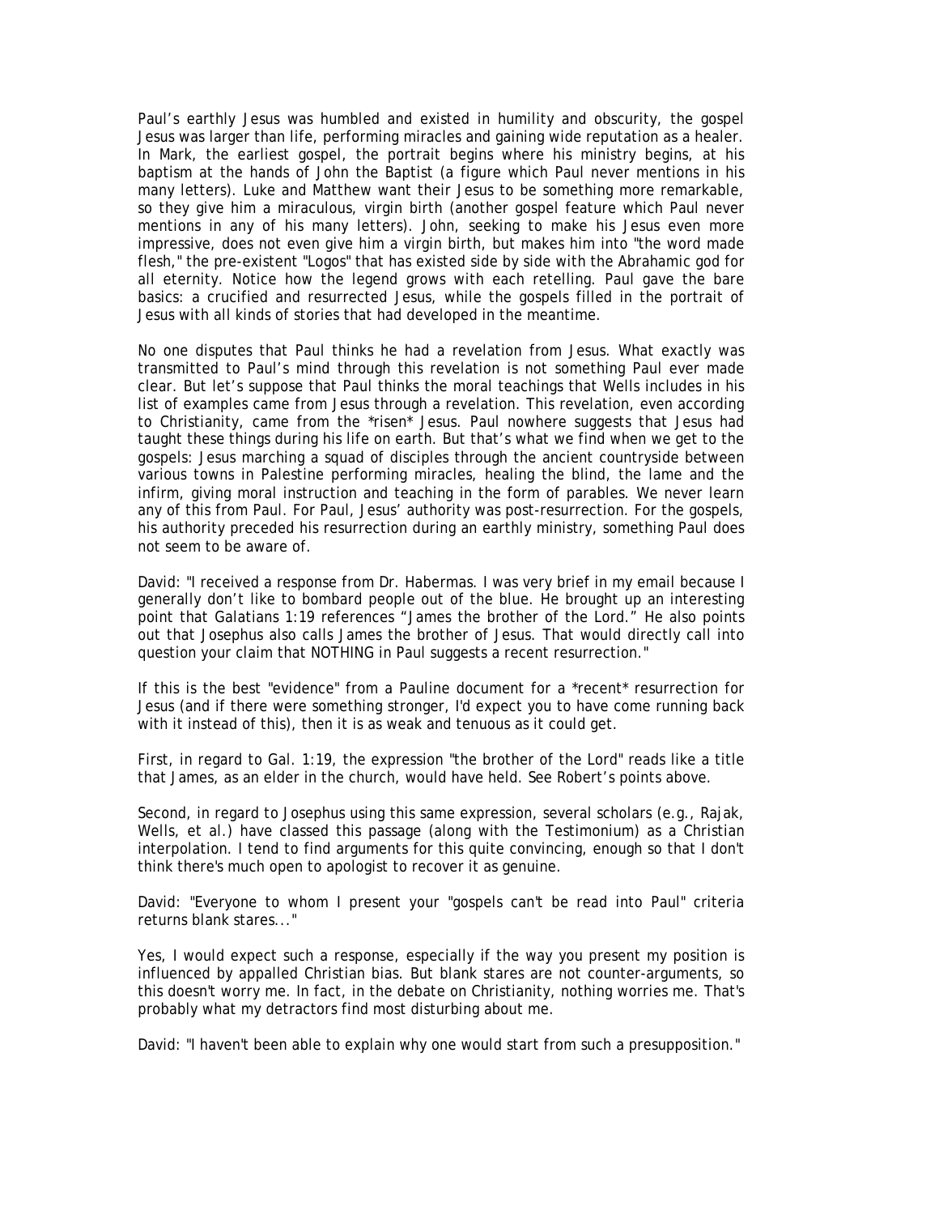Paul's earthly Jesus was humbled and existed in humility and obscurity, the gospel Jesus was larger than life, performing miracles and gaining wide reputation as a healer. In Mark, the earliest gospel, the portrait begins where his ministry begins, at his baptism at the hands of John the Baptist (a figure which Paul never mentions in his many letters). Luke and Matthew want their Jesus to be something more remarkable, so they give him a miraculous, virgin birth (another gospel feature which Paul never mentions in any of his many letters). John, seeking to make his Jesus even more impressive, does not even give him a virgin birth, but makes him into "the word made flesh," the pre-existent "Logos" that has existed side by side with the Abrahamic god for all eternity. Notice how the legend grows with each retelling. Paul gave the bare basics: a crucified and resurrected Jesus, while the gospels filled in the portrait of Jesus with all kinds of stories that had developed in the meantime.

No one disputes that Paul thinks he had a revelation from Jesus. What exactly was transmitted to Paul's mind through this revelation is not something Paul ever made clear. But let's suppose that Paul thinks the moral teachings that Wells includes in his list of examples came from Jesus through a revelation. This revelation, even according to Christianity, came from the *risen* Jesus. Paul nowhere suggests that Jesus had taught these things during his life on earth. But that's what we find when we get to the gospels: Jesus marching a squad of disciples through the ancient countryside between various towns in Palestine performing miracles, healing the blind, the lame and the infirm, giving moral instruction and teaching in the form of parables. We never learn any of this from Paul. For Paul, Jesus' authority was post-resurrection. For the gospels, his authority preceded his resurrection during an earthly ministry, something Paul does not seem to be aware of.

David: "I received a response from Dr. Habermas. I was very brief in my email because I generally don't like to bombard people out of the blue. He brought up an interesting point that Galatians 1:19 references "James the brother of the Lord." He also points out that Josephus also calls James the brother of Jesus. That would directly call into question your claim that NOTHING in Paul suggests a recent resurrection."

If this is the best "evidence" from a Pauline document for a *recent* resurrection for Jesus (and if there were something stronger, I'd expect you to have come running back with it instead of this), then it is as weak and tenuous as it could get.

First, in regard to Gal. 1:19, the expression "the brother of the Lord" reads like a title that James, as an elder in the church, would have held. See Robert's points above.

Second, in regard to Josephus using this same expression, several scholars (e.g., Rajak, Wells, et al.) have classed this passage (along with the Testimonium) as a Christian interpolation. I tend to find arguments for this quite convincing, enough so that I don't think there's much open to apologist to recover it as genuine.

David: "Everyone to whom I present your "gospels can't be read into Paul" criteria returns blank stares..."

Yes, I would expect such a response, especially if the way you present my position is influenced by appalled Christian bias. But blank stares are not counter-arguments, so this doesn't worry me. In fact, in the debate on Christianity, nothing worries me. That's probably what my detractors find most disturbing about me.

David: "I haven't been able to explain why one would start from such a presupposition."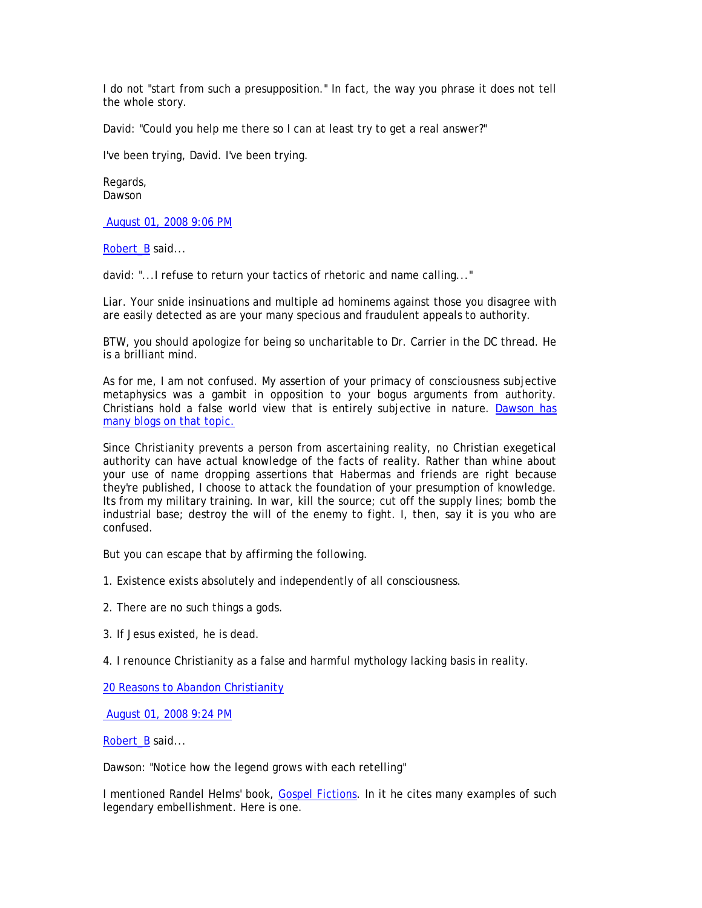I do not "start from such a presupposition." In fact, the way you phrase it does not tell the whole story.

David: "Could you help me there so I can at least try to get a real answer?"

I've been trying, David. I've been trying.

Regards,
Dawson

[August 01, 2008 9:06 PM](#)

[Robert_B](#) said...

david: "...I refuse to return your tactics of rhetoric and name calling..."

Liar. Your snide insinuations and multiple ad hominems against those you disagree with are easily detected as are your many specious and fraudulent appeals to authority.

BTW, you should apologize for being so uncharitable to Dr. Carrier in the DC thread. He is a brilliant mind.

As for me, I am not confused. My assertion of your primacy of consciousness subjective metaphysics was a gambit in opposition to your bogus arguments from authority. Christians hold a false world view that is entirely subjective in nature. [Dawson has many blogs on that topic.](#)

Since Christianity prevents a person from ascertaining reality, no Christian exegetical authority can have actual knowledge of the facts of reality. Rather than whine about your use of name dropping assertions that Habermas and friends are right because they're published, I choose to attack the foundation of your presumption of knowledge. Its from my military training. In war, kill the source; cut off the supply lines; bomb the industrial base; destroy the will of the enemy to fight. I, then, say it is you who are confused.

But you can escape that by affirming the following.

1. Existence exists absolutely and independently of all consciousness.

2. There are no such things a gods.

3. If Jesus existed, he is dead.

4. I renounce Christianity as a false and harmful mythology lacking basis in reality.

[20 Reasons to Abandon Christianity](#)

[August 01, 2008 9:24 PM](#)

[Robert_B](#) said...

Dawson: "Notice how the legend grows with each retelling"

I mentioned Randel Helms' book, [Gospel Fictions](#). In it he cites many examples of such legendary embellishment. Here is one.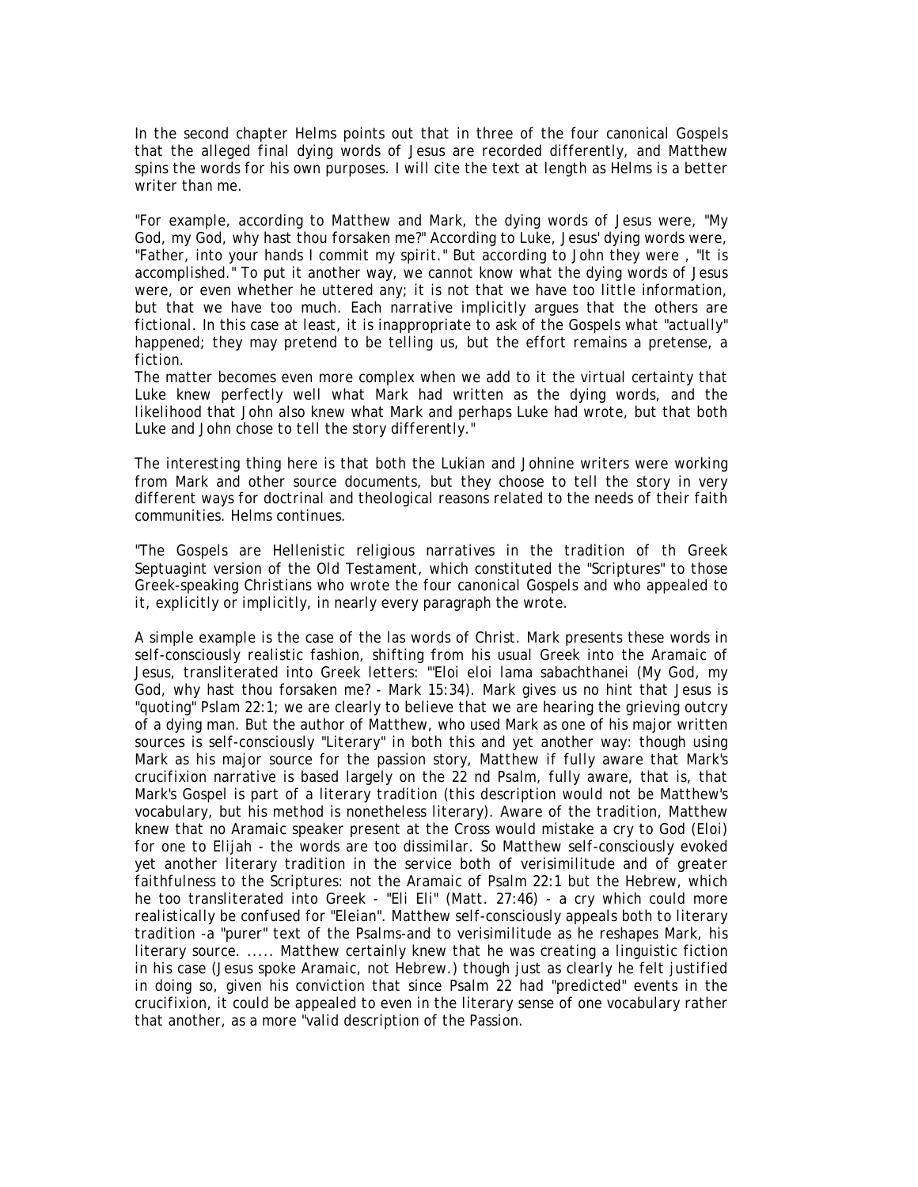In the second chapter Helms points out that in three of the four canonical Gospels that the alleged final dying words of Jesus are recorded differently, and Matthew spins the words for his own purposes. I will cite the text at length as Helms is a better writer than me.

"For example, according to Matthew and Mark, the dying words of Jesus were, "My God, my God, why hast thou forsaken me?" According to Luke, Jesus' dying words were, "Father, into your hands I commit my spirit." But according to John they were , "It is accomplished." To put it another way, we cannot know what the dying words of Jesus were, or even whether he uttered any; it is not that we have too little information, but that we have too much. Each narrative implicitly argues that the others are fictional. In this case at least, it is inappropriate to ask of the Gospels what "actually" happened; they may pretend to be telling us, but the effort remains a pretense, a fiction.
The matter becomes even more complex when we add to it the virtual certainty that Luke knew perfectly well what Mark had written as the dying words, and the likelihood that John also knew what Mark and perhaps Luke had wrote, but that both Luke and John chose to tell the story differently."

The interesting thing here is that both the Lukian and Johnine writers were working from Mark and other source documents, but they choose to tell the story in very different ways for doctrinal and theological reasons related to the needs of their faith communities. Helms continues.

"The Gospels are Hellenistic religious narratives in the tradition of th Greek Septuagint version of the Old Testament, which constituted the "Scriptures" to those Greek-speaking Christians who wrote the four canonical Gospels and who appealed to it, explicitly or implicitly, in nearly every paragraph the wrote.

A simple example is the case of the las words of Christ. Mark presents these words in self-consciously realistic fashion, shifting from his usual Greek into the Aramaic of Jesus, transliterated into Greek letters: "'Eloi eloi lama sabachthanei (My God, my God, why hast thou forsaken me? - Mark 15:34). Mark gives us no hint that Jesus is "quoting" Pslam 22:1; we are clearly to believe that we are hearing the grieving outcry of a dying man. But the author of Matthew, who used Mark as one of his major written sources is self-consciously "Literary" in both this and yet another way: though using Mark as his major source for the passion story, Matthew if fully aware that Mark's crucifixion narrative is based largely on the 22 nd Psalm, fully aware, that is, that Mark's Gospel is part of a literary tradition (this description would not be Matthew's vocabulary, but his method is nonetheless literary). Aware of the tradition, Matthew knew that no Aramaic speaker present at the Cross would mistake a cry to God (Eloi) for one to Elijah - the words are too dissimilar. So Matthew self-consciously evoked yet another literary tradition in the service both of verisimilitude and of greater faithfulness to the Scriptures: not the Aramaic of Psalm 22:1 but the Hebrew, which he too transliterated into Greek - "Eli Eli" (Matt. 27:46) - a cry which could more realistically be confused for "Eleian". Matthew self-consciously appeals both to literary tradition -a "purer" text of the Psalms-and to verisimilitude as he reshapes Mark, his literary source. ..... Matthew certainly knew that he was creating a linguistic fiction in his case (Jesus spoke Aramaic, not Hebrew.) though just as clearly he felt justified in doing so, given his conviction that since Psalm 22 had "predicted" events in the crucifixion, it could be appealed to even in the literary sense of one vocabulary rather that another, as a more "valid description of the Passion.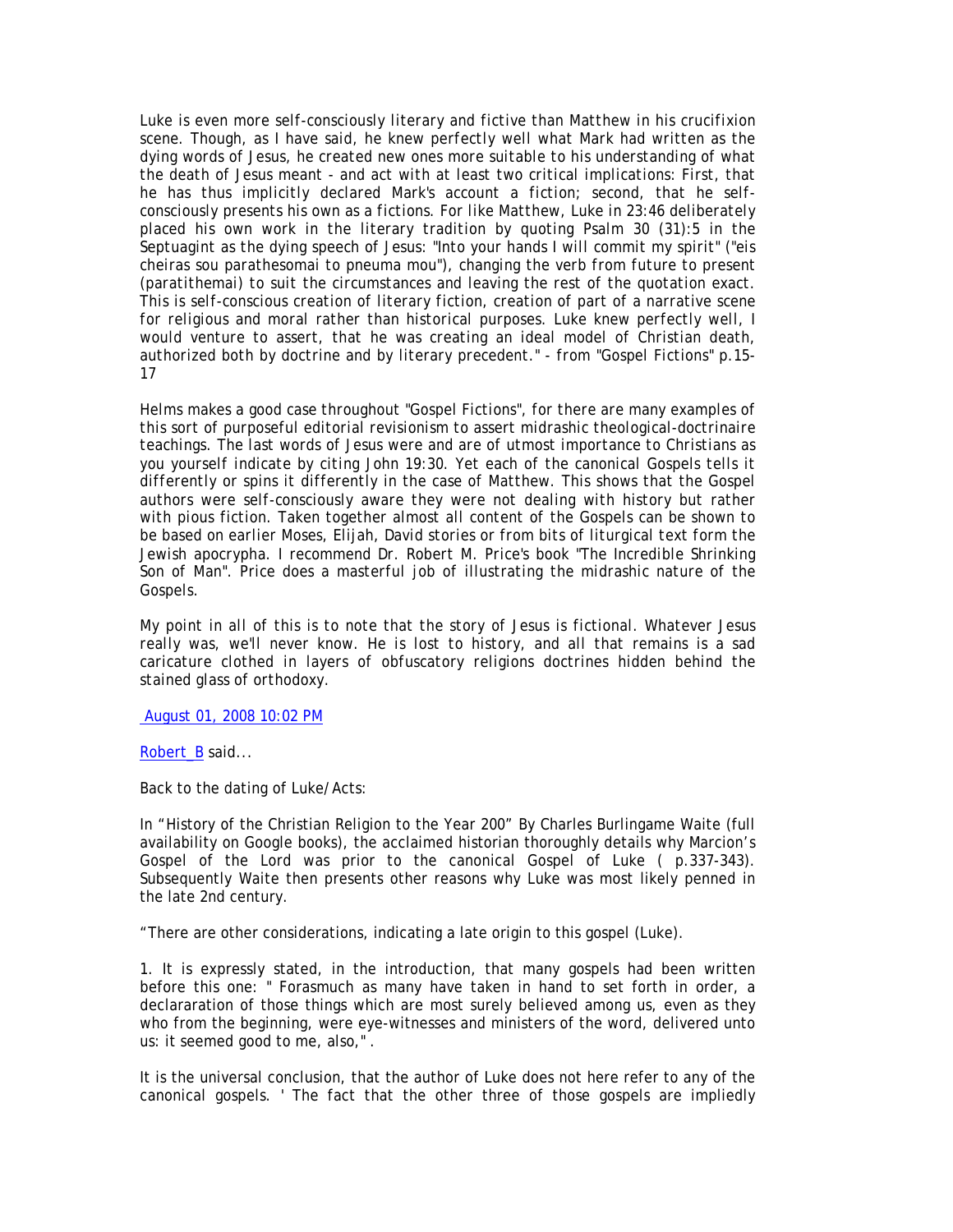Luke is even more self-consciously literary and fictive than Matthew in his crucifixion scene. Though, as I have said, he knew perfectly well what Mark had written as the dying words of Jesus, he created new ones more suitable to his understanding of what the death of Jesus meant - and act with at least two critical implications: First, that he has thus implicitly declared Mark's account a fiction; second, that he self-consciously presents his own as a fictions. For like Matthew, Luke in 23:46 deliberately placed his own work in the literary tradition by quoting Psalm 30 (31):5 in the Septuagint as the dying speech of Jesus: "Into your hands I will commit my spirit" ("eis cheiras sou parathesomai to pneuma mou"), changing the verb from future to present (paratithemai) to suit the circumstances and leaving the rest of the quotation exact. This is self-conscious creation of literary fiction, creation of part of a narrative scene for religious and moral rather than historical purposes. Luke knew perfectly well, I would venture to assert, that he was creating an ideal model of Christian death, authorized both by doctrine and by literary precedent." - from "Gospel Fictions" p.15-17

Helms makes a good case throughout "Gospel Fictions", for there are many examples of this sort of purposeful editorial revisionism to assert midrashic theological-doctrinaire teachings. The last words of Jesus were and are of utmost importance to Christians as you yourself indicate by citing John 19:30. Yet each of the canonical Gospels tells it differently or spins it differently in the case of Matthew. This shows that the Gospel authors were self-consciously aware they were not dealing with history but rather with pious fiction. Taken together almost all content of the Gospels can be shown to be based on earlier Moses, Elijah, David stories or from bits of liturgical text form the Jewish apocrypha. I recommend Dr. Robert M. Price's book "The Incredible Shrinking Son of Man". Price does a masterful job of illustrating the midrashic nature of the Gospels.

My point in all of this is to note that the story of Jesus is fictional. Whatever Jesus really was, we'll never know. He is lost to history, and all that remains is a sad caricature clothed in layers of obfuscatory religions doctrines hidden behind the stained glass of orthodoxy.

August 01, 2008 10:02 PM

Robert_B said...

Back to the dating of Luke/Acts:

In "History of the Christian Religion to the Year 200" By Charles Burlingame Waite (full availability on Google books), the acclaimed historian thoroughly details why Marcion's Gospel of the Lord was prior to the canonical Gospel of Luke ( p.337-343). Subsequently Waite then presents other reasons why Luke was most likely penned in the late 2nd century.

"There are other considerations, indicating a late origin to this gospel (Luke).

1. It is expressly stated, in the introduction, that many gospels had been written before this one: " Forasmuch as many have taken in hand to set forth in order, a declarartion of those things which are most surely believed among us, even as they who from the beginning, were eye-witnesses and ministers of the word, delivered unto us: it seemed good to me, also," .

It is the universal conclusion, that the author of Luke does not here refer to any of the canonical gospels. ' The fact that the other three of those gospels are impliedly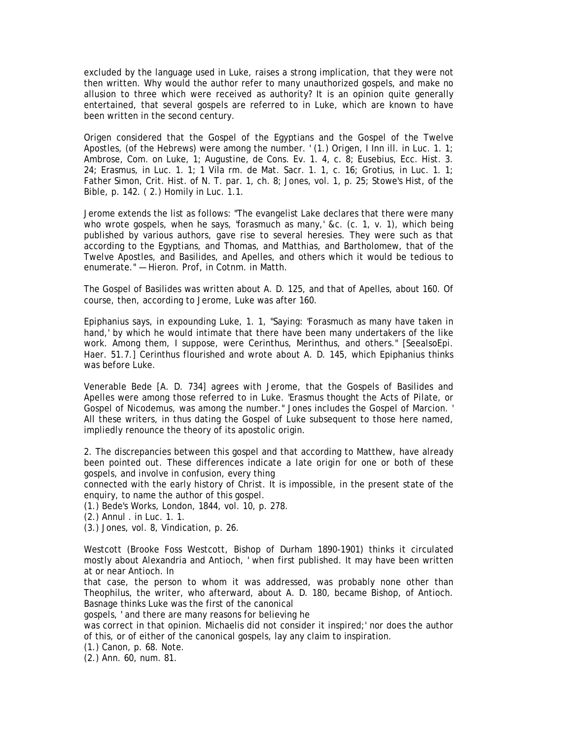excluded by the language used in Luke, raises a strong implication, that they were not then written. Why would the author refer to many unauthorized gospels, and make no allusion to three which were received as authority? It is an opinion quite generally entertained, that several gospels are referred to in Luke, which are known to have been written in the second century.

Origen considered that the Gospel of the Egyptians and the Gospel of the Twelve Apostles, (of the Hebrews) were among the number. ' (1.) Origen, I Inn ill. in Luc. 1. 1; Ambrose, Com. on Luke, 1; Augustine, de Cons. Ev. 1. 4, c. 8; Eusebius, Ecc. Hist. 3. 24; Erasmus, in Luc. 1. 1; 1 Vila rm. de Mat. Sacr. 1. 1, c. 16; Grotius, in Luc. 1. 1; Father Simon, Crit. Hist. of N. T. par. 1, ch. 8; Jones, vol. 1, p. 25; Stowe's Hist, of the Bible, p. 142. ( 2.) Homily in Luc. 1.1.

Jerome extends the list as follows: "The evangelist Lake declares that there were many who wrote gospels, when he says, 'forasmuch as many,' &c. (c. 1, v. 1), which being published by various authors, gave rise to several heresies. They were such as that according to the Egyptians, and Thomas, and Matthias, and Bartholomew, that of the Twelve Apostles, and Basilides, and Apelles, and others which it would be tedious to enumerate." — Hieron. Prof, in Cotnm. in Matth.

The Gospel of Basilides was written about A. D. 125, and that of Apelles, about 160. Of course, then, according to Jerome, Luke was after 160.

Epiphanius says, in expounding Luke, 1. 1, "Saying: 'Forasmuch as many have taken in hand,' by which he would intimate that there have been many undertakers of the like work. Among them, I suppose, were Cerinthus, Merinthus, and others." [SeealsoEpi. Haer. 51.7.] Cerinthus flourished and wrote about A. D. 145, which Epiphanius thinks was before Luke.

Venerable Bede [A. D. 734] agrees with Jerome, that the Gospels of Basilides and Apelles were among those referred to in Luke. 'Erasmus thought the Acts of Pilate, or Gospel of Nicodemus, was among the number." Jones includes the Gospel of Marcion. ' All these writers, in thus dating the Gospel of Luke subsequent to those here named, impliedly renounce the theory of its apostolic origin.

2. The discrepancies between this gospel and that according to Matthew, have already been pointed out. These differences indicate a late origin for one or both of these gospels, and involve in confusion, every thing
connected with the early history of Christ. It is impossible, in the present state of the enquiry, to name the author of this gospel.
(1.) Bede's Works, London, 1844, vol. 10, p. 278.
(2.) Annul . in Luc. 1. 1.
(3.) Jones, vol. 8, Vindication, p. 26.

Westcott (Brooke Foss Westcott, Bishop of Durham 1890-1901) thinks it circulated mostly about Alexandria and Antioch, ' when first published. It may have been written at or near Antioch. In
that case, the person to whom it was addressed, was probably none other than Theophilus, the writer, who afterward, about A. D. 180, became Bishop, of Antioch. Basnage thinks Luke was the first of the canonical
gospels, ' and there are many reasons for believing he
was correct in that opinion. Michaelis did not consider it inspired;' nor does the author of this, or of either of the canonical gospels, lay any claim to inspiration.
(1.) Canon, p. 68. Note.
(2.) Ann. 60, num. 81.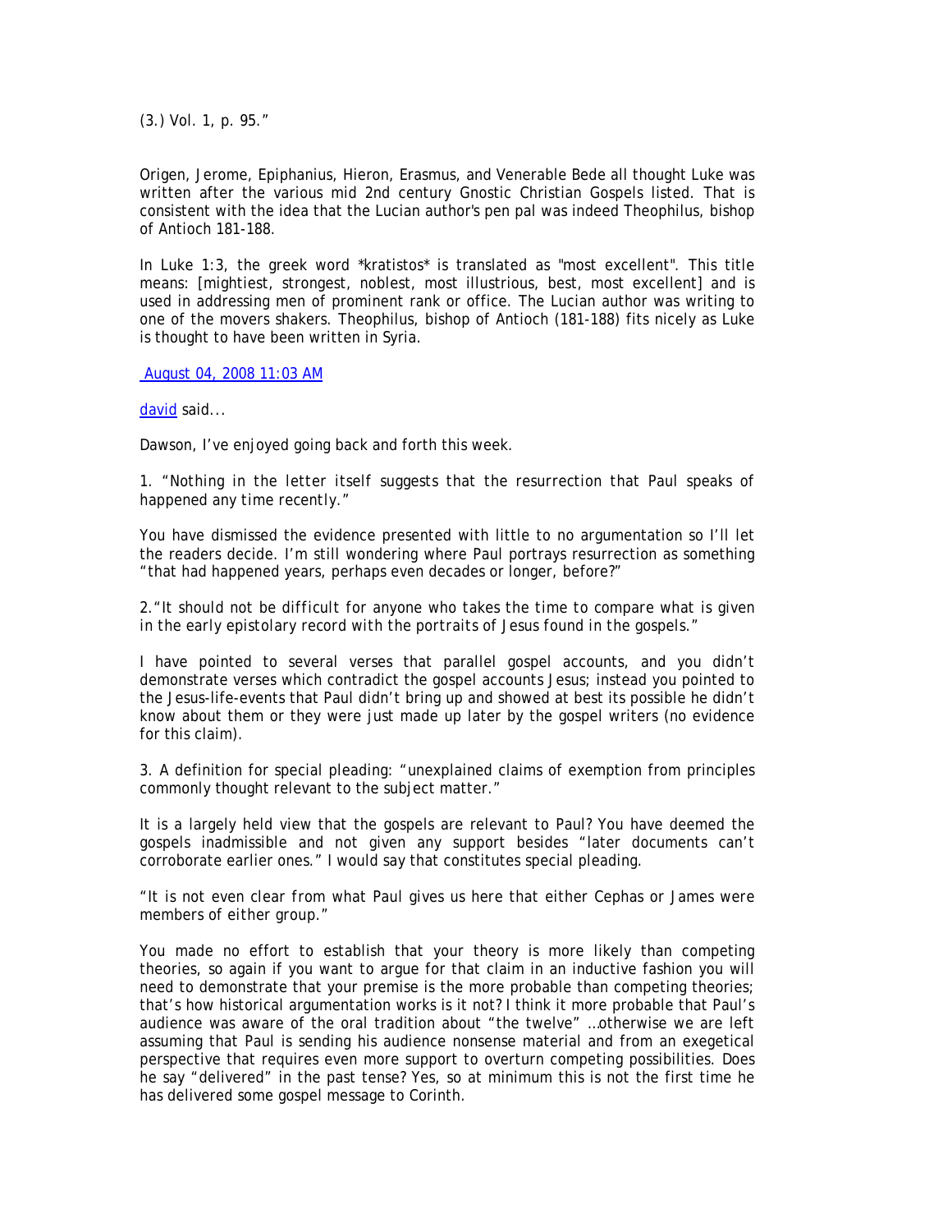(3.) Vol. 1, p. 95."

Origen, Jerome, Epiphanius, Hieron, Erasmus, and Venerable Bede all thought Luke was written after the various mid 2nd century Gnostic Christian Gospels listed. That is consistent with the idea that the Lucian author's pen pal was indeed Theophilus, bishop of Antioch 181-188.

In Luke 1:3, the greek word *kratistos* is translated as "most excellent". This title means: [mightiest, strongest, noblest, most illustrious, best, most excellent] and is used in addressing men of prominent rank or office. The Lucian author was writing to one of the movers shakers. Theophilus, bishop of Antioch (181-188) fits nicely as Luke is thought to have been written in Syria.

August 04, 2008 11:03 AM

david said...

Dawson, I've enjoyed going back and forth this week.

1. *"Nothing in the letter itself suggests that the resurrection that Paul speaks of happened any time recently."*

You have dismissed the evidence presented with little to no argumentation so I'll let the readers decide. I'm still wondering where Paul portrays resurrection as something "that had happened years, perhaps even decades or longer, before?"

2. *"It should not be difficult for anyone who takes the time to compare what is given in the early epistolary record with the portraits of Jesus found in the gospels."*

I have pointed to several verses that parallel gospel accounts, and you didn't demonstrate verses which contradict the gospel accounts Jesus; instead you pointed to the Jesus-life-events that Paul didn't bring up and showed at best its possible he didn't know about them or they were just made up later by the gospel writers (no evidence for this claim).

3. A definition for special pleading: "unexplained claims of exemption from principles commonly thought relevant to the subject matter."

It is a largely held view that the gospels are relevant to Paul? You have deemed the gospels inadmissible and not given any support besides "later documents can't corroborate earlier ones." I would say that constitutes special pleading.

*"It is not even clear from what Paul gives us here that either Cephas or James were members of either group."*

You made no effort to establish that your theory is more likely than competing theories, so again if you want to argue for that claim in an inductive fashion you will need to demonstrate that your premise is the more probable than competing theories; that's how historical argumentation works is it not? I think it more probable that Paul's audience was aware of the oral tradition about "the twelve" …otherwise we are left assuming that Paul is sending his audience nonsense material and from an exegetical perspective that requires even more support to overturn competing possibilities. Does he say "delivered" in the past tense? Yes, so at minimum this is not the first time he has delivered some gospel message to Corinth.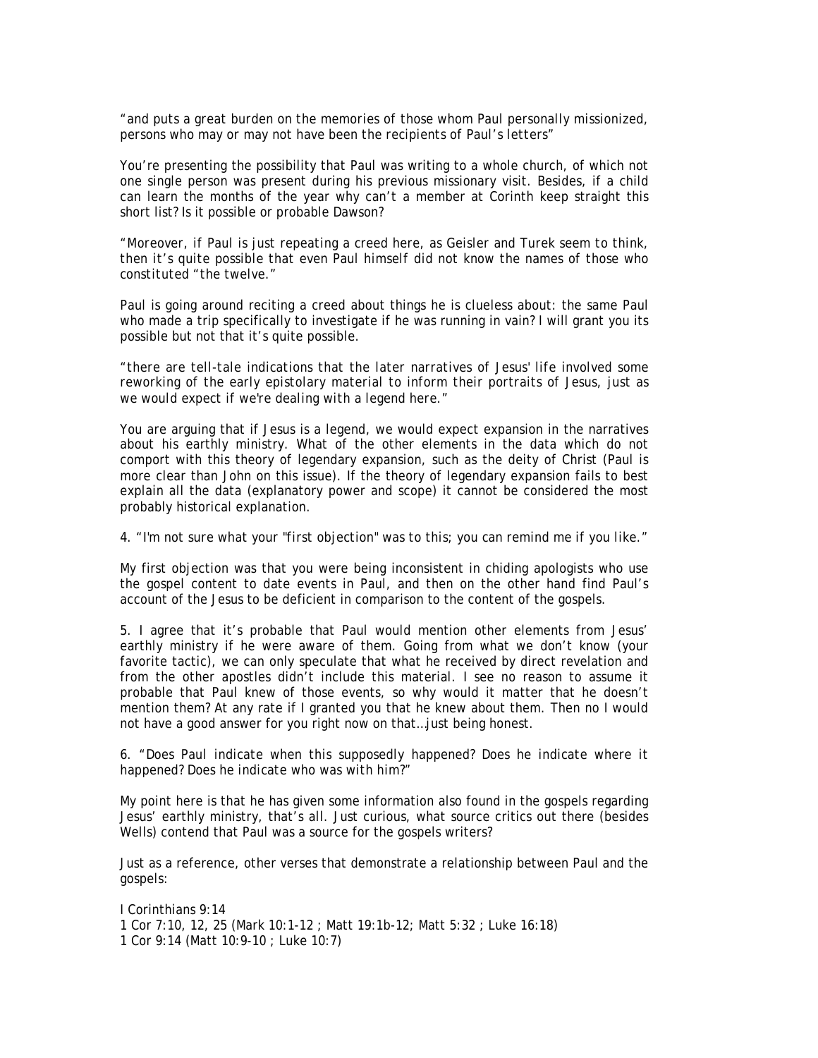*"and puts a great burden on the memories of those whom Paul personally missionized, persons who may or may not have been the recipients of Paul's letters"*

You're presenting the possibility that Paul was writing to a whole church, of which not one single person was present during his previous missionary visit. Besides, if a child can learn the months of the year why can't a member at Corinth keep straight this short list? Is it possible or probable Dawson?

*"Moreover, if Paul is just repeating a creed here, as Geisler and Turek seem to think, then it's quite possible that even Paul himself did not know the names of those who constituted "the twelve."*

Paul is going around reciting a creed about things he is clueless about: the same Paul who made a trip specifically to investigate if he was running in vain? I will grant you its possible but not that it's quite possible.

*"there are tell-tale indications that the later narratives of Jesus' life involved some reworking of the early epistolary material to inform their portraits of Jesus, just as we would expect if we're dealing with a legend here."*

You are arguing that if Jesus is a legend, we would expect expansion in the narratives about his earthly ministry. What of the other elements in the data which do not comport with this theory of legendary expansion, such as the deity of Christ (Paul is more clear than John on this issue). If the theory of legendary expansion fails to best explain all the data (explanatory power and scope) it cannot be considered the most probably historical explanation.

4. *"I'm not sure what your "first objection" was to this; you can remind me if you like."*

My first objection was that you were being inconsistent in chiding apologists who use the gospel content to date events in Paul, and then on the other hand find Paul's account of the Jesus to be deficient in comparison to the content of the gospels.

5. I agree that it's probable that Paul would mention other elements from Jesus' earthly ministry if he were aware of them. Going from what we don't know (your favorite tactic), we can only speculate that what he received by direct revelation and from the other apostles didn't include this material. I see no reason to assume it probable that Paul knew of those events, so why would it matter that he doesn't mention them? At any rate if I granted you that he knew about them. Then no I would not have a good answer for you right now on that…just being honest.

6. *"Does Paul indicate when this supposedly happened? Does he indicate where it happened? Does he indicate who was with him?"*

My point here is that he has given some information also found in the gospels regarding Jesus' earthly ministry, that's all. Just curious, what source critics out there (besides Wells) contend that Paul was a source for the gospels writers?

Just as a reference, other verses that demonstrate a relationship between Paul and the gospels:

I Corinthians 9:14
1 Cor 7:10, 12, 25 (Mark 10:1-12 ; Matt 19:1b-12; Matt 5:32 ; Luke 16:18)
1 Cor 9:14 (Matt 10:9-10 ; Luke 10:7)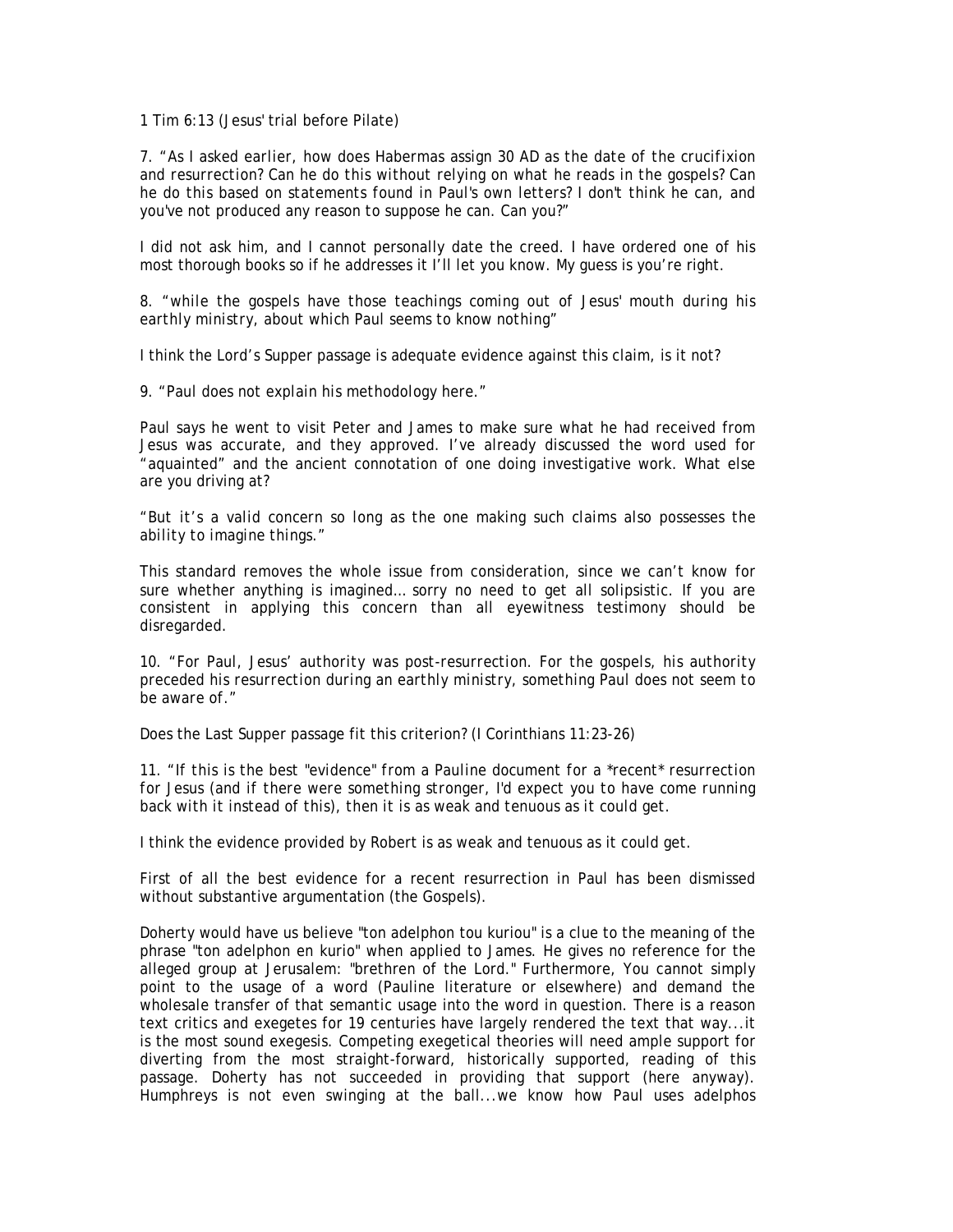1 Tim 6:13 (Jesus' trial before Pilate)

7. *"As I asked earlier, how does Habermas assign 30 AD as the date of the crucifixion and resurrection? Can he do this without relying on what he reads in the gospels? Can he do this based on statements found in Paul's own letters? I don't think he can, and you've not produced any reason to suppose he can. Can you?"*

I did not ask him, and I cannot personally date the creed. I have ordered one of his most thorough books so if he addresses it I'll let you know. My guess is you're right.

8. *"while the gospels have those teachings coming out of Jesus' mouth during his earthly ministry, about which Paul seems to know nothing"*

I think the Lord's Supper passage is adequate evidence against this claim, is it not?

9. *"Paul does not explain his methodology here."*

Paul says he went to visit Peter and James to make sure what he had received from Jesus was accurate, and they approved. I've already discussed the word used for "aquainted" and the ancient connotation of one doing investigative work. What else are you driving at?

*"But it's a valid concern so long as the one making such claims also possesses the ability to imagine things."*

This standard removes the whole issue from consideration, since we can't know for sure whether anything is imagined… sorry no need to get all solipsistic. If you are consistent in applying this concern than all eyewitness testimony should be disregarded.

10. *"For Paul, Jesus' authority was post-resurrection. For the gospels, his authority preceded his resurrection during an earthly ministry, something Paul does not seem to be aware of."*

Does the Last Supper passage fit this criterion? (I Corinthians 11:23-26)

11. *"If this is the best "evidence" from a Pauline document for a *recent* resurrection for Jesus (and if there were something stronger, I'd expect you to have come running back with it instead of this), then it is as weak and tenuous as it could get.*

I think the evidence provided by Robert is as weak and tenuous as it could get.

First of all the best evidence for a recent resurrection in Paul has been dismissed without substantive argumentation (the Gospels).

Doherty would have us believe "ton adelphon tou kuriou" is a clue to the meaning of the phrase "ton adelphon en kurio" when applied to James. He gives no reference for the alleged group at Jerusalem: "brethren of the Lord." Furthermore, You cannot simply point to the usage of a word (Pauline literature or elsewhere) and demand the wholesale transfer of that semantic usage into the word in question. There is a reason text critics and exegetes for 19 centuries have largely rendered the text that way...it is the most sound exegesis. Competing exegetical theories will need ample support for diverting from the most straight-forward, historically supported, reading of this passage. Doherty has not succeeded in providing that support (here anyway). Humphreys is not even swinging at the ball...we know how Paul uses adelphos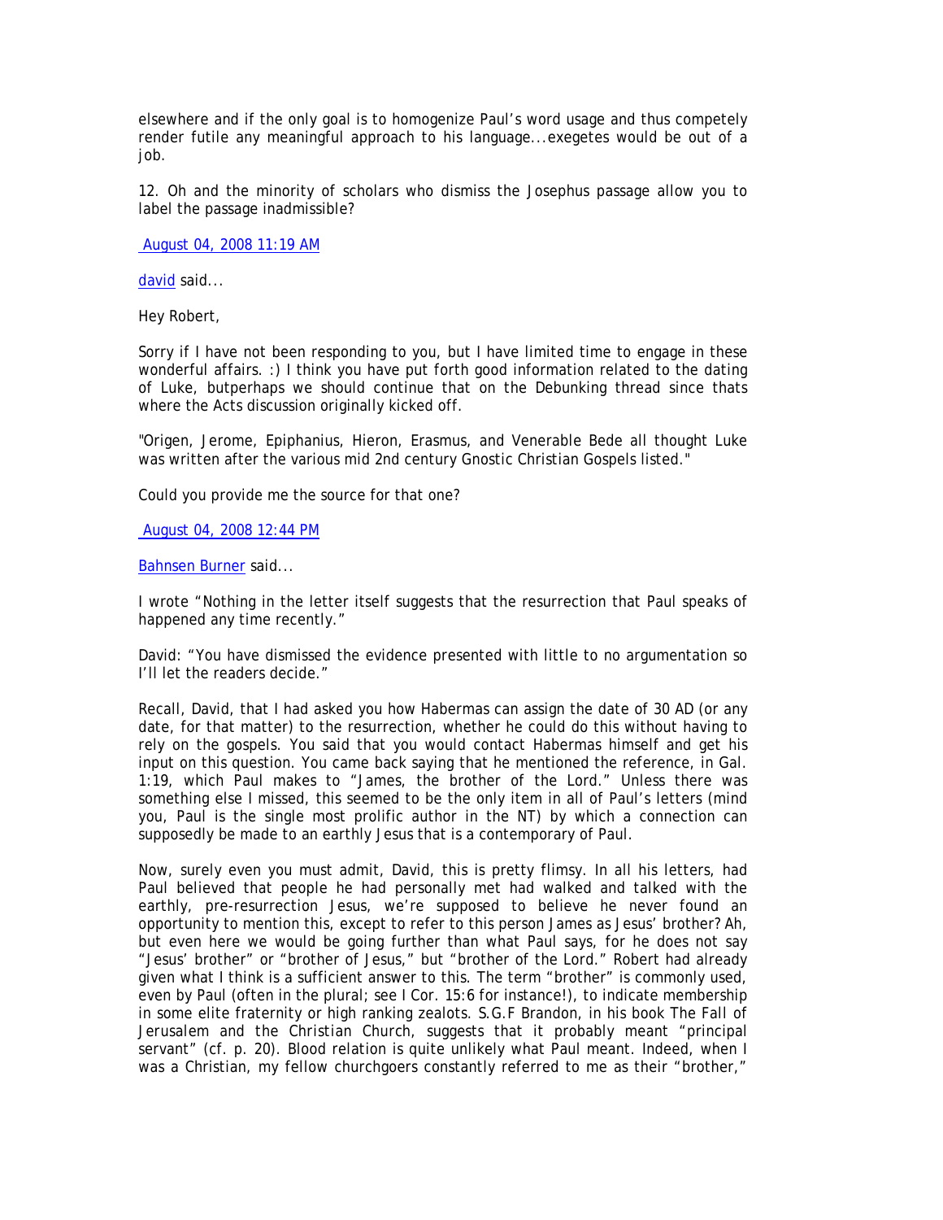elsewhere and if the only goal is to homogenize Paul's word usage and thus competely render futile any meaningful approach to his language...exegetes would be out of a job.

12. Oh and the minority of scholars who dismiss the Josephus passage allow you to label the passage inadmissible?

August 04, 2008 11:19 AM

david said...

Hey Robert,

Sorry if I have not been responding to you, but I have limited time to engage in these wonderful affairs. :) I think you have put forth good information related to the dating of Luke, butperhaps we should continue that on the Debunking thread since thats where the Acts discussion originally kicked off.

"Origen, Jerome, Epiphanius, Hieron, Erasmus, and Venerable Bede all thought Luke was written after the various mid 2nd century Gnostic Christian Gospels listed."

Could you provide me the source for that one?

August 04, 2008 12:44 PM

Bahnsen Burner said...

I wrote "Nothing in the letter itself suggests that the resurrection that Paul speaks of happened any time recently."

David: "You have dismissed the evidence presented with little to no argumentation so I'll let the readers decide."

Recall, David, that I had asked you how Habermas can assign the date of 30 AD (or any date, for that matter) to the resurrection, whether he could do this without having to rely on the gospels. You said that you would contact Habermas himself and get his input on this question. You came back saying that he mentioned the reference, in Gal. 1:19, which Paul makes to "James, the brother of the Lord." Unless there was something else I missed, this seemed to be the only item in all of Paul's letters (mind you, Paul is the single most prolific author in the NT) by which a connection can supposedly be made to an earthly Jesus that is a contemporary of Paul.

Now, surely even you must admit, David, this is pretty flimsy. In all his letters, had Paul believed that people he had personally met had walked and talked with the earthly, pre-resurrection Jesus, we're supposed to believe he never found an opportunity to mention this, except to refer to this person James as Jesus' brother? Ah, but even here we would be going further than what Paul says, for he does not say "Jesus' brother" or "brother of Jesus," but "brother of the Lord." Robert had already given what I think is a sufficient answer to this. The term "brother" is commonly used, even by Paul (often in the plural; see I Cor. 15:6 for instance!), to indicate membership in some elite fraternity or high ranking zealots. S.G.F Brandon, in his book The Fall of Jerusalem and the Christian Church, suggests that it probably meant "principal servant" (cf. p. 20). Blood relation is quite unlikely what Paul meant. Indeed, when I was a Christian, my fellow churchgoers constantly referred to me as their "brother,"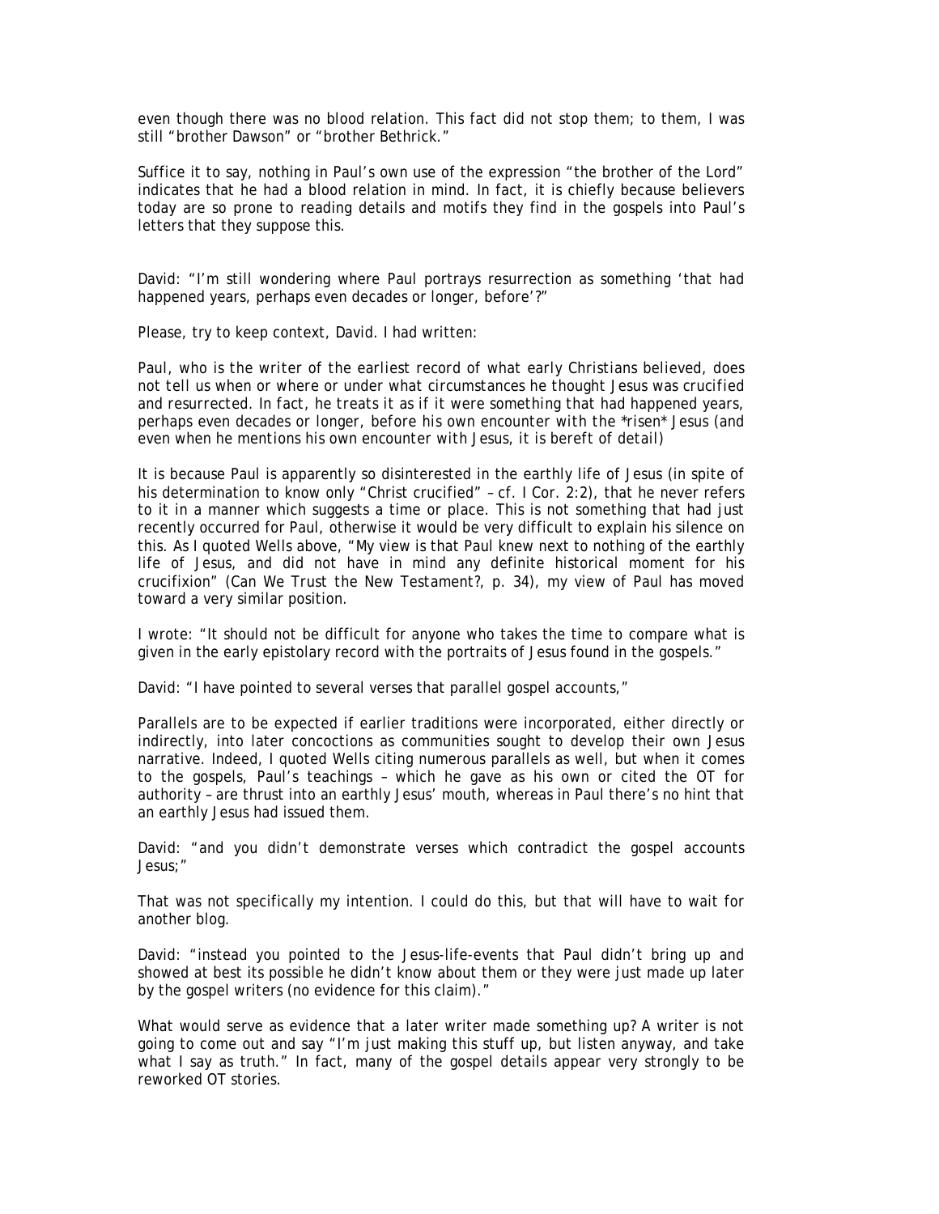even though there was no blood relation. This fact did not stop them; to them, I was still "brother Dawson" or "brother Bethrick."

Suffice it to say, nothing in Paul's own use of the expression "the brother of the Lord" indicates that he had a blood relation in mind. In fact, it is chiefly because believers today are so prone to reading details and motifs they find in the gospels into Paul's letters that they suppose this.

David: "I'm still wondering where Paul portrays resurrection as something 'that had happened years, perhaps even decades or longer, before'?"

Please, try to keep context, David. I had written:

*Paul, who is the writer of the earliest record of what early Christians believed, does not tell us when or where or under what circumstances he thought Jesus was crucified and resurrected. In fact, he treats it as if it were something that had happened years, perhaps even decades or longer, before his own encounter with the \*risen\* Jesus (and even when he mentions his own encounter with Jesus, it is bereft of detail)*

It is because Paul is apparently so disinterested in the earthly life of Jesus (in spite of his determination to know only "Christ crucified" – cf. I Cor. 2:2), that he never refers to it in a manner which suggests a time or place. This is not something that had just recently occurred for Paul, otherwise it would be very difficult to explain his silence on this. As I quoted Wells above, "My view is that Paul knew next to nothing of the earthly life of Jesus, and did not have in mind any definite historical moment for his crucifixion" (Can We Trust the New Testament?, p. 34), my view of Paul has moved toward a very similar position.

I wrote: "It should not be difficult for anyone who takes the time to compare what is given in the early epistolary record with the portraits of Jesus found in the gospels."

David: "I have pointed to several verses that parallel gospel accounts,"

Parallels are to be expected if earlier traditions were incorporated, either directly or indirectly, into later concoctions as communities sought to develop their own Jesus narrative. Indeed, I quoted Wells citing numerous parallels as well, but when it comes to the gospels, Paul's teachings – which he gave as his own or cited the OT for authority – are thrust into an earthly Jesus' mouth, whereas in Paul there's no hint that an earthly Jesus had issued them.

David: "and you didn't demonstrate verses which contradict the gospel accounts Jesus;"

That was not specifically my intention. I could do this, but that will have to wait for another blog.

David: "instead you pointed to the Jesus-life-events that Paul didn't bring up and showed at best its possible he didn't know about them or they were just made up later by the gospel writers (no evidence for this claim)."

What would serve as evidence that a later writer made something up? A writer is not going to come out and say "I'm just making this stuff up, but listen anyway, and take what I say as truth." In fact, many of the gospel details appear very strongly to be reworked OT stories.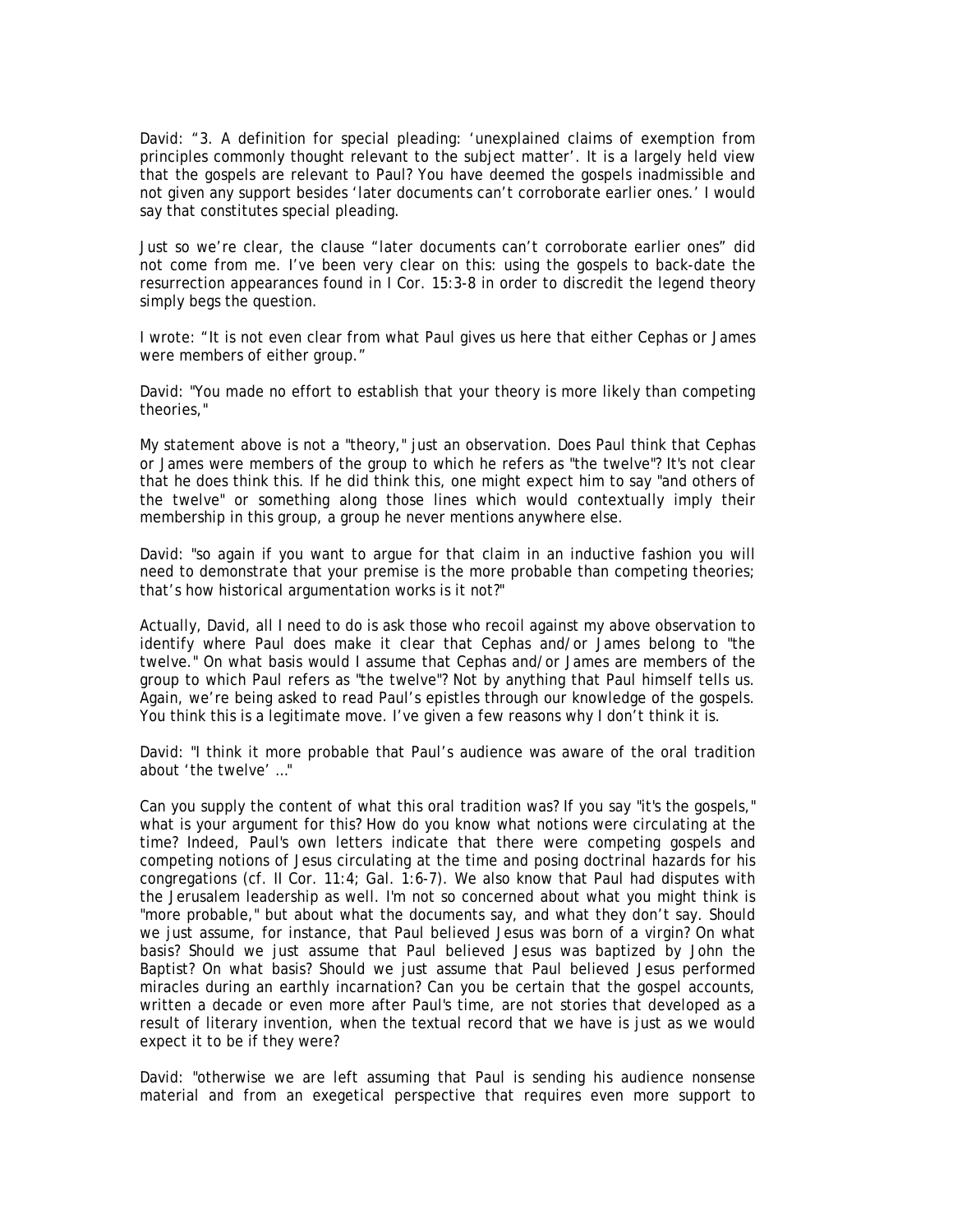David: “3. A definition for special pleading: ‘unexplained claims of exemption from principles commonly thought relevant to the subject matter’. It is a largely held view that the gospels are relevant to Paul? You have deemed the gospels inadmissible and not given any support besides ‘later documents can’t corroborate earlier ones.’ I would say that constitutes special pleading.

Just so we’re clear, the clause “later documents can’t corroborate earlier ones” did not come from me. I’ve been very clear on this: using the gospels to back-date the resurrection appearances found in I Cor. 15:3-8 in order to discredit the legend theory simply begs the question.

I wrote: “It is not even clear from what Paul gives us here that either Cephas or James were members of either group.”

David: "You made no effort to establish that your theory is more likely than competing theories,"

My statement above is not a "theory," just an observation. Does Paul think that Cephas or James were members of the group to which he refers as "the twelve"? It's not clear that he does think this. If he did think this, one might expect him to say "and others of the twelve" or something along those lines which would contextually imply their membership in this group, a group he never mentions anywhere else.

David: "so again if you want to argue for that claim in an inductive fashion you will need to demonstrate that your premise is the more probable than competing theories; that’s how historical argumentation works is it not?"

Actually, David, all I need to do is ask those who recoil against my above observation to identify where Paul does make it clear that Cephas and/or James belong to "the twelve." On what basis would I assume that Cephas and/or James are members of the group to which Paul refers as "the twelve"? Not by anything that Paul himself tells us. Again, we’re being asked to read Paul’s epistles through our knowledge of the gospels. You think this is a legitimate move. I’ve given a few reasons why I don’t think it is.

David: "I think it more probable that Paul’s audience was aware of the oral tradition about ‘the twelve’ ..."

Can you supply the content of what this oral tradition was? If you say "it's the gospels," what is your argument for this? How do you know what notions were circulating at the time? Indeed, Paul's own letters indicate that there were competing gospels and competing notions of Jesus circulating at the time and posing doctrinal hazards for his congregations (cf. II Cor. 11:4; Gal. 1:6-7). We also know that Paul had disputes with the Jerusalem leadership as well. I'm not so concerned about what you might think is "more probable," but about what the documents say, and what they don’t say. Should we just assume, for instance, that Paul believed Jesus was born of a virgin? On what basis? Should we just assume that Paul believed Jesus was baptized by John the Baptist? On what basis? Should we just assume that Paul believed Jesus performed miracles during an earthly incarnation? Can you be certain that the gospel accounts, written a decade or even more after Paul's time, are not stories that developed as a result of literary invention, when the textual record that we have is just as we would expect it to be if they were?

David: "otherwise we are left assuming that Paul is sending his audience nonsense material and from an exegetical perspective that requires even more support to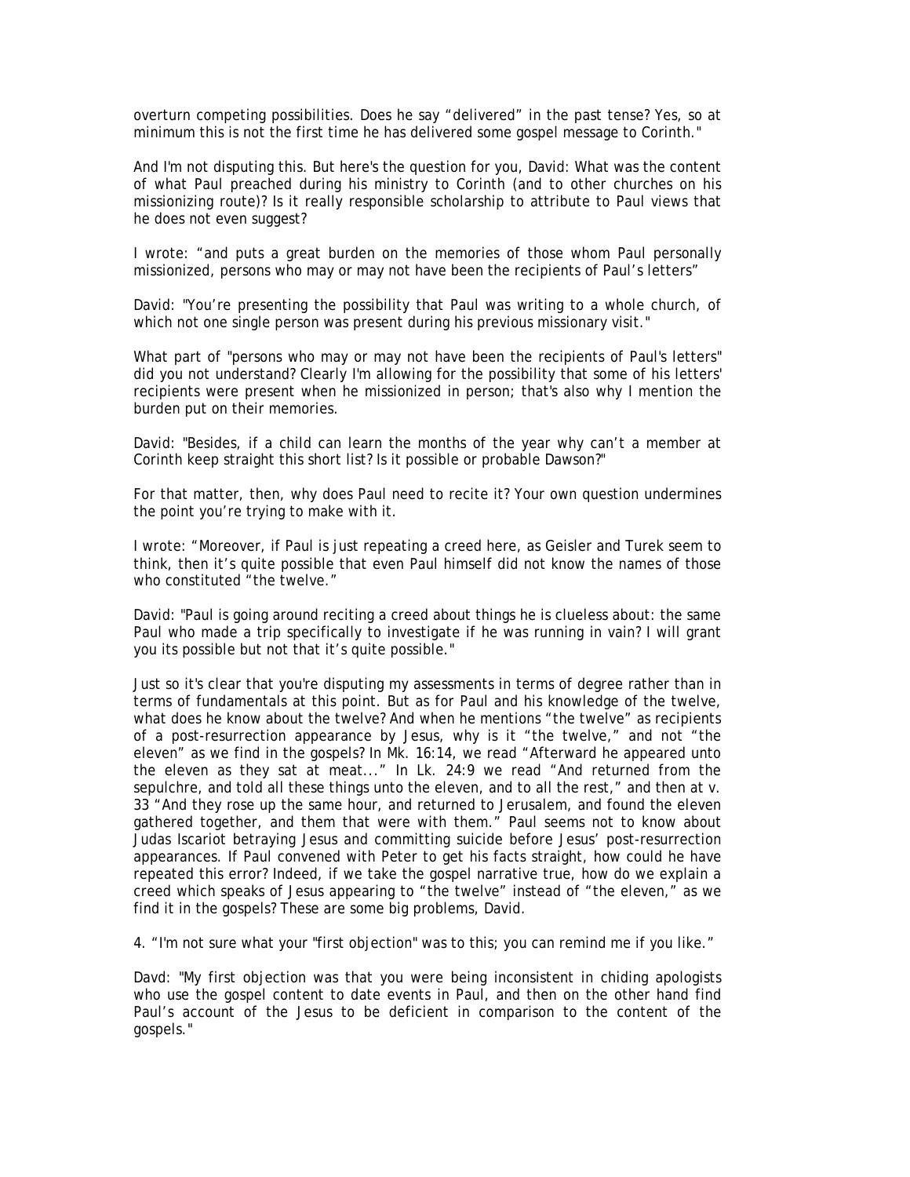overturn competing possibilities. Does he say "delivered" in the past tense? Yes, so at minimum this is not the first time he has delivered some gospel message to Corinth."

And I'm not disputing this. But here's the question for you, David: What was the content of what Paul preached during his ministry to Corinth (and to other churches on his missionizing route)? Is it really responsible scholarship to attribute to Paul views that he does not even suggest?

I wrote: "and puts a great burden on the memories of those whom Paul personally missionized, persons who may or may not have been the recipients of Paul's letters"

David: "You're presenting the possibility that Paul was writing to a whole church, of which not one single person was present during his previous missionary visit."

What part of "persons who may or may not have been the recipients of Paul's letters" did you not understand? Clearly I'm allowing for the possibility that some of his letters' recipients were present when he missionized in person; that's also why I mention the burden put on their memories.

David: "Besides, if a child can learn the months of the year why can't a member at Corinth keep straight this short list? Is it possible or probable Dawson?"

For that matter, then, why does Paul need to recite it? Your own question undermines the point you're trying to make with it.

I wrote: "Moreover, if Paul is just repeating a creed here, as Geisler and Turek seem to think, then it's quite possible that even Paul himself did not know the names of those who constituted "the twelve."

David: "Paul is going around reciting a creed about things he is clueless about: the same Paul who made a trip specifically to investigate if he was running in vain? I will grant you its possible but not that it's quite possible."

Just so it's clear that you're disputing my assessments in terms of degree rather than in terms of fundamentals at this point. But as for Paul and his knowledge of the twelve, what does he know about the twelve? And when he mentions "the twelve" as recipients of a post-resurrection appearance by Jesus, why is it "the twelve," and not "the eleven" as we find in the gospels? In Mk. 16:14, we read "Afterward he appeared unto the eleven as they sat at meat..." In Lk. 24:9 we read "And returned from the sepulchre, and told all these things unto the eleven, and to all the rest," and then at v. 33 "And they rose up the same hour, and returned to Jerusalem, and found the eleven gathered together, and them that were with them." Paul seems not to know about Judas Iscariot betraying Jesus and committing suicide before Jesus' post-resurrection appearances. If Paul convened with Peter to get his facts straight, how could he have repeated this error? Indeed, if we take the gospel narrative true, how do we explain a creed which speaks of Jesus appearing to "the twelve" instead of "the eleven," as we find it in the gospels? These are some big problems, David.

4. "I'm not sure what your "first objection" was to this; you can remind me if you like."

Davd: "My first objection was that you were being inconsistent in chiding apologists who use the gospel content to date events in Paul, and then on the other hand find Paul's account of the Jesus to be deficient in comparison to the content of the gospels."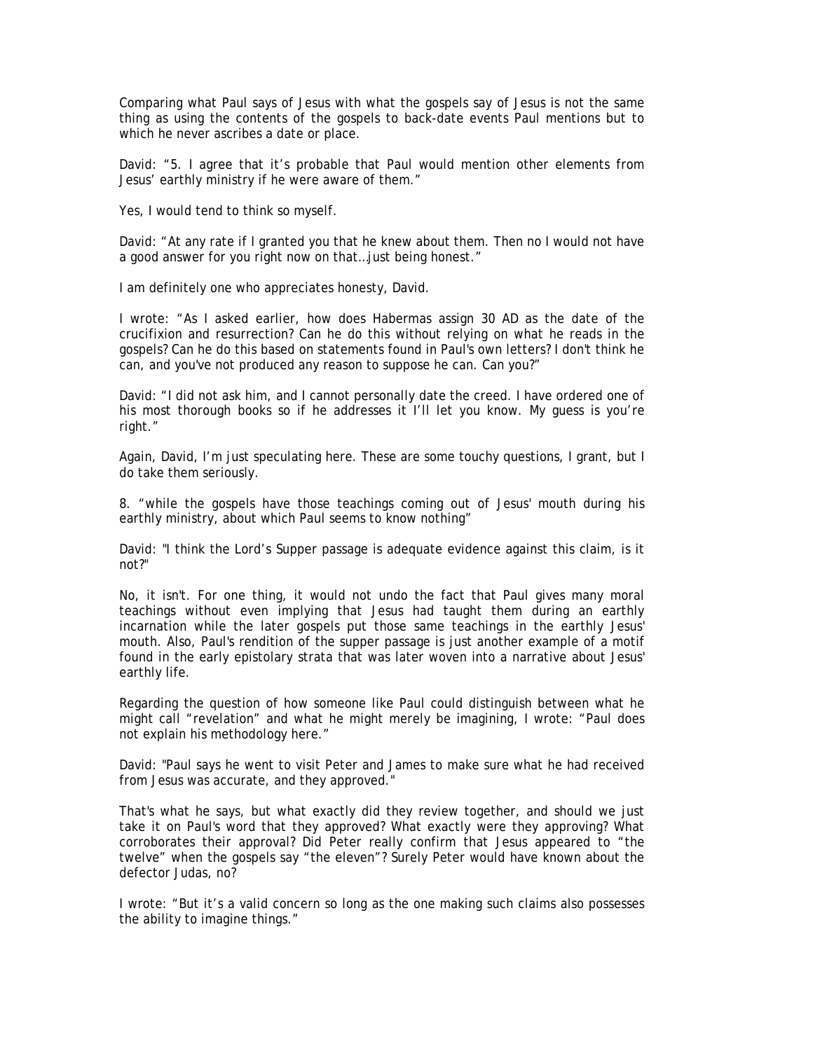Comparing what Paul says of Jesus with what the gospels say of Jesus is not the same thing as using the contents of the gospels to back-date events Paul mentions but to which he never ascribes a date or place.

David: "5. I agree that it's probable that Paul would mention other elements from Jesus' earthly ministry if he were aware of them."

Yes, I would tend to think so myself.

David: "At any rate if I granted you that he knew about them. Then no I would not have a good answer for you right now on that…just being honest."

I am definitely one who appreciates honesty, David.

I wrote: "As I asked earlier, how does Habermas assign 30 AD as the date of the crucifixion and resurrection? Can he do this without relying on what he reads in the gospels? Can he do this based on statements found in Paul's own letters? I don't think he can, and you've not produced any reason to suppose he can. Can you?"

David: "I did not ask him, and I cannot personally date the creed. I have ordered one of his most thorough books so if he addresses it I'll let you know. My guess is you're right."

Again, David, I'm just speculating here. These are some touchy questions, I grant, but I do take them seriously.

8. "while the gospels have those teachings coming out of Jesus' mouth during his earthly ministry, about which Paul seems to know nothing"

David: "I think the Lord's Supper passage is adequate evidence against this claim, is it not?"

No, it isn't. For one thing, it would not undo the fact that Paul gives many moral teachings without even implying that Jesus had taught them during an earthly incarnation while the later gospels put those same teachings in the earthly Jesus' mouth. Also, Paul's rendition of the supper passage is just another example of a motif found in the early epistolary strata that was later woven into a narrative about Jesus' earthly life.

Regarding the question of how someone like Paul could distinguish between what he might call "revelation" and what he might merely be imagining, I wrote: "Paul does not explain his methodology here."

David: "Paul says he went to visit Peter and James to make sure what he had received from Jesus was accurate, and they approved."

That's what he says, but what exactly did they review together, and should we just take it on Paul's word that they approved? What exactly were they approving? What corroborates their approval? Did Peter really confirm that Jesus appeared to "the twelve" when the gospels say "the eleven"? Surely Peter would have known about the defector Judas, no?

I wrote: "But it's a valid concern so long as the one making such claims also possesses the ability to imagine things."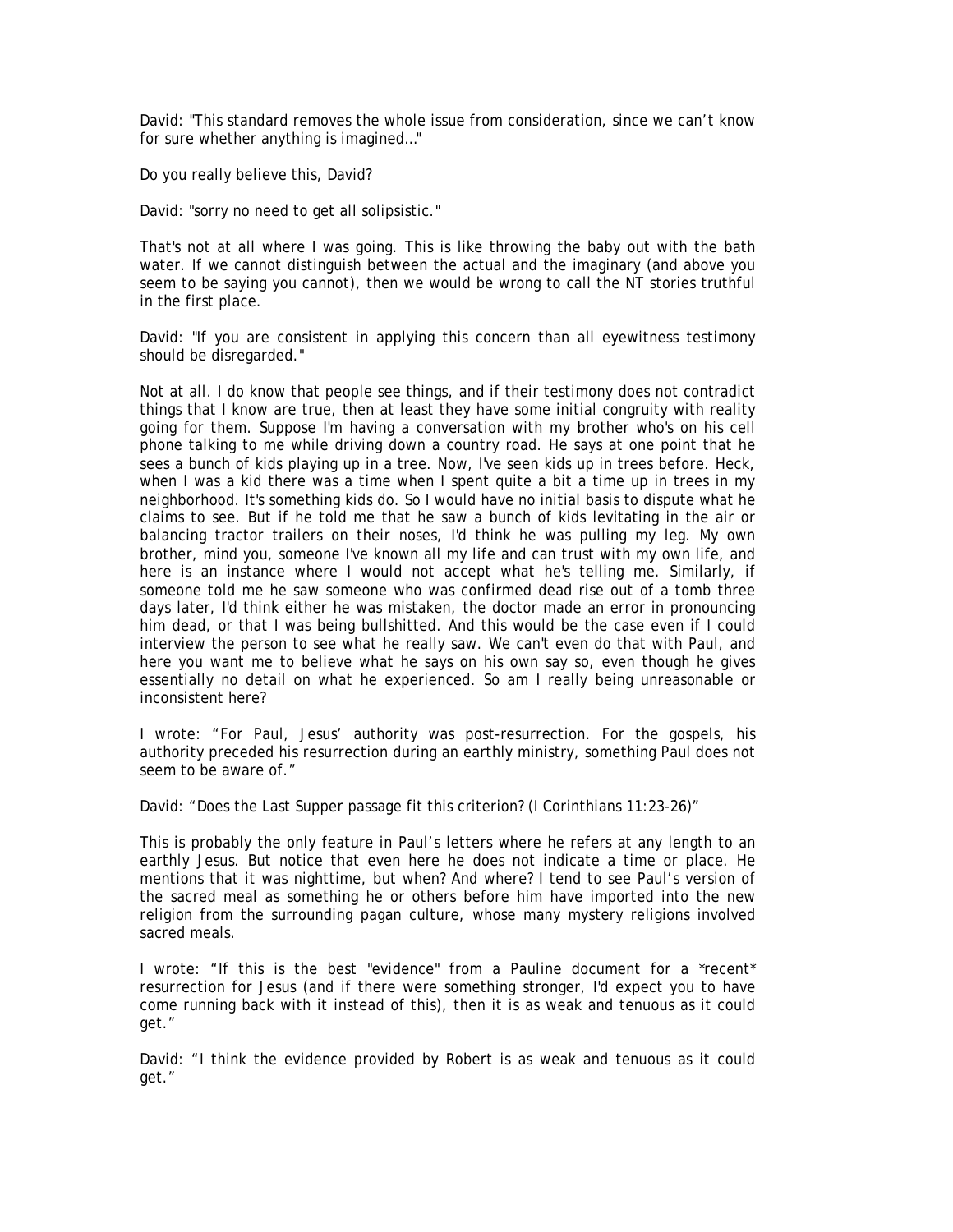David: "This standard removes the whole issue from consideration, since we can't know for sure whether anything is imagined..."

Do you really believe this, David?

David: "sorry no need to get all solipsistic."

That's not at all where I was going. This is like throwing the baby out with the bath water. If we cannot distinguish between the actual and the imaginary (and above you seem to be saying you cannot), then we would be wrong to call the NT stories truthful in the first place.

David: "If you are consistent in applying this concern than all eyewitness testimony should be disregarded."

Not at all. I do know that people see things, and if their testimony does not contradict things that I know are true, then at least they have some initial congruity with reality going for them. Suppose I'm having a conversation with my brother who's on his cell phone talking to me while driving down a country road. He says at one point that he sees a bunch of kids playing up in a tree. Now, I've seen kids up in trees before. Heck, when I was a kid there was a time when I spent quite a bit a time up in trees in my neighborhood. It's something kids do. So I would have no initial basis to dispute what he claims to see. But if he told me that he saw a bunch of kids levitating in the air or balancing tractor trailers on their noses, I'd think he was pulling my leg. My own brother, mind you, someone I've known all my life and can trust with my own life, and here is an instance where I would not accept what he's telling me. Similarly, if someone told me he saw someone who was confirmed dead rise out of a tomb three days later, I'd think either he was mistaken, the doctor made an error in pronouncing him dead, or that I was being bullshitted. And this would be the case even if I could interview the person to see what he really saw. We can't even do that with Paul, and here you want me to believe what he says on his own say so, even though he gives essentially no detail on what he experienced. So am I really being unreasonable or inconsistent here?

I wrote: "For Paul, Jesus' authority was post-resurrection. For the gospels, his authority preceded his resurrection during an earthly ministry, something Paul does not seem to be aware of."

David: "Does the Last Supper passage fit this criterion? (I Corinthians 11:23-26)"

This is probably the only feature in Paul's letters where he refers at any length to an earthly Jesus. But notice that even here he does not indicate a time or place. He mentions that it was nighttime, but when? And where? I tend to see Paul's version of the sacred meal as something he or others before him have imported into the new religion from the surrounding pagan culture, whose many mystery religions involved sacred meals.

I wrote: "If this is the best "evidence" from a Pauline document for a *recent* resurrection for Jesus (and if there were something stronger, I'd expect you to have come running back with it instead of this), then it is as weak and tenuous as it could get."

David: "I think the evidence provided by Robert is as weak and tenuous as it could get."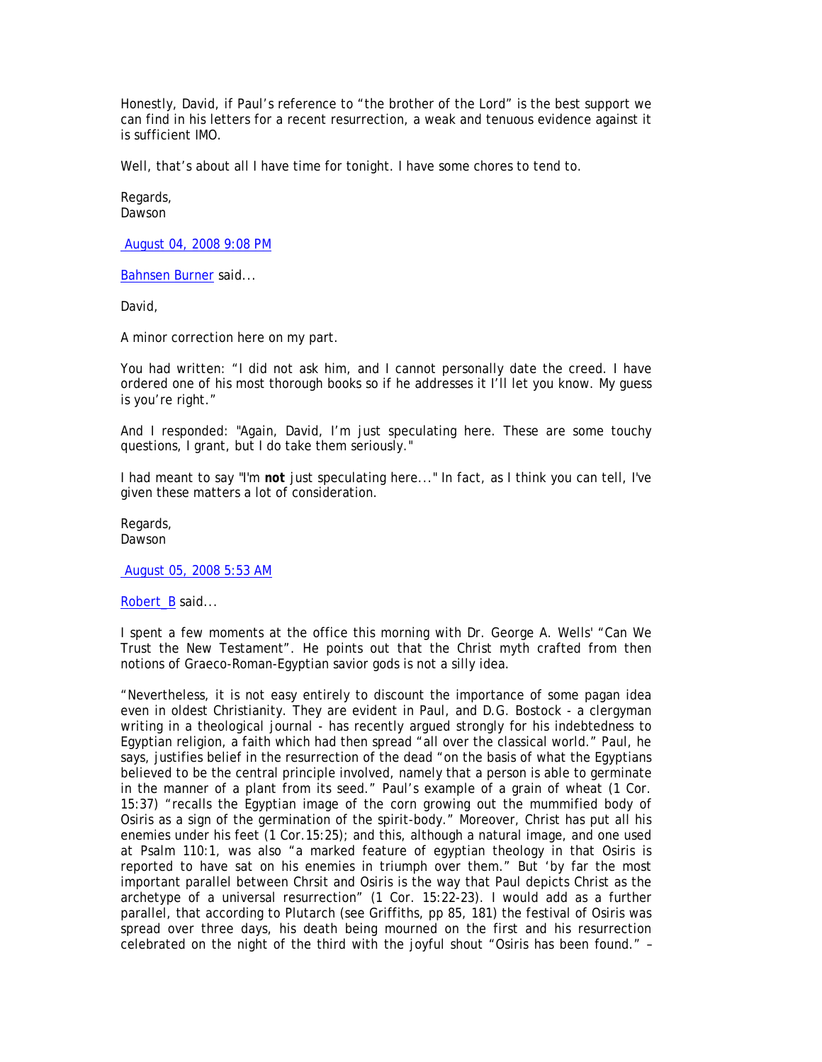Honestly, David, if Paul's reference to "the brother of the Lord" is the best support we can find in his letters for a recent resurrection, a weak and tenuous evidence against it is sufficient IMO.

Well, that's about all I have time for tonight. I have some chores to tend to.

Regards,
Dawson

August 04, 2008 9:08 PM

Bahnsen Burner said...

David,

A minor correction here on my part.

You had written: "I did not ask him, and I cannot personally date the creed. I have ordered one of his most thorough books so if he addresses it I'll let you know. My guess is you're right."

And I responded: "Again, David, I'm just speculating here. These are some touchy questions, I grant, but I do take them seriously."

I had meant to say "I'm **not** just speculating here..." In fact, as I think you can tell, I've given these matters a lot of consideration.

Regards,
Dawson

August 05, 2008 5:53 AM

Robert_B said...

I spent a few moments at the office this morning with Dr. George A. Wells' "Can We Trust the New Testament". He points out that the Christ myth crafted from then notions of Graeco-Roman-Egyptian savior gods is not a silly idea.

"Nevertheless, it is not easy entirely to discount the importance of some pagan idea even in oldest Christianity. They are evident in Paul, and D.G. Bostock - a clergyman writing in a theological journal - has recently argued strongly for his indebtedness to Egyptian religion, a faith which had then spread "all over the classical world." Paul, he says, justifies belief in the resurrection of the dead "on the basis of what the Egyptians believed to be the central principle involved, namely that a person is able to germinate in the manner of a plant from its seed." Paul's example of a grain of wheat (1 Cor. 15:37) "recalls the Egyptian image of the corn growing out the mummified body of Osiris as a sign of the germination of the spirit-body." Moreover, Christ has put all his enemies under his feet (1 Cor.15:25); and this, although a natural image, and one used at Psalm 110:1, was also "a marked feature of egyptian theology in that Osiris is reported to have sat on his enemies in triumph over them." But 'by far the most important parallel between Chrsit and Osiris is the way that Paul depicts Christ as the archetype of a universal resurrection" (1 Cor. 15:22-23). I would add as a further parallel, that according to Plutarch (see Griffiths, pp 85, 181) the festival of Osiris was spread over three days, his death being mourned on the first and his resurrection celebrated on the night of the third with the joyful shout "Osiris has been found." –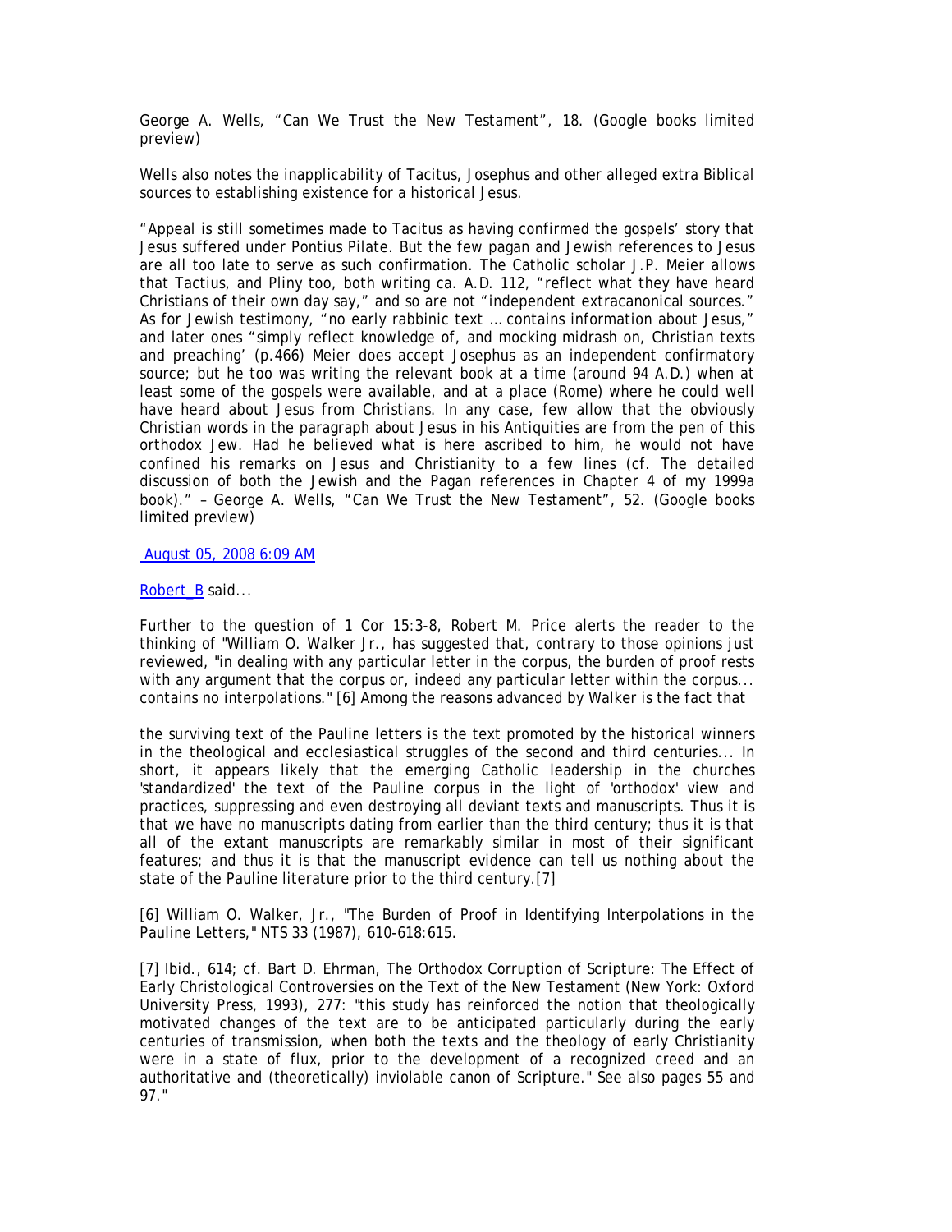George A. Wells, "Can We Trust the New Testament", 18. (Google books limited preview)

Wells also notes the inapplicability of Tacitus, Josephus and other alleged extra Biblical sources to establishing existence for a historical Jesus.

"Appeal is still sometimes made to Tacitus as having confirmed the gospels' story that Jesus suffered under Pontius Pilate. But the few pagan and Jewish references to Jesus are all too late to serve as such confirmation. The Catholic scholar J.P. Meier allows that Tactius, and Pliny too, both writing ca. A.D. 112, "reflect what they have heard Christians of their own day say," and so are not "independent extracanonical sources." As for Jewish testimony, "no early rabbinic text … contains information about Jesus," and later ones "simply reflect knowledge of, and mocking midrash on, Christian texts and preaching' (p.466) Meier does accept Josephus as an independent confirmatory source; but he too was writing the relevant book at a time (around 94 A.D.) when at least some of the gospels were available, and at a place (Rome) where he could well have heard about Jesus from Christians. In any case, few allow that the obviously Christian words in the paragraph about Jesus in his Antiquities are from the pen of this orthodox Jew. Had he believed what is here ascribed to him, he would not have confined his remarks on Jesus and Christianity to a few lines (cf. The detailed discussion of both the Jewish and the Pagan references in Chapter 4 of my 1999a book)." – George A. Wells, "Can We Trust the New Testament", 52. (Google books limited preview)

August 05, 2008 6:09 AM

Robert_B said...

Further to the question of 1 Cor 15:3-8, Robert M. Price alerts the reader to the thinking of "William O. Walker Jr., has suggested that, contrary to those opinions just reviewed, "in dealing with any particular letter in the corpus, the burden of proof rests with any argument that the corpus or, indeed any particular letter within the corpus... contains no interpolations." [6] Among the reasons advanced by Walker is the fact that

the surviving text of the Pauline letters is the text promoted by the historical winners in the theological and ecclesiastical struggles of the second and third centuries... In short, it appears likely that the emerging Catholic leadership in the churches 'standardized' the text of the Pauline corpus in the light of 'orthodox' view and practices, suppressing and even destroying all deviant texts and manuscripts. Thus it is that we have no manuscripts dating from earlier than the third century; thus it is that all of the extant manuscripts are remarkably similar in most of their significant features; and thus it is that the manuscript evidence can tell us nothing about the state of the Pauline literature prior to the third century.[7]

[6] William O. Walker, Jr., "The Burden of Proof in Identifying Interpolations in the Pauline Letters," NTS 33 (1987), 610-618:615.

[7] Ibid., 614; cf. Bart D. Ehrman, The Orthodox Corruption of Scripture: The Effect of Early Christological Controversies on the Text of the New Testament (New York: Oxford University Press, 1993), 277: "this study has reinforced the notion that theologically motivated changes of the text are to be anticipated particularly during the early centuries of transmission, when both the texts and the theology of early Christianity were in a state of flux, prior to the development of a recognized creed and an authoritative and (theoretically) inviolable canon of Scripture." See also pages 55 and 97."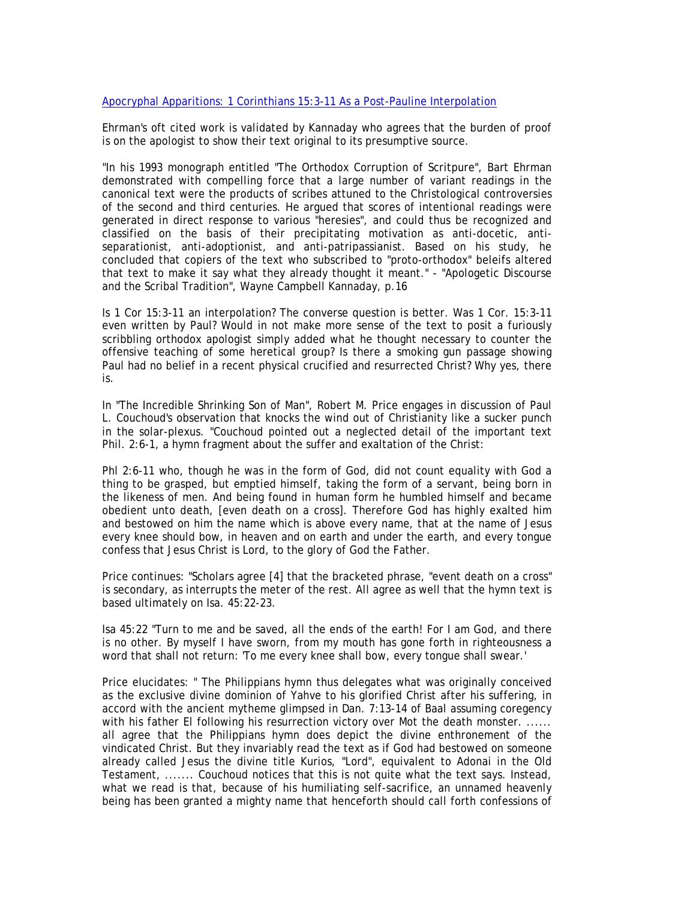Apocryphal Apparitions: 1 Corinthians 15:3-11 As a Post-Pauline Interpolation

Ehrman's oft cited work is validated by Kannaday who agrees that the burden of proof is on the apologist to show their text original to its presumptive source.

"In his 1993 monograph entitled "The Orthodox Corruption of Scritpure", Bart Ehrman demonstrated with compelling force that a large number of variant readings in the canonical text were the products of scribes attuned to the Christological controversies of the second and third centuries. He argued that scores of intentional readings were generated in direct response to various "heresies", and could thus be recognized and classified on the basis of their precipitating motivation as anti-docetic, anti-separationist, anti-adoptionist, and anti-patripassianist. Based on his study, he concluded that copiers of the text who subscribed to "proto-orthodox" beleifs altered that text to make it say what they already thought it meant." - "Apologetic Discourse and the Scribal Tradition", Wayne Campbell Kannaday, p.16

Is 1 Cor 15:3-11 an interpolation? The converse question is better. Was 1 Cor. 15:3-11 even written by Paul? Would in not make more sense of the text to posit a furiously scribbling orthodox apologist simply added what he thought necessary to counter the offensive teaching of some heretical group? Is there a smoking gun passage showing Paul had no belief in a recent physical crucified and resurrected Christ? Why yes, there is.

In "The Incredible Shrinking Son of Man", Robert M. Price engages in discussion of Paul L. Couchoud's observation that knocks the wind out of Christianity like a sucker punch in the solar-plexus. "Couchoud pointed out a neglected detail of the important text Phil. 2:6-1, a hymn fragment about the suffer and exaltation of the Christ:

Phl 2:6-11 who, though he was in the form of God, did not count equality with God a thing to be grasped, but emptied himself, taking the form of a servant, being born in the likeness of men. And being found in human form he humbled himself and became obedient unto death, [even death on a cross]. Therefore God has highly exalted him and bestowed on him the name which is above every name, that at the name of Jesus every knee should bow, in heaven and on earth and under the earth, and every tongue confess that Jesus Christ is Lord, to the glory of God the Father.

Price continues: "Scholars agree [4] that the bracketed phrase, "event death on a cross" is secondary, as interrupts the meter of the rest. All agree as well that the hymn text is based ultimately on Isa. 45:22-23.

Isa 45:22 "Turn to me and be saved, all the ends of the earth! For I am God, and there is no other. By myself I have sworn, from my mouth has gone forth in righteousness a word that shall not return: 'To me every knee shall bow, every tongue shall swear.'

Price elucidates: " The Philippians hymn thus delegates what was originally conceived as the exclusive divine dominion of Yahve to his glorified Christ after his suffering, in accord with the ancient mytheme glimpsed in Dan. 7:13-14 of Baal assuming coregency with his father El following his resurrection victory over Mot the death monster. ...... all agree that the Philippians hymn does depict the divine enthronement of the vindicated Christ. But they invariably read the text as if God had bestowed on someone already called Jesus the divine title Kurios, "Lord", equivalent to Adonai in the Old Testament, ....... Couchoud notices that this is not quite what the text says. Instead, what we read is that, because of his humiliating self-sacrifice, an unnamed heavenly being has been granted a mighty name that henceforth should call forth confessions of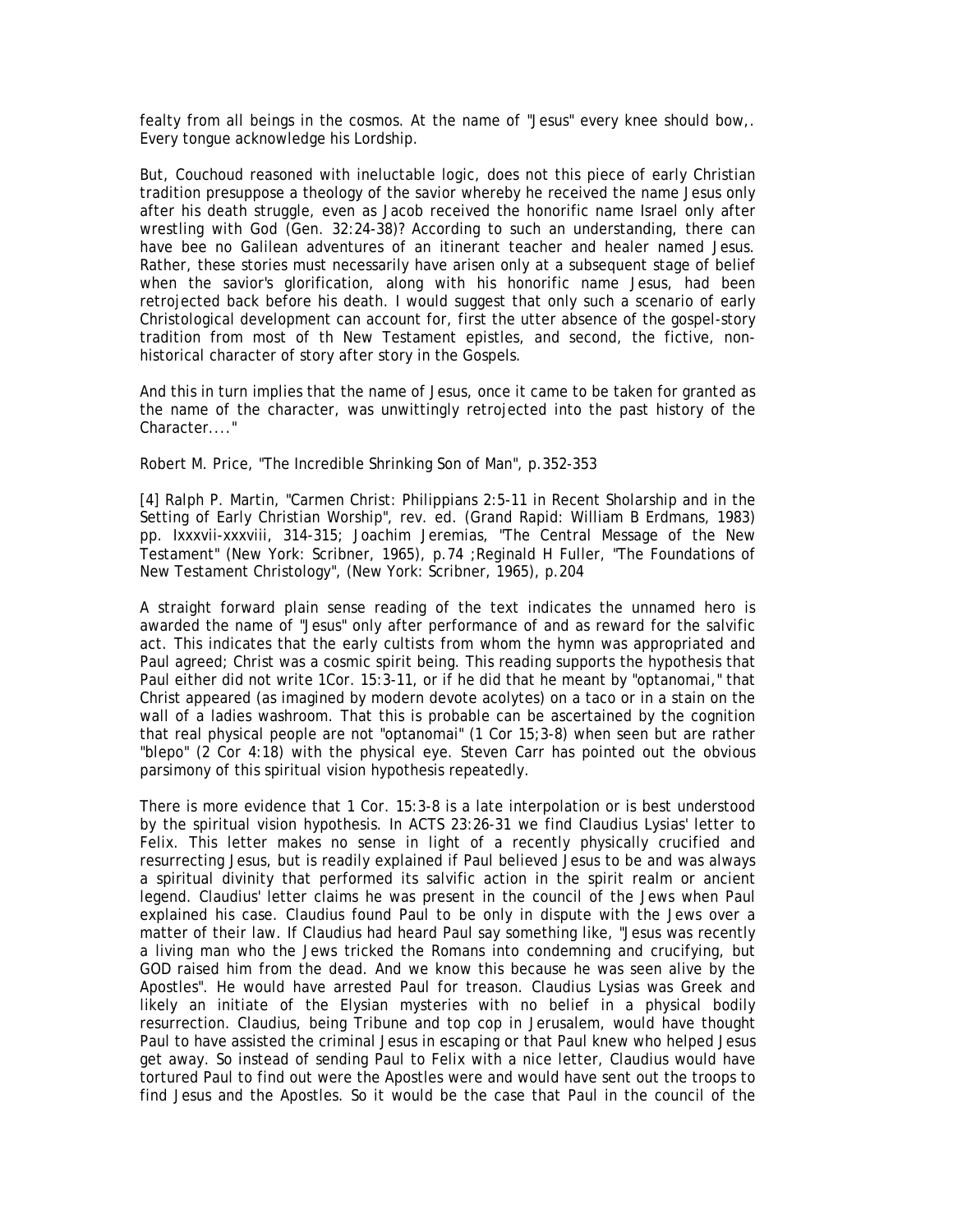fealty from all beings in the cosmos. At the name of "Jesus" every knee should bow,. Every tongue acknowledge his Lordship.

But, Couchoud reasoned with ineluctable logic, does not this piece of early Christian tradition presuppose a theology of the savior whereby he received the name Jesus only after his death struggle, even as Jacob received the honorific name Israel only after wrestling with God (Gen. 32:24-38)? According to such an understanding, there can have bee no Galilean adventures of an itinerant teacher and healer named Jesus. Rather, these stories must necessarily have arisen only at a subsequent stage of belief when the savior's glorification, along with his honorific name Jesus, had been retrojected back before his death. I would suggest that only such a scenario of early Christological development can account for, first the utter absence of the gospel-story tradition from most of th New Testament epistles, and second, the fictive, non-historical character of story after story in the Gospels.

And this in turn implies that the name of Jesus, once it came to be taken for granted as the name of the character, was unwittingly retrojected into the past history of the Character...."

Robert M. Price, "The Incredible Shrinking Son of Man", p.352-353

[4] Ralph P. Martin, "Carmen Christ: Philippians 2:5-11 in Recent Sholarship and in the Setting of Early Christian Worship", rev. ed. (Grand Rapid: William B Erdmans, 1983) pp. lxxxvii-xxxviii, 314-315; Joachim Jeremias, "The Central Message of the New Testament" (New York: Scribner, 1965), p.74 ;Reginald H Fuller, "The Foundations of New Testament Christology", (New York: Scribner, 1965), p.204

A straight forward plain sense reading of the text indicates the unnamed hero is awarded the name of "Jesus" only after performance of and as reward for the salvific act. This indicates that the early cultists from whom the hymn was appropriated and Paul agreed; Christ was a cosmic spirit being. This reading supports the hypothesis that Paul either did not write 1Cor. 15:3-11, or if he did that he meant by "optanomai," that Christ appeared (as imagined by modern devote acolytes) on a taco or in a stain on the wall of a ladies washroom. That this is probable can be ascertained by the cognition that real physical people are not "optanomai" (1 Cor 15;3-8) when seen but are rather "blepo" (2 Cor 4:18) with the physical eye. Steven Carr has pointed out the obvious parsimony of this spiritual vision hypothesis repeatedly.

There is more evidence that 1 Cor. 15:3-8 is a late interpolation or is best understood by the spiritual vision hypothesis. In ACTS 23:26-31 we find Claudius Lysias' letter to Felix. This letter makes no sense in light of a recently physically crucified and resurrecting Jesus, but is readily explained if Paul believed Jesus to be and was always a spiritual divinity that performed its salvific action in the spirit realm or ancient legend. Claudius' letter claims he was present in the council of the Jews when Paul explained his case. Claudius found Paul to be only in dispute with the Jews over a matter of their law. If Claudius had heard Paul say something like, "Jesus was recently a living man who the Jews tricked the Romans into condemning and crucifying, but GOD raised him from the dead. And we know this because he was seen alive by the Apostles". He would have arrested Paul for treason. Claudius Lysias was Greek and likely an initiate of the Elysian mysteries with no belief in a physical bodily resurrection. Claudius, being Tribune and top cop in Jerusalem, would have thought Paul to have assisted the criminal Jesus in escaping or that Paul knew who helped Jesus get away. So instead of sending Paul to Felix with a nice letter, Claudius would have tortured Paul to find out were the Apostles were and would have sent out the troops to find Jesus and the Apostles. So it would be the case that Paul in the council of the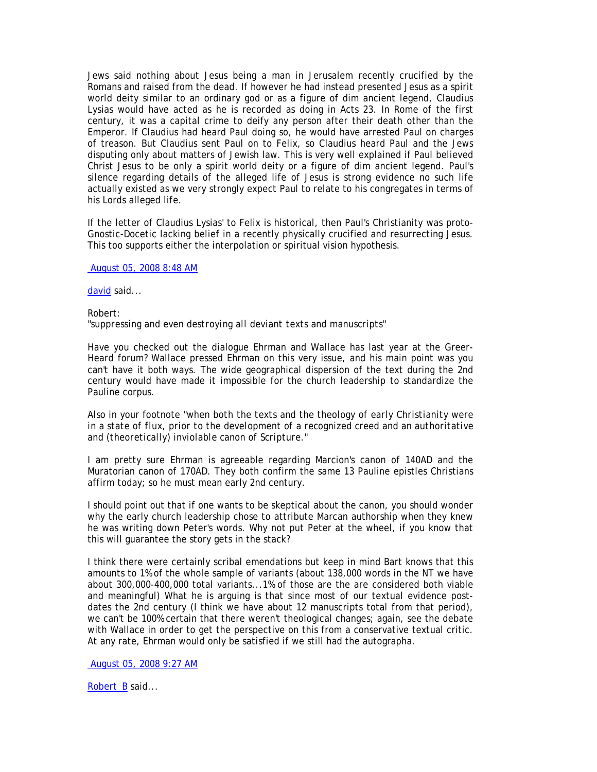Jews said nothing about Jesus being a man in Jerusalem recently crucified by the Romans and raised from the dead. If however he had instead presented Jesus as a spirit world deity similar to an ordinary god or as a figure of dim ancient legend, Claudius Lysias would have acted as he is recorded as doing in Acts 23. In Rome of the first century, it was a capital crime to deify any person after their death other than the Emperor. If Claudius had heard Paul doing so, he would have arrested Paul on charges of treason. But Claudius sent Paul on to Felix, so Claudius heard Paul and the Jews disputing only about matters of Jewish law. This is very well explained if Paul believed Christ Jesus to be only a spirit world deity or a figure of dim ancient legend. Paul's silence regarding details of the alleged life of Jesus is strong evidence no such life actually existed as we very strongly expect Paul to relate to his congregates in terms of his Lords alleged life.

If the letter of Claudius Lysias' to Felix is historical, then Paul's Christianity was proto-Gnostic-Docetic lacking belief in a recently physically crucified and resurrecting Jesus. This too supports either the interpolation or spiritual vision hypothesis.

August 05, 2008 8:48 AM

david said...

Robert:
"suppressing and even destroying all deviant texts and manuscripts"

Have you checked out the dialogue Ehrman and Wallace has last year at the Greer-Heard forum? Wallace pressed Ehrman on this very issue, and his main point was you can't have it both ways. The wide geographical dispersion of the text during the 2nd century would have made it impossible for the church leadership to standardize the Pauline corpus.

Also in your footnote "*when both the texts and the theology of early Christianity were in a state of flux, prior to the development of a recognized creed and an authoritative and (theoretically) inviolable canon of Scripture.*"

I am pretty sure Ehrman is agreeable regarding Marcion's canon of 140AD and the Muratorian canon of 170AD. They both confirm the same 13 Pauline epistles Christians affirm today; so he must mean early 2nd century.

I should point out that if one wants to be skeptical about the canon, you should wonder why the early church leadership chose to attribute Marcan authorship when they knew he was writing down Peter's words. Why not put Peter at the wheel, if you know that this will guarantee the story gets in the stack?

I think there were certainly scribal emendations but keep in mind Bart knows that this amounts to 1% of the whole sample of variants (about 138,000 words in the NT we have about 300,000-400,000 total variants...1% of those are the are considered both viable and meaningful) What he is arguing is that since most of our textual evidence post-dates the 2nd century (I think we have about 12 manuscripts total from that period), we can't be 100% certain that there weren't theological changes; again, see the debate with Wallace in order to get the perspective on this from a conservative textual critic. At any rate, Ehrman would only be satisfied if we still had the autographa.

August 05, 2008 9:27 AM

Robert_B said...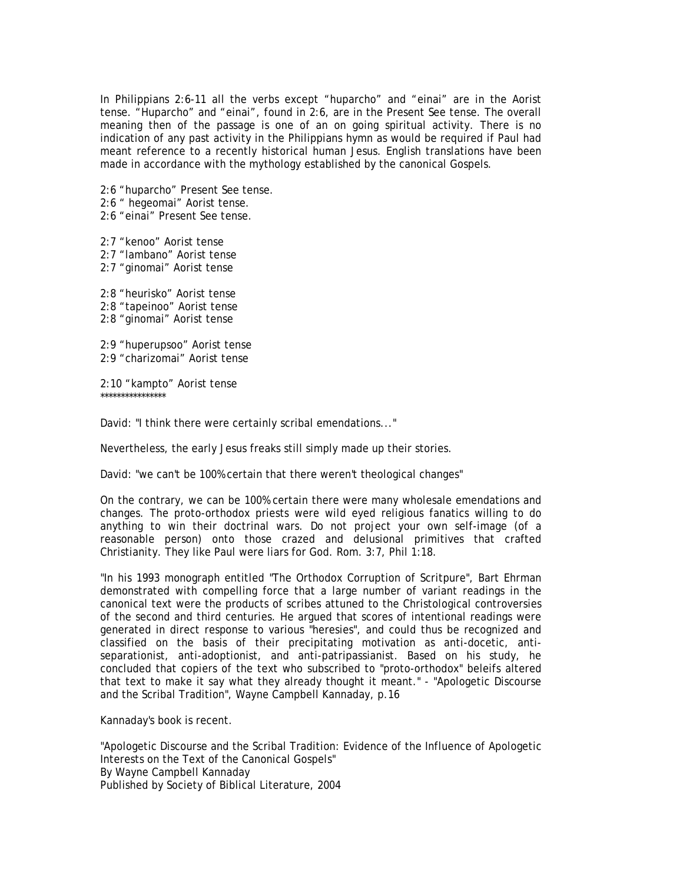In Philippians 2:6-11 all the verbs except “huparcho” and “einai” are in the Aorist tense. “Huparcho” and “einai”, found in 2:6, are in the Present See tense. The overall meaning then of the passage is one of an on going spiritual activity. There is no indication of any past activity in the Philippians hymn as would be required if Paul had meant reference to a recently historical human Jesus. English translations have been made in accordance with the mythology established by the canonical Gospels.

2:6 “huparcho” Present See tense.
2:6 “ hegeomai” Aorist tense.
2:6 “einai” Present See tense.

2:7 “kenoo” Aorist tense
2:7 “lambano” Aorist tense
2:7 “ginomai” Aorist tense

2:8 “heurisko” Aorist tense
2:8 “tapeinoo” Aorist tense
2:8 “ginomai” Aorist tense

2:9 “huperupsoo” Aorist tense
2:9 “charizomai” Aorist tense

2:10 “kampto” Aorist tense
***************

David: "I think there were certainly scribal emendations..."

Nevertheless, the early Jesus freaks still simply made up their stories.

David: "we can't be 100% certain that there weren't theological changes"

On the contrary, we can be 100% certain there were many wholesale emendations and changes. The proto-orthodox priests were wild eyed religious fanatics willing to do anything to win their doctrinal wars. Do not project your own self-image (of a reasonable person) onto those crazed and delusional primitives that crafted Christianity. They like Paul were liars for God. Rom. 3:7, Phil 1:18.

"In his 1993 monograph entitled "The Orthodox Corruption of Scritpure", Bart Ehrman demonstrated with compelling force that a large number of variant readings in the canonical text were the products of scribes attuned to the Christological controversies of the second and third centuries. He argued that scores of intentional readings were generated in direct response to various "heresies", and could thus be recognized and classified on the basis of their precipitating motivation as anti-docetic, anti-separationist, anti-adoptionist, and anti-patripassianist. Based on his study, he concluded that copiers of the text who subscribed to "proto-orthodox" beleifs altered that text to make it say what they already thought it meant." - "Apologetic Discourse and the Scribal Tradition", Wayne Campbell Kannaday, p.16

Kannaday's book is recent.

"Apologetic Discourse and the Scribal Tradition: Evidence of the Influence of Apologetic Interests on the Text of the Canonical Gospels"
By Wayne Campbell Kannaday
Published by Society of Biblical Literature, 2004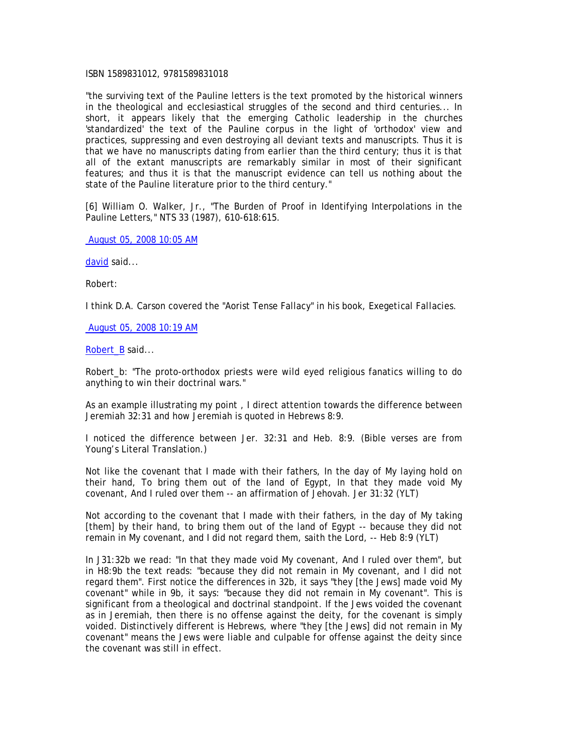ISBN 1589831012, 9781589831018

"the surviving text of the Pauline letters is the text promoted by the historical winners in the theological and ecclesiastical struggles of the second and third centuries... In short, it appears likely that the emerging Catholic leadership in the churches 'standardized' the text of the Pauline corpus in the light of 'orthodox' view and practices, suppressing and even destroying all deviant texts and manuscripts. Thus it is that we have no manuscripts dating from earlier than the third century; thus it is that all of the extant manuscripts are remarkably similar in most of their significant features; and thus it is that the manuscript evidence can tell us nothing about the state of the Pauline literature prior to the third century."

[6] William O. Walker, Jr., "The Burden of Proof in Identifying Interpolations in the Pauline Letters," NTS 33 (1987), 610-618:615.

August 05, 2008 10:05 AM

david said...

Robert:

I think D.A. Carson covered the "Aorist Tense Fallacy" in his book, *Exegetical Fallacies*.

August 05, 2008 10:19 AM

Robert_B said...

Robert_b: "The proto-orthodox priests were wild eyed religious fanatics willing to do anything to win their doctrinal wars."

As an example illustrating my point , I direct attention towards the difference between Jeremiah 32:31 and how Jeremiah is quoted in Hebrews 8:9.

I noticed the difference between Jer. 32:31 and Heb. 8:9. (Bible verses are from Young's Literal Translation.)

Not like the covenant that I made with their fathers, In the day of My laying hold on their hand, To bring them out of the land of Egypt, In that they made void My covenant, And I ruled over them -- an affirmation of Jehovah. Jer 31:32 (YLT)

Not according to the covenant that I made with their fathers, in the day of My taking [them] by their hand, to bring them out of the land of Egypt -- because they did not remain in My covenant, and I did not regard them, saith the Lord, -- Heb 8:9 (YLT)

In J31:32b we read: "In that they made void My covenant, And I ruled over them", but in H8:9b the text reads: "because they did not remain in My covenant, and I did not regard them". First notice the differences in 32b, it says "they [the Jews] made void My covenant" while in 9b, it says: "because they did not remain in My covenant". This is significant from a theological and doctrinal standpoint. If the Jews voided the covenant as in Jeremiah, then there is no offense against the deity, for the covenant is simply voided. Distinctively different is Hebrews, where "they [the Jews] did not remain in My covenant" means the Jews were liable and culpable for offense against the deity since the covenant was still in effect.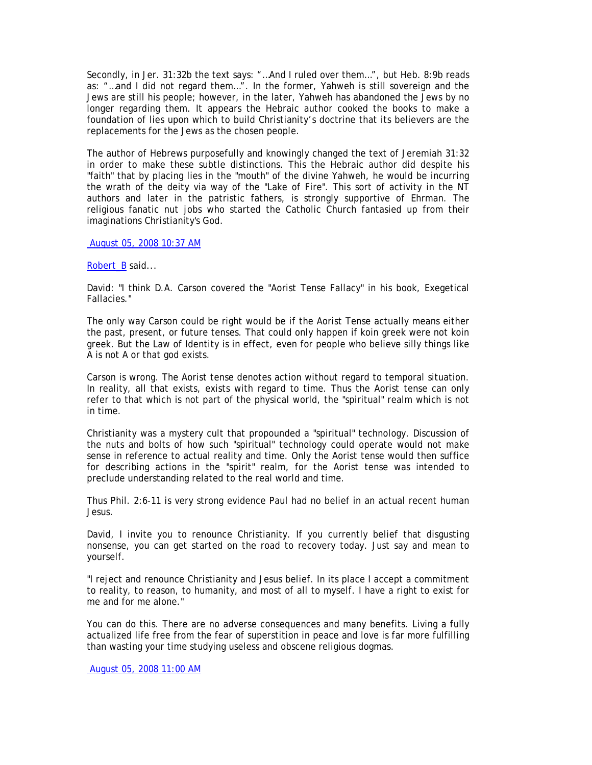Secondly, in Jer. 31:32b the text says: "…And I ruled over them…", but Heb. 8:9b reads as: "…and I did not regard them…". In the former, Yahweh is still sovereign and the Jews are still his people; however, in the later, Yahweh has abandoned the Jews by no longer regarding them. It appears the Hebraic author cooked the books to make a foundation of lies upon which to build Christianity's doctrine that its believers are the replacements for the Jews as the chosen people.

The author of Hebrews purposefully and knowingly changed the text of Jeremiah 31:32 in order to make these subtle distinctions. This the Hebraic author did despite his "faith" that by placing lies in the "mouth" of the divine Yahweh, he would be incurring the wrath of the deity via way of the "Lake of Fire". This sort of activity in the NT authors and later in the patristic fathers, is strongly supportive of Ehrman. The religious fanatic nut jobs who started the Catholic Church fantasied up from their imaginations Christianity's God.

August 05, 2008 10:37 AM

Robert_B said...

David: "I think D.A. Carson covered the "Aorist Tense Fallacy" in his book, Exegetical Fallacies."

The only way Carson could be right would be if the Aorist Tense actually means either the past, present, or future tenses. That could only happen if koin greek were not koin greek. But the Law of Identity is in effect, even for people who believe silly things like A is not A or that god exists.

Carson is wrong. The Aorist tense denotes action without regard to temporal situation. In reality, all that exists, exists with regard to time. Thus the Aorist tense can only refer to that which is not part of the physical world, the "spiritual" realm which is not in time.

Christianity was a mystery cult that propounded a "spiritual" technology. Discussion of the nuts and bolts of how such "spiritual" technology could operate would not make sense in reference to actual reality and time. Only the Aorist tense would then suffice for describing actions in the "spirit" realm, for the Aorist tense was intended to preclude understanding related to the real world and time.

Thus Phil. 2:6-11 is very strong evidence Paul had no belief in an actual recent human Jesus.

David, I invite you to renounce Christianity. If you currently belief that disgusting nonsense, you can get started on the road to recovery today. Just say and mean to yourself.

"I reject and renounce Christianity and Jesus belief. In its place I accept a commitment to reality, to reason, to humanity, and most of all to myself. I have a right to exist for me and for me alone."

You can do this. There are no adverse consequences and many benefits. Living a fully actualized life free from the fear of superstition in peace and love is far more fulfilling than wasting your time studying useless and obscene religious dogmas.

August 05, 2008 11:00 AM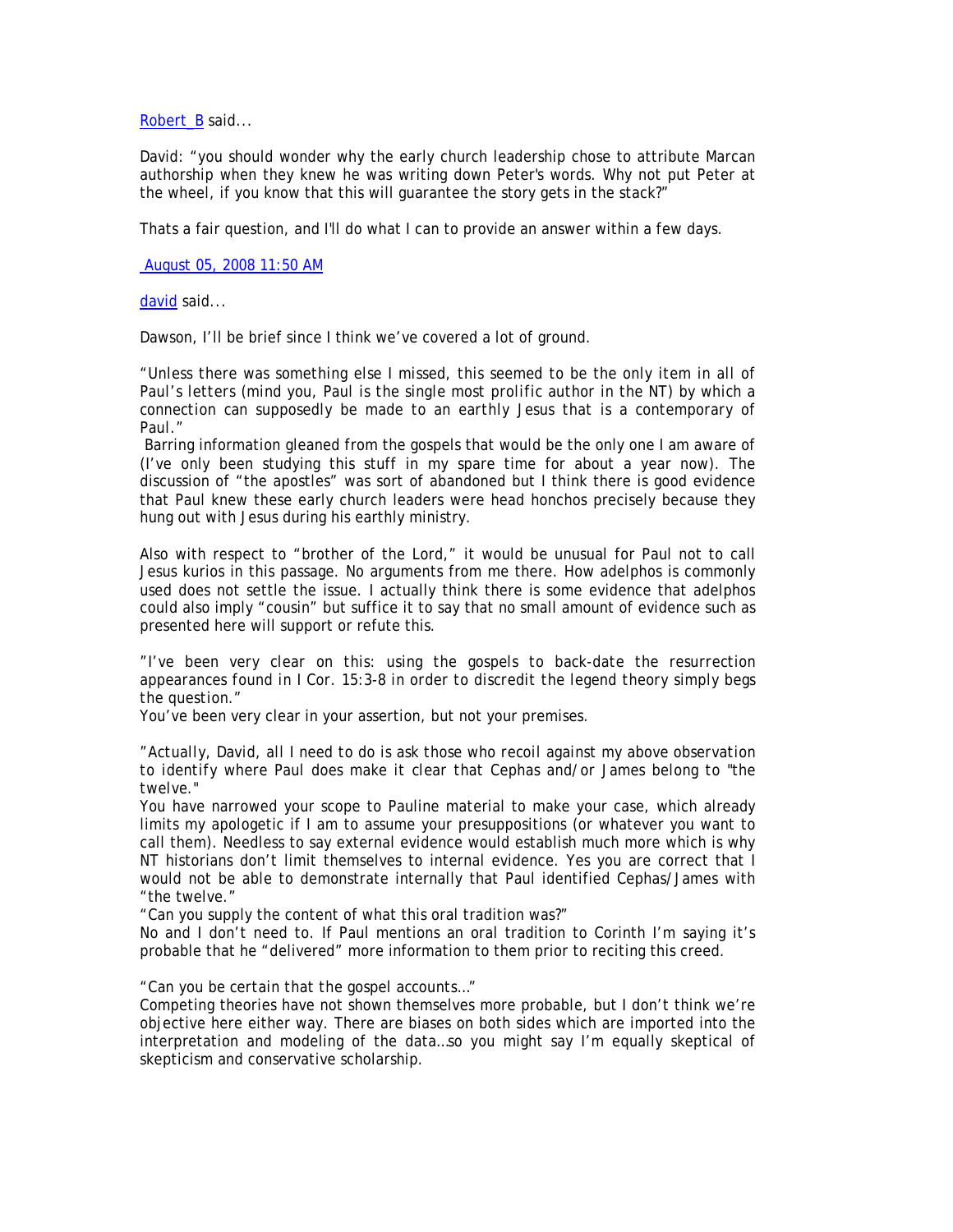[Robert_B](#) said...

David: “you should wonder why the early church leadership chose to attribute Marcan authorship when they knew he was writing down Peter's words. Why not put Peter at the wheel, if you know that this will guarantee the story gets in the stack?”

Thats a fair question, and I'll do what I can to provide an answer within a few days.

[August 05, 2008 11:50 AM](#)

[david](#) said...

Dawson, I’ll be brief since I think we’ve covered a lot of ground.

*“Unless there was something else I missed, this seemed to be the only item in all of Paul’s letters (mind you, Paul is the single most prolific author in the NT) by which a connection can supposedly be made to an earthly Jesus that is a contemporary of Paul.”*

Barring information gleaned from the gospels that would be the only one I am aware of (I’ve only been studying this stuff in my spare time for about a year now). The discussion of “the apostles” was sort of abandoned but I think there is good evidence that Paul knew these early church leaders were head honchos precisely because they hung out with Jesus during his earthly ministry.

Also with respect to “brother of the Lord,” it would be unusual for Paul not to call Jesus kurios in this passage. No arguments from me there. How adelphos is commonly used does not settle the issue. I actually think there is some evidence that adelphos could also imply “cousin” but suffice it to say that no small amount of evidence such as presented here will support or refute this.

*”I’ve been very clear on this: using the gospels to back-date the resurrection appearances found in I Cor. 15:3-8 in order to discredit the legend theory simply begs the question.”*

You’ve been very clear in your assertion, but not your premises.

*”Actually, David, all I need to do is ask those who recoil against my above observation to identify where Paul does make it clear that Cephas and/or James belong to "the twelve."*

You have narrowed your scope to Pauline material to make your case, which already limits my apologetic if I am to assume your presuppositions (or whatever you want to call them). Needless to say external evidence would establish much more which is why NT historians don’t limit themselves to internal evidence. Yes you are correct that I would not be able to demonstrate internally that Paul identified Cephas/James with “the twelve.”

*“Can you supply the content of what this oral tradition was?”*

No and I don’t need to. If Paul mentions an oral tradition to Corinth I’m saying it’s probable that he “delivered” more information to them prior to reciting this creed.

*“Can you be certain that the gospel accounts…”*

Competing theories have not shown themselves more probable, but I don’t think we’re objective here either way. There are biases on both sides which are imported into the interpretation and modeling of the data…so you might say I’m equally skeptical of skepticism and conservative scholarship.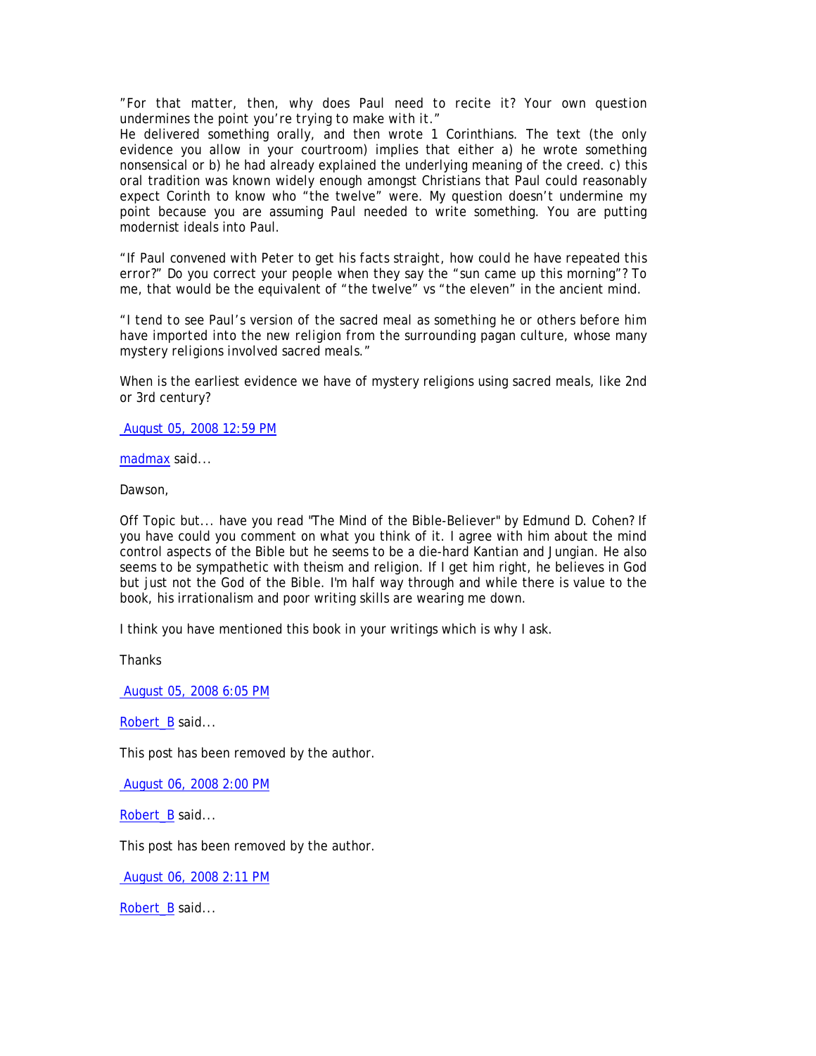"For that matter, then, why does Paul need to recite it? Your own question undermines the point you're trying to make with it."
He delivered something orally, and then wrote 1 Corinthians. The text (the only evidence you allow in your courtroom) implies that either a) he wrote something nonsensical or b) he had already explained the underlying meaning of the creed. c) this oral tradition was known widely enough amongst Christians that Paul could reasonably expect Corinth to know who "the twelve" were. My question doesn't undermine my point because you are assuming Paul needed to write something. You are putting modernist ideals into Paul.

"If Paul convened with Peter to get his facts straight, how could he have repeated this error?" Do you correct your people when they say the "sun came up this morning"? To me, that would be the equivalent of "the twelve" vs "the eleven" in the ancient mind.

"I tend to see Paul's version of the sacred meal as something he or others before him have imported into the new religion from the surrounding pagan culture, whose many mystery religions involved sacred meals."

When is the earliest evidence we have of mystery religions using sacred meals, like 2nd or 3rd century?

August 05, 2008 12:59 PM

madmax said...

Dawson,

Off Topic but... have you read "The Mind of the Bible-Believer" by Edmund D. Cohen? If you have could you comment on what you think of it. I agree with him about the mind control aspects of the Bible but he seems to be a die-hard Kantian and Jungian. He also seems to be sympathetic with theism and religion. If I get him right, he believes in God but just not the God of the Bible. I'm half way through and while there is value to the book, his irrationalism and poor writing skills are wearing me down.

I think you have mentioned this book in your writings which is why I ask.

Thanks

August 05, 2008 6:05 PM

Robert_B said...

This post has been removed by the author.

August 06, 2008 2:00 PM

Robert_B said...

This post has been removed by the author.

August 06, 2008 2:11 PM

Robert_B said...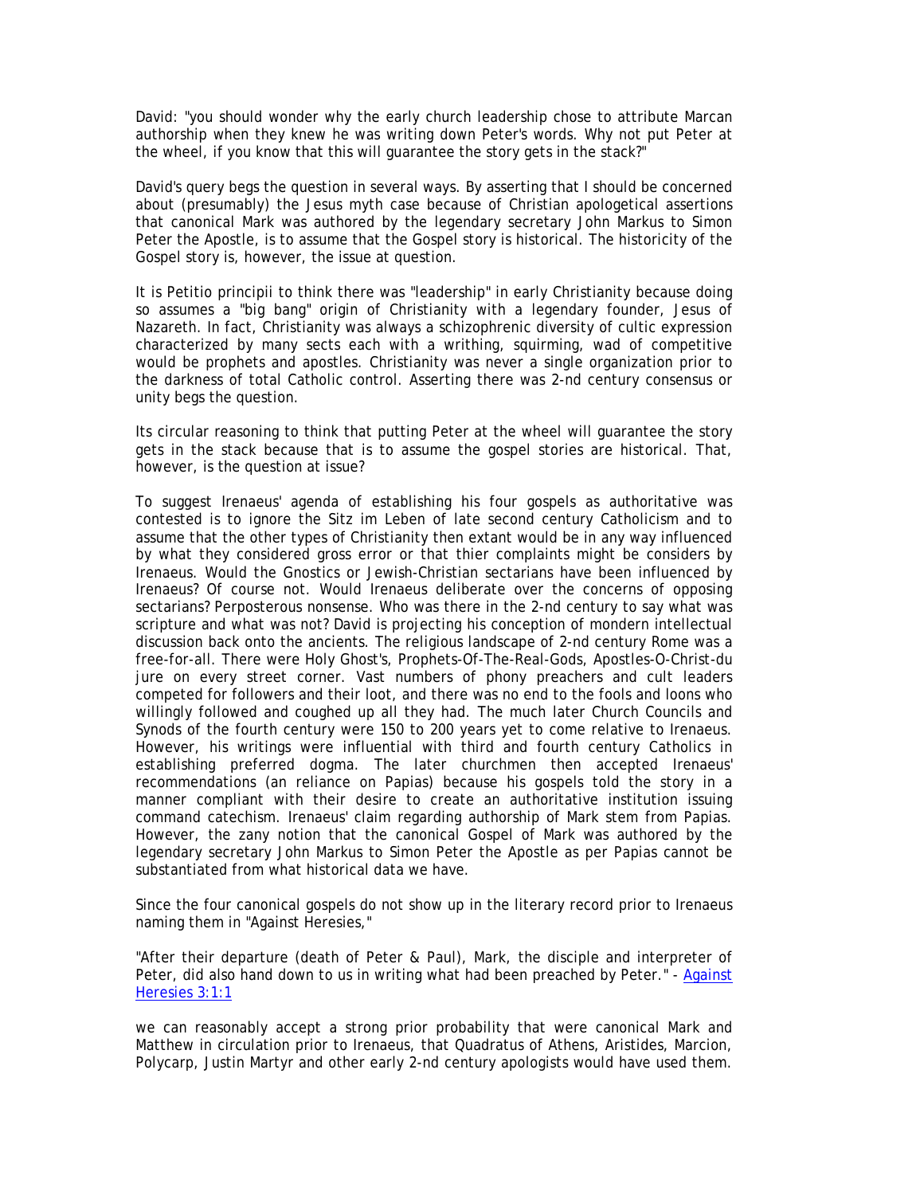David: "you should wonder why the early church leadership chose to attribute Marcan authorship when they knew he was writing down Peter's words. Why not put Peter at the wheel, if you know that this will guarantee the story gets in the stack?"

David's query begs the question in several ways. By asserting that I should be concerned about (presumably) the Jesus myth case because of Christian apologetical assertions that canonical Mark was authored by the legendary secretary John Markus to Simon Peter the Apostle, is to assume that the Gospel story is historical. The historicity of the Gospel story is, however, the issue at question.

It is Petitio principii to think there was "leadership" in early Christianity because doing so assumes a "big bang" origin of Christianity with a legendary founder, Jesus of Nazareth. In fact, Christianity was always a schizophrenic diversity of cultic expression characterized by many sects each with a writhing, squirming, wad of competitive would be prophets and apostles. Christianity was never a single organization prior to the darkness of total Catholic control. Asserting there was 2-nd century consensus or unity begs the question.

Its circular reasoning to think that putting Peter at the wheel will guarantee the story gets in the stack because that is to assume the gospel stories are historical. That, however, is the question at issue?

To suggest Irenaeus' agenda of establishing his four gospels as authoritative was contested is to ignore the Sitz im Leben of late second century Catholicism and to assume that the other types of Christianity then extant would be in any way influenced by what they considered gross error or that thier complaints might be considers by Irenaeus. Would the Gnostics or Jewish-Christian sectarians have been influenced by Irenaeus? Of course not. Would Irenaeus deliberate over the concerns of opposing sectarians? Perposterous nonsense. Who was there in the 2-nd century to say what was scripture and what was not? David is projecting his conception of mondern intellectual discussion back onto the ancients. The religious landscape of 2-nd century Rome was a free-for-all. There were Holy Ghost's, Prophets-Of-The-Real-Gods, Apostles-O-Christ-du jure on every street corner. Vast numbers of phony preachers and cult leaders competed for followers and their loot, and there was no end to the fools and loons who willingly followed and coughed up all they had. The much later Church Councils and Synods of the fourth century were 150 to 200 years yet to come relative to Irenaeus. However, his writings were influential with third and fourth century Catholics in establishing preferred dogma. The later churchmen then accepted Irenaeus' recommendations (an reliance on Papias) because his gospels told the story in a manner compliant with their desire to create an authoritative institution issuing command catechism. Irenaeus' claim regarding authorship of Mark stem from Papias. However, the zany notion that the canonical Gospel of Mark was authored by the legendary secretary John Markus to Simon Peter the Apostle as per Papias cannot be substantiated from what historical data we have.

Since the four canonical gospels do not show up in the literary record prior to Irenaeus naming them in "Against Heresies,"

"After their departure (death of Peter & Paul), Mark, the disciple and interpreter of Peter, did also hand down to us in writing what had been preached by Peter." - Against Heresies 3:1:1

we can reasonably accept a strong prior probability that were canonical Mark and Matthew in circulation prior to Irenaeus, that Quadratus of Athens, Aristides, Marcion, Polycarp, Justin Martyr and other early 2-nd century apologists would have used them.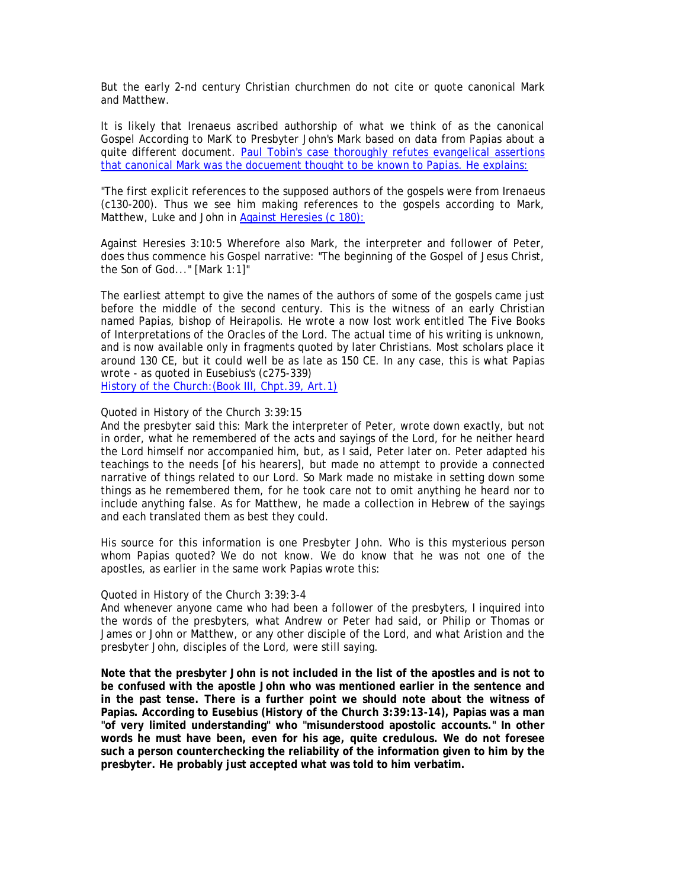But the early 2-nd century Christian churchmen do not cite or quote canonical Mark and Matthew.

It is likely that Irenaeus ascribed authorship of what we think of as the canonical Gospel According to MarK to Presbyter John's Mark based on data from Papias about a quite different document. Paul Tobin's case thoroughly refutes evangelical assertions that canonical Mark was the docuement thought to be known to Papias. He explains:

"The first explicit references to the supposed authors of the gospels were from Irenaeus (c130-200). Thus we see him making references to the gospels according to Mark, Matthew, Luke and John in Against Heresies (c 180):

Against Heresies 3:10:5 Wherefore also Mark, the interpreter and follower of Peter, does thus commence his Gospel narrative: "The beginning of the Gospel of Jesus Christ, the Son of God..." [Mark 1:1]"

The earliest attempt to give the names of the authors of some of the gospels came just before the middle of the second century. This is the witness of an early Christian named Papias, bishop of Heirapolis. He wrote a now lost work entitled The Five Books of Interpretations of the Oracles of the Lord. The actual time of his writing is unknown, and is now available only in fragments quoted by later Christians. Most scholars place it around 130 CE, but it could well be as late as 150 CE. In any case, this is what Papias wrote - as quoted in Eusebius's (c275-339)
History of the Church:(Book III, Chpt.39, Art.1)

Quoted in History of the Church 3:39:15
And the presbyter said this: Mark the interpreter of Peter, wrote down exactly, but not in order, what he remembered of the acts and sayings of the Lord, for he neither heard the Lord himself nor accompanied him, but, as I said, Peter later on. Peter adapted his teachings to the needs [of his hearers], but made no attempt to provide a connected narrative of things related to our Lord. So Mark made no mistake in setting down some things as he remembered them, for he took care not to omit anything he heard nor to include anything false. As for Matthew, he made a collection in Hebrew of the sayings and each translated them as best they could.

His source for this information is one Presbyter John. Who is this mysterious person whom Papias quoted? We do not know. We do know that he was not one of the apostles, as earlier in the same work Papias wrote this:

Quoted in History of the Church 3:39:3-4
And whenever anyone came who had been a follower of the presbyters, I inquired into the words of the presbyters, what Andrew or Peter had said, or Philip or Thomas or James or John or Matthew, or any other disciple of the Lord, and what Aristion and the presbyter John, disciples of the Lord, were still saying.

**Note that the presbyter John is not included in the list of the apostles and is not to be confused with the apostle John who was mentioned earlier in the sentence and in the past tense. There is a further point we should note about the witness of Papias. According to Eusebius (History of the Church 3:39:13-14), Papias was a man "of very limited understanding" who "misunderstood apostolic accounts." In other words he must have been, even for his age, quite credulous. We do not foresee such a person counterchecking the reliability of the information given to him by the presbyter. He probably just accepted what was told to him verbatim.**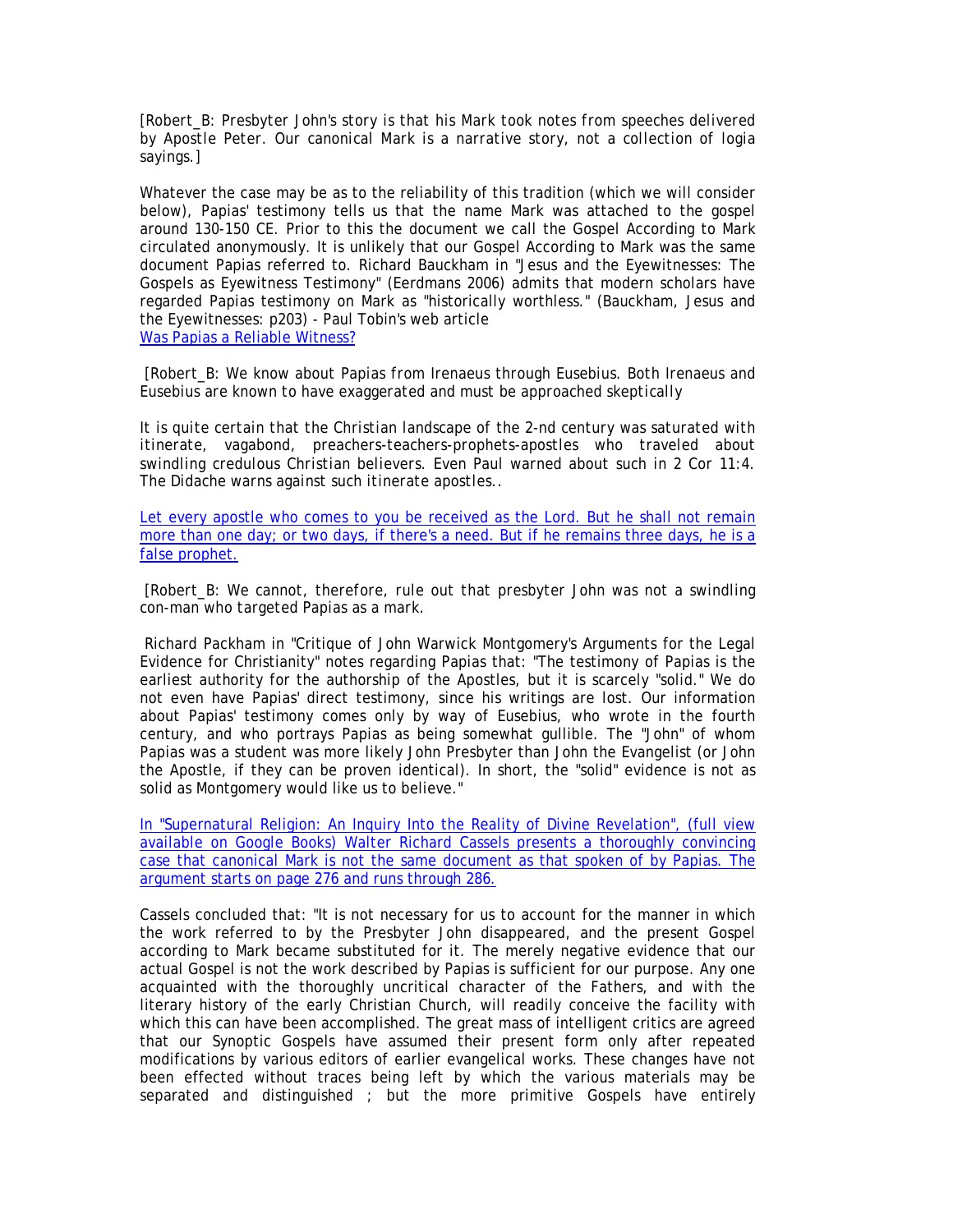[Robert_B: Presbyter John's story is that his Mark took notes from speeches delivered by Apostle Peter. Our canonical Mark is a narrative story, not a collection of logia sayings.]

Whatever the case may be as to the reliability of this tradition (which we will consider below), Papias' testimony tells us that the name Mark was attached to the gospel around 130-150 CE. Prior to this the document we call the Gospel According to Mark circulated anonymously. It is unlikely that our Gospel According to Mark was the same document Papias referred to. Richard Bauckham in "Jesus and the Eyewitnesses: The Gospels as Eyewitness Testimony" (Eerdmans 2006) admits that modern scholars have regarded Papias testimony on Mark as "historically worthless." (Bauckham, Jesus and the Eyewitnesses: p203) - Paul Tobin's web article
Was Papias a Reliable Witness?

[Robert_B: We know about Papias from Irenaeus through Eusebius. Both Irenaeus and Eusebius are known to have exaggerated and must be approached skeptically

It is quite certain that the Christian landscape of the 2-nd century was saturated with itinerate, vagabond, preachers-teachers-prophets-apostles who traveled about swindling credulous Christian believers. Even Paul warned about such in 2 Cor 11:4. The Didache warns against such itinerate apostles..

Let every apostle who comes to you be received as the Lord. But he shall not remain more than one day; or two days, if there's a need. But if he remains three days, he is a false prophet.

[Robert_B: We cannot, therefore, rule out that presbyter John was not a swindling con-man who targeted Papias as a mark.

Richard Packham in "Critique of John Warwick Montgomery's Arguments for the Legal Evidence for Christianity" notes regarding Papias that: "The testimony of Papias is the earliest authority for the authorship of the Apostles, but it is scarcely "solid." We do not even have Papias' direct testimony, since his writings are lost. Our information about Papias' testimony comes only by way of Eusebius, who wrote in the fourth century, and who portrays Papias as being somewhat gullible. The "John" of whom Papias was a student was more likely John Presbyter than John the Evangelist (or John the Apostle, if they can be proven identical). In short, the "solid" evidence is not as solid as Montgomery would like us to believe."

In "Supernatural Religion: An Inquiry Into the Reality of Divine Revelation", (full view available on Google Books) Walter Richard Cassels presents a thoroughly convincing case that canonical Mark is not the same document as that spoken of by Papias. The argument starts on page 276 and runs through 286.

Cassels concluded that: "It is not necessary for us to account for the manner in which the work referred to by the Presbyter John disappeared, and the present Gospel according to Mark became substituted for it. The merely negative evidence that our actual Gospel is not the work described by Papias is sufficient for our purpose. Any one acquainted with the thoroughly uncritical character of the Fathers, and with the literary history of the early Christian Church, will readily conceive the facility with which this can have been accomplished. The great mass of intelligent critics are agreed that our Synoptic Gospels have assumed their present form only after repeated modifications by various editors of earlier evangelical works. These changes have not been effected without traces being left by which the various materials may be separated and distinguished ; but the more primitive Gospels have entirely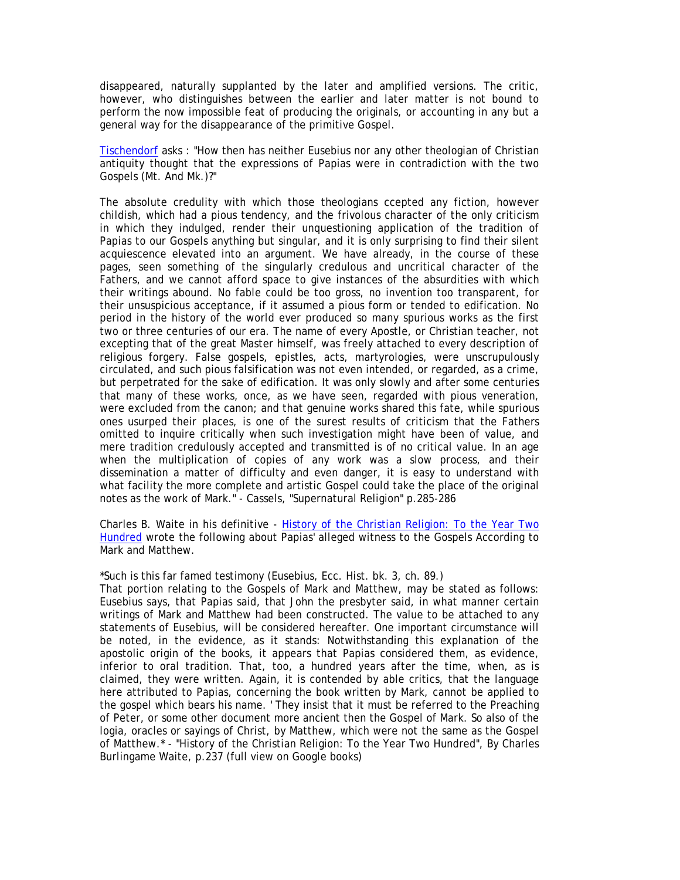disappeared, naturally supplanted by the later and amplified versions. The critic, however, who distinguishes between the earlier and later matter is not bound to perform the now impossible feat of producing the originals, or accounting in any but a general way for the disappearance of the primitive Gospel.

Tischendorf asks : "How then has neither Eusebius nor any other theologian of Christian antiquity thought that the expressions of Papias were in contradiction with the two Gospels (Mt. And Mk.)?"

The absolute credulity with which those theologians ccepted any fiction, however childish, which had a pious tendency, and the frivolous character of the only criticism in which they indulged, render their unquestioning application of the tradition of Papias to our Gospels anything but singular, and it is only surprising to find their silent acquiescence elevated into an argument. We have already, in the course of these pages, seen something of the singularly credulous and uncritical character of the Fathers, and we cannot afford space to give instances of the absurdities with which their writings abound. No fable could be too gross, no invention too transparent, for their unsuspicious acceptance, if it assumed a pious form or tended to edification. No period in the history of the world ever produced so many spurious works as the first two or three centuries of our era. The name of every Apostle, or Christian teacher, not excepting that of the great Master himself, was freely attached to every description of religious forgery. False gospels, epistles, acts, martyrologies, were unscrupulously circulated, and such pious falsification was not even intended, or regarded, as a crime, but perpetrated for the sake of edification. It was only slowly and after some centuries that many of these works, once, as we have seen, regarded with pious veneration, were excluded from the canon; and that genuine works shared this fate, while spurious ones usurped their places, is one of the surest results of criticism that the Fathers omitted to inquire critically when such investigation might have been of value, and mere tradition credulously accepted and transmitted is of no critical value. In an age when the multiplication of copies of any work was a slow process, and their dissemination a matter of difficulty and even danger, it is easy to understand with what facility the more complete and artistic Gospel could take the place of the original notes as the work of Mark." - Cassels, "Supernatural Religion" p.285-286

Charles B. Waite in his definitive - History of the Christian Religion: To the Year Two Hundred wrote the following about Papias' alleged witness to the Gospels According to Mark and Matthew.

*Such is this far famed testimony (Eusebius, Ecc. Hist. bk. 3, ch. 89.)
That portion relating to the Gospels of Mark and Matthew, may be stated as follows: Eusebius says, that Papias said, that John the presbyter said, in what manner certain writings of Mark and Matthew had been constructed. The value to be attached to any statements of Eusebius, will be considered hereafter. One important circumstance will be noted, in the evidence, as it stands: Notwithstanding this explanation of the apostolic origin of the books, it appears that Papias considered them, as evidence, inferior to oral tradition. That, too, a hundred years after the time, when, as is claimed, they were written. Again, it is contended by able critics, that the language here attributed to Papias, concerning the book written by Mark, cannot be applied to the gospel which bears his name. ' They insist that it must be referred to the Preaching of Peter, or some other document more ancient then the Gospel of Mark. So also of the logia, oracles or sayings of Christ, by Matthew, which were not the same as the Gospel of Matthew.* - "History of the Christian Religion: To the Year Two Hundred", By Charles Burlingame Waite, p.237 (full view on Google books)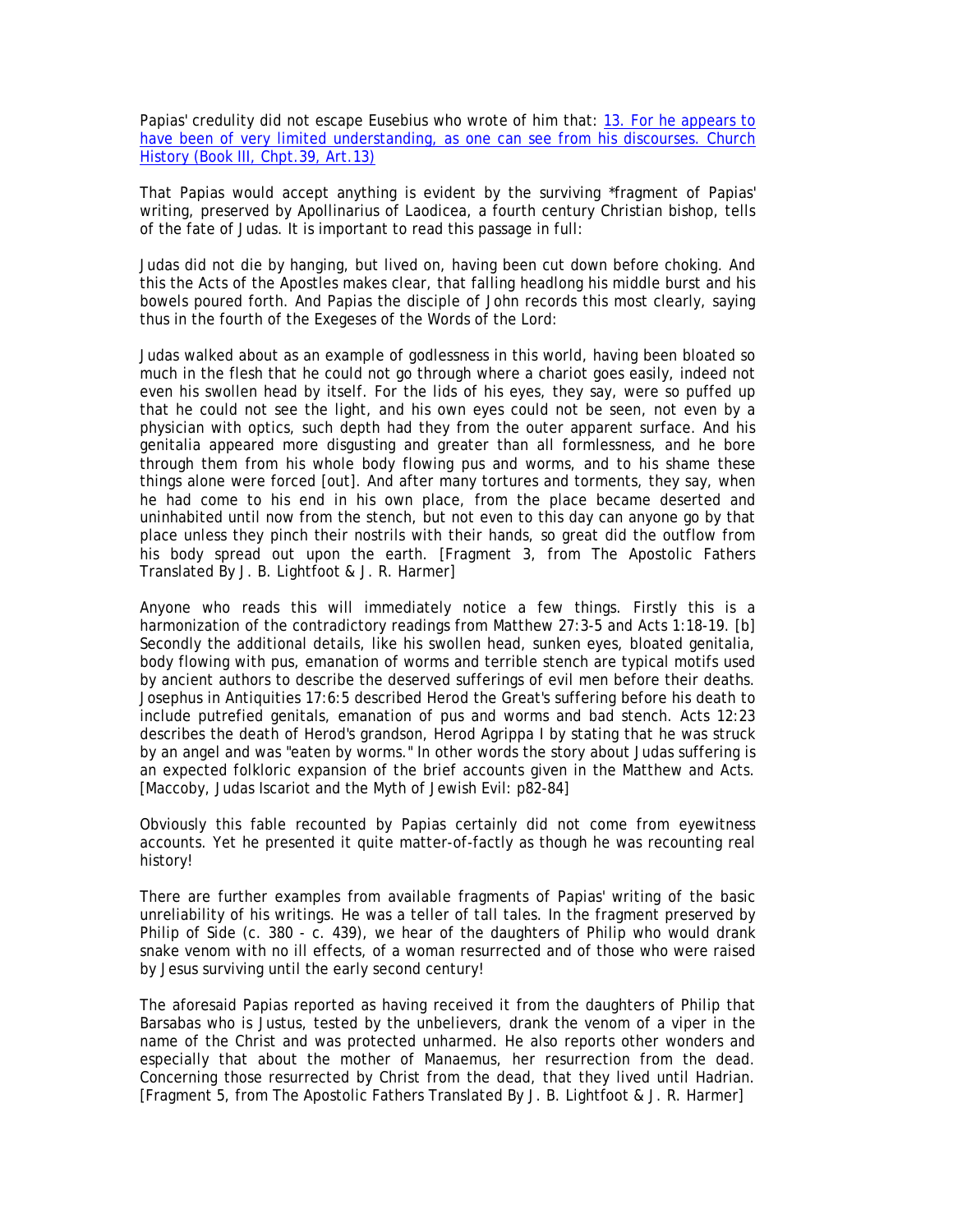Papias' credulity did not escape Eusebius who wrote of him that: 13. For he appears to have been of very limited understanding, as one can see from his discourses. Church History (Book III, Chpt.39, Art.13)

That Papias would accept anything is evident by the surviving *fragment of Papias' writing, preserved by Apollinarius of Laodicea, a fourth century Christian bishop, tells of the fate of Judas. It is important to read this passage in full:

Judas did not die by hanging, but lived on, having been cut down before choking. And this the Acts of the Apostles makes clear, that falling headlong his middle burst and his bowels poured forth. And Papias the disciple of John records this most clearly, saying thus in the fourth of the Exegeses of the Words of the Lord:

Judas walked about as an example of godlessness in this world, having been bloated so much in the flesh that he could not go through where a chariot goes easily, indeed not even his swollen head by itself. For the lids of his eyes, they say, were so puffed up that he could not see the light, and his own eyes could not be seen, not even by a physician with optics, such depth had they from the outer apparent surface. And his genitalia appeared more disgusting and greater than all formlessness, and he bore through them from his whole body flowing pus and worms, and to his shame these things alone were forced [out]. And after many tortures and torments, they say, when he had come to his end in his own place, from the place became deserted and uninhabited until now from the stench, but not even to this day can anyone go by that place unless they pinch their nostrils with their hands, so great did the outflow from his body spread out upon the earth. [Fragment 3, from The Apostolic Fathers Translated By J. B. Lightfoot & J. R. Harmer]

Anyone who reads this will immediately notice a few things. Firstly this is a harmonization of the contradictory readings from Matthew 27:3-5 and Acts 1:18-19. [b] Secondly the additional details, like his swollen head, sunken eyes, bloated genitalia, body flowing with pus, emanation of worms and terrible stench are typical motifs used by ancient authors to describe the deserved sufferings of evil men before their deaths. Josephus in Antiquities 17:6:5 described Herod the Great's suffering before his death to include putrefied genitals, emanation of pus and worms and bad stench. Acts 12:23 describes the death of Herod's grandson, Herod Agrippa I by stating that he was struck by an angel and was "eaten by worms." In other words the story about Judas suffering is an expected folkloric expansion of the brief accounts given in the Matthew and Acts. [Maccoby, Judas Iscariot and the Myth of Jewish Evil: p82-84]

Obviously this fable recounted by Papias certainly did not come from eyewitness accounts. Yet he presented it quite matter-of-factly as though he was recounting real history!

There are further examples from available fragments of Papias' writing of the basic unreliability of his writings. He was a teller of tall tales. In the fragment preserved by Philip of Side (c. 380 - c. 439), we hear of the daughters of Philip who would drank snake venom with no ill effects, of a woman resurrected and of those who were raised by Jesus surviving until the early second century!

The aforesaid Papias reported as having received it from the daughters of Philip that Barsabas who is Justus, tested by the unbelievers, drank the venom of a viper in the name of the Christ and was protected unharmed. He also reports other wonders and especially that about the mother of Manaemus, her resurrection from the dead. Concerning those resurrected by Christ from the dead, that they lived until Hadrian. [Fragment 5, from The Apostolic Fathers Translated By J. B. Lightfoot & J. R. Harmer]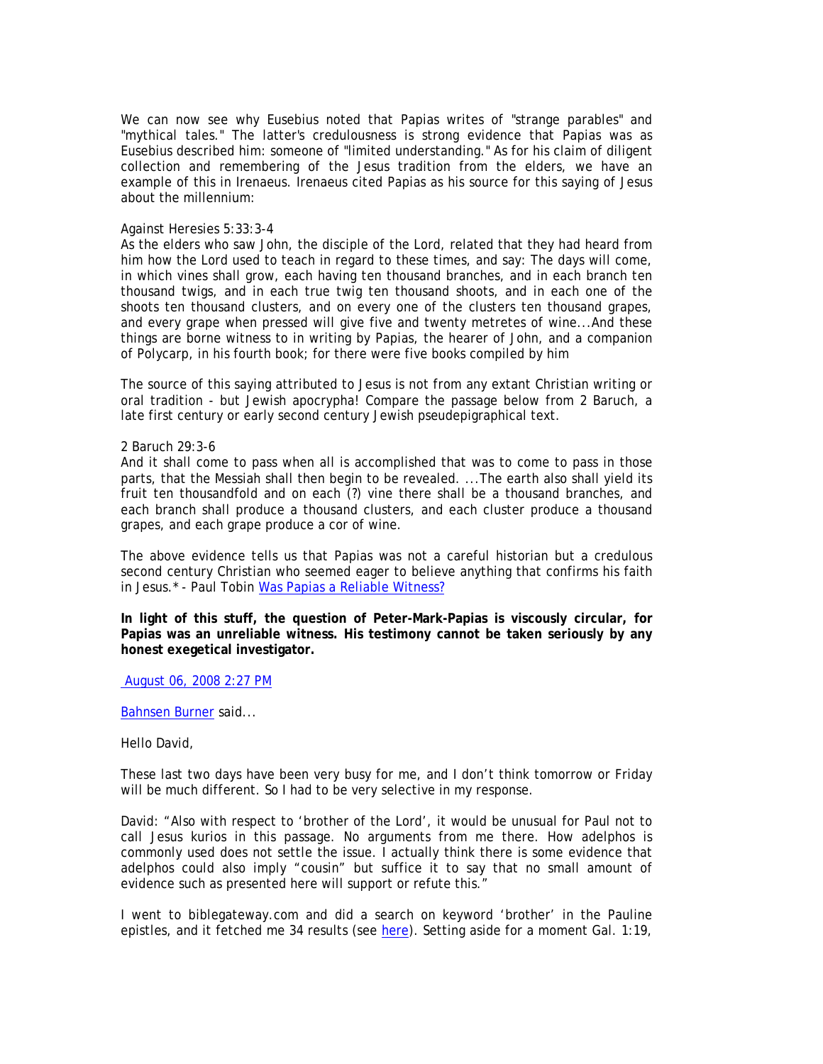We can now see why Eusebius noted that Papias writes of "strange parables" and "mythical tales." The latter's credulousness is strong evidence that Papias was as Eusebius described him: someone of "limited understanding." As for his claim of diligent collection and remembering of the Jesus tradition from the elders, we have an example of this in Irenaeus. Irenaeus cited Papias as his source for this saying of Jesus about the millennium:

Against Heresies 5:33:3-4
As the elders who saw John, the disciple of the Lord, related that they had heard from him how the Lord used to teach in regard to these times, and say: The days will come, in which vines shall grow, each having ten thousand branches, and in each branch ten thousand twigs, and in each true twig ten thousand shoots, and in each one of the shoots ten thousand clusters, and on every one of the clusters ten thousand grapes, and every grape when pressed will give five and twenty metretes of wine...And these things are borne witness to in writing by Papias, the hearer of John, and a companion of Polycarp, in his fourth book; for there were five books compiled by him

The source of this saying attributed to Jesus is not from any extant Christian writing or oral tradition - but Jewish apocrypha! Compare the passage below from 2 Baruch, a late first century or early second century Jewish pseudepigraphical text.

2 Baruch 29:3-6
And it shall come to pass when all is accomplished that was to come to pass in those parts, that the Messiah shall then begin to be revealed. ...The earth also shall yield its fruit ten thousandfold and on each (?) vine there shall be a thousand branches, and each branch shall produce a thousand clusters, and each cluster produce a thousand grapes, and each grape produce a cor of wine.

The above evidence tells us that Papias was not a careful historian but a credulous second century Christian who seemed eager to believe anything that confirms his faith in Jesus.* - Paul Tobin [Was Papias a Reliable Witness?]

**In light of this stuff, the question of Peter-Mark-Papias is viscously circular, for Papias was an unreliable witness. His testimony cannot be taken seriously by any honest exegetical investigator.**

August 06, 2008 2:27 PM

Bahnsen Burner said...

Hello David,

These last two days have been very busy for me, and I don't think tomorrow or Friday will be much different. So I had to be very selective in my response.

David: "Also with respect to 'brother of the Lord', it would be unusual for Paul not to call Jesus kurios in this passage. No arguments from me there. How adelphos is commonly used does not settle the issue. I actually think there is some evidence that adelphos could also imply "cousin" but suffice it to say that no small amount of evidence such as presented here will support or refute this."

I went to biblegateway.com and did a search on keyword 'brother' in the Pauline epistles, and it fetched me 34 results (see [here]). Setting aside for a moment Gal. 1:19,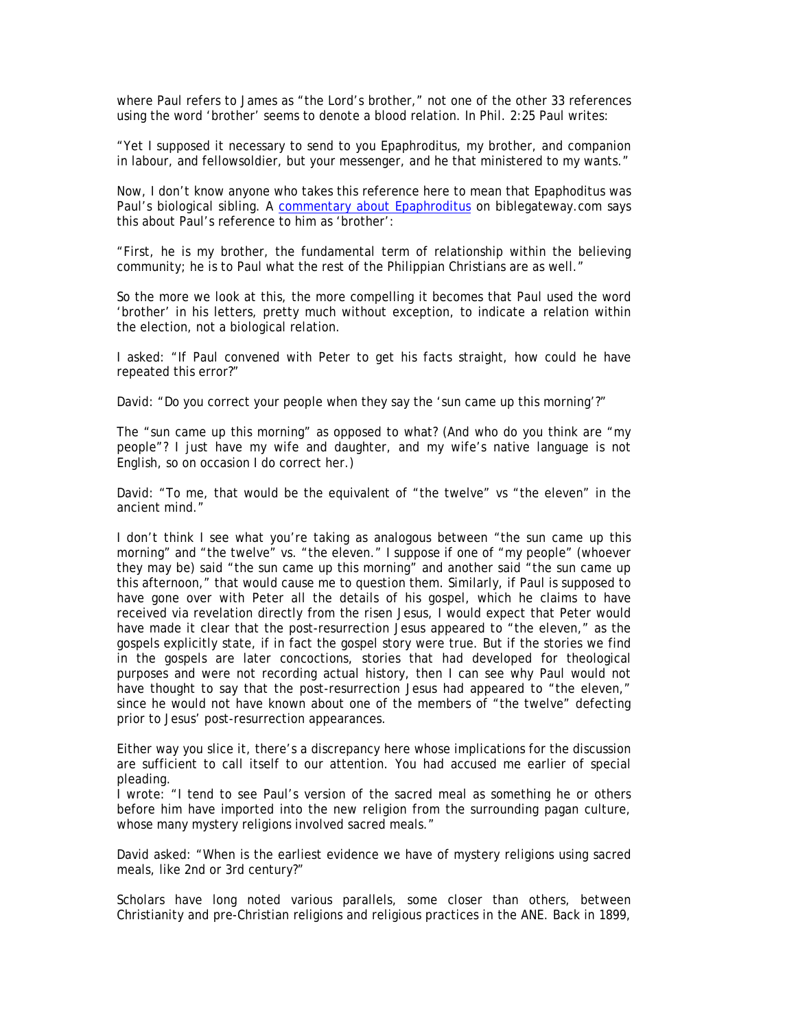where Paul refers to James as "the Lord's brother," not one of the other 33 references using the word 'brother' seems to denote a blood relation. In Phil. 2:25 Paul writes:

"Yet I supposed it necessary to send to you Epaphroditus, my brother, and companion in labour, and fellowsoldier, but your messenger, and he that ministered to my wants."

Now, I don't know anyone who takes this reference here to mean that Epaphoditus was Paul's biological sibling. A [commentary about Epaphroditus](#) on biblegateway.com says this about Paul's reference to him as 'brother':

"First, he is my brother, the fundamental term of relationship within the believing community; he is to Paul what the rest of the Philippian Christians are as well."

So the more we look at this, the more compelling it becomes that Paul used the word 'brother' in his letters, pretty much without exception, to indicate a relation within the election, not a biological relation.

I asked: "If Paul convened with Peter to get his facts straight, how could he have repeated this error?"

David: "Do you correct your people when they say the 'sun came up this morning'?"

The "sun came up this morning" as opposed to what? (And who do you think are "my people"? I just have my wife and daughter, and my wife's native language is not English, so on occasion I do correct her.)

David: "To me, that would be the equivalent of "the twelve" vs "the eleven" in the ancient mind."

I don't think I see what you're taking as analogous between "the sun came up this morning" and "the twelve" vs. "the eleven." I suppose if one of "my people" (whoever they may be) said "the sun came up this morning" and another said "the sun came up this afternoon," that would cause me to question them. Similarly, if Paul is supposed to have gone over with Peter all the details of his gospel, which he claims to have received via revelation directly from the risen Jesus, I would expect that Peter would have made it clear that the post-resurrection Jesus appeared to "the eleven," as the gospels explicitly state, if in fact the gospel story were true. But if the stories we find in the gospels are later concoctions, stories that had developed for theological purposes and were not recording actual history, then I can see why Paul would not have thought to say that the post-resurrection Jesus had appeared to "the eleven," since he would not have known about one of the members of "the twelve" defecting prior to Jesus' post-resurrection appearances.

Either way you slice it, there's a discrepancy here whose implications for the discussion are sufficient to call itself to our attention. You had accused me earlier of special pleading.

I wrote: "I tend to see Paul's version of the sacred meal as something he or others before him have imported into the new religion from the surrounding pagan culture, whose many mystery religions involved sacred meals."

David asked: "When is the earliest evidence we have of mystery religions using sacred meals, like 2nd or 3rd century?"

Scholars have long noted various parallels, some closer than others, between Christianity and pre-Christian religions and religious practices in the ANE. Back in 1899,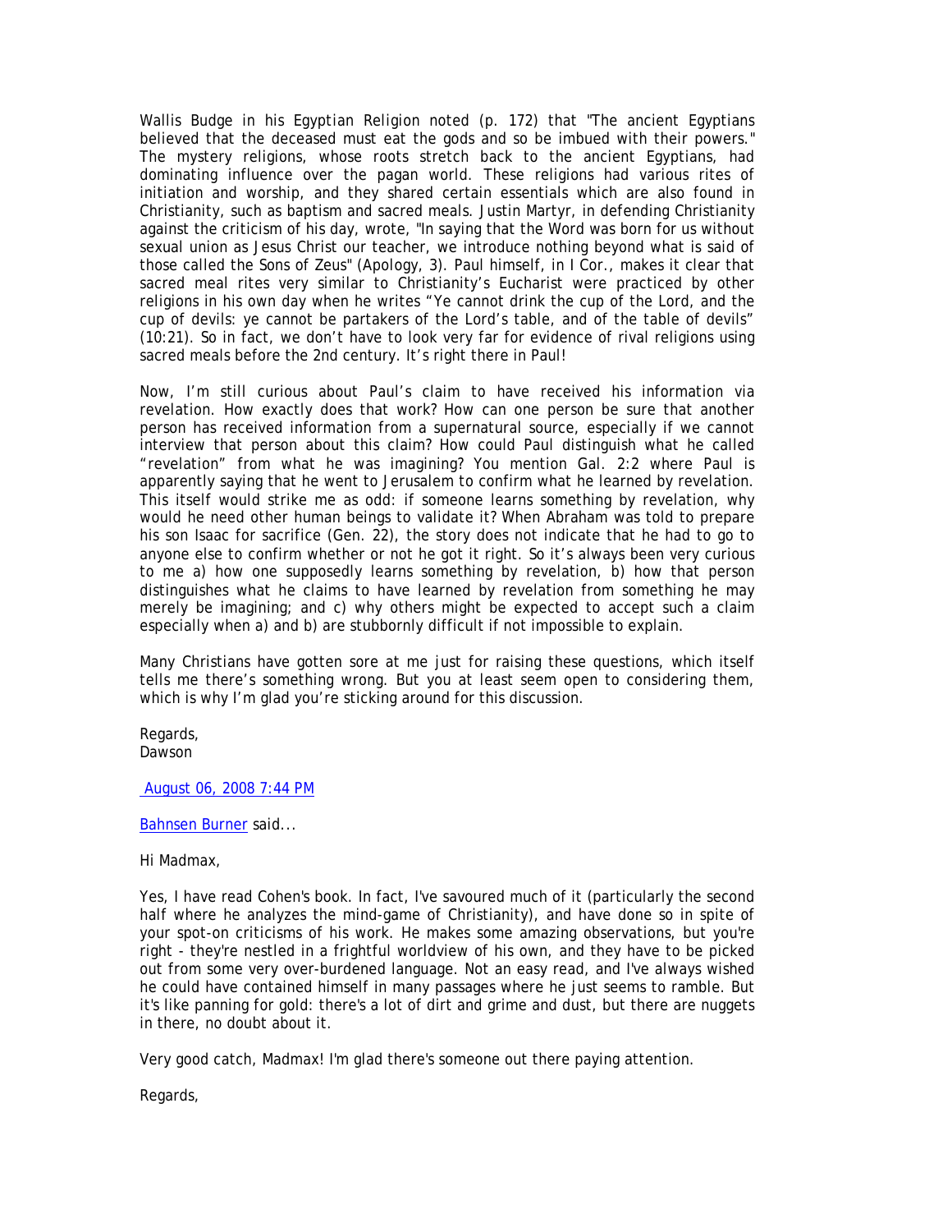Wallis Budge in his *Egyptian Religion* noted (p. 172) that "The ancient Egyptians believed that the deceased must eat the gods and so be imbued with their powers." The mystery religions, whose roots stretch back to the ancient Egyptians, had dominating influence over the pagan world. These religions had various rites of initiation and worship, and they shared certain essentials which are also found in Christianity, such as baptism and sacred meals. Justin Martyr, in defending Christianity against the criticism of his day, wrote, "In saying that the Word was born for us without sexual union as Jesus Christ our teacher, we introduce nothing beyond what is said of those called the Sons of Zeus" (Apology, 3). Paul himself, in I Cor., makes it clear that sacred meal rites very similar to Christianity's Eucharist were practiced by other religions in his own day when he writes "Ye cannot drink the cup of the Lord, and the cup of devils: ye cannot be partakers of the Lord's table, and of the table of devils" (10:21). So in fact, we don't have to look very far for evidence of rival religions using sacred meals before the 2nd century. It's right there in Paul!

Now, I'm still curious about Paul's claim to have received his information via revelation. How exactly does that work? How can one person be sure that another person has received information from a supernatural source, especially if we cannot interview that person about this claim? How could Paul distinguish what he called "revelation" from what he was imagining? You mention Gal. 2:2 where Paul is apparently saying that he went to Jerusalem to confirm what he learned by revelation. This itself would strike me as odd: if someone learns something by revelation, why would he need other human beings to validate it? When Abraham was told to prepare his son Isaac for sacrifice (Gen. 22), the story does not indicate that he had to go to anyone else to confirm whether or not he got it right. So it's always been very curious to me a) how one supposedly learns something by revelation, b) how that person distinguishes what he claims to have learned by revelation from something he may merely be imagining; and c) why others might be expected to accept such a claim especially when a) and b) are stubbornly difficult if not impossible to explain.

Many Christians have gotten sore at me just for raising these questions, which itself tells me there's something wrong. But you at least seem open to considering them, which is why I'm glad you're sticking around for this discussion.

Regards,
Dawson

August 06, 2008 7:44 PM

Bahnsen Burner said...

Hi Madmax,

Yes, I have read Cohen's book. In fact, I've savoured much of it (particularly the second half where he analyzes the mind-game of Christianity), and have done so in spite of your spot-on criticisms of his work. He makes some amazing observations, but you're right - they're nestled in a frightful worldview of his own, and they have to be picked out from some very over-burdened language. Not an easy read, and I've always wished he could have contained himself in many passages where he just seems to ramble. But it's like panning for gold: there's a lot of dirt and grime and dust, but there are nuggets in there, no doubt about it.

Very good catch, Madmax! I'm glad there's someone out there paying attention.

Regards,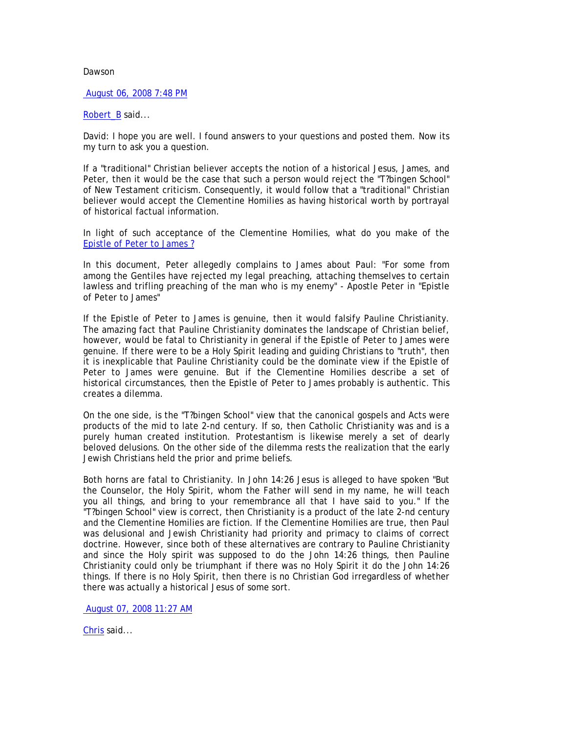Dawson

August 06, 2008 7:48 PM

Robert_B said...

David: I hope you are well. I found answers to your questions and posted them. Now its my turn to ask you a question.

If a "traditional" Christian believer accepts the notion of a historical Jesus, James, and Peter, then it would be the case that such a person would reject the "T?bingen School" of New Testament criticism. Consequently, it would follow that a "traditional" Christian believer would accept the Clementine Homilies as having historical worth by portrayal of historical factual information.

In light of such acceptance of the Clementine Homilies, what do you make of the Epistle of Peter to James ?

In this document, Peter allegedly complains to James about Paul: "For some from among the Gentiles have rejected my legal preaching, attaching themselves to certain lawless and trifling preaching of the man who is my enemy" - Apostle Peter in "Epistle of Peter to James"

If the Epistle of Peter to James is genuine, then it would falsify Pauline Christianity. The amazing fact that Pauline Christianity dominates the landscape of Christian belief, however, would be fatal to Christianity in general if the Epistle of Peter to James were genuine. If there were to be a Holy Spirit leading and guiding Christians to "truth", then it is inexplicable that Pauline Christianity could be the dominate view if the Epistle of Peter to James were genuine. But if the Clementine Homilies describe a set of historical circumstances, then the Epistle of Peter to James probably is authentic. This creates a dilemma.

On the one side, is the "T?bingen School" view that the canonical gospels and Acts were products of the mid to late 2-nd century. If so, then Catholic Christianity was and is a purely human created institution. Protestantism is likewise merely a set of dearly beloved delusions. On the other side of the dilemma rests the realization that the early Jewish Christians held the prior and prime beliefs.

Both horns are fatal to Christianity. In John 14:26 Jesus is alleged to have spoken "But the Counselor, the Holy Spirit, whom the Father will send in my name, he will teach you all things, and bring to your remembrance all that I have said to you." If the "T?bingen School" view is correct, then Christianity is a product of the late 2-nd century and the Clementine Homilies are fiction. If the Clementine Homilies are true, then Paul was delusional and Jewish Christianity had priority and primacy to claims of correct doctrine. However, since both of these alternatives are contrary to Pauline Christianity and since the Holy spirit was supposed to do the John 14:26 things, then Pauline Christianity could only be triumphant if there was no Holy Spirit it do the John 14:26 things. If there is no Holy Spirit, then there is no Christian God irregardless of whether there was actually a historical Jesus of some sort.

August 07, 2008 11:27 AM

Chris said...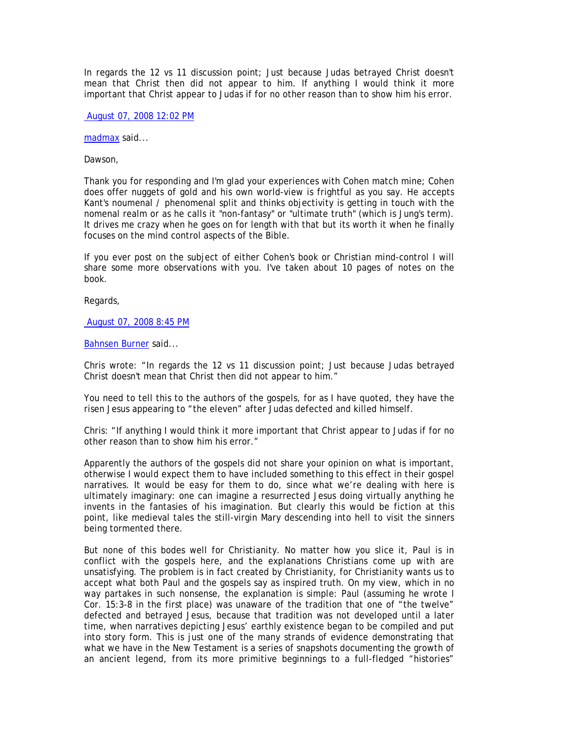In regards the 12 vs 11 discussion point; Just because Judas betrayed Christ doesn't mean that Christ then did not appear to him. If anything I would think it more important that Christ appear to Judas if for no other reason than to show him his error.

August 07, 2008 12:02 PM

madmax said...

Dawson,

Thank you for responding and I'm glad your experiences with Cohen match mine; Cohen does offer nuggets of gold and his own world-view is frightful as you say. He accepts Kant's noumenal / phenomenal split and thinks objectivity is getting in touch with the nomenal realm or as he calls it "non-fantasy" or "ultimate truth" (which is Jung's term). It drives me crazy when he goes on for length with that but its worth it when he finally focuses on the mind control aspects of the Bible.

If you ever post on the subject of either Cohen's book or Christian mind-control I will share some more observations with you. I've taken about 10 pages of notes on the book.

Regards,

August 07, 2008 8:45 PM

Bahnsen Burner said...

Chris wrote: "In regards the 12 vs 11 discussion point; Just because Judas betrayed Christ doesn't mean that Christ then did not appear to him."

You need to tell this to the authors of the gospels, for as I have quoted, they have the risen Jesus appearing to "the eleven" after Judas defected and killed himself.

Chris: "If anything I would think it more important that Christ appear to Judas if for no other reason than to show him his error."

Apparently the authors of the gospels did not share your opinion on what is important, otherwise I would expect them to have included something to this effect in their gospel narratives. It would be easy for them to do, since what we're dealing with here is ultimately imaginary: one can imagine a resurrected Jesus doing virtually anything he invents in the fantasies of his imagination. But clearly this would be fiction at this point, like medieval tales the still-virgin Mary descending into hell to visit the sinners being tormented there.

But none of this bodes well for Christianity. No matter how you slice it, Paul is in conflict with the gospels here, and the explanations Christians come up with are unsatisfying. The problem is in fact created by Christianity, for Christianity wants us to accept what both Paul and the gospels say as inspired truth. On my view, which in no way partakes in such nonsense, the explanation is simple: Paul (assuming he wrote I Cor. 15:3-8 in the first place) was unaware of the tradition that one of "the twelve" defected and betrayed Jesus, because that tradition was not developed until a later time, when narratives depicting Jesus' earthly existence began to be compiled and put into story form. This is just one of the many strands of evidence demonstrating that what we have in the New Testament is a series of snapshots documenting the growth of an ancient legend, from its more primitive beginnings to a full-fledged "histories"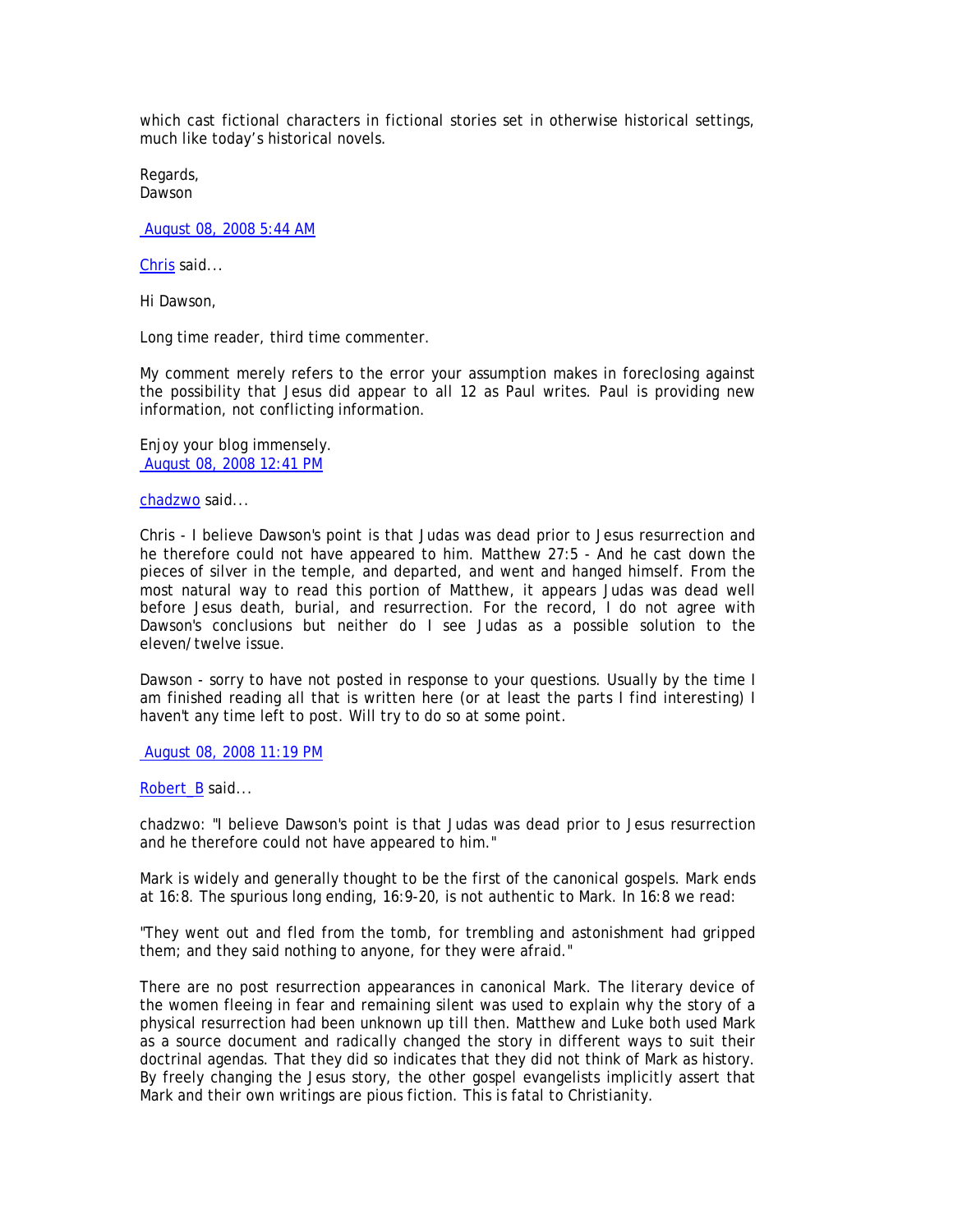which cast fictional characters in fictional stories set in otherwise historical settings, much like today's historical novels.

Regards,
Dawson

August 08, 2008 5:44 AM

Chris said...

Hi Dawson,

Long time reader, third time commenter.

My comment merely refers to the error your assumption makes in foreclosing against the possibility that Jesus did appear to all 12 as Paul writes. Paul is providing new information, not conflicting information.

Enjoy your blog immensely.
August 08, 2008 12:41 PM

chadzwo said...

Chris - I believe Dawson's point is that Judas was dead prior to Jesus resurrection and he therefore could not have appeared to him. Matthew 27:5 - And he cast down the pieces of silver in the temple, and departed, and went and hanged himself. From the most natural way to read this portion of Matthew, it appears Judas was dead well before Jesus death, burial, and resurrection. For the record, I do not agree with Dawson's conclusions but neither do I see Judas as a possible solution to the eleven/twelve issue.

Dawson - sorry to have not posted in response to your questions. Usually by the time I am finished reading all that is written here (or at least the parts I find interesting) I haven't any time left to post. Will try to do so at some point.

August 08, 2008 11:19 PM

Robert_B said...

chadzwo: "I believe Dawson's point is that Judas was dead prior to Jesus resurrection and he therefore could not have appeared to him."

Mark is widely and generally thought to be the first of the canonical gospels. Mark ends at 16:8. The spurious long ending, 16:9-20, is not authentic to Mark. In 16:8 we read:

"They went out and fled from the tomb, for trembling and astonishment had gripped them; and they said nothing to anyone, for they were afraid."

There are no post resurrection appearances in canonical Mark. The literary device of the women fleeing in fear and remaining silent was used to explain why the story of a physical resurrection had been unknown up till then. Matthew and Luke both used Mark as a source document and radically changed the story in different ways to suit their doctrinal agendas. That they did so indicates that they did not think of Mark as history. By freely changing the Jesus story, the other gospel evangelists implicitly assert that Mark and their own writings are pious fiction. This is fatal to Christianity.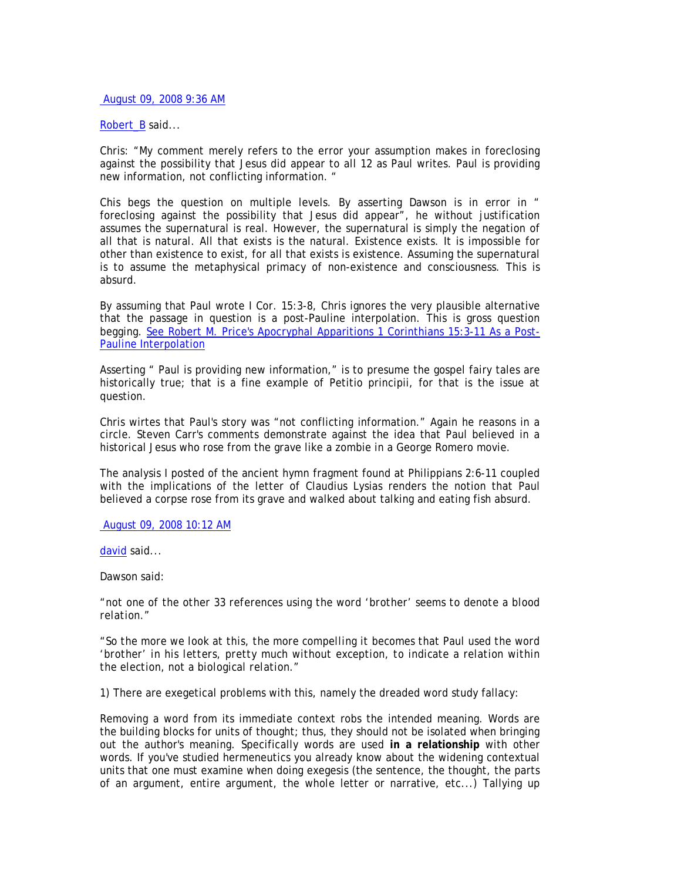[August 09, 2008 9:36 AM](#)

[Robert_B](#) said...

Chris: "My comment merely refers to the error your assumption makes in foreclosing against the possibility that Jesus did appear to all 12 as Paul writes. Paul is providing new information, not conflicting information. "

Chis begs the question on multiple levels. By asserting Dawson is in error in " foreclosing against the possibility that Jesus did appear", he without justification assumes the supernatural is real. However, the supernatural is simply the negation of all that is natural. All that exists is the natural. Existence exists. It is impossible for other than existence to exist, for all that exists is existence. Assuming the supernatural is to assume the metaphysical primacy of non-existence and consciousness. This is absurd.

By assuming that Paul wrote I Cor. 15:3-8, Chris ignores the very plausible alternative that the passage in question is a post-Pauline interpolation. This is gross question begging. [See Robert M. Price's Apocryphal Apparitions 1 Corinthians 15:3-11 As a Post-Pauline Interpolation](#)

Asserting " Paul is providing new information," is to presume the gospel fairy tales are historically true; that is a fine example of Petitio principii, for that is the issue at question.

Chris wirtes that Paul's story was "not conflicting information." Again he reasons in a circle. Steven Carr's comments demonstrate against the idea that Paul believed in a historical Jesus who rose from the grave like a zombie in a George Romero movie.

The analysis I posted of the ancient hymn fragment found at Philippians 2:6-11 coupled with the implications of the letter of Claudius Lysias renders the notion that Paul believed a corpse rose from its grave and walked about talking and eating fish absurd.

[August 09, 2008 10:12 AM](#)

[david](#) said...

Dawson said:

"not one of the other 33 references using the word 'brother' seems to denote a blood relation."

"So the more we look at this, the more compelling it becomes that Paul used the word 'brother' in his letters, pretty much without exception, to indicate a relation within the election, not a biological relation."

1) There are exegetical problems with this, namely the dreaded word study fallacy:

Removing a word from its immediate context robs the intended meaning. Words are the building blocks for units of thought; thus, they should not be isolated when bringing out the author's meaning. Specifically words are used **in a relationship** with other words. If you've studied hermeneutics you already know about the widening contextual units that one must examine when doing exegesis (the sentence, the thought, the parts of an argument, entire argument, the whole letter or narrative, etc...) Tallying up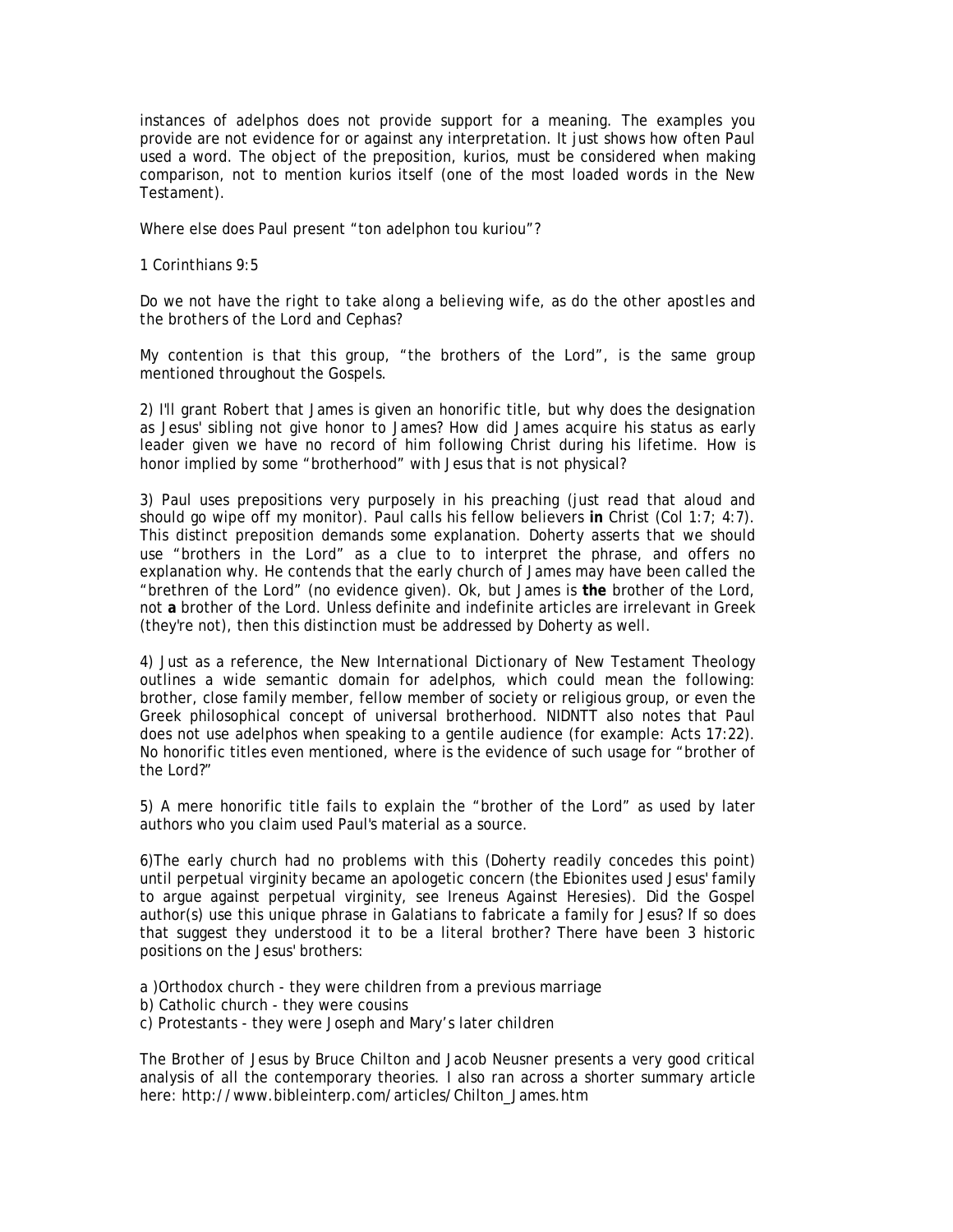instances of adelphos does not provide support for a meaning. The examples you provide are not evidence for or against any interpretation. It just shows how often Paul used a word. The object of the preposition, kurios, must be considered when making comparison, not to mention kurios itself (one of the most loaded words in the New Testament).

Where else does Paul present "ton adelphon tou kuriou"?

1 Corinthians 9:5

*Do we not have the right to take along a believing wife, as do the other apostles and the brothers of the Lord and Cephas?*

My contention is that this group, "the brothers of the Lord", is the same group mentioned throughout the Gospels.

2) I'll grant Robert that James is given an honorific title, but why does the designation as Jesus' sibling not give honor to James? How did James acquire his status as early leader given we have no record of him following Christ during his lifetime. How is honor implied by some "brotherhood" with Jesus that is not physical?

3) Paul uses prepositions very purposely in his preaching (just read that aloud and should go wipe off my monitor). Paul calls his fellow believers **in** Christ (Col 1:7; 4:7). This distinct preposition demands some explanation. Doherty asserts that we should use "brothers in the Lord" as a clue to to interpret the phrase, and offers no explanation why. He contends that the early church of James may have been called the "brethren of the Lord" (no evidence given). Ok, but James is **the** brother of the Lord, not **a** brother of the Lord. Unless definite and indefinite articles are irrelevant in Greek (they're not), then this distinction must be addressed by Doherty as well.

4) Just as a reference, the New International Dictionary of New Testament Theology outlines a wide semantic domain for adelphos, which could mean the following: brother, close family member, fellow member of society or religious group, or even the Greek philosophical concept of universal brotherhood. NIDNTT also notes that Paul does not use adelphos when speaking to a gentile audience (for example: Acts 17:22). No honorific titles even mentioned, where is the evidence of such usage for "brother of the Lord?"

5) A mere honorific title fails to explain the "brother of the Lord" as used by later authors who you claim used Paul's material as a source.

6)The early church had no problems with this (Doherty readily concedes this point) until perpetual virginity became an apologetic concern (the Ebionites used Jesus' family to argue against perpetual virginity, see Ireneus Against Heresies). Did the Gospel author(s) use this unique phrase in Galatians to fabricate a family for Jesus? If so does that suggest they understood it to be a literal brother? There have been 3 historic positions on the Jesus' brothers:

a )Orthodox church - they were children from a previous marriage
b) Catholic church - they were cousins
c) Protestants - they were Joseph and Mary's later children

The Brother of Jesus by Bruce Chilton and Jacob Neusner presents a very good critical analysis of all the contemporary theories. I also ran across a shorter summary article here: http://www.bibleinterp.com/articles/Chilton_James.htm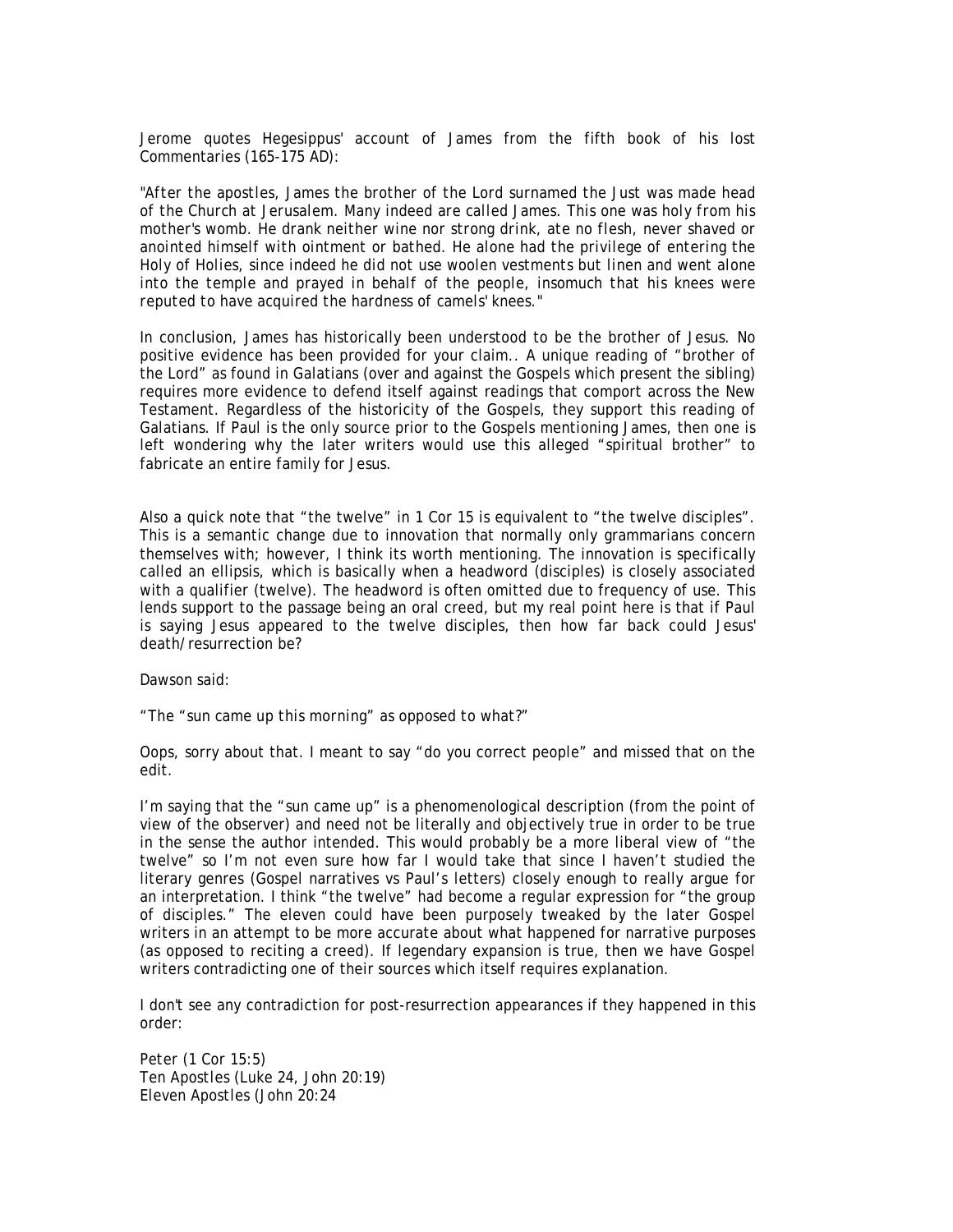Jerome quotes Hegesippus' account of James from the fifth book of his lost Commentaries (165-175 AD):

*"After the apostles, James the brother of the Lord surnamed the Just was made head of the Church at Jerusalem. Many indeed are called James. This one was holy from his mother's womb. He drank neither wine nor strong drink, ate no flesh, never shaved or anointed himself with ointment or bathed. He alone had the privilege of entering the Holy of Holies, since indeed he did not use woolen vestments but linen and went alone into the temple and prayed in behalf of the people, insomuch that his knees were reputed to have acquired the hardness of camels' knees."*

In conclusion, James has historically been understood to be the brother of Jesus. No positive evidence has been provided for your claim.. A unique reading of "brother of the Lord" as found in Galatians (over and against the Gospels which present the sibling) requires more evidence to defend itself against readings that comport across the New Testament. Regardless of the historicity of the Gospels, they support this reading of Galatians. If Paul is the only source prior to the Gospels mentioning James, then one is left wondering why the later writers would use this alleged "spiritual brother" to fabricate an entire family for Jesus.

Also a quick note that "the twelve" in 1 Cor 15 is equivalent to "the twelve disciples". This is a semantic change due to innovation that normally only grammarians concern themselves with; however, I think its worth mentioning. The innovation is specifically called an ellipsis, which is basically when a headword (disciples) is closely associated with a qualifier (twelve). The headword is often omitted due to frequency of use. This lends support to the passage being an oral creed, but my real point here is that if Paul is saying Jesus appeared to the twelve disciples, then how far back could Jesus' death/resurrection be?

Dawson said:

*"The "sun came up this morning" as opposed to what?"*

Oops, sorry about that. I meant to say "do you correct people" and missed that on the edit.

I'm saying that the "sun came up" is a phenomenological description (from the point of view of the observer) and need not be literally and objectively true in order to be true in the sense the author intended. This would probably be a more liberal view of "the twelve" so I'm not even sure how far I would take that since I haven't studied the literary genres (Gospel narratives vs Paul's letters) closely enough to really argue for an interpretation. I think "the twelve" had become a regular expression for "the group of disciples." The eleven could have been purposely tweaked by the later Gospel writers in an attempt to be more accurate about what happened for narrative purposes (as opposed to reciting a creed). If legendary expansion is true, then we have Gospel writers contradicting one of their sources which itself requires explanation.

I don't see any contradiction for post-resurrection appearances if they happened in this order:

Peter (1 Cor 15:5)
Ten Apostles (Luke 24, John 20:19)
Eleven Apostles (John 20:24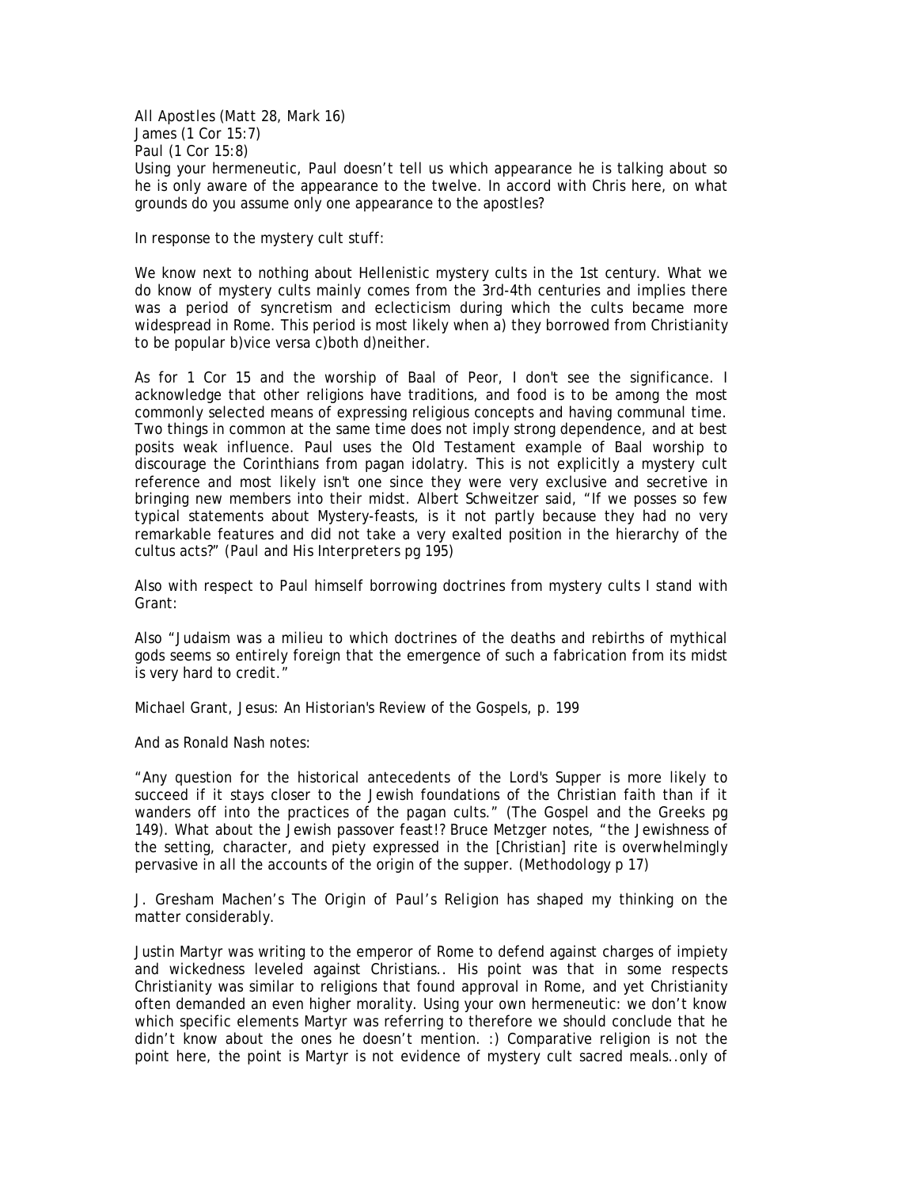All Apostles (Matt 28, Mark 16)
James (1 Cor 15:7)
Paul (1 Cor 15:8)
Using your hermeneutic, Paul doesn't tell us which appearance he is talking about so he is only aware of the appearance to the twelve. In accord with Chris here, on what grounds do you assume only one appearance to the apostles?

In response to the mystery cult stuff:

We know next to nothing about Hellenistic mystery cults in the 1st century. What we do know of mystery cults mainly comes from the 3rd-4th centuries and implies there was a period of syncretism and eclecticism during which the cults became more widespread in Rome. This period is most likely when a) they borrowed from Christianity to be popular b)vice versa c)both d)neither.

As for 1 Cor 15 and the worship of Baal of Peor, I don't see the significance. I acknowledge that other religions have traditions, and food is to be among the most commonly selected means of expressing religious concepts and having communal time. Two things in common at the same time does not imply strong dependence, and at best posits weak influence. Paul uses the Old Testament example of Baal worship to discourage the Corinthians from pagan idolatry. This is not explicitly a mystery cult reference and most likely isn't one since they were very exclusive and secretive in bringing new members into their midst. Albert Schweitzer said, "If we posses so few typical statements about Mystery-feasts, is it not partly because they had no very remarkable features and did not take a very exalted position in the hierarchy of the cultus acts?" (Paul and His Interpreters pg 195)

Also with respect to Paul himself borrowing doctrines from mystery cults I stand with Grant:

Also "Judaism was a milieu to which doctrines of the deaths and rebirths of mythical gods seems so entirely foreign that the emergence of such a fabrication from its midst is very hard to credit."

Michael Grant, Jesus: An Historian's Review of the Gospels, p. 199

And as Ronald Nash notes:

"Any question for the historical antecedents of the Lord's Supper is more likely to succeed if it stays closer to the Jewish foundations of the Christian faith than if it wanders off into the practices of the pagan cults." (The Gospel and the Greeks pg 149). What about the Jewish passover feast!? Bruce Metzger notes, "the Jewishness of the setting, character, and piety expressed in the [Christian] rite is overwhelmingly pervasive in all the accounts of the origin of the supper. (Methodology p 17)

J. Gresham Machen's *The Origin of Paul's Religion* has shaped my thinking on the matter considerably.

Justin Martyr was writing to the emperor of Rome to defend against charges of impiety and wickedness leveled against Christians.. His point was that in some respects Christianity was similar to religions that found approval in Rome, and yet Christianity often demanded an even higher morality. Using your own hermeneutic: we don't know which specific elements Martyr was referring to therefore we should conclude that he didn't know about the ones he doesn't mention. :) Comparative religion is not the point here, the point is Martyr is not evidence of mystery cult sacred meals..only of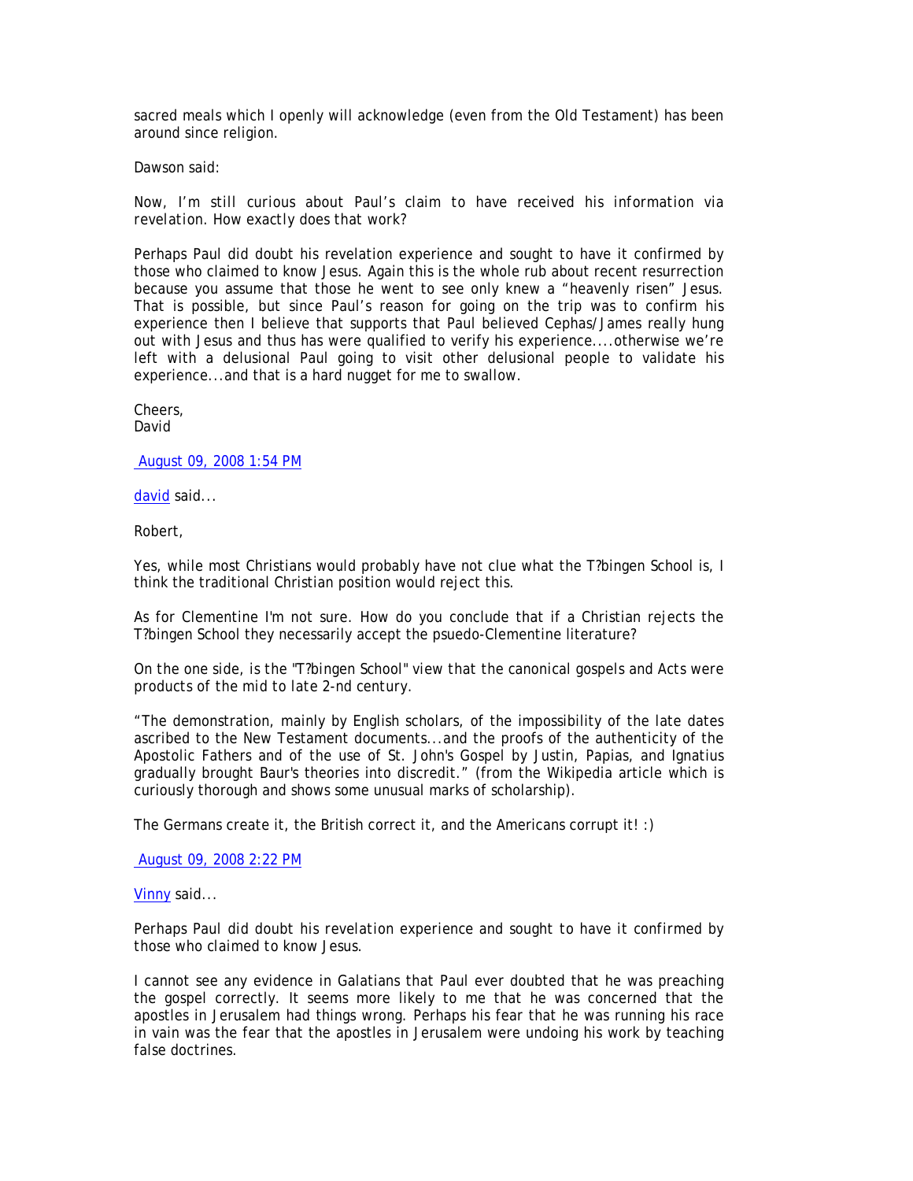sacred meals which I openly will acknowledge (even from the Old Testament) has been around since religion.

Dawson said:

*Now, I'm still curious about Paul's claim to have received his information via revelation. How exactly does that work?*

Perhaps Paul did doubt his revelation experience and sought to have it confirmed by those who claimed to know Jesus. Again this is the whole rub about recent resurrection because you assume that those he went to see only knew a "heavenly risen" Jesus. That is possible, but since Paul's reason for going on the trip was to confirm his experience then I believe that supports that Paul believed Cephas/James really hung out with Jesus and thus has were qualified to verify his experience....otherwise we're left with a delusional Paul going to visit other delusional people to validate his experience...and that is a hard nugget for me to swallow.

Cheers,
David

August 09, 2008 1:54 PM

david said...

Robert,

Yes, while most Christians would probably have not clue what the T?bingen School is, I think the traditional Christian position would reject this.

As for Clementine I'm not sure. How do you conclude that if a Christian rejects the T?bingen School they necessarily accept the psuedo-Clementine literature?

*On the one side, is the "T?bingen School" view that the canonical gospels and Acts were products of the mid to late 2-nd century.*

"The demonstration, mainly by English scholars, of the impossibility of the late dates ascribed to the New Testament documents...and the proofs of the authenticity of the Apostolic Fathers and of the use of St. John's Gospel by Justin, Papias, and Ignatius gradually brought Baur's theories into discredit." (from the Wikipedia article which is curiously thorough and shows some unusual marks of scholarship).

The Germans create it, the British correct it, and the Americans corrupt it! :)

August 09, 2008 2:22 PM

Vinny said...

*Perhaps Paul did doubt his revelation experience and sought to have it confirmed by those who claimed to know Jesus.*

I cannot see any evidence in Galatians that Paul ever doubted that he was preaching the gospel correctly. It seems more likely to me that he was concerned that the apostles in Jerusalem had things wrong. Perhaps his fear that he was running his race in vain was the fear that the apostles in Jerusalem were undoing his work by teaching false doctrines.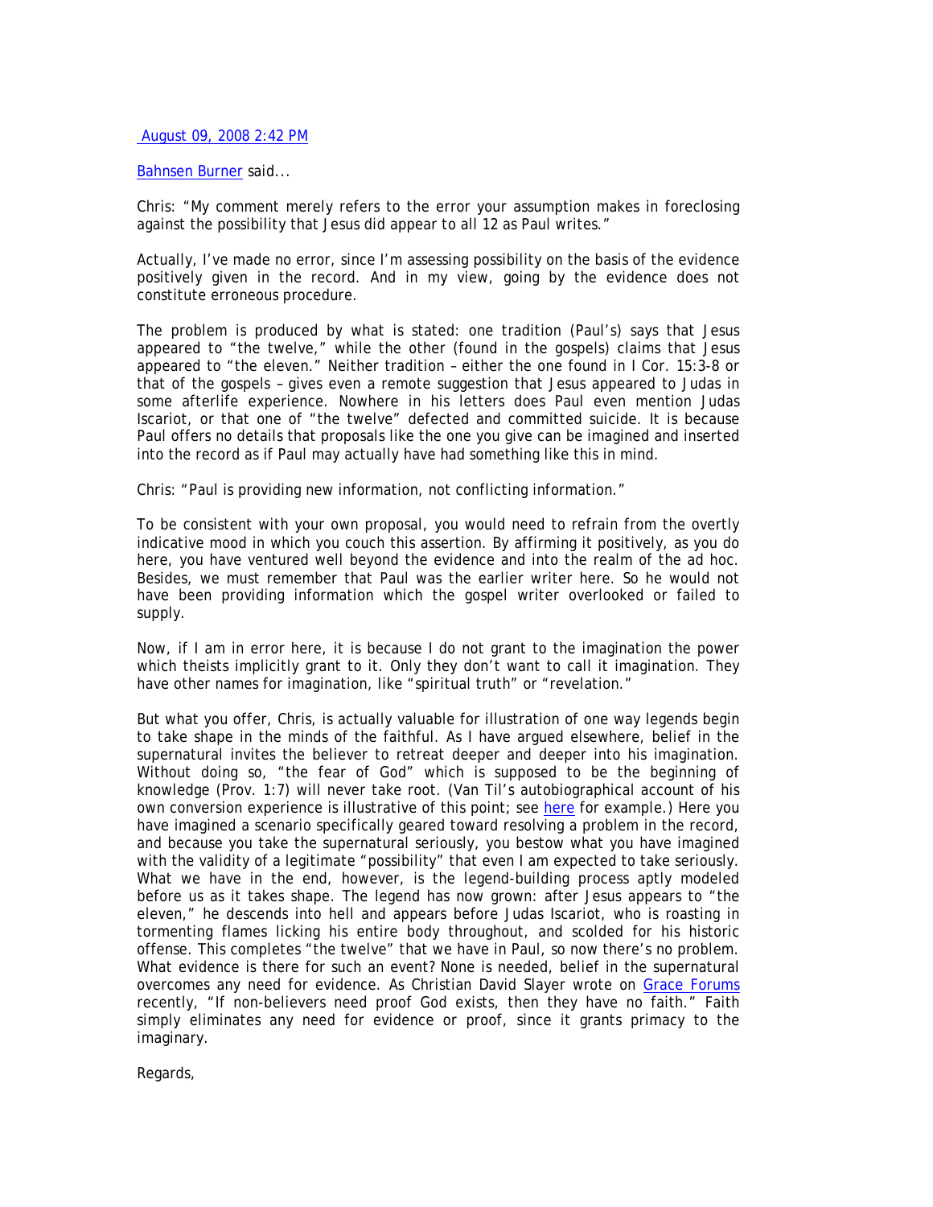August 09, 2008 2:42 PM

Bahnsen Burner said...

Chris: "My comment merely refers to the error your assumption makes in foreclosing against the possibility that Jesus did appear to all 12 as Paul writes."

Actually, I've made no error, since I'm assessing possibility on the basis of the evidence positively given in the record. And in my view, going by the evidence does not constitute erroneous procedure.

The problem is produced by what is stated: one tradition (Paul's) says that Jesus appeared to "the twelve," while the other (found in the gospels) claims that Jesus appeared to "the eleven." Neither tradition – either the one found in I Cor. 15:3-8 or that of the gospels – gives even a remote suggestion that Jesus appeared to Judas in some afterlife experience. Nowhere in his letters does Paul even mention Judas Iscariot, or that one of "the twelve" defected and committed suicide. It is because Paul offers no details that proposals like the one you give can be imagined and inserted into the record as if Paul may actually have had something like this in mind.

Chris: "Paul is providing new information, not conflicting information."

To be consistent with your own proposal, you would need to refrain from the overtly indicative mood in which you couch this assertion. By affirming it positively, as you do here, you have ventured well beyond the evidence and into the realm of the ad hoc. Besides, we must remember that Paul was the earlier writer here. So he would not have been providing information which the gospel writer overlooked or failed to supply.

Now, if I am in error here, it is because I do not grant to the imagination the power which theists implicitly grant to it. Only they don't want to call it imagination. They have other names for imagination, like "spiritual truth" or "revelation."

But what you offer, Chris, is actually valuable for illustration of one way legends begin to take shape in the minds of the faithful. As I have argued elsewhere, belief in the supernatural invites the believer to retreat deeper and deeper into his imagination. Without doing so, "the fear of God" which is supposed to be the beginning of knowledge (Prov. 1:7) will never take root. (Van Til's autobiographical account of his own conversion experience is illustrative of this point; see here for example.) Here you have imagined a scenario specifically geared toward resolving a problem in the record, and because you take the supernatural seriously, you bestow what you have imagined with the validity of a legitimate "possibility" that even I am expected to take seriously. What we have in the end, however, is the legend-building process aptly modeled before us as it takes shape. The legend has now grown: after Jesus appears to "the eleven," he descends into hell and appears before Judas Iscariot, who is roasting in tormenting flames licking his entire body throughout, and scolded for his historic offense. This completes "the twelve" that we have in Paul, so now there's no problem. What evidence is there for such an event? None is needed, belief in the supernatural overcomes any need for evidence. As Christian David Slayer wrote on Grace Forums recently, "If non-believers need proof God exists, then they have no faith." Faith simply eliminates any need for evidence or proof, since it grants primacy to the imaginary.

Regards,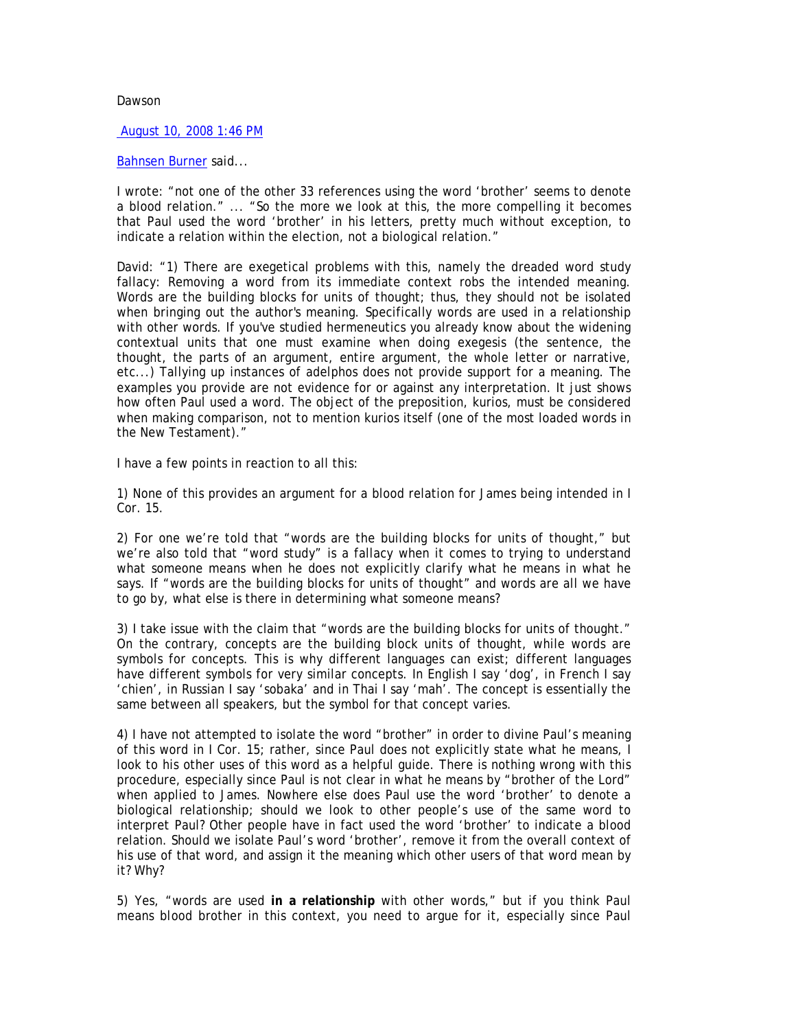Dawson

August 10, 2008 1:46 PM

Bahnsen Burner said...

I wrote: "not one of the other 33 references using the word 'brother' seems to denote a blood relation." ... "So the more we look at this, the more compelling it becomes that Paul used the word 'brother' in his letters, pretty much without exception, to indicate a relation within the election, not a biological relation."

David: "1) There are exegetical problems with this, namely the dreaded word study fallacy: Removing a word from its immediate context robs the intended meaning. Words are the building blocks for units of thought; thus, they should not be isolated when bringing out the author's meaning. Specifically words are used in a relationship with other words. If you've studied hermeneutics you already know about the widening contextual units that one must examine when doing exegesis (the sentence, the thought, the parts of an argument, entire argument, the whole letter or narrative, etc...) Tallying up instances of adelphos does not provide support for a meaning. The examples you provide are not evidence for or against any interpretation. It just shows how often Paul used a word. The object of the preposition, kurios, must be considered when making comparison, not to mention kurios itself (one of the most loaded words in the New Testament)."

I have a few points in reaction to all this:

1) None of this provides an argument for a blood relation for James being intended in I Cor. 15.

2) For one we're told that "words are the building blocks for units of thought," but we're also told that "word study" is a fallacy when it comes to trying to understand what someone means when he does not explicitly clarify what he means in what he says. If "words are the building blocks for units of thought" and words are all we have to go by, what else is there in determining what someone means?

3) I take issue with the claim that "words are the building blocks for units of thought." On the contrary, concepts are the building block units of thought, while words are symbols for concepts. This is why different languages can exist; different languages have different symbols for very similar concepts. In English I say 'dog', in French I say 'chien', in Russian I say 'sobaka' and in Thai I say 'mah'. The concept is essentially the same between all speakers, but the symbol for that concept varies.

4) I have not attempted to isolate the word "brother" in order to divine Paul's meaning of this word in I Cor. 15; rather, since Paul does not explicitly state what he means, I look to his other uses of this word as a helpful guide. There is nothing wrong with this procedure, especially since Paul is not clear in what he means by "brother of the Lord" when applied to James. Nowhere else does Paul use the word 'brother' to denote a biological relationship; should we look to other people's use of the same word to interpret Paul? Other people have in fact used the word 'brother' to indicate a blood relation. Should we isolate Paul's word 'brother', remove it from the overall context of his use of that word, and assign it the meaning which other users of that word mean by it? Why?

5) Yes, "words are used **in a relationship** with other words," but if you think Paul means blood brother in this context, you need to argue for it, especially since Paul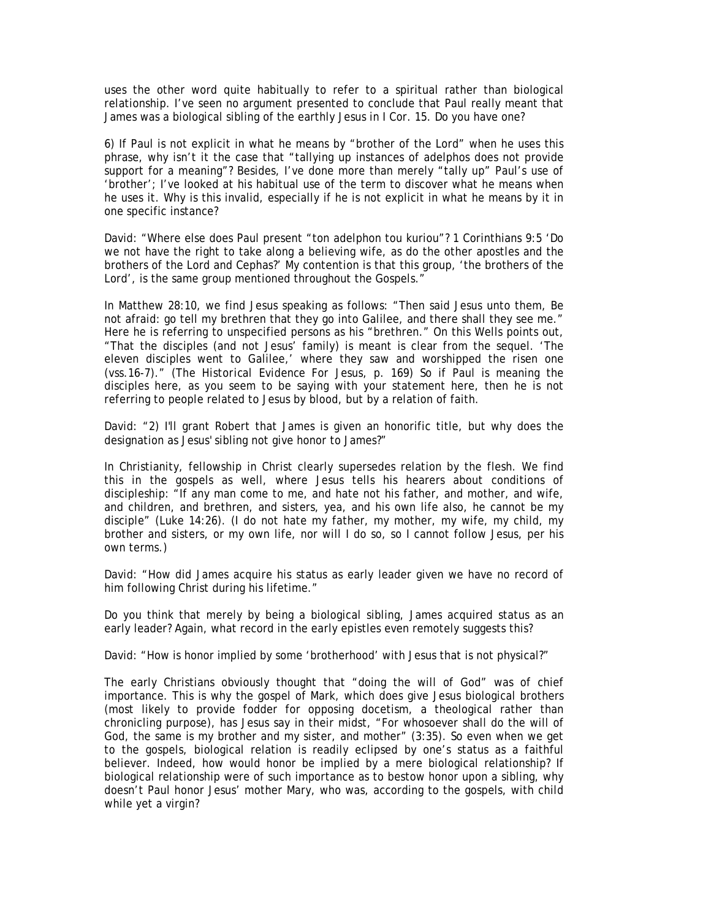uses the other word quite habitually to refer to a spiritual rather than biological relationship. I've seen no argument presented to conclude that Paul really meant that James was a biological sibling of the earthly Jesus in I Cor. 15. Do you have one?

6) If Paul is not explicit in what he means by "brother of the Lord" when he uses this phrase, why isn't it the case that "tallying up instances of adelphos does not provide support for a meaning"? Besides, I've done more than merely "tally up" Paul's use of 'brother'; I've looked at his habitual use of the term to discover what he means when he uses it. Why is this invalid, especially if he is not explicit in what he means by it in one specific instance?

David: "Where else does Paul present "ton adelphon tou kuriou"? 1 Corinthians 9:5 'Do we not have the right to take along a believing wife, as do the other apostles and the brothers of the Lord and Cephas?' My contention is that this group, 'the brothers of the Lord', is the same group mentioned throughout the Gospels."

In Matthew 28:10, we find Jesus speaking as follows: "Then said Jesus unto them, Be not afraid: go tell my brethren that they go into Galilee, and there shall they see me." Here he is referring to unspecified persons as his "brethren." On this Wells points out, "That the disciples (and not Jesus' family) is meant is clear from the sequel. 'The eleven disciples went to Galilee,' where they saw and worshipped the risen one (vss.16-7)." (The Historical Evidence For Jesus, p. 169) So if Paul is meaning the disciples here, as you seem to be saying with your statement here, then he is not referring to people related to Jesus by blood, but by a relation of faith.

David: "2) I'll grant Robert that James is given an honorific title, but why does the designation as Jesus' sibling not give honor to James?"

In Christianity, fellowship in Christ clearly supersedes relation by the flesh. We find this in the gospels as well, where Jesus tells his hearers about conditions of discipleship: "If any man come to me, and hate not his father, and mother, and wife, and children, and brethren, and sisters, yea, and his own life also, he cannot be my disciple" (Luke 14:26). (I do not hate my father, my mother, my wife, my child, my brother and sisters, or my own life, nor will I do so, so I cannot follow Jesus, per his own terms.)

David: "How did James acquire his status as early leader given we have no record of him following Christ during his lifetime."

Do you think that merely by being a biological sibling, James acquired status as an early leader? Again, what record in the early epistles even remotely suggests this?

David: "How is honor implied by some 'brotherhood' with Jesus that is not physical?"

The early Christians obviously thought that "doing the will of God" was of chief importance. This is why the gospel of Mark, which does give Jesus biological brothers (most likely to provide fodder for opposing docetism, a theological rather than chronicling purpose), has Jesus say in their midst, "For whosoever shall do the will of God, the same is my brother and my sister, and mother" (3:35). So even when we get to the gospels, biological relation is readily eclipsed by one's status as a faithful believer. Indeed, how would honor be implied by a mere biological relationship? If biological relationship were of such importance as to bestow honor upon a sibling, why doesn't Paul honor Jesus' mother Mary, who was, according to the gospels, with child while yet a virgin?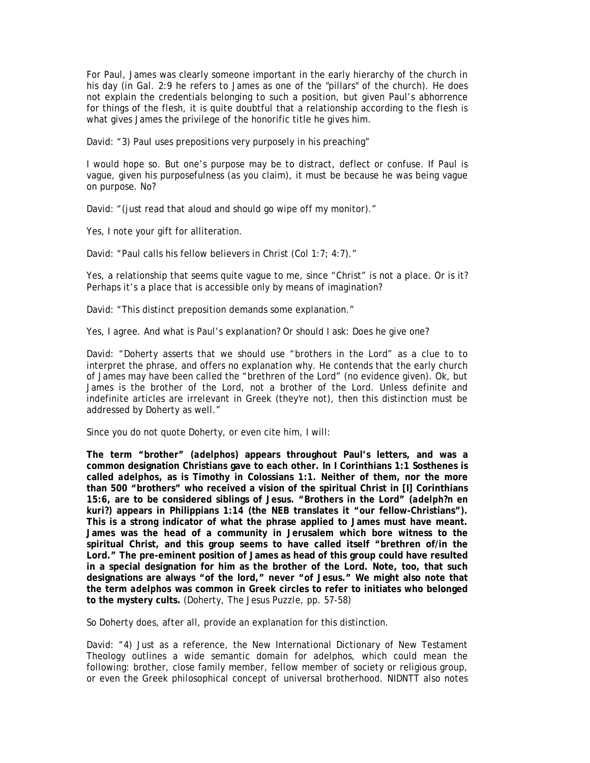For Paul, James was clearly someone important in the early hierarchy of the church in his day (in Gal. 2:9 he refers to James as one of the "pillars" of the church). He does not explain the credentials belonging to such a position, but given Paul's abhorrence for things of the flesh, it is quite doubtful that a relationship according to the flesh is what gives James the privilege of the honorific title he gives him.

David: "3) Paul uses prepositions very purposely in his preaching"

I would hope so. But one's purpose may be to distract, deflect or confuse. If Paul is vague, given his purposefulness (as you claim), it must be because he was being vague on purpose. No?

David: "(just read that aloud and should go wipe off my monitor)."

Yes, I note your gift for alliteration.

David: "Paul calls his fellow believers in Christ (Col 1:7; 4:7)."

Yes, a relationship that seems quite vague to me, since "Christ" is not a place. Or is it? Perhaps it's a place that is accessible only by means of imagination?

David: "This distinct preposition demands some explanation."

Yes, I agree. And what is Paul's explanation? Or should I ask: Does he give one?

David: "Doherty asserts that we should use "brothers in the Lord" as a clue to to interpret the phrase, and offers no explanation why. He contends that the early church of James may have been called the "brethren of the Lord" (no evidence given). Ok, but James is the brother of the Lord, not a brother of the Lord. Unless definite and indefinite articles are irrelevant in Greek (they're not), then this distinction must be addressed by Doherty as well."

Since you do not quote Doherty, or even cite him, I will:

**The term "brother" (*adelphos*) appears throughout Paul's letters, and was a common designation Christians gave to each other. In I Corinthians 1:1 Sosthenes is called *adelphos*, as is Timothy in Colossians 1:1. Neither of them, nor the more than 500 "brothers" who received a vision of the spiritual Christ in [I] Corinthians 15:6, are to be considered siblings of Jesus. "Brothers in the Lord" (*adelph?n en kuri?*) appears in Philippians 1:14 (the NEB translates it "our fellow-Christians"). This is a strong indicator of what the phrase applied to James must have meant. James was the head of a community in Jerusalem which bore witness to the spiritual Christ, and this group seems to have called itself "brethren of/in the Lord." The pre-eminent position of James as head of this group could have resulted in a special designation for him as the brother of the Lord. Note, too, that such designations are always "of the lord," never "of Jesus." We might also note that the term *adelphos* was common in Greek circles to refer to initiates who belonged to the mystery cults.** (Doherty, *The Jesus Puzzle*, pp. 57-58)

So Doherty does, after all, provide an explanation for this distinction.

David: "4) Just as a reference, the New International Dictionary of New Testament Theology outlines a wide semantic domain for adelphos, which could mean the following: brother, close family member, fellow member of society or religious group, or even the Greek philosophical concept of universal brotherhood. NIDNTT also notes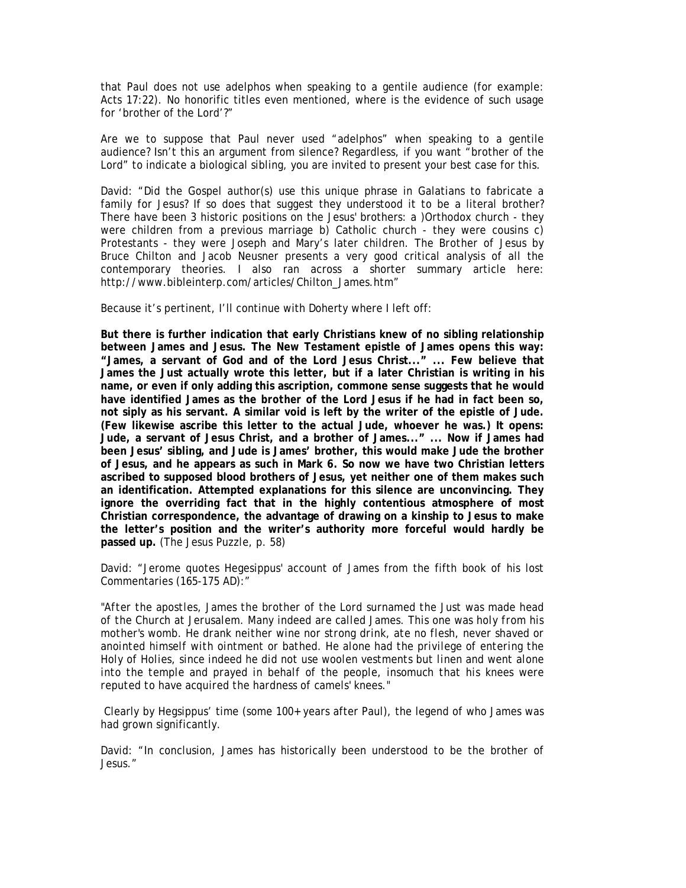that Paul does not use adelphos when speaking to a gentile audience (for example: Acts 17:22). No honorific titles even mentioned, where is the evidence of such usage for 'brother of the Lord'?"

Are we to suppose that Paul never used "adelphos" when speaking to a gentile audience? Isn't this an argument from silence? Regardless, if you want "brother of the Lord" to indicate a biological sibling, you are invited to present your best case for this.

David: "Did the Gospel author(s) use this unique phrase in Galatians to fabricate a family for Jesus? If so does that suggest they understood it to be a literal brother? There have been 3 historic positions on the Jesus' brothers: a )Orthodox church - they were children from a previous marriage b) Catholic church - they were cousins c) Protestants - they were Joseph and Mary's later children. The Brother of Jesus by Bruce Chilton and Jacob Neusner presents a very good critical analysis of all the contemporary theories. I also ran across a shorter summary article here: http://www.bibleinterp.com/articles/Chilton_James.htm"

Because it's pertinent, I'll continue with Doherty where I left off:

**But there is further indication that early Christians knew of no sibling relationship between James and Jesus. The New Testament epistle of James opens this way: "James, a servant of God and of the Lord Jesus Christ..." ... Few believe that James the Just actually wrote this letter, but if a later Christian is writing in his name, or even if only adding this ascription, commone sense suggests that he would have identified James as the brother of the Lord Jesus if he had in fact been so, not siply as his servant. A similar void is left by the writer of the epistle of Jude. (Few likewise ascribe this letter to the actual Jude, whoever he was.) It opens: Jude, a servant of Jesus Christ, and a brother of James..." ... Now if James had been Jesus' sibling, and Jude is James' brother, this would make Jude the brother of Jesus, and he appears as such in Mark 6. So now we have two Christian letters ascribed to supposed blood brothers of Jesus, yet neither one of them makes such an identification. Attempted explanations for this silence are unconvincing. They ignore the overriding fact that in the highly contentious atmosphere of most Christian correspondence, the advantage of drawing on a kinship to Jesus to make the letter's position and the writer's authority more forceful would hardly be passed up.** (The Jesus Puzzle, p. 58)

David: "Jerome quotes Hegesippus' account of James from the fifth book of his lost Commentaries (165-175 AD):"

*"After the apostles, James the brother of the Lord surnamed the Just was made head of the Church at Jerusalem. Many indeed are called James. This one was holy from his mother's womb. He drank neither wine nor strong drink, ate no flesh, never shaved or anointed himself with ointment or bathed. He alone had the privilege of entering the Holy of Holies, since indeed he did not use woolen vestments but linen and went alone into the temple and prayed in behalf of the people, insomuch that his knees were reputed to have acquired the hardness of camels' knees."*

Clearly by Hegsippus' time (some 100+ years after Paul), the legend of who James was had grown significantly.

David: "In conclusion, James has historically been understood to be the brother of Jesus."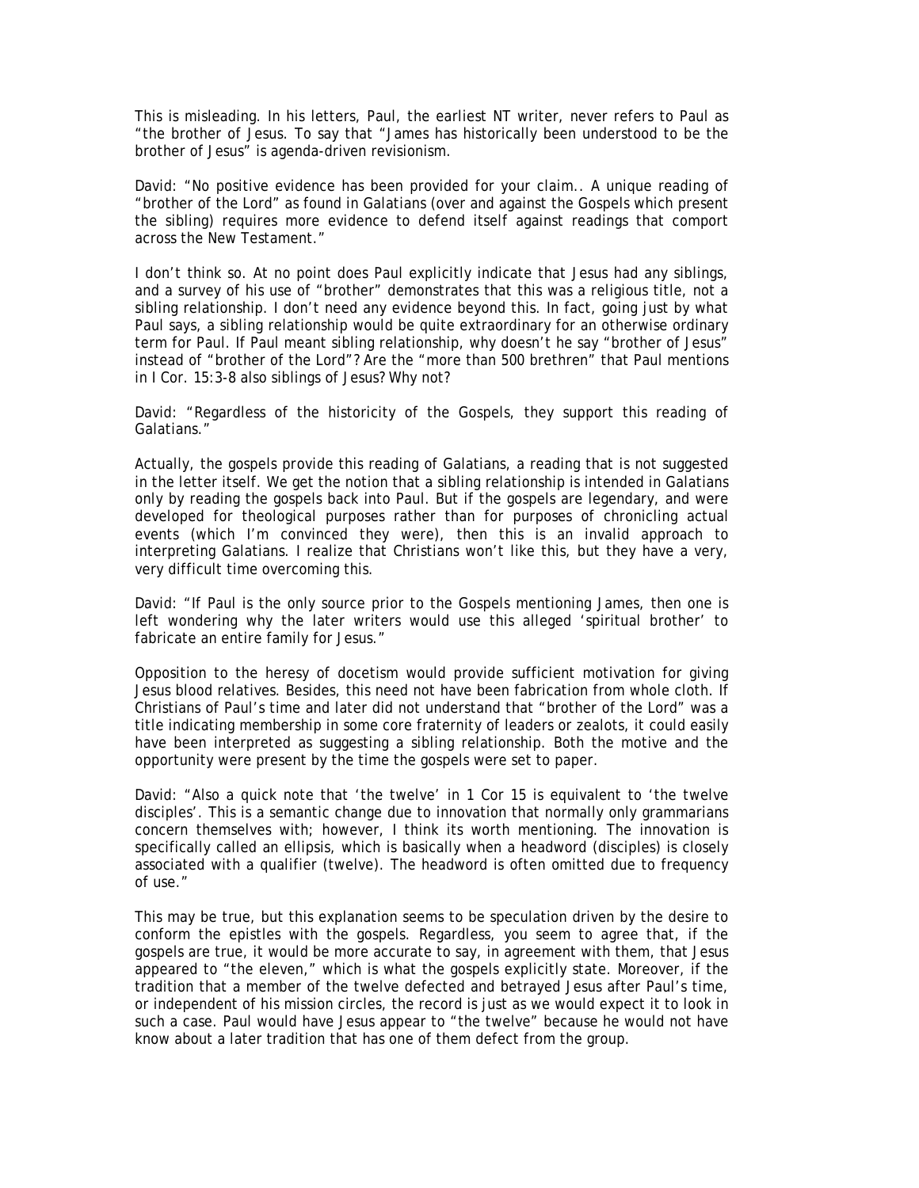This is misleading. In his letters, Paul, the earliest NT writer, never refers to Paul as "the brother of Jesus. To say that "James has historically been understood to be the brother of Jesus" is agenda-driven revisionism.

David: "No positive evidence has been provided for your claim.. A unique reading of "brother of the Lord" as found in Galatians (over and against the Gospels which present the sibling) requires more evidence to defend itself against readings that comport across the New Testament."

I don't think so. At no point does Paul explicitly indicate that Jesus had any siblings, and a survey of his use of "brother" demonstrates that this was a religious title, not a sibling relationship. I don't need any evidence beyond this. In fact, going just by what Paul says, a sibling relationship would be quite extraordinary for an otherwise ordinary term for Paul. If Paul meant sibling relationship, why doesn't he say "brother of Jesus" instead of "brother of the Lord"? Are the "more than 500 brethren" that Paul mentions in I Cor. 15:3-8 also siblings of Jesus? Why not?

David: "Regardless of the historicity of the Gospels, they support this reading of Galatians."

Actually, the gospels provide this reading of Galatians, a reading that is not suggested in the letter itself. We get the notion that a sibling relationship is intended in Galatians only by reading the gospels back into Paul. But if the gospels are legendary, and were developed for theological purposes rather than for purposes of chronicling actual events (which I'm convinced they were), then this is an invalid approach to interpreting Galatians. I realize that Christians won't like this, but they have a very, very difficult time overcoming this.

David: "If Paul is the only source prior to the Gospels mentioning James, then one is left wondering why the later writers would use this alleged 'spiritual brother' to fabricate an entire family for Jesus."

Opposition to the heresy of docetism would provide sufficient motivation for giving Jesus blood relatives. Besides, this need not have been fabrication from whole cloth. If Christians of Paul's time and later did not understand that "brother of the Lord" was a title indicating membership in some core fraternity of leaders or zealots, it could easily have been interpreted as suggesting a sibling relationship. Both the motive and the opportunity were present by the time the gospels were set to paper.

David: "Also a quick note that 'the twelve' in 1 Cor 15 is equivalent to 'the twelve disciples'. This is a semantic change due to innovation that normally only grammarians concern themselves with; however, I think its worth mentioning. The innovation is specifically called an ellipsis, which is basically when a headword (disciples) is closely associated with a qualifier (twelve). The headword is often omitted due to frequency of use."

This may be true, but this explanation seems to be speculation driven by the desire to conform the epistles with the gospels. Regardless, you seem to agree that, if the gospels are true, it would be more accurate to say, in agreement with them, that Jesus appeared to "the eleven," which is what the gospels explicitly state. Moreover, if the tradition that a member of the twelve defected and betrayed Jesus after Paul's time, or independent of his mission circles, the record is just as we would expect it to look in such a case. Paul would have Jesus appear to "the twelve" because he would not have know about a later tradition that has one of them defect from the group.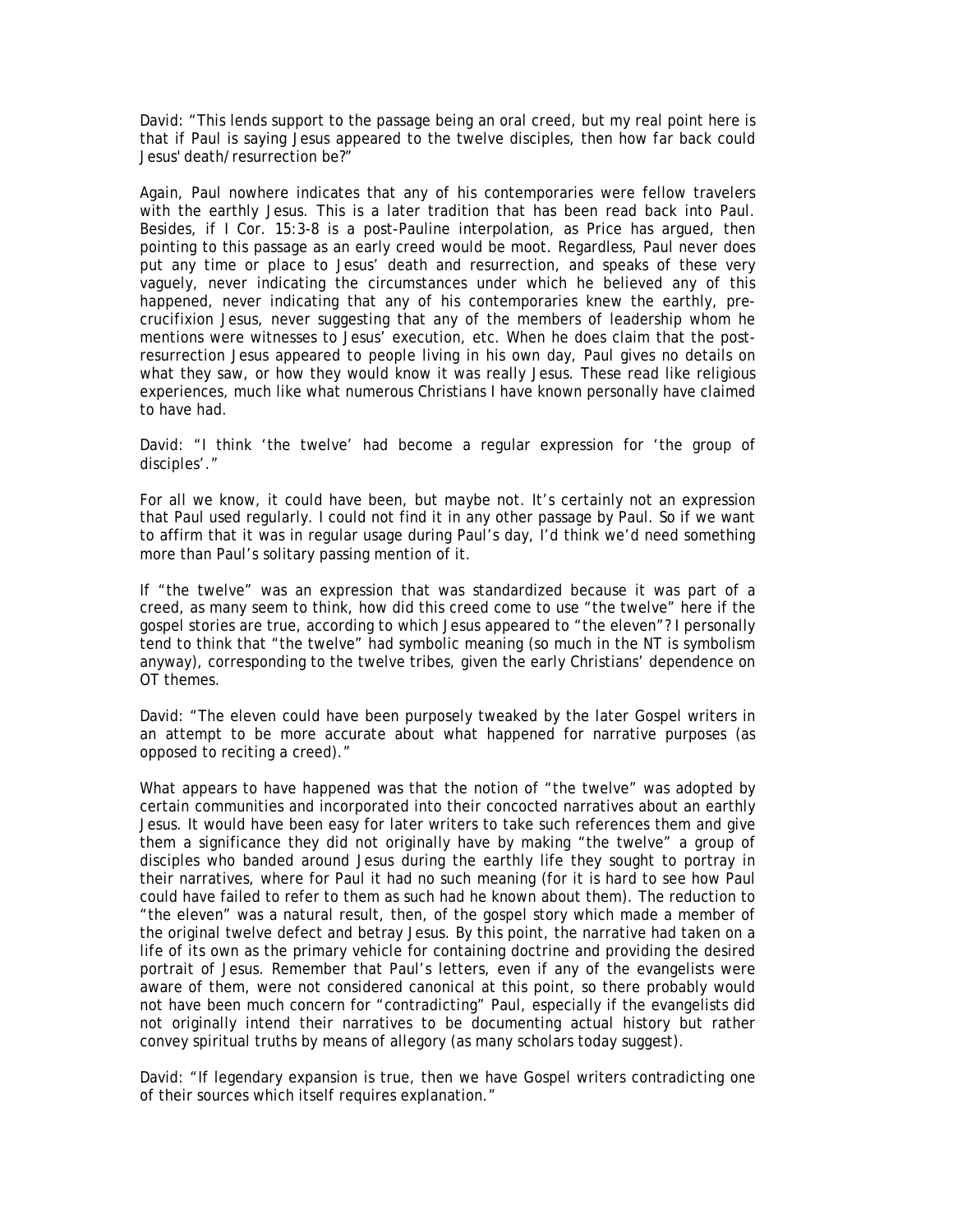David: "This lends support to the passage being an oral creed, but my real point here is that if Paul is saying Jesus appeared to the twelve disciples, then how far back could Jesus' death/resurrection be?"

Again, Paul nowhere indicates that any of his contemporaries were fellow travelers with the earthly Jesus. This is a later tradition that has been read back into Paul. Besides, if I Cor. 15:3-8 is a post-Pauline interpolation, as Price has argued, then pointing to this passage as an early creed would be moot. Regardless, Paul never does put any time or place to Jesus' death and resurrection, and speaks of these very vaguely, never indicating the circumstances under which he believed any of this happened, never indicating that any of his contemporaries knew the earthly, pre-crucifixion Jesus, never suggesting that any of the members of leadership whom he mentions were witnesses to Jesus' execution, etc. When he does claim that the post-resurrection Jesus appeared to people living in his own day, Paul gives no details on what they saw, or how they would know it was really Jesus. These read like religious experiences, much like what numerous Christians I have known personally have claimed to have had.

David: "I think 'the twelve' had become a regular expression for 'the group of disciples'."

For all we know, it could have been, but maybe not. It's certainly not an expression that Paul used regularly. I could not find it in any other passage by Paul. So if we want to affirm that it was in regular usage during Paul's day, I'd think we'd need something more than Paul's solitary passing mention of it.

If "the twelve" was an expression that was standardized because it was part of a creed, as many seem to think, how did this creed come to use "the twelve" here if the gospel stories are true, according to which Jesus appeared to "the eleven"? I personally tend to think that "the twelve" had symbolic meaning (so much in the NT is symbolism anyway), corresponding to the twelve tribes, given the early Christians' dependence on OT themes.

David: "The eleven could have been purposely tweaked by the later Gospel writers in an attempt to be more accurate about what happened for narrative purposes (as opposed to reciting a creed)."

What appears to have happened was that the notion of "the twelve" was adopted by certain communities and incorporated into their concocted narratives about an earthly Jesus. It would have been easy for later writers to take such references them and give them a significance they did not originally have by making "the twelve" a group of disciples who banded around Jesus during the earthly life they sought to portray in their narratives, where for Paul it had no such meaning (for it is hard to see how Paul could have failed to refer to them as such had he known about them). The reduction to "the eleven" was a natural result, then, of the gospel story which made a member of the original twelve defect and betray Jesus. By this point, the narrative had taken on a life of its own as the primary vehicle for containing doctrine and providing the desired portrait of Jesus. Remember that Paul's letters, even if any of the evangelists were aware of them, were not considered canonical at this point, so there probably would not have been much concern for "contradicting" Paul, especially if the evangelists did not originally intend their narratives to be documenting actual history but rather convey spiritual truths by means of allegory (as many scholars today suggest).

David: "If legendary expansion is true, then we have Gospel writers contradicting one of their sources which itself requires explanation."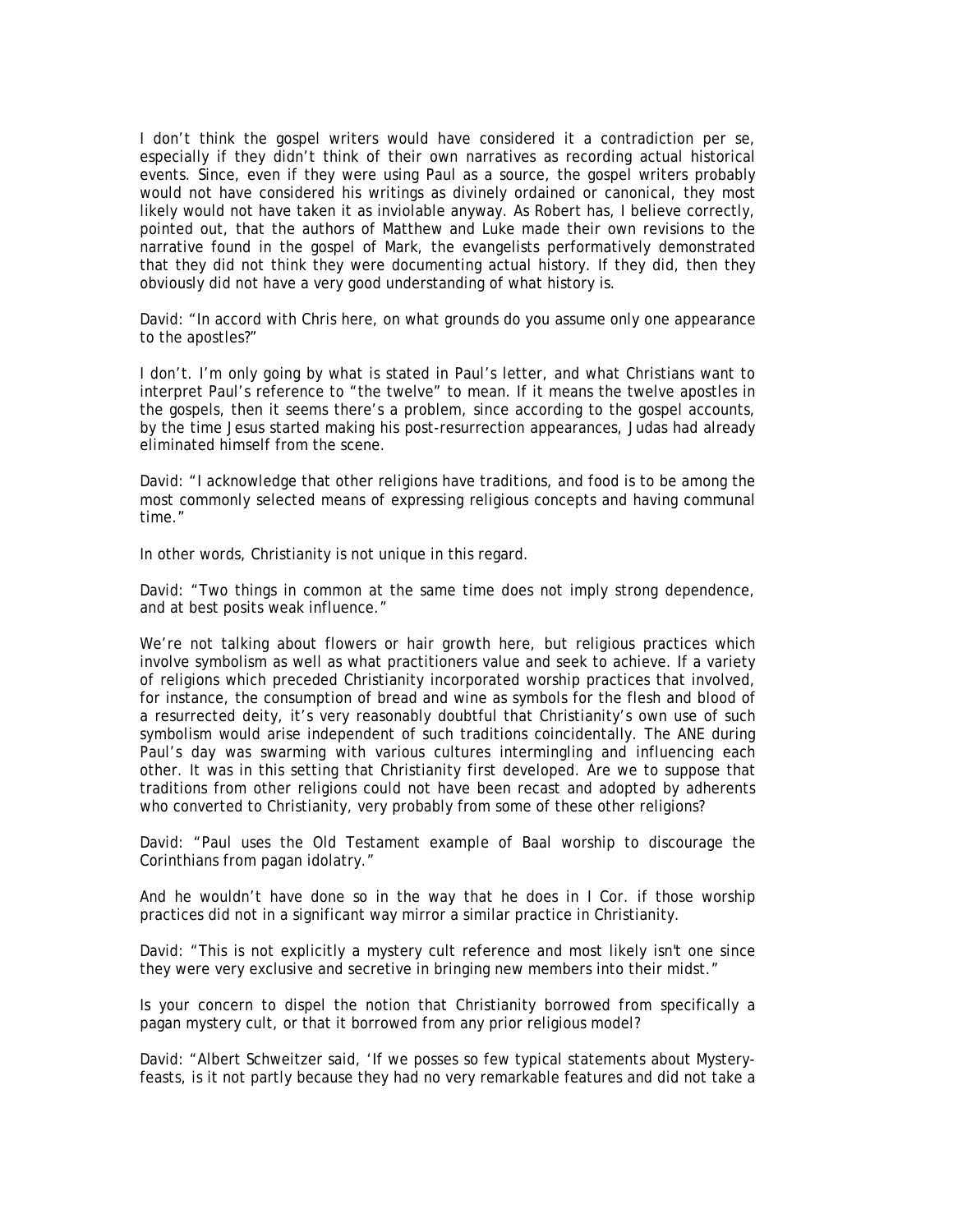I don't think the gospel writers would have considered it a contradiction per se, especially if they didn't think of their own narratives as recording actual historical events. Since, even if they were using Paul as a source, the gospel writers probably would not have considered his writings as divinely ordained or canonical, they most likely would not have taken it as inviolable anyway. As Robert has, I believe correctly, pointed out, that the authors of Matthew and Luke made their own revisions to the narrative found in the gospel of Mark, the evangelists performatively demonstrated that they did not think they were documenting actual history. If they did, then they obviously did not have a very good understanding of what history is.

David: "In accord with Chris here, on what grounds do you assume only one appearance to the apostles?"

I don't. I'm only going by what is stated in Paul's letter, and what Christians want to interpret Paul's reference to "the twelve" to mean. If it means the twelve apostles in the gospels, then it seems there's a problem, since according to the gospel accounts, by the time Jesus started making his post-resurrection appearances, Judas had already eliminated himself from the scene.

David: "I acknowledge that other religions have traditions, and food is to be among the most commonly selected means of expressing religious concepts and having communal time."

In other words, Christianity is not unique in this regard.

David: "Two things in common at the same time does not imply strong dependence, and at best posits weak influence."

We're not talking about flowers or hair growth here, but religious practices which involve symbolism as well as what practitioners value and seek to achieve. If a variety of religions which preceded Christianity incorporated worship practices that involved, for instance, the consumption of bread and wine as symbols for the flesh and blood of a resurrected deity, it's very reasonably doubtful that Christianity's own use of such symbolism would arise independent of such traditions coincidentally. The ANE during Paul's day was swarming with various cultures intermingling and influencing each other. It was in this setting that Christianity first developed. Are we to suppose that traditions from other religions could not have been recast and adopted by adherents who converted to Christianity, very probably from some of these other religions?

David: "Paul uses the Old Testament example of Baal worship to discourage the Corinthians from pagan idolatry."

And he wouldn't have done so in the way that he does in I Cor. if those worship practices did not in a significant way mirror a similar practice in Christianity.

David: "This is not explicitly a mystery cult reference and most likely isn't one since they were very exclusive and secretive in bringing new members into their midst."

Is your concern to dispel the notion that Christianity borrowed from specifically a pagan mystery cult, or that it borrowed from any prior religious model?

David: "Albert Schweitzer said, 'If we posses so few typical statements about Mystery-feasts, is it not partly because they had no very remarkable features and did not take a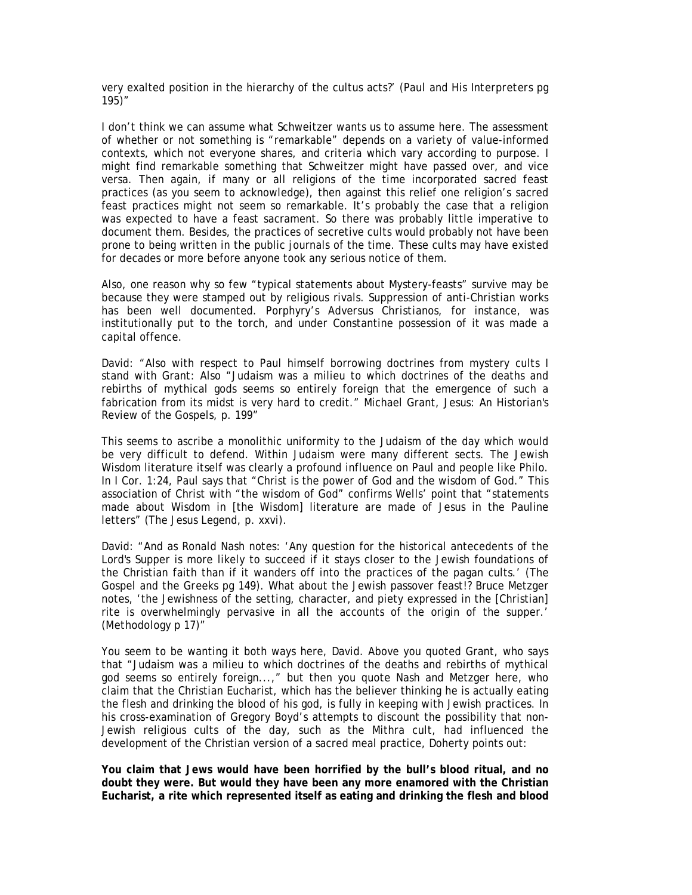very exalted position in the hierarchy of the cultus acts?' (Paul and His Interpreters pg 195)"

I don't think we can assume what Schweitzer wants us to assume here. The assessment of whether or not something is "remarkable" depends on a variety of value-informed contexts, which not everyone shares, and criteria which vary according to purpose. I might find remarkable something that Schweitzer might have passed over, and vice versa. Then again, if many or all religions of the time incorporated sacred feast practices (as you seem to acknowledge), then against this relief one religion's sacred feast practices might not seem so remarkable. It's probably the case that a religion was expected to have a feast sacrament. So there was probably little imperative to document them. Besides, the practices of secretive cults would probably not have been prone to being written in the public journals of the time. These cults may have existed for decades or more before anyone took any serious notice of them.

Also, one reason why so few "typical statements about Mystery-feasts" survive may be because they were stamped out by religious rivals. Suppression of anti-Christian works has been well documented. Porphyry's *Adversus Christianos*, for instance, was institutionally put to the torch, and under Constantine possession of it was made a capital offence.

David: "Also with respect to Paul himself borrowing doctrines from mystery cults I stand with Grant: Also "Judaism was a milieu to which doctrines of the deaths and rebirths of mythical gods seems so entirely foreign that the emergence of such a fabrication from its midst is very hard to credit." Michael Grant, Jesus: An Historian's Review of the Gospels, p. 199"

This seems to ascribe a monolithic uniformity to the Judaism of the day which would be very difficult to defend. Within Judaism were many different sects. The Jewish Wisdom literature itself was clearly a profound influence on Paul and people like Philo. In I Cor. 1:24, Paul says that "Christ is the power of God and the wisdom of God." This association of Christ with "the wisdom of God" confirms Wells' point that "statements made about Wisdom in [the Wisdom] literature are made of Jesus in the Pauline letters" (*The Jesus Legend*, p. xxvi).

David: "And as Ronald Nash notes: 'Any question for the historical antecedents of the Lord's Supper is more likely to succeed if it stays closer to the Jewish foundations of the Christian faith than if it wanders off into the practices of the pagan cults.' (The Gospel and the Greeks pg 149). What about the Jewish passover feast!? Bruce Metzger notes, 'the Jewishness of the setting, character, and piety expressed in the [Christian] rite is overwhelmingly pervasive in all the accounts of the origin of the supper.' (Methodology p 17)"

You seem to be wanting it both ways here, David. Above you quoted Grant, who says that "Judaism was a milieu to which doctrines of the deaths and rebirths of mythical god seems so entirely foreign...," but then you quote Nash and Metzger here, who claim that the Christian Eucharist, which has the believer thinking he is actually eating the flesh and drinking the blood of his god, is fully in keeping with Jewish practices. In his cross-examination of Gregory Boyd's attempts to discount the possibility that non-Jewish religious cults of the day, such as the Mithra cult, had influenced the development of the Christian version of a sacred meal practice, Doherty points out:

**You claim that Jews would have been horrified by the bull's blood ritual, and no doubt they were. But would they have been any more enamored with the Christian Eucharist, a rite which represented itself as eating and drinking the flesh and blood**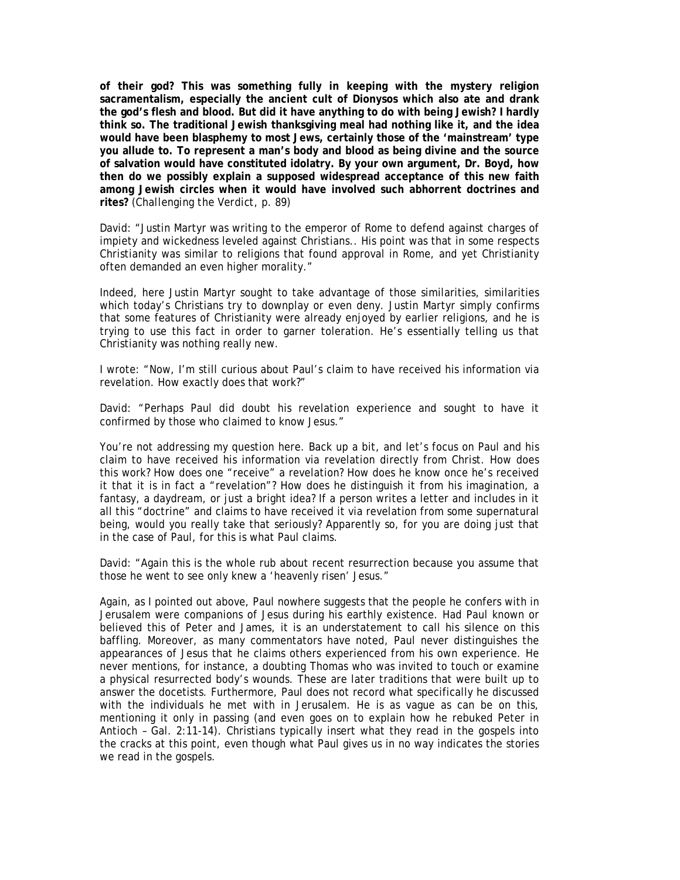**of their god? This was something fully in keeping with the mystery religion sacramentalism, especially the ancient cult of Dionysos which also ate and drank the god's flesh and blood. But did it have anything to do with being Jewish? I hardly think so. The traditional Jewish thanksgiving meal had nothing like it, and the idea would have been blasphemy to most Jews, certainly those of the 'mainstream' type you allude to. To represent a man's body and blood as being divine and the source of salvation would have constituted idolatry. By your own argument, Dr. Boyd, how then do we possibly explain a supposed widespread acceptance of this new faith among Jewish circles when it would have involved such abhorrent doctrines and rites?** (*Challenging the Verdict*, p. 89)

David: "Justin Martyr was writing to the emperor of Rome to defend against charges of impiety and wickedness leveled against Christians.. His point was that in some respects Christianity was similar to religions that found approval in Rome, and yet Christianity often demanded an even higher morality."

Indeed, here Justin Martyr sought to take advantage of those similarities, similarities which today's Christians try to downplay or even deny. Justin Martyr simply confirms that some features of Christianity were already enjoyed by earlier religions, and he is trying to use this fact in order to garner toleration. He's essentially telling us that Christianity was nothing really new.

I wrote: "Now, I'm still curious about Paul's claim to have received his information via revelation. How exactly does that work?"

David: "Perhaps Paul did doubt his revelation experience and sought to have it confirmed by those who claimed to know Jesus."

You're not addressing my question here. Back up a bit, and let's focus on Paul and his claim to have received his information via revelation directly from Christ. How does this work? How does one "receive" a revelation? How does he know once he's received it that it is in fact a "revelation"? How does he distinguish it from his imagination, a fantasy, a daydream, or just a bright idea? If a person writes a letter and includes in it all this "doctrine" and claims to have received it via revelation from some supernatural being, would you really take that seriously? Apparently so, for you are doing just that in the case of Paul, for this is what Paul claims.

David: "Again this is the whole rub about recent resurrection because you assume that those he went to see only knew a 'heavenly risen' Jesus."

Again, as I pointed out above, Paul nowhere suggests that the people he confers with in Jerusalem were companions of Jesus during his earthly existence. Had Paul known or believed this of Peter and James, it is an understatement to call his silence on this baffling. Moreover, as many commentators have noted, Paul never distinguishes the appearances of Jesus that he claims others experienced from his own experience. He never mentions, for instance, a doubting Thomas who was invited to touch or examine a physical resurrected body's wounds. These are later traditions that were built up to answer the docetists. Furthermore, Paul does not record what specifically he discussed with the individuals he met with in Jerusalem. He is as vague as can be on this, mentioning it only in passing (and even goes on to explain how he rebuked Peter in Antioch – Gal. 2:11-14). Christians typically insert what they read in the gospels into the cracks at this point, even though what Paul gives us in no way indicates the stories we read in the gospels.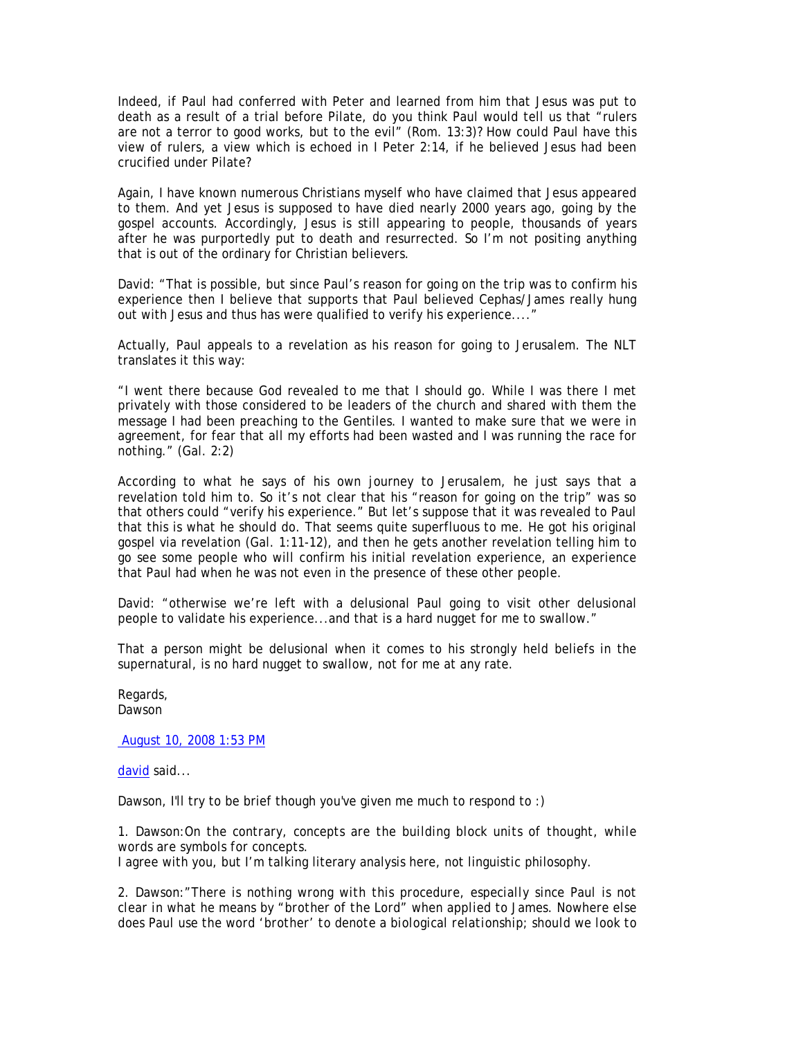Indeed, if Paul had conferred with Peter and learned from him that Jesus was put to death as a result of a trial before Pilate, do you think Paul would tell us that "rulers are not a terror to good works, but to the evil" (Rom. 13:3)? How could Paul have this view of rulers, a view which is echoed in I Peter 2:14, if he believed Jesus had been crucified under Pilate?

Again, I have known numerous Christians myself who have claimed that Jesus appeared to them. And yet Jesus is supposed to have died nearly 2000 years ago, going by the gospel accounts. Accordingly, Jesus is still appearing to people, thousands of years after he was purportedly put to death and resurrected. So I'm not positing anything that is out of the ordinary for Christian believers.

David: "That is possible, but since Paul's reason for going on the trip was to confirm his experience then I believe that supports that Paul believed Cephas/James really hung out with Jesus and thus has were qualified to verify his experience...."

Actually, Paul appeals to a revelation as his reason for going to Jerusalem. The NLT translates it this way:

"I went there because God revealed to me that I should go. While I was there I met privately with those considered to be leaders of the church and shared with them the message I had been preaching to the Gentiles. I wanted to make sure that we were in agreement, for fear that all my efforts had been wasted and I was running the race for nothing." (Gal. 2:2)

According to what he says of his own journey to Jerusalem, he just says that a revelation told him to. So it's not clear that his "reason for going on the trip" was so that others could "verify his experience." But let's suppose that it was revealed to Paul that this is what he should do. That seems quite superfluous to me. He got his original gospel via revelation (Gal. 1:11-12), and then he gets another revelation telling him to go see some people who will confirm his initial revelation experience, an experience that Paul had when he was not even in the presence of these other people.

David: "otherwise we're left with a delusional Paul going to visit other delusional people to validate his experience...and that is a hard nugget for me to swallow."

That a person might be delusional when it comes to his strongly held beliefs in the supernatural, is no hard nugget to swallow, not for me at any rate.

Regards,
Dawson

August 10, 2008 1:53 PM

david said...

Dawson, I'll try to be brief though you've given me much to respond to :)

1. Dawson:*On the contrary, concepts are the building block units of thought, while words are symbols for concepts.*
I agree with you, but I'm talking literary analysis here, not linguistic philosophy.

2. Dawson:*"There is nothing wrong with this procedure, especially since Paul is not clear in what he means by "brother of the Lord" when applied to James. Nowhere else does Paul use the word 'brother' to denote a biological relationship; should we look to*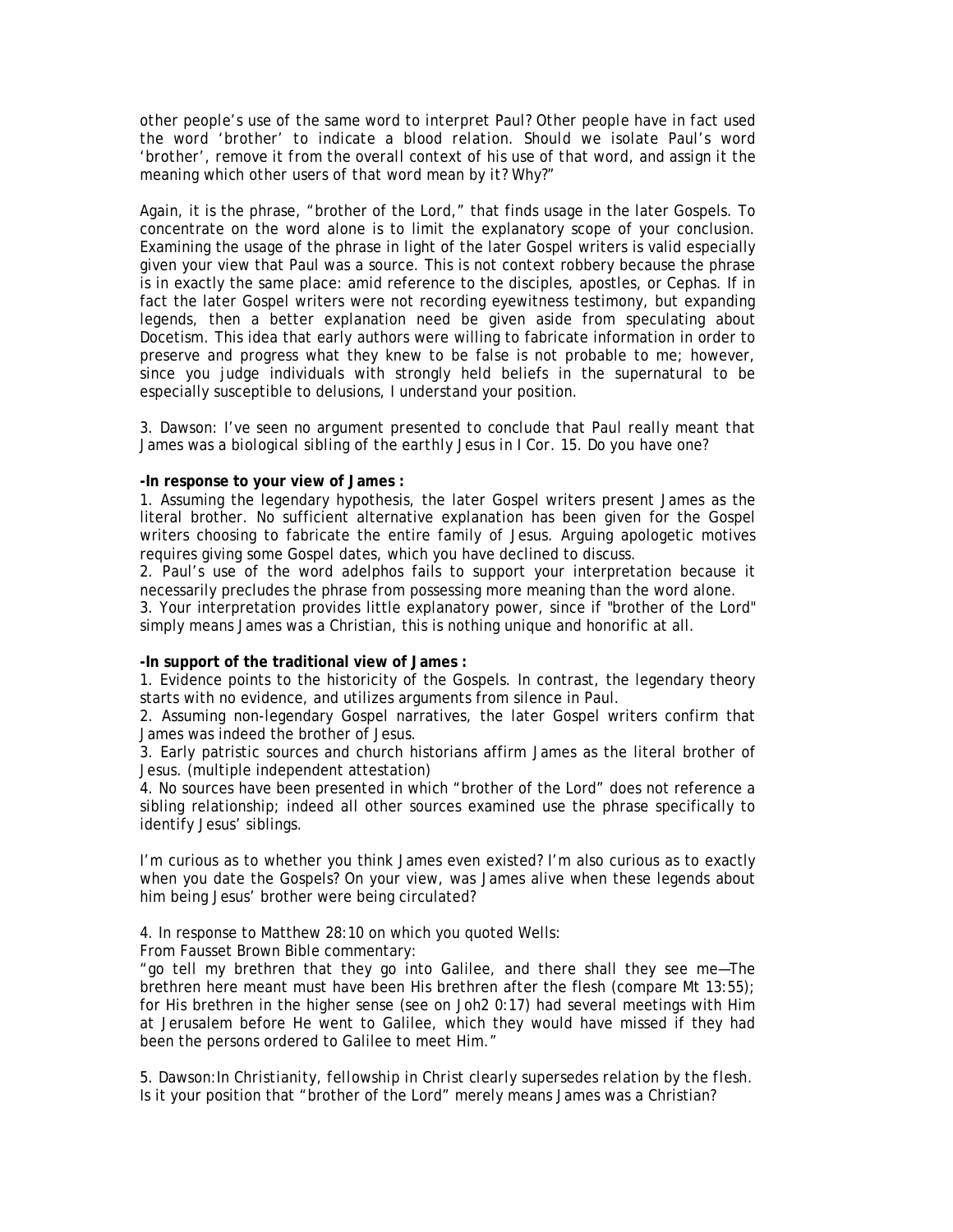*other people's use of the same word to interpret Paul? Other people have in fact used the word 'brother' to indicate a blood relation. Should we isolate Paul's word 'brother', remove it from the overall context of his use of that word, and assign it the meaning which other users of that word mean by it? Why?"*

Again, it is the phrase, "brother of the Lord," that finds usage in the later Gospels. To concentrate on the word alone is to limit the explanatory scope of your conclusion. Examining the usage of the phrase in light of the later Gospel writers is valid especially given your view that Paul was a source. This is not context robbery because the phrase is in exactly the same place: amid reference to the disciples, apostles, or Cephas. If in fact the later Gospel writers were not recording eyewitness testimony, but expanding legends, then a better explanation need be given aside from speculating about Docetism. This idea that early authors were willing to fabricate information in order to preserve and progress what they knew to be false is not probable to me; however, since you judge individuals with strongly held beliefs in the supernatural to be especially susceptible to delusions, I understand your position.

3. Dawson: *I've seen no argument presented to conclude that Paul really meant that James was a biological sibling of the earthly Jesus in I Cor. 15. Do you have one?*

**-In response to your view of James :**

1. Assuming the legendary hypothesis, the later Gospel writers present James as the literal brother. No sufficient alternative explanation has been given for the Gospel writers choosing to fabricate the entire family of Jesus. Arguing apologetic motives requires giving some Gospel dates, which you have declined to discuss.
2. Paul's use of the word adelphos fails to support your interpretation because it necessarily precludes the phrase from possessing more meaning than the word alone.
3. Your interpretation provides little explanatory power, since if "brother of the Lord" simply means James was a Christian, this is nothing unique and honorific at all.

**-In support of the traditional view of James :**

1. Evidence points to the historicity of the Gospels. In contrast, the legendary theory starts with no evidence, and utilizes arguments from silence in Paul.
2. Assuming non-legendary Gospel narratives, the later Gospel writers confirm that James was indeed the brother of Jesus.
3. Early patristic sources and church historians affirm James as the literal brother of Jesus. (multiple independent attestation)
4. No sources have been presented in which "brother of the Lord" does not reference a sibling relationship; indeed all other sources examined use the phrase specifically to identify Jesus' siblings.

I'm curious as to whether you think James even existed? I'm also curious as to exactly when you date the Gospels? On your view, was James alive when these legends about him being Jesus' brother were being circulated?

4. In response to Matthew 28:10 on which you quoted Wells:
From Fausset Brown Bible commentary:
"go tell my brethren that they go into Galilee, and there shall they see me—The brethren here meant must have been His brethren after the flesh (compare Mt 13:55); for His brethren in the higher sense (see on Joh2 0:17) had several meetings with Him at Jerusalem before He went to Galilee, which they would have missed if they had been the persons ordered to Galilee to meet Him."

5. Dawson:*In Christianity, fellowship in Christ clearly supersedes relation by the flesh.*
Is it your position that "brother of the Lord" merely means James was a Christian?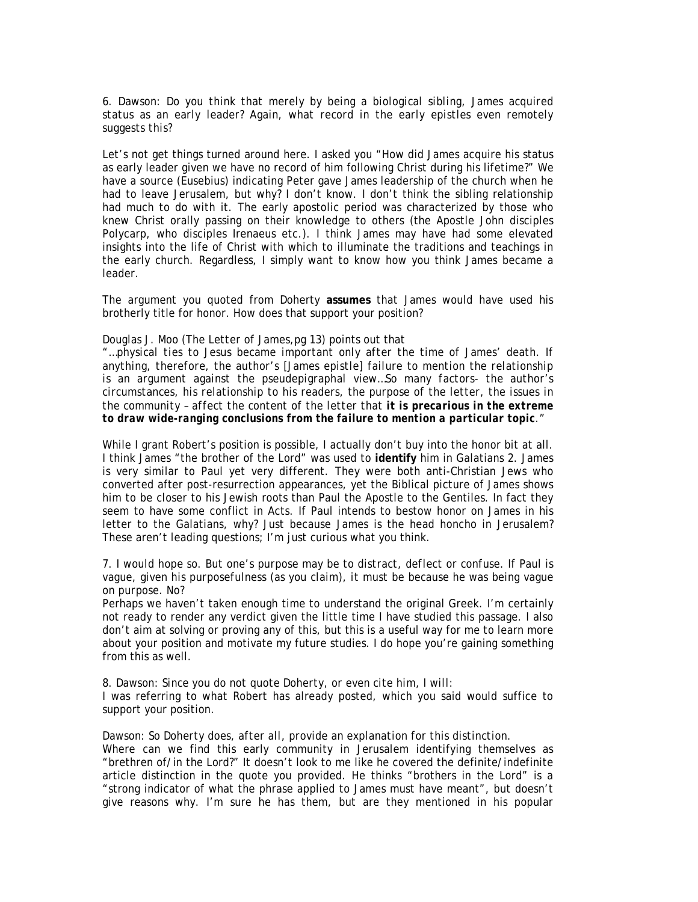*6. Dawson: Do you think that merely by being a biological sibling, James acquired status as an early leader? Again, what record in the early epistles even remotely suggests this?*

Let's not get things turned around here. I asked you "How did James acquire his status as early leader given we have no record of him following Christ during his lifetime?" We have a source (Eusebius) indicating Peter gave James leadership of the church when he had to leave Jerusalem, but why? I don't know. I don't think the sibling relationship had much to do with it. The early apostolic period was characterized by those who knew Christ orally passing on their knowledge to others (the Apostle John disciples Polycarp, who disciples Irenaeus etc.). I think James may have had some elevated insights into the life of Christ with which to illuminate the traditions and teachings in the early church. Regardless, I simply want to know how you think James became a leader.

The argument you quoted from Doherty **assumes** that James would have used his brotherly title for honor. How does that support your position?

Douglas J. Moo (The Letter of James,pg 13) points out that
"*…physical ties to Jesus became important only after the time of James' death. If anything, therefore, the author's [James epistle] failure to mention the relationship is an argument against the pseudepigraphal view…So many factors- the author's circumstances, his relationship to his readers, the purpose of the letter, the issues in the community – affect the content of the letter that* ***it is precarious in the extreme to draw wide-ranging conclusions from the failure to mention a particular topic****.*"

While I grant Robert's position is possible, I actually don't buy into the honor bit at all. I think James "the brother of the Lord" was used to **identify** him in Galatians 2. James is very similar to Paul yet very different. They were both anti-Christian Jews who converted after post-resurrection appearances, yet the Biblical picture of James shows him to be closer to his Jewish roots than Paul the Apostle to the Gentiles. In fact they seem to have some conflict in Acts. If Paul intends to bestow honor on James in his letter to the Galatians, why? Just because James is the head honcho in Jerusalem? These aren't leading questions; I'm just curious what you think.

*7. I would hope so. But one's purpose may be to distract, deflect or confuse. If Paul is vague, given his purposefulness (as you claim), it must be because he was being vague on purpose. No?*
Perhaps we haven't taken enough time to understand the original Greek. I'm certainly not ready to render any verdict given the little time I have studied this passage. I also don't aim at solving or proving any of this, but this is a useful way for me to learn more about your position and motivate my future studies. I do hope you're gaining something from this as well.

*8. Dawson: Since you do not quote Doherty, or even cite him, I will:*
I was referring to what Robert has already posted, which you said would suffice to support your position.

*Dawson: So Doherty does, after all, provide an explanation for this distinction.*
Where can we find this early community in Jerusalem identifying themselves as "brethren of/in the Lord?" It doesn't look to me like he covered the definite/indefinite article distinction in the quote you provided. He thinks "brothers in the Lord" is a "strong indicator of what the phrase applied to James must have meant", but doesn't give reasons why. I'm sure he has them, but are they mentioned in his popular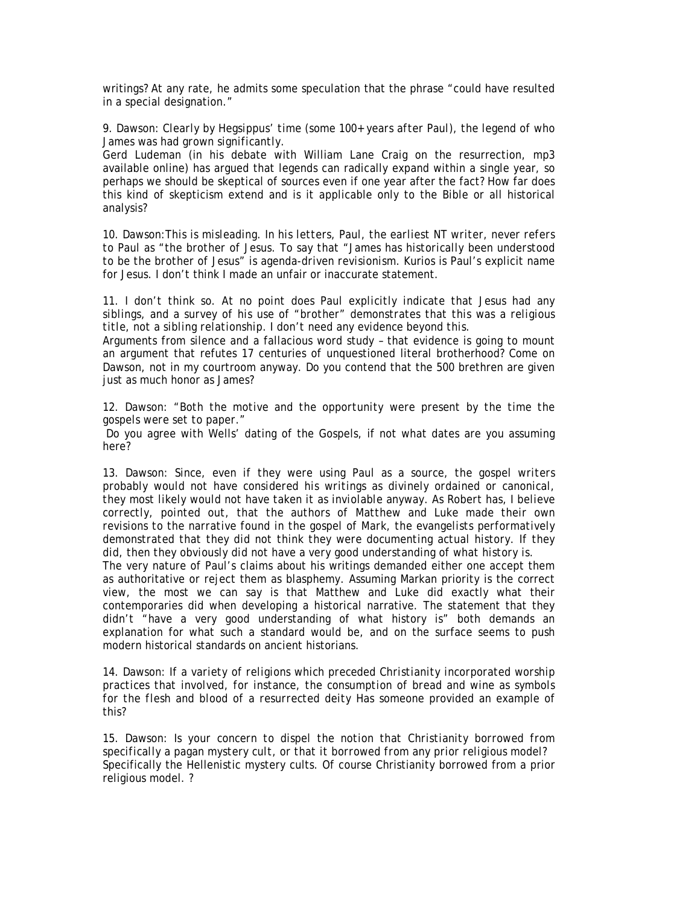writings? At any rate, he admits some speculation that the phrase "could have resulted in a special designation."

9. Dawson: *Clearly by Hegsippus' time (some 100+ years after Paul), the legend of who James was had grown significantly.*
Gerd Ludeman (in his debate with William Lane Craig on the resurrection, mp3 available online) has argued that legends can radically expand within a single year, so perhaps we should be skeptical of sources even if one year after the fact? How far does this kind of skepticism extend and is it applicable only to the Bible or all historical analysis?

10. Dawson:*This is misleading. In his letters, Paul, the earliest NT writer, never refers to Paul as "the brother of Jesus. To say that "James has historically been understood to be the brother of Jesus" is agenda-driven revisionism. Kurios is Paul's explicit name for Jesus. I don't think I made an unfair or inaccurate statement.*

11. *I don't think so. At no point does Paul explicitly indicate that Jesus had any siblings, and a survey of his use of "brother" demonstrates that this was a religious title, not a sibling relationship. I don't need any evidence beyond this.*
Arguments from silence and a fallacious word study – that evidence is going to mount an argument that refutes 17 centuries of unquestioned literal brotherhood? Come on Dawson, not in my courtroom anyway. Do you contend that the 500 brethren are given just as much honor as James?

12. Dawson: *"Both the motive and the opportunity were present by the time the gospels were set to paper."*
Do you agree with Wells' dating of the Gospels, if not what dates are you assuming here?

13. Dawson: *Since, even if they were using Paul as a source, the gospel writers probably would not have considered his writings as divinely ordained or canonical, they most likely would not have taken it as inviolable anyway. As Robert has, I believe correctly, pointed out, that the authors of Matthew and Luke made their own revisions to the narrative found in the gospel of Mark, the evangelists performatively demonstrated that they did not think they were documenting actual history. If they did, then they obviously did not have a very good understanding of what history is.*
The very nature of Paul's claims about his writings demanded either one accept them as authoritative or reject them as blasphemy. Assuming Markan priority is the correct view, the most we can say is that Matthew and Luke did exactly what their contemporaries did when developing a historical narrative. The statement that they didn't "have a very good understanding of what history is" both demands an explanation for what such a standard would be, and on the surface seems to push modern historical standards on ancient historians.

14. Dawson: *If a variety of religions which preceded Christianity incorporated worship practices that involved, for instance, the consumption of bread and wine as symbols for the flesh and blood of a resurrected deity* Has someone provided an example of this?

15. Dawson: *Is your concern to dispel the notion that Christianity borrowed from specifically a pagan mystery cult, or that it borrowed from any prior religious model?*
Specifically the Hellenistic mystery cults. Of course Christianity borrowed from a prior religious model. ?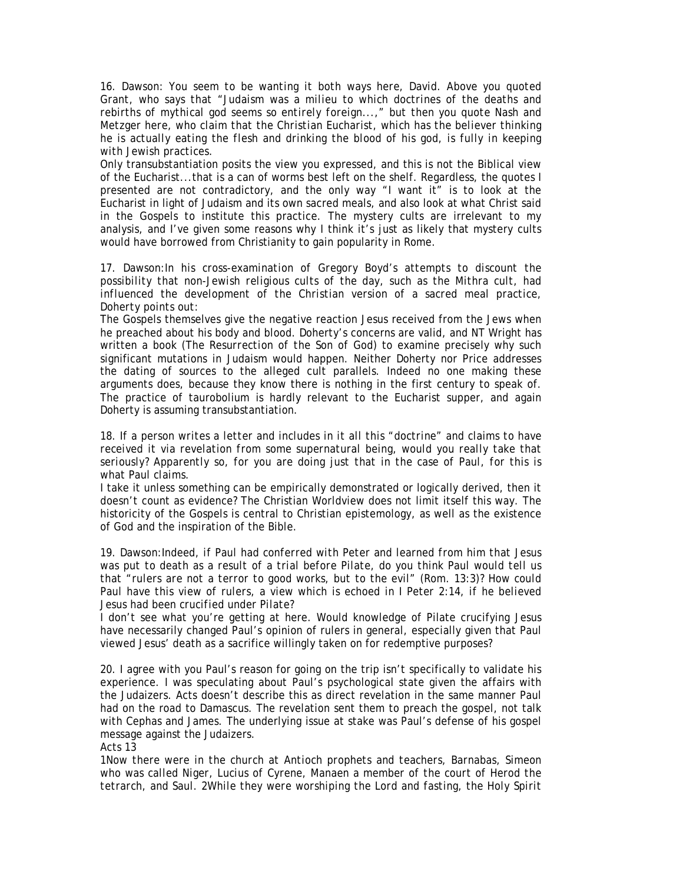16. *Dawson: You seem to be wanting it both ways here, David. Above you quoted Grant, who says that "Judaism was a milieu to which doctrines of the deaths and rebirths of mythical god seems so entirely foreign...," but then you quote Nash and Metzger here, who claim that the Christian Eucharist, which has the believer thinking he is actually eating the flesh and drinking the blood of his god, is fully in keeping with Jewish practices.*

Only transubstantiation posits the view you expressed, and this is not the Biblical view of the Eucharist...that is a can of worms best left on the shelf. Regardless, the quotes I presented are not contradictory, and the only way "I want it" is to look at the Eucharist in light of Judaism and its own sacred meals, and also look at what Christ said in the Gospels to institute this practice. The mystery cults are irrelevant to my analysis, and I've given some reasons why I think it's just as likely that mystery cults would have borrowed from Christianity to gain popularity in Rome.

17. *Dawson:In his cross-examination of Gregory Boyd's attempts to discount the possibility that non-Jewish religious cults of the day, such as the Mithra cult, had influenced the development of the Christian version of a sacred meal practice, Doherty points out:*

The Gospels themselves give the negative reaction Jesus received from the Jews when he preached about his body and blood. Doherty's concerns are valid, and NT Wright has written a book (The Resurrection of the Son of God) to examine precisely why such significant mutations in Judaism would happen. Neither Doherty nor Price addresses the dating of sources to the alleged cult parallels. Indeed no one making these arguments does, because they know there is nothing in the first century to speak of. The practice of taurobolium is hardly relevant to the Eucharist supper, and again Doherty is assuming transubstantiation.

18. *If a person writes a letter and includes in it all this "doctrine" and claims to have received it via revelation from some supernatural being, would you really take that seriously? Apparently so, for you are doing just that in the case of Paul, for this is what Paul claims.*

I take it unless something can be empirically demonstrated or logically derived, then it doesn't count as evidence? The Christian Worldview does not limit itself this way. The historicity of the Gospels is central to Christian epistemology, as well as the existence of God and the inspiration of the Bible.

19. *Dawson:Indeed, if Paul had conferred with Peter and learned from him that Jesus was put to death as a result of a trial before Pilate, do you think Paul would tell us that "rulers are not a terror to good works, but to the evil" (Rom. 13:3)? How could Paul have this view of rulers, a view which is echoed in I Peter 2:14, if he believed Jesus had been crucified under Pilate?*

I don't see what you're getting at here. Would knowledge of Pilate crucifying Jesus have necessarily changed Paul's opinion of rulers in general, especially given that Paul viewed Jesus' death as a sacrifice willingly taken on for redemptive purposes?

20. I agree with you Paul's reason for going on the trip isn't specifically to validate his experience. I was speculating about Paul's psychological state given the affairs with the Judaizers. Acts doesn't describe this as direct revelation in the same manner Paul had on the road to Damascus. The revelation sent them to preach the gospel, not talk with Cephas and James. The underlying issue at stake was Paul's defense of his gospel message against the Judaizers.

*Acts 13*

*1Now there were in the church at Antioch prophets and teachers, Barnabas, Simeon who was called Niger, Lucius of Cyrene, Manaen a member of the court of Herod the tetrarch, and Saul. 2While they were worshiping the Lord and fasting, the Holy Spirit*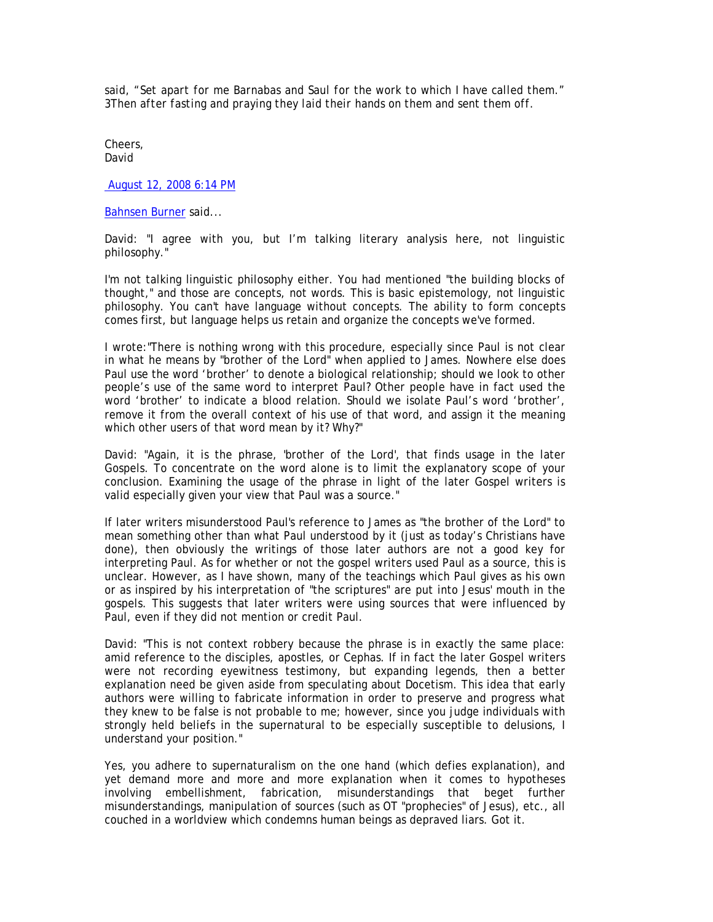said, “Set apart for me Barnabas and Saul for the work to which I have called them.” 3Then after fasting and praying they laid their hands on them and sent them off.

Cheers,
David

August 12, 2008 6:14 PM

Bahnsen Burner said...

David: "I agree with you, but I’m talking literary analysis here, not linguistic philosophy."

I'm not talking linguistic philosophy either. You had mentioned "the building blocks of thought," and those are concepts, not words. This is basic epistemology, not linguistic philosophy. You can't have language without concepts. The ability to form concepts comes first, but language helps us retain and organize the concepts we've formed.

I wrote:"There is nothing wrong with this procedure, especially since Paul is not clear in what he means by "brother of the Lord" when applied to James. Nowhere else does Paul use the word ‘brother’ to denote a biological relationship; should we look to other people’s use of the same word to interpret Paul? Other people have in fact used the word ‘brother’ to indicate a blood relation. Should we isolate Paul’s word ‘brother’, remove it from the overall context of his use of that word, and assign it the meaning which other users of that word mean by it? Why?"

David: "Again, it is the phrase, 'brother of the Lord', that finds usage in the later Gospels. To concentrate on the word alone is to limit the explanatory scope of your conclusion. Examining the usage of the phrase in light of the later Gospel writers is valid especially given your view that Paul was a source."

If later writers misunderstood Paul's reference to James as "the brother of the Lord" to mean something other than what Paul understood by it (just as today’s Christians have done), then obviously the writings of those later authors are not a good key for interpreting Paul. As for whether or not the gospel writers used Paul as a source, this is unclear. However, as I have shown, many of the teachings which Paul gives as his own or as inspired by his interpretation of "the scriptures" are put into Jesus' mouth in the gospels. This suggests that later writers were using sources that were influenced by Paul, even if they did not mention or credit Paul.

David: "This is not context robbery because the phrase is in exactly the same place: amid reference to the disciples, apostles, or Cephas. If in fact the later Gospel writers were not recording eyewitness testimony, but expanding legends, then a better explanation need be given aside from speculating about Docetism. This idea that early authors were willing to fabricate information in order to preserve and progress what they knew to be false is not probable to me; however, since you judge individuals with strongly held beliefs in the supernatural to be especially susceptible to delusions, I understand your position."

Yes, you adhere to supernaturalism on the one hand (which defies explanation), and yet demand more and more and more explanation when it comes to hypotheses involving embellishment, fabrication, misunderstandings that beget further misunderstandings, manipulation of sources (such as OT "prophecies" of Jesus), etc., all couched in a worldview which condemns human beings as depraved liars. Got it.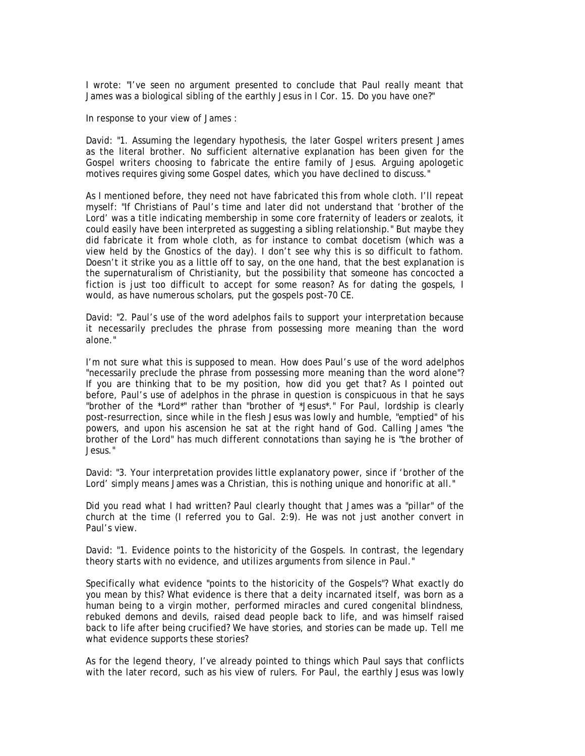I wrote: "I've seen no argument presented to conclude that Paul really meant that James was a biological sibling of the earthly Jesus in I Cor. 15. Do you have one?"

In response to your view of James :

David: "1. Assuming the legendary hypothesis, the later Gospel writers present James as the literal brother. No sufficient alternative explanation has been given for the Gospel writers choosing to fabricate the entire family of Jesus. Arguing apologetic motives requires giving some Gospel dates, which you have declined to discuss."

As I mentioned before, they need not have fabricated this from whole cloth. I'll repeat myself: "If Christians of Paul's time and later did not understand that 'brother of the Lord' was a title indicating membership in some core fraternity of leaders or zealots, it could easily have been interpreted as suggesting a sibling relationship." But maybe they did fabricate it from whole cloth, as for instance to combat docetism (which was a view held by the Gnostics of the day). I don't see why this is so difficult to fathom. Doesn't it strike you as a little off to say, on the one hand, that the best explanation is the supernaturalism of Christianity, but the possibility that someone has concocted a fiction is just too difficult to accept for some reason? As for dating the gospels, I would, as have numerous scholars, put the gospels post-70 CE.

David: "2. Paul's use of the word adelphos fails to support your interpretation because it necessarily precludes the phrase from possessing more meaning than the word alone."

I'm not sure what this is supposed to mean. How does Paul's use of the word adelphos "necessarily preclude the phrase from possessing more meaning than the word alone"? If you are thinking that to be my position, how did you get that? As I pointed out before, Paul's use of adelphos in the phrase in question is conspicuous in that he says "brother of the *Lord*" rather than "brother of *Jesus*." For Paul, lordship is clearly post-resurrection, since while in the flesh Jesus was lowly and humble, "emptied" of his powers, and upon his ascension he sat at the right hand of God. Calling James "the brother of the Lord" has much different connotations than saying he is "the brother of Jesus."

David: "3. Your interpretation provides little explanatory power, since if 'brother of the Lord' simply means James was a Christian, this is nothing unique and honorific at all."

Did you read what I had written? Paul clearly thought that James was a "pillar" of the church at the time (I referred you to Gal. 2:9). He was not just another convert in Paul's view.

David: "1. Evidence points to the historicity of the Gospels. In contrast, the legendary theory starts with no evidence, and utilizes arguments from silence in Paul."

Specifically what evidence "points to the historicity of the Gospels"? What exactly do you mean by this? What evidence is there that a deity incarnated itself, was born as a human being to a virgin mother, performed miracles and cured congenital blindness, rebuked demons and devils, raised dead people back to life, and was himself raised back to life after being crucified? We have stories, and stories can be made up. Tell me what evidence supports these stories?

As for the legend theory, I've already pointed to things which Paul says that conflicts with the later record, such as his view of rulers. For Paul, the earthly Jesus was lowly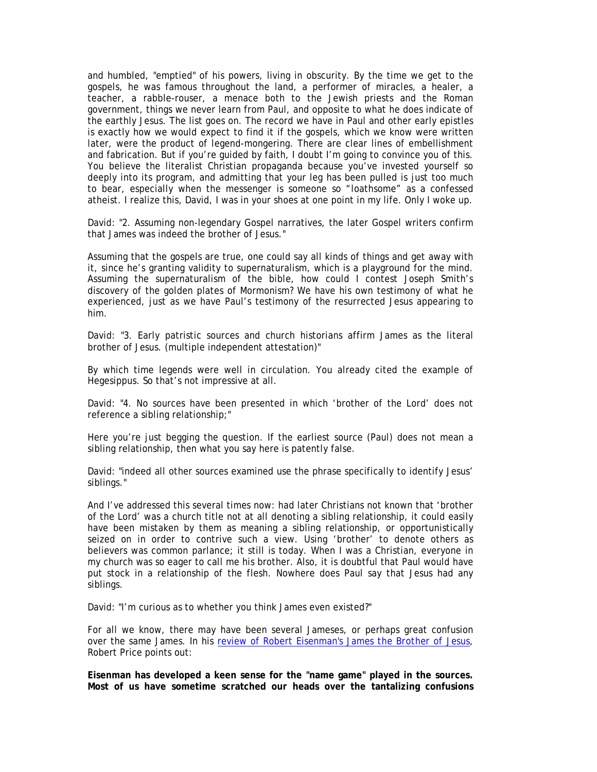and humbled, "emptied" of his powers, living in obscurity. By the time we get to the gospels, he was famous throughout the land, a performer of miracles, a healer, a teacher, a rabble-rouser, a menace both to the Jewish priests and the Roman government, things we never learn from Paul, and opposite to what he does indicate of the earthly Jesus. The list goes on. The record we have in Paul and other early epistles is exactly how we would expect to find it if the gospels, which we know were written later, were the product of legend-mongering. There are clear lines of embellishment and fabrication. But if you're guided by faith, I doubt I'm going to convince you of this. You believe the literalist Christian propaganda because you've invested yourself so deeply into its program, and admitting that your leg has been pulled is just too much to bear, especially when the messenger is someone so "loathsome" as a confessed atheist. I realize this, David, I was in your shoes at one point in my life. Only I woke up.

David: "2. Assuming non-legendary Gospel narratives, the later Gospel writers confirm that James was indeed the brother of Jesus."

Assuming that the gospels are true, one could say all kinds of things and get away with it, since he's granting validity to supernaturalism, which is a playground for the mind. Assuming the supernaturalism of the bible, how could I contest Joseph Smith's discovery of the golden plates of Mormonism? We have his own testimony of what he experienced, just as we have Paul's testimony of the resurrected Jesus appearing to him.

David: "3. Early patristic sources and church historians affirm James as the literal brother of Jesus. (multiple independent attestation)"

By which time legends were well in circulation. You already cited the example of Hegesippus. So that's not impressive at all.

David: "4. No sources have been presented in which 'brother of the Lord' does not reference a sibling relationship;"

Here you're just begging the question. If the earliest source (Paul) does not mean a sibling relationship, then what you say here is patently false.

David: "indeed all other sources examined use the phrase specifically to identify Jesus' siblings."

And I've addressed this several times now: had later Christians not known that 'brother of the Lord' was a church title not at all denoting a sibling relationship, it could easily have been mistaken by them as meaning a sibling relationship, or opportunistically seized on in order to contrive such a view. Using 'brother' to denote others as believers was common parlance; it still is today. When I was a Christian, everyone in my church was so eager to call me his brother. Also, it is doubtful that Paul would have put stock in a relationship of the flesh. Nowhere does Paul say that Jesus had any siblings.

David: "I'm curious as to whether you think James even existed?"

For all we know, there may have been several Jameses, or perhaps great confusion over the same James. In his [review of Robert Eisenman's James the Brother of Jesus](), Robert Price points out:

**Eisenman has developed a keen sense for the "name game" played in the sources. Most of us have sometime scratched our heads over the tantalizing confusions**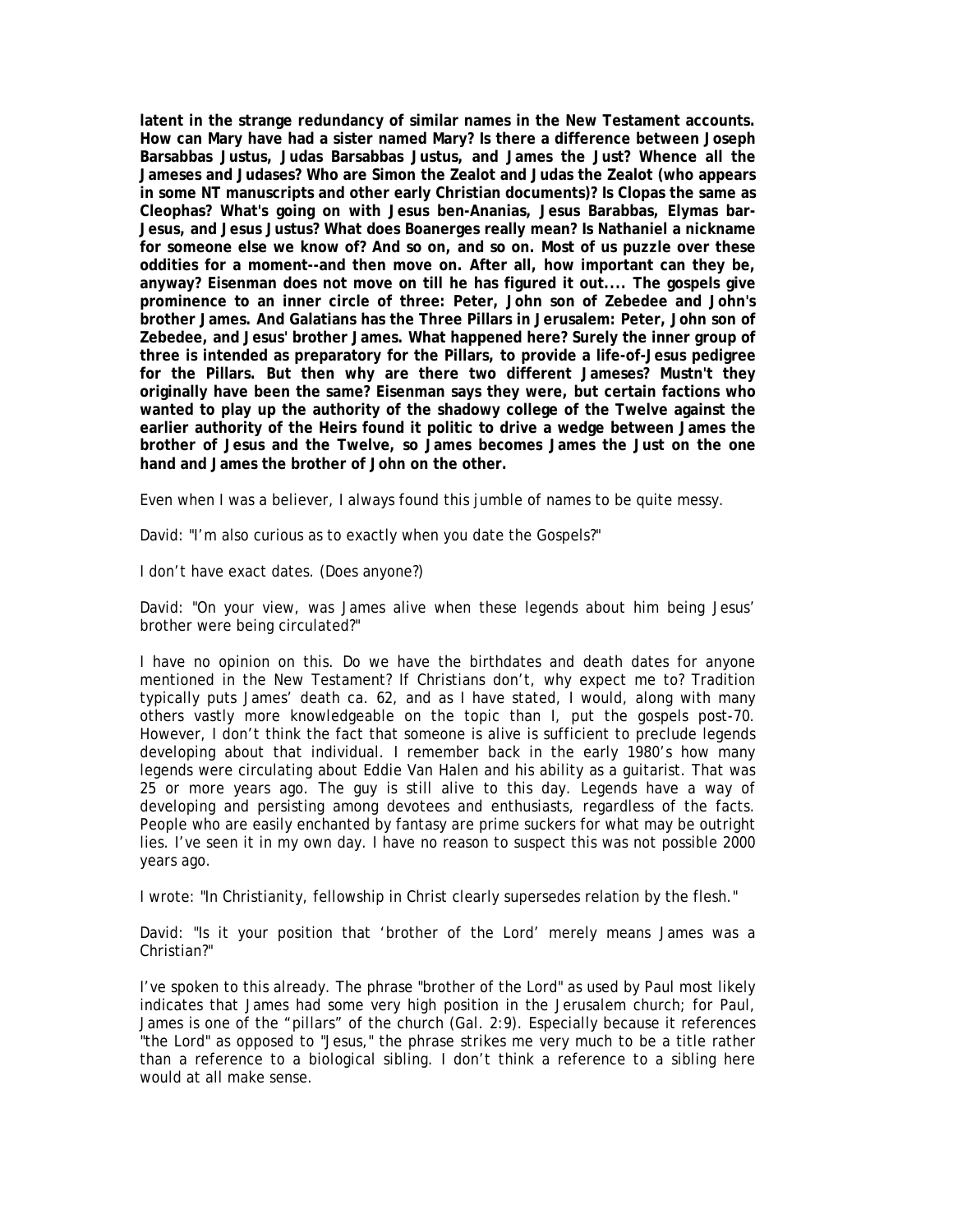**latent in the strange redundancy of similar names in the New Testament accounts. How can Mary have had a sister named Mary? Is there a difference between Joseph Barsabbas Justus, Judas Barsabbas Justus, and James the Just? Whence all the Jameses and Judases? Who are Simon the Zealot and Judas the Zealot (who appears in some NT manuscripts and other early Christian documents)? Is Clopas the same as Cleophas? What's going on with Jesus ben-Ananias, Jesus Barabbas, Elymas bar-Jesus, and Jesus Justus? What does Boanerges really mean? Is Nathaniel a nickname for someone else we know of? And so on, and so on. Most of us puzzle over these oddities for a moment--and then move on. After all, how important can they be, anyway? Eisenman does not move on till he has figured it out.... The gospels give prominence to an inner circle of three: Peter, John son of Zebedee and John's brother James. And Galatians has the Three Pillars in Jerusalem: Peter, John son of Zebedee, and Jesus' brother James. What happened here? Surely the inner group of three is intended as preparatory for the Pillars, to provide a life-of-Jesus pedigree for the Pillars. But then why are there two different Jameses? Mustn't they originally have been the same? Eisenman says they were, but certain factions who wanted to play up the authority of the shadowy college of the Twelve against the earlier authority of the Heirs found it politic to drive a wedge between James the brother of Jesus and the Twelve, so James becomes James the Just on the one hand and James the brother of John on the other.**

Even when I was a believer, I always found this jumble of names to be quite messy.

David: "I'm also curious as to exactly when you date the Gospels?"

I don't have exact dates. (Does anyone?)

David: "On your view, was James alive when these legends about him being Jesus' brother were being circulated?"

I have no opinion on this. Do we have the birthdates and death dates for anyone mentioned in the New Testament? If Christians don't, why expect me to? Tradition typically puts James' death ca. 62, and as I have stated, I would, along with many others vastly more knowledgeable on the topic than I, put the gospels post-70. However, I don't think the fact that someone is alive is sufficient to preclude legends developing about that individual. I remember back in the early 1980's how many legends were circulating about Eddie Van Halen and his ability as a guitarist. That was 25 or more years ago. The guy is still alive to this day. Legends have a way of developing and persisting among devotees and enthusiasts, regardless of the facts. People who are easily enchanted by fantasy are prime suckers for what may be outright lies. I've seen it in my own day. I have no reason to suspect this was not possible 2000 years ago.

I wrote: "In Christianity, fellowship in Christ clearly supersedes relation by the flesh."

David: "Is it your position that 'brother of the Lord' merely means James was a Christian?"

I've spoken to this already. The phrase "brother of the Lord" as used by Paul most likely indicates that James had some very high position in the Jerusalem church; for Paul, James is one of the "pillars" of the church (Gal. 2:9). Especially because it references "the Lord" as opposed to "Jesus," the phrase strikes me very much to be a title rather than a reference to a biological sibling. I don't think a reference to a sibling here would at all make sense.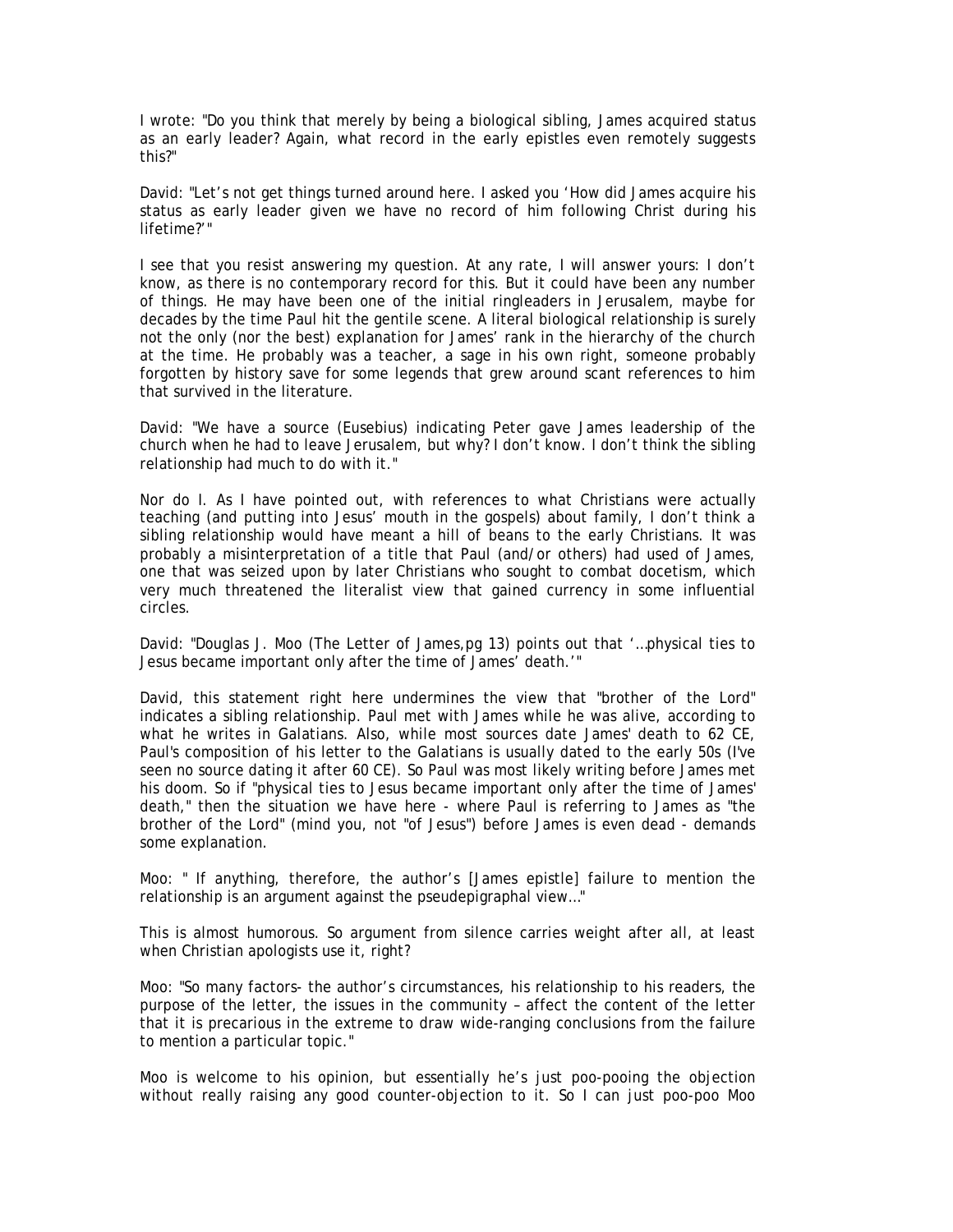I wrote: "Do you think that merely by being a biological sibling, James acquired status as an early leader? Again, what record in the early epistles even remotely suggests this?"

David: "Let's not get things turned around here. I asked you 'How did James acquire his status as early leader given we have no record of him following Christ during his lifetime?'"

I see that you resist answering my question. At any rate, I will answer yours: I don't know, as there is no contemporary record for this. But it could have been any number of things. He may have been one of the initial ringleaders in Jerusalem, maybe for decades by the time Paul hit the gentile scene. A literal biological relationship is surely not the only (nor the best) explanation for James' rank in the hierarchy of the church at the time. He probably was a teacher, a sage in his own right, someone probably forgotten by history save for some legends that grew around scant references to him that survived in the literature.

David: "We have a source (Eusebius) indicating Peter gave James leadership of the church when he had to leave Jerusalem, but why? I don't know. I don't think the sibling relationship had much to do with it."

Nor do I. As I have pointed out, with references to what Christians were actually teaching (and putting into Jesus' mouth in the gospels) about family, I don't think a sibling relationship would have meant a hill of beans to the early Christians. It was probably a misinterpretation of a title that Paul (and/or others) had used of James, one that was seized upon by later Christians who sought to combat docetism, which very much threatened the literalist view that gained currency in some influential circles.

David: "Douglas J. Moo (The Letter of James,pg 13) points out that '…physical ties to Jesus became important only after the time of James' death.'"

David, this statement right here undermines the view that "brother of the Lord" indicates a sibling relationship. Paul met with James while he was alive, according to what he writes in Galatians. Also, while most sources date James' death to 62 CE, Paul's composition of his letter to the Galatians is usually dated to the early 50s (I've seen no source dating it after 60 CE). So Paul was most likely writing before James met his doom. So if "physical ties to Jesus became important only after the time of James' death," then the situation we have here - where Paul is referring to James as "the brother of the Lord" (mind you, not "of Jesus") before James is even dead - demands some explanation.

Moo: " If anything, therefore, the author's [James epistle] failure to mention the relationship is an argument against the pseudepigraphal view…"

This is almost humorous. So argument from silence carries weight after all, at least when Christian apologists use it, right?

Moo: "So many factors- the author's circumstances, his relationship to his readers, the purpose of the letter, the issues in the community – affect the content of the letter that it is precarious in the extreme to draw wide-ranging conclusions from the failure to mention a particular topic."

Moo is welcome to his opinion, but essentially he's just poo-pooing the objection without really raising any good counter-objection to it. So I can just poo-poo Moo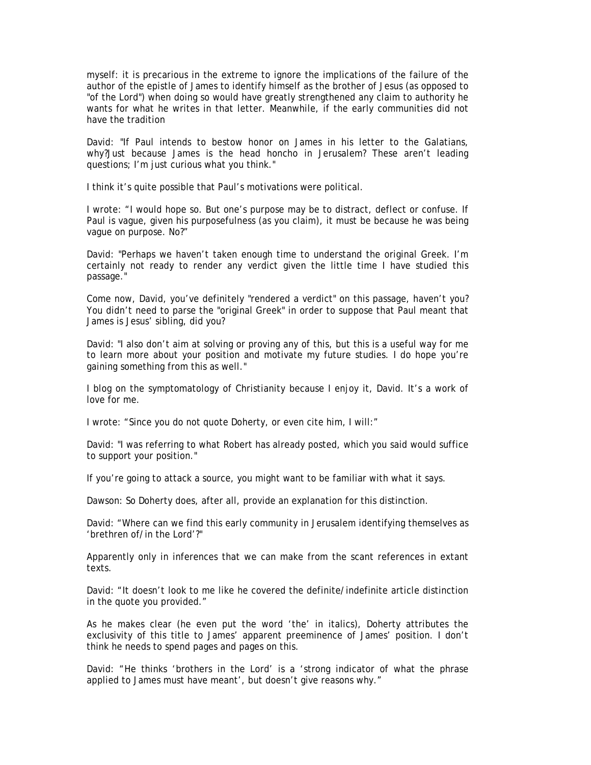myself: it is precarious in the extreme to ignore the implications of the failure of the author of the epistle of James to identify himself as the brother of Jesus (as opposed to "of the Lord") when doing so would have greatly strengthened any claim to authority he wants for what he writes in that letter. Meanwhile, if the early communities did not have the tradition

David: "If Paul intends to bestow honor on James in his letter to the Galatians, why?Just because James is the head honcho in Jerusalem? These aren't leading questions; I'm just curious what you think."

I think it's quite possible that Paul's motivations were political.

I wrote: "I would hope so. But one's purpose may be to distract, deflect or confuse. If Paul is vague, given his purposefulness (as you claim), it must be because he was being vague on purpose. No?"

David: "Perhaps we haven't taken enough time to understand the original Greek. I'm certainly not ready to render any verdict given the little time I have studied this passage."

Come now, David, you've definitely "rendered a verdict" on this passage, haven't you? You didn't need to parse the "original Greek" in order to suppose that Paul meant that James is Jesus' sibling, did you?

David: "I also don't aim at solving or proving any of this, but this is a useful way for me to learn more about your position and motivate my future studies. I do hope you're gaining something from this as well."

I blog on the symptomatology of Christianity because I enjoy it, David. It's a work of love for me.

I wrote: "Since you do not quote Doherty, or even cite him, I will:"

David: "I was referring to what Robert has already posted, which you said would suffice to support your position."

If you're going to attack a source, you might want to be familiar with what it says.

Dawson: So Doherty does, after all, provide an explanation for this distinction.

David: "Where can we find this early community in Jerusalem identifying themselves as 'brethren of/in the Lord'?"

Apparently only in inferences that we can make from the scant references in extant texts.

David: "It doesn't look to me like he covered the definite/indefinite article distinction in the quote you provided."

As he makes clear (he even put the word 'the' in italics), Doherty attributes the exclusivity of this title to James' apparent preeminence of James' position. I don't think he needs to spend pages and pages on this.

David: "He thinks 'brothers in the Lord' is a 'strong indicator of what the phrase applied to James must have meant', but doesn't give reasons why."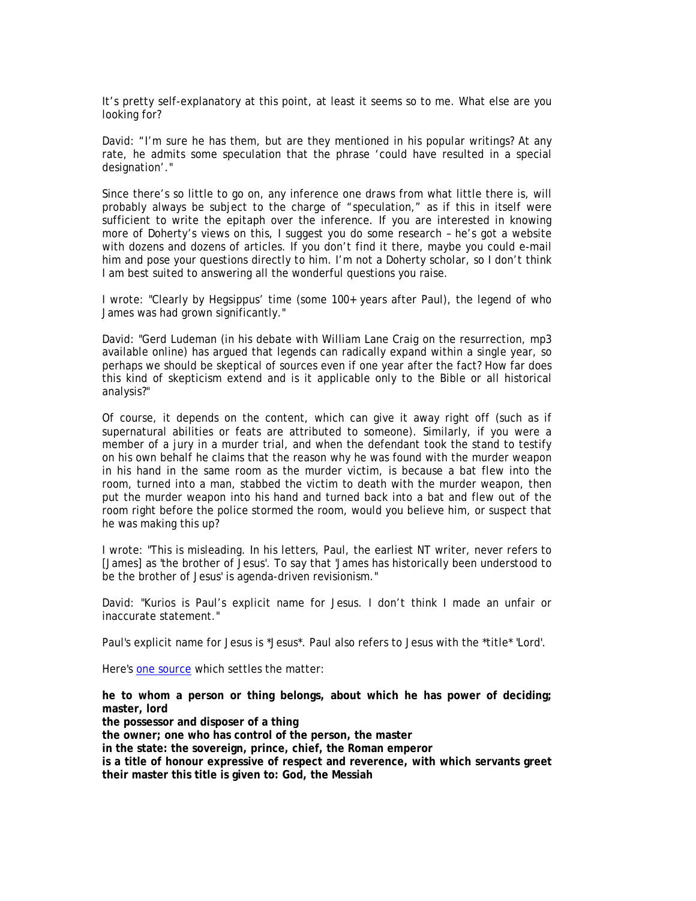It's pretty self-explanatory at this point, at least it seems so to me. What else are you looking for?

David: "I'm sure he has them, but are they mentioned in his popular writings? At any rate, he admits some speculation that the phrase 'could have resulted in a special designation'."

Since there's so little to go on, any inference one draws from what little there is, will probably always be subject to the charge of "speculation," as if this in itself were sufficient to write the epitaph over the inference. If you are interested in knowing more of Doherty's views on this, I suggest you do some research – he's got a website with dozens and dozens of articles. If you don't find it there, maybe you could e-mail him and pose your questions directly to him. I'm not a Doherty scholar, so I don't think I am best suited to answering all the wonderful questions you raise.

I wrote: "Clearly by Hegsippus' time (some 100+ years after Paul), the legend of who James was had grown significantly."

David: "Gerd Ludeman (in his debate with William Lane Craig on the resurrection, mp3 available online) has argued that legends can radically expand within a single year, so perhaps we should be skeptical of sources even if one year after the fact? How far does this kind of skepticism extend and is it applicable only to the Bible or all historical analysis?"

Of course, it depends on the content, which can give it away right off (such as if supernatural abilities or feats are attributed to someone). Similarly, if you were a member of a jury in a murder trial, and when the defendant took the stand to testify on his own behalf he claims that the reason why he was found with the murder weapon in his hand in the same room as the murder victim, is because a bat flew into the room, turned into a man, stabbed the victim to death with the murder weapon, then put the murder weapon into his hand and turned back into a bat and flew out of the room right before the police stormed the room, would you believe him, or suspect that he was making this up?

I wrote: "This is misleading. In his letters, Paul, the earliest NT writer, never refers to [James] as 'the brother of Jesus'. To say that 'James has historically been understood to be the brother of Jesus' is agenda-driven revisionism."

David: "Kurios is Paul's explicit name for Jesus. I don't think I made an unfair or inaccurate statement."

Paul's explicit name for Jesus is *Jesus*. Paul also refers to Jesus with the *title* 'Lord'.

Here's one source which settles the matter:

**he to whom a person or thing belongs, about which he has power of deciding; master, lord**
**the possessor and disposer of a thing**
**the owner; one who has control of the person, the master**
**in the state: the sovereign, prince, chief, the Roman emperor**
**is a title of honour expressive of respect and reverence, with which servants greet their master this title is given to: God, the Messiah**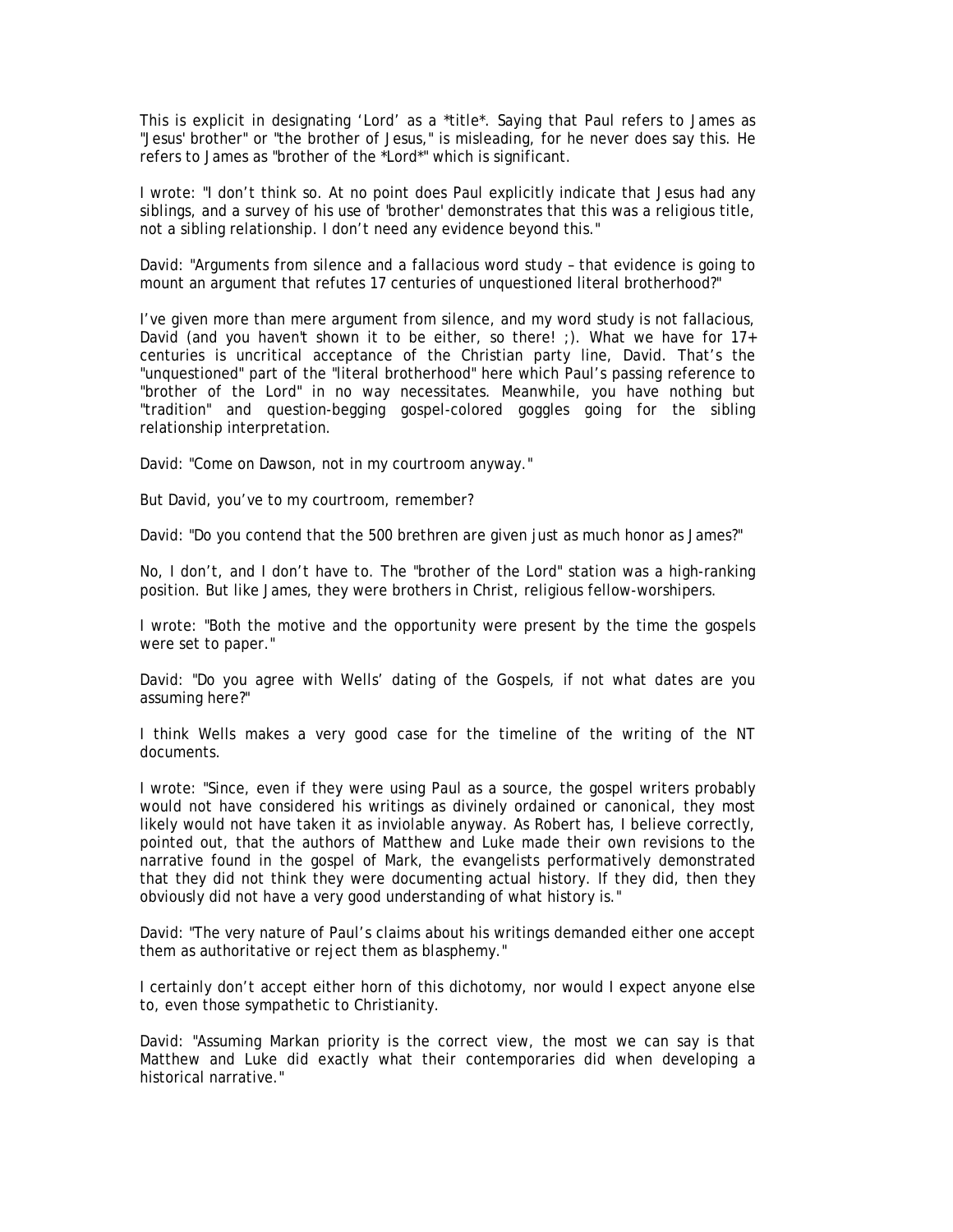This is explicit in designating 'Lord' as a *title*. Saying that Paul refers to James as "Jesus' brother" or "the brother of Jesus," is misleading, for he never does say this. He refers to James as "brother of the *Lord*" which is significant.

I wrote: "I don't think so. At no point does Paul explicitly indicate that Jesus had any siblings, and a survey of his use of 'brother' demonstrates that this was a religious title, not a sibling relationship. I don't need any evidence beyond this."

David: "Arguments from silence and a fallacious word study – that evidence is going to mount an argument that refutes 17 centuries of unquestioned literal brotherhood?"

I've given more than mere argument from silence, and my word study is not fallacious, David (and you haven't shown it to be either, so there! ;). What we have for 17+ centuries is uncritical acceptance of the Christian party line, David. That's the "unquestioned" part of the "literal brotherhood" here which Paul's passing reference to "brother of the Lord" in no way necessitates. Meanwhile, you have nothing but "tradition" and question-begging gospel-colored goggles going for the sibling relationship interpretation.

David: "Come on Dawson, not in my courtroom anyway."

But David, you've to my courtroom, remember?

David: "Do you contend that the 500 brethren are given just as much honor as James?"

No, I don't, and I don't have to. The "brother of the Lord" station was a high-ranking position. But like James, they were brothers in Christ, religious fellow-worshipers.

I wrote: "Both the motive and the opportunity were present by the time the gospels were set to paper."

David: "Do you agree with Wells' dating of the Gospels, if not what dates are you assuming here?"

I think Wells makes a very good case for the timeline of the writing of the NT documents.

I wrote: "Since, even if they were using Paul as a source, the gospel writers probably would not have considered his writings as divinely ordained or canonical, they most likely would not have taken it as inviolable anyway. As Robert has, I believe correctly, pointed out, that the authors of Matthew and Luke made their own revisions to the narrative found in the gospel of Mark, the evangelists performatively demonstrated that they did not think they were documenting actual history. If they did, then they obviously did not have a very good understanding of what history is."

David: "The very nature of Paul's claims about his writings demanded either one accept them as authoritative or reject them as blasphemy."

I certainly don't accept either horn of this dichotomy, nor would I expect anyone else to, even those sympathetic to Christianity.

David: "Assuming Markan priority is the correct view, the most we can say is that Matthew and Luke did exactly what their contemporaries did when developing a historical narrative."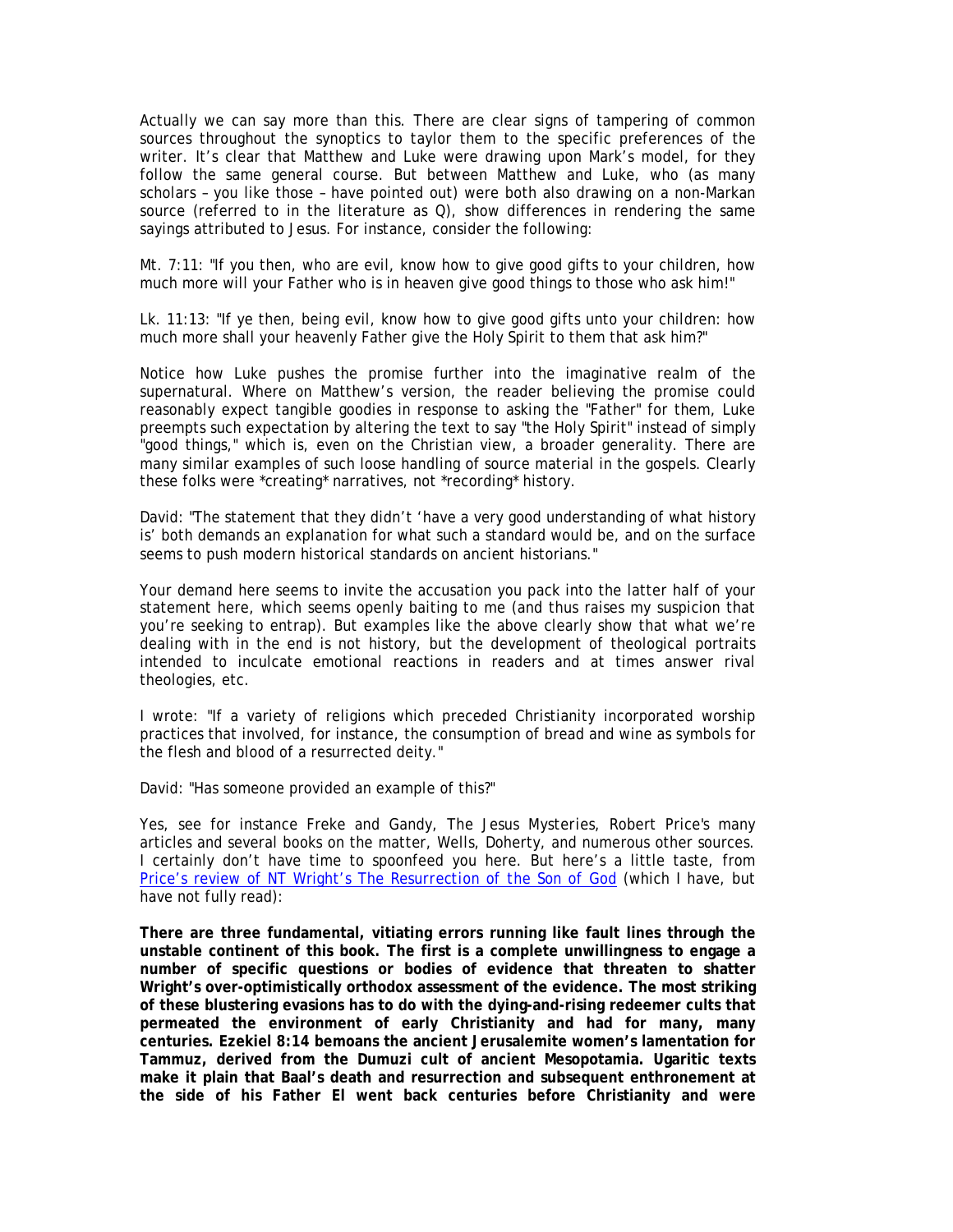Actually we can say more than this. There are clear signs of tampering of common sources throughout the synoptics to taylor them to the specific preferences of the writer. It's clear that Matthew and Luke were drawing upon Mark's model, for they follow the same general course. But between Matthew and Luke, who (as many scholars – you like those – have pointed out) were both also drawing on a non-Markan source (referred to in the literature as Q), show differences in rendering the same sayings attributed to Jesus. For instance, consider the following:

Mt. 7:11: "If you then, who are evil, know how to give good gifts to your children, how much more will your Father who is in heaven give good things to those who ask him!"

Lk. 11:13: "If ye then, being evil, know how to give good gifts unto your children: how much more shall your heavenly Father give the Holy Spirit to them that ask him?"

Notice how Luke pushes the promise further into the imaginative realm of the supernatural. Where on Matthew's version, the reader believing the promise could reasonably expect tangible goodies in response to asking the "Father" for them, Luke preempts such expectation by altering the text to say "the Holy Spirit" instead of simply "good things," which is, even on the Christian view, a broader generality. There are many similar examples of such loose handling of source material in the gospels. Clearly these folks were *creating* narratives, not *recording* history.

David: "The statement that they didn't 'have a very good understanding of what history is' both demands an explanation for what such a standard would be, and on the surface seems to push modern historical standards on ancient historians."

Your demand here seems to invite the accusation you pack into the latter half of your statement here, which seems openly baiting to me (and thus raises my suspicion that you're seeking to entrap). But examples like the above clearly show that what we're dealing with in the end is not history, but the development of theological portraits intended to inculcate emotional reactions in readers and at times answer rival theologies, etc.

I wrote: "If a variety of religions which preceded Christianity incorporated worship practices that involved, for instance, the consumption of bread and wine as symbols for the flesh and blood of a resurrected deity."

David: "Has someone provided an example of this?"

Yes, see for instance Freke and Gandy, The Jesus Mysteries, Robert Price's many articles and several books on the matter, Wells, Doherty, and numerous other sources. I certainly don't have time to spoonfeed you here. But here's a little taste, from [Price's review of NT Wright's *The Resurrection of the Son of God*] (which I have, but have not fully read):

**There are three fundamental, vitiating errors running like fault lines through the unstable continent of this book. The first is a complete unwillingness to engage a number of specific questions or bodies of evidence that threaten to shatter Wright's over-optimistically orthodox assessment of the evidence. The most striking of these blustering evasions has to do with the dying-and-rising redeemer cults that permeated the environment of early Christianity and had for many, many centuries. Ezekiel 8:14 bemoans the ancient Jerusalemite women's lamentation for Tammuz, derived from the Dumuzi cult of ancient Mesopotamia. Ugaritic texts make it plain that Baal's death and resurrection and subsequent enthronement at the side of his Father El went back centuries before Christianity and were**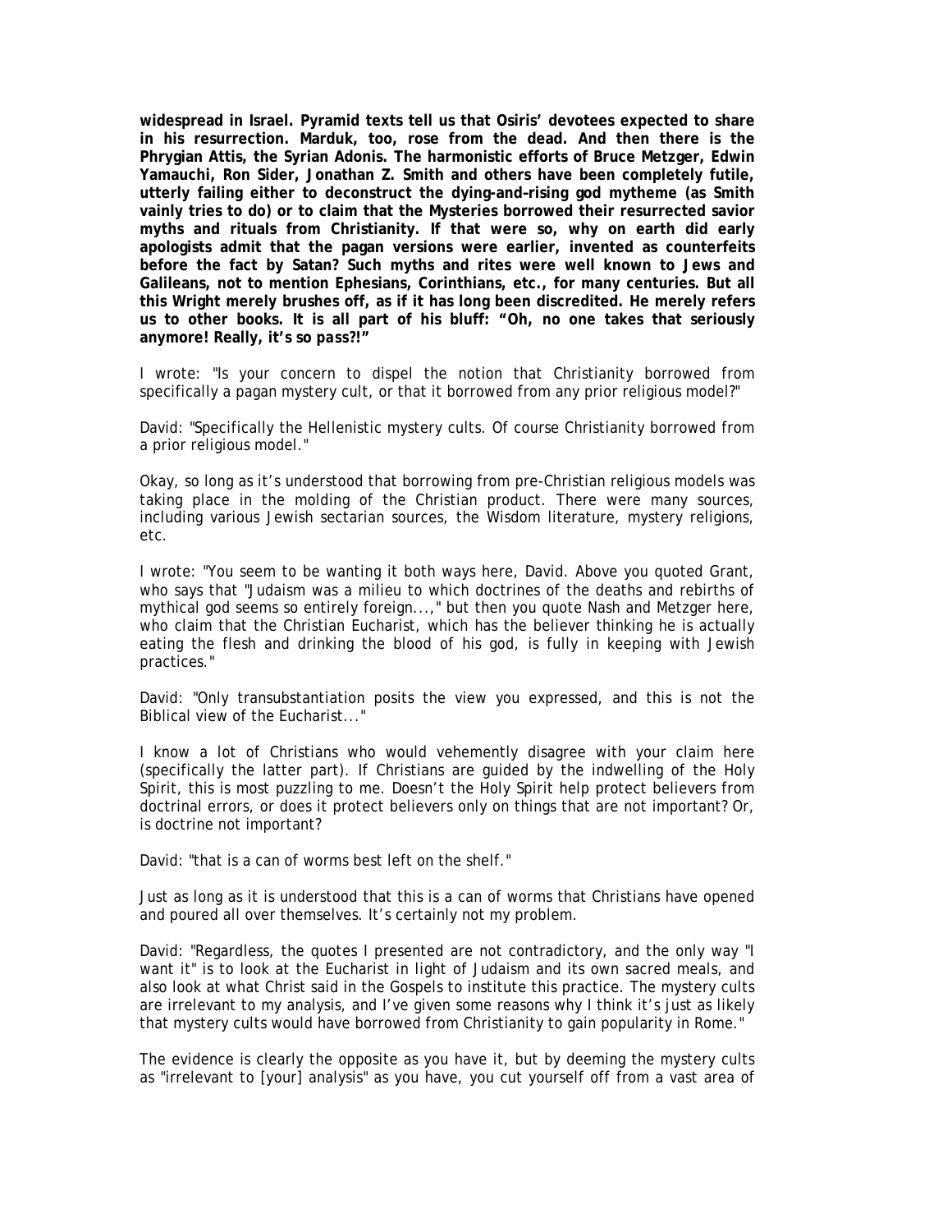**widespread in Israel. Pyramid texts tell us that Osiris' devotees expected to share in his resurrection. Marduk, too, rose from the dead. And then there is the Phrygian Attis, the Syrian Adonis. The harmonistic efforts of Bruce Metzger, Edwin Yamauchi, Ron Sider, Jonathan Z. Smith and others have been completely futile, utterly failing either to deconstruct the dying-and-rising god mytheme (as Smith vainly tries to do) or to claim that the Mysteries borrowed their resurrected savior myths and rituals from Christianity. If that were so, why on earth did early apologists admit that the pagan versions were earlier, invented as counterfeits before the fact by Satan? Such myths and rites were well known to Jews and Galileans, not to mention Ephesians, Corinthians, etc., for many centuries. But all this Wright merely brushes off, as if it has long been discredited. He merely refers us to other books. It is all part of his bluff: "Oh, no one takes that seriously anymore! Really, it's so *pass?!*"**

I wrote: "Is your concern to dispel the notion that Christianity borrowed from specifically a pagan mystery cult, or that it borrowed from any prior religious model?"

David: "Specifically the Hellenistic mystery cults. Of course Christianity borrowed from a prior religious model."

Okay, so long as it's understood that borrowing from pre-Christian religious models was taking place in the molding of the Christian product. There were many sources, including various Jewish sectarian sources, the Wisdom literature, mystery religions, etc.

I wrote: "You seem to be wanting it both ways here, David. Above you quoted Grant, who says that "Judaism was a milieu to which doctrines of the deaths and rebirths of mythical god seems so entirely foreign...," but then you quote Nash and Metzger here, who claim that the Christian Eucharist, which has the believer thinking he is actually eating the flesh and drinking the blood of his god, is fully in keeping with Jewish practices."

David: "Only transubstantiation posits the view you expressed, and this is not the Biblical view of the Eucharist..."

I know a lot of Christians who would vehemently disagree with your claim here (specifically the latter part). If Christians are guided by the indwelling of the Holy Spirit, this is most puzzling to me. Doesn't the Holy Spirit help protect believers from doctrinal errors, or does it protect believers only on things that are not important? Or, is doctrine not important?

David: "that is a can of worms best left on the shelf."

Just as long as it is understood that this is a can of worms that Christians have opened and poured all over themselves. It's certainly not my problem.

David: "Regardless, the quotes I presented are not contradictory, and the only way "I want it" is to look at the Eucharist in light of Judaism and its own sacred meals, and also look at what Christ said in the Gospels to institute this practice. The mystery cults are irrelevant to my analysis, and I've given some reasons why I think it's just as likely that mystery cults would have borrowed from Christianity to gain popularity in Rome."

The evidence is clearly the opposite as you have it, but by deeming the mystery cults as "irrelevant to [your] analysis" as you have, you cut yourself off from a vast area of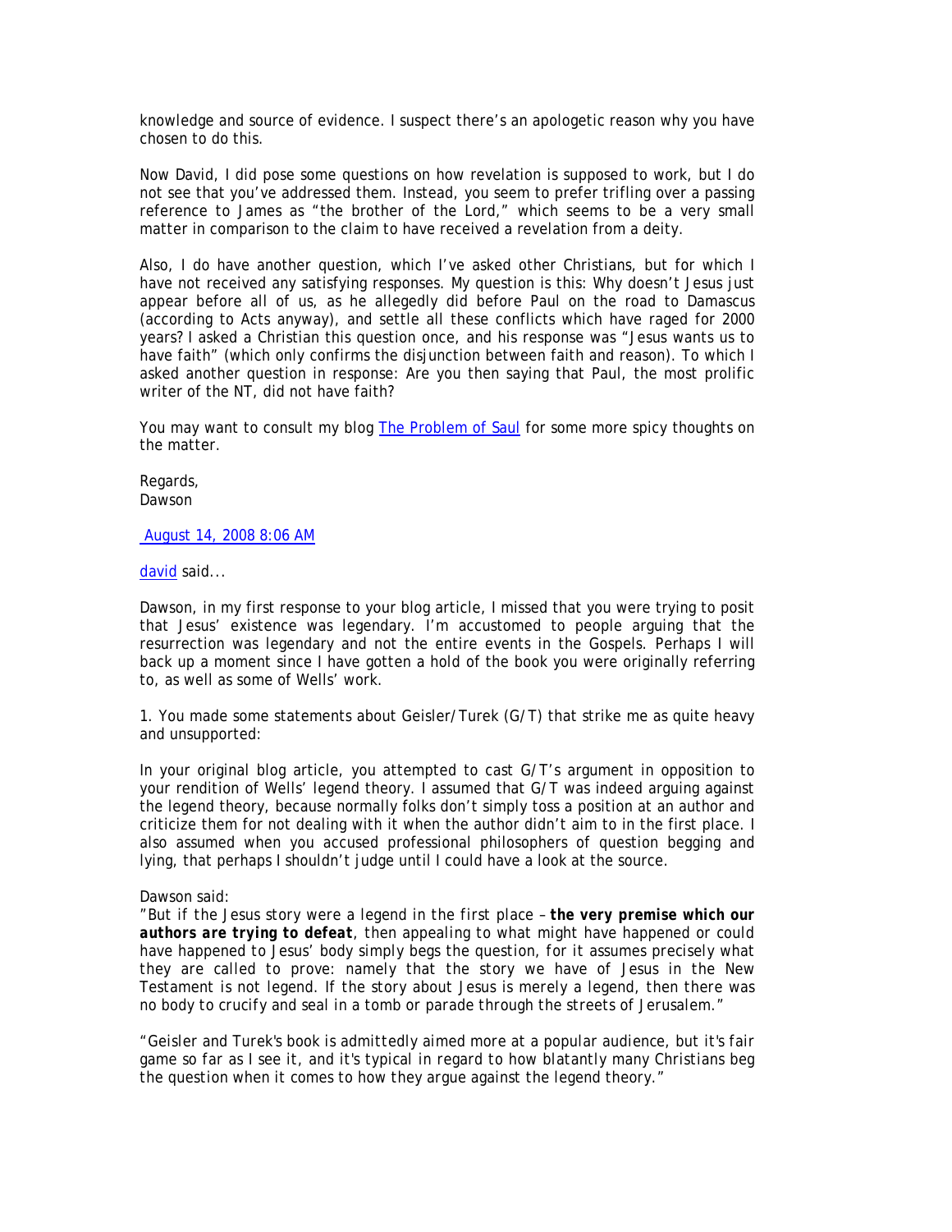knowledge and source of evidence. I suspect there's an apologetic reason why you have chosen to do this.

Now David, I did pose some questions on how revelation is supposed to work, but I do not see that you've addressed them. Instead, you seem to prefer trifling over a passing reference to James as "the brother of the Lord," which seems to be a very small matter in comparison to the claim to have received a revelation from a deity.

Also, I do have another question, which I've asked other Christians, but for which I have not received any satisfying responses. My question is this: Why doesn't Jesus just appear before all of us, as he allegedly did before Paul on the road to Damascus (according to Acts anyway), and settle all these conflicts which have raged for 2000 years? I asked a Christian this question once, and his response was "Jesus wants us to have faith" (which only confirms the disjunction between faith and reason). To which I asked another question in response: Are you then saying that Paul, the most prolific writer of the NT, did not have faith?

You may want to consult my blog [The Problem of Saul] for some more spicy thoughts on the matter.

Regards,
Dawson

[August 14, 2008 8:06 AM]

[david] said...

Dawson, in my first response to your blog article, I missed that you were trying to posit that Jesus' existence was legendary. I'm accustomed to people arguing that the resurrection was legendary and not the entire events in the Gospels. Perhaps I will back up a moment since I have gotten a hold of the book you were originally referring to, as well as some of Wells' work.

1. You made some statements about Geisler/Turek (G/T) that strike me as quite heavy and unsupported:

In your original blog article, you attempted to cast G/T's argument in opposition to your rendition of Wells' legend theory. I assumed that G/T was indeed arguing against the legend theory, because normally folks don't simply toss a position at an author and criticize them for not dealing with it when the author didn't aim to in the first place. I also assumed when you accused professional philosophers of question begging and lying, that perhaps I shouldn't judge until I could have a look at the source.

Dawson said:

*"But if the Jesus story were a legend in the first place – **the very premise which our authors are trying to defeat**, then appealing to what might have happened or could have happened to Jesus' body simply begs the question, for it assumes precisely what they are called to prove: namely that the story we have of Jesus in the New Testament is not legend. If the story about Jesus is merely a legend, then there was no body to crucify and seal in a tomb or parade through the streets of Jerusalem."*

*"Geisler and Turek's book is admittedly aimed more at a popular audience, but it's fair game so far as I see it, and it's typical in regard to how blatantly many Christians beg the question when it comes to how they argue against the legend theory."*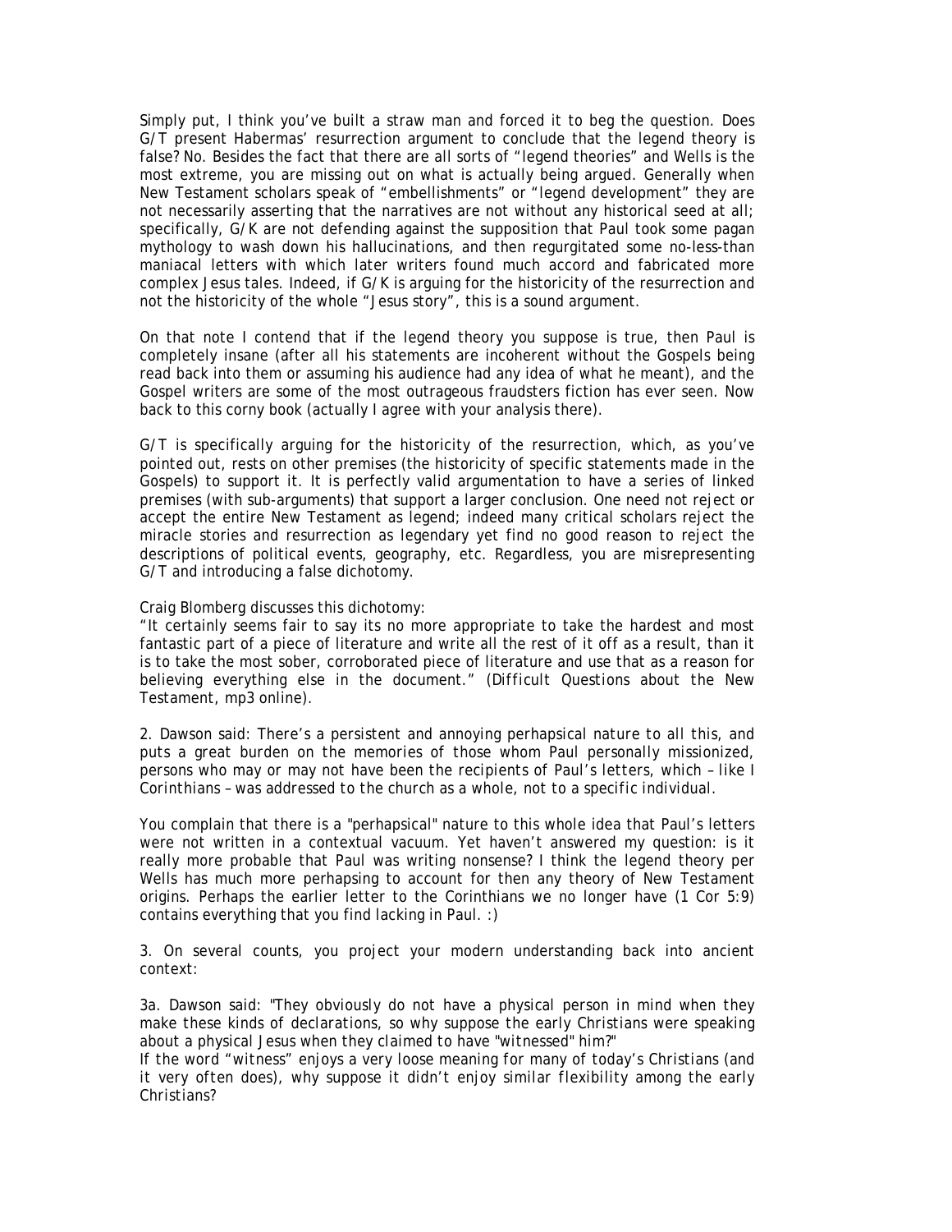Simply put, I think you've built a straw man and forced it to beg the question. Does G/T present Habermas' resurrection argument to conclude that the legend theory is false? No. Besides the fact that there are all sorts of "legend theories" and Wells is the most extreme, you are missing out on what is actually being argued. Generally when New Testament scholars speak of "embellishments" or "legend development" they are not necessarily asserting that the narratives are not without any historical seed at all; specifically, G/K are not defending against the supposition that Paul took some pagan mythology to wash down his hallucinations, and then regurgitated some no-less-than maniacal letters with which later writers found much accord and fabricated more complex Jesus tales. Indeed, if G/K is arguing for the historicity of the resurrection and not the historicity of the whole "Jesus story", this is a sound argument.

On that note I contend that if the legend theory you suppose is true, then Paul is completely insane (after all his statements are incoherent without the Gospels being read back into them or assuming his audience had any idea of what he meant), and the Gospel writers are some of the most outrageous fraudsters fiction has ever seen. Now back to this corny book (actually I agree with your analysis there).

G/T is specifically arguing for the historicity of the resurrection, which, as you've pointed out, rests on other premises (the historicity of specific statements made in the Gospels) to support it. It is perfectly valid argumentation to have a series of linked premises (with sub-arguments) that support a larger conclusion. One need not reject or accept the entire New Testament as legend; indeed many critical scholars reject the miracle stories and resurrection as legendary yet find no good reason to reject the descriptions of political events, geography, etc. Regardless, you are misrepresenting G/T and introducing a false dichotomy.

Craig Blomberg discusses this dichotomy:
"It certainly seems fair to say its no more appropriate to take the hardest and most fantastic part of a piece of literature and write all the rest of it off as a result, than it is to take the most sober, corroborated piece of literature and use that as a reason for believing everything else in the document." (*Difficult Questions about the New Testament*, mp3 online).

2. Dawson said: *There's a persistent and annoying perhapsical nature to all this, and puts a great burden on the memories of those whom Paul personally missionized, persons who may or may not have been the recipients of Paul's letters, which – like I Corinthians – was addressed to the church as a whole, not to a specific individual.*

You complain that there is a "perhapsical" nature to this whole idea that Paul's letters were not written in a contextual vacuum. Yet haven't answered my question: is it really more probable that Paul was writing nonsense? I think the legend theory per Wells has much more perhapsing to account for then any theory of New Testament origins. Perhaps the earlier letter to the Corinthians we no longer have (1 Cor 5:9) contains everything that you find lacking in Paul. :)

3. On several counts, you project your modern understanding back into ancient context:

3a. Dawson said: *"They obviously do not have a physical person in mind when they make these kinds of declarations, so why suppose the early Christians were speaking about a physical Jesus when they claimed to have "witnessed" him?"*
*If the word "witness" enjoys a very loose meaning for many of today's Christians (and it very often does), why suppose it didn't enjoy similar flexibility among the early Christians?*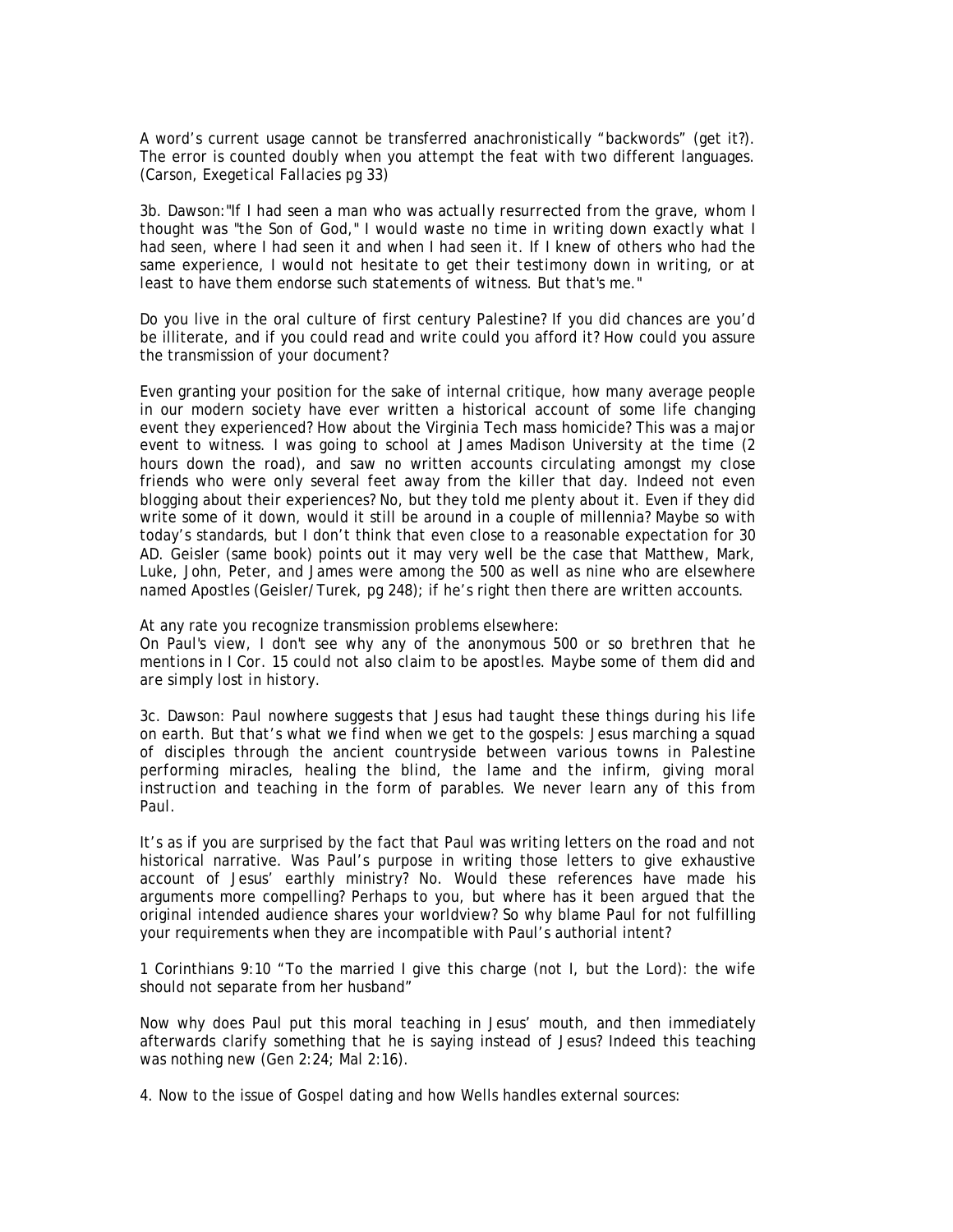A word's current usage cannot be transferred anachronistically "backwords" (get it?). The error is counted doubly when you attempt the feat with two different languages. (Carson, *Exegetical Fallacies* pg 33)

3b. Dawson: *"If I had seen a man who was actually resurrected from the grave, whom I thought was "the Son of God," I would waste no time in writing down exactly what I had seen, where I had seen it and when I had seen it. If I knew of others who had the same experience, I would not hesitate to get their testimony down in writing, or at least to have them endorse such statements of witness. But that's me."*

Do you live in the oral culture of first century Palestine? If you did chances are you'd be illiterate, and if you could read and write could you afford it? How could you assure the transmission of your document?

Even granting your position for the sake of internal critique, how many average people in our modern society have ever written a historical account of some life changing event they experienced? How about the Virginia Tech mass homicide? This was a major event to witness. I was going to school at James Madison University at the time (2 hours down the road), and saw no written accounts circulating amongst my close friends who were only several feet away from the killer that day. Indeed not even blogging about their experiences? No, but they told me plenty about it. Even if they did write some of it down, would it still be around in a couple of millennia? Maybe so with today's standards, but I don't think that even close to a reasonable expectation for 30 AD. Geisler (same book) points out it may very well be the case that Matthew, Mark, Luke, John, Peter, and James were among the 500 as well as nine who are elsewhere named Apostles (Geisler/Turek, pg 248); if he's right then there are written accounts.

At any rate you recognize transmission problems elsewhere:
*On Paul's view, I don't see why any of the anonymous 500 or so brethren that he mentions in I Cor. 15 could not also claim to be apostles. Maybe some of them did and are simply lost in history.*

3c. Dawson: *Paul nowhere suggests that Jesus had taught these things during his life on earth. But that's what we find when we get to the gospels: Jesus marching a squad of disciples through the ancient countryside between various towns in Palestine performing miracles, healing the blind, the lame and the infirm, giving moral instruction and teaching in the form of parables. We never learn any of this from Paul.*

It's as if you are surprised by the fact that Paul was writing letters on the road and not historical narrative. Was Paul's purpose in writing those letters to give exhaustive account of Jesus' earthly ministry? No. Would these references have made his arguments more compelling? Perhaps to you, but where has it been argued that the original intended audience shares your worldview? So why blame Paul for not fulfilling your requirements when they are incompatible with Paul's authorial intent?

1 Corinthians 9:10 "To the married I give this charge (not I, but the Lord): the wife should not separate from her husband"

Now why does Paul put this moral teaching in Jesus' mouth, and then immediately afterwards clarify something that he is saying instead of Jesus? Indeed this teaching was nothing new (Gen 2:24; Mal 2:16).

4. Now to the issue of Gospel dating and how Wells handles external sources: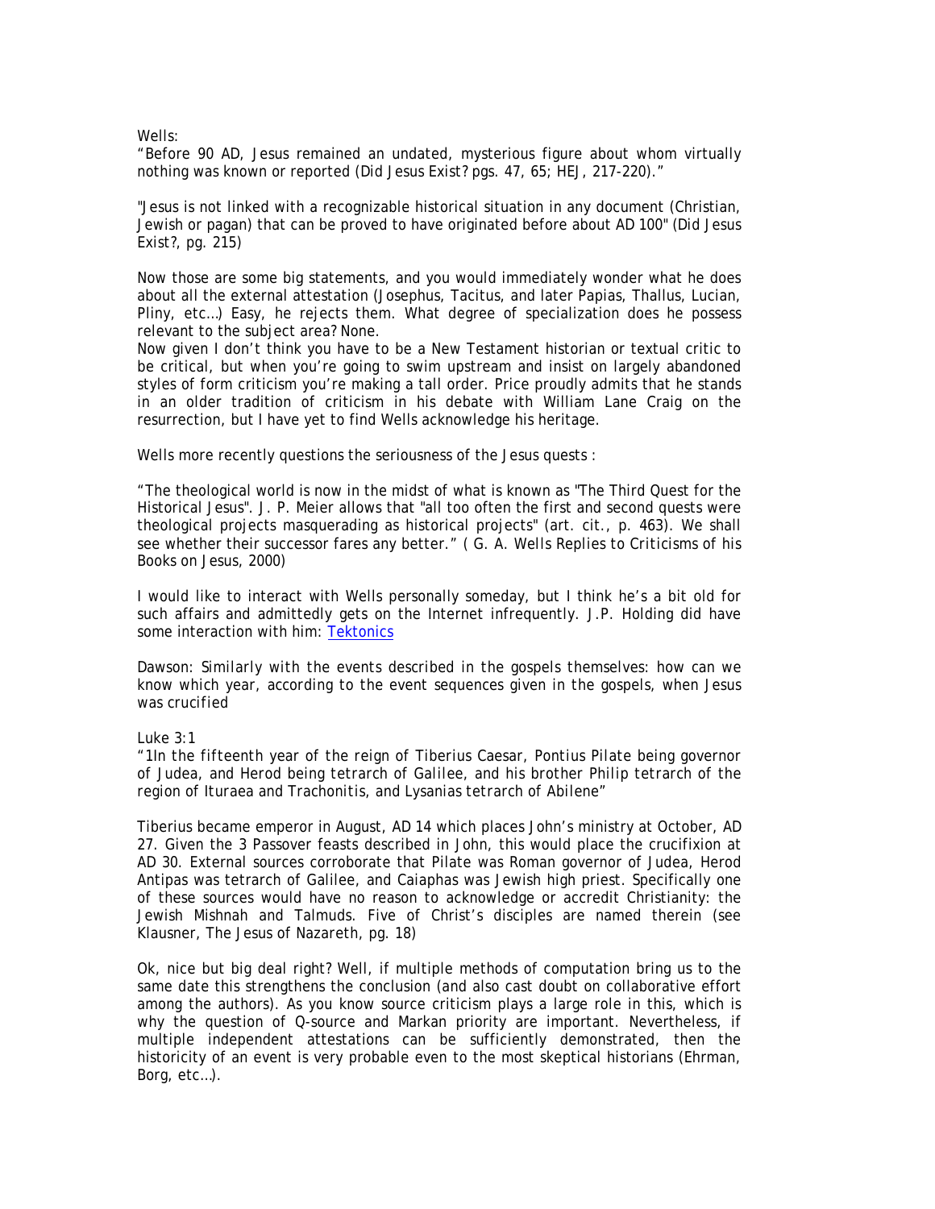Wells:
"Before 90 AD, Jesus remained an undated, mysterious figure about whom virtually nothing was known or reported (Did Jesus Exist? pgs. 47, 65; HEJ, 217-220)."

"Jesus is not linked with a recognizable historical situation in any document (Christian, Jewish or pagan) that can be proved to have originated before about AD 100" (Did Jesus Exist?, pg. 215)

Now those are some big statements, and you would immediately wonder what he does about all the external attestation (Josephus, Tacitus, and later Papias, Thallus, Lucian, Pliny, etc…) Easy, he rejects them. What degree of specialization does he possess relevant to the subject area? None.
Now given I don't think you have to be a New Testament historian or textual critic to be critical, but when you're going to swim upstream and insist on largely abandoned styles of form criticism you're making a tall order. Price proudly admits that he stands in an older tradition of criticism in his debate with William Lane Craig on the resurrection, but I have yet to find Wells acknowledge his heritage.

Wells more recently questions the seriousness of the Jesus quests :

"The theological world is now in the midst of what is known as "The Third Quest for the Historical Jesus". J. P. Meier allows that "all too often the first and second quests were theological projects masquerading as historical projects" (art. cit., p. 463). We shall see whether their successor fares any better." ( *G. A. Wells Replies to Criticisms of his Books on Jesus*, 2000)

I would like to interact with Wells personally someday, but I think he's a bit old for such affairs and admittedly gets on the Internet infrequently. J.P. Holding did have some interaction with him: [Tektonics]

*Dawson: Similarly with the events described in the gospels themselves: how can we know which year, according to the event sequences given in the gospels, when Jesus was crucified*

Luke 3:1
"*1In the fifteenth year of the reign of Tiberius Caesar, Pontius Pilate being governor of Judea, and Herod being tetrarch of Galilee, and his brother Philip tetrarch of the region of Ituraea and Trachonitis, and Lysanias tetrarch of Abilene*"

Tiberius became emperor in August, AD 14 which places John's ministry at October, AD 27. Given the 3 Passover feasts described in John, this would place the crucifixion at AD 30. External sources corroborate that Pilate was Roman governor of Judea, Herod Antipas was tetrarch of Galilee, and Caiaphas was Jewish high priest. Specifically one of these sources would have no reason to acknowledge or accredit Christianity: the Jewish Mishnah and Talmuds. Five of Christ's disciples are named therein (see Klausner, The Jesus of Nazareth, pg. 18)

Ok, nice but big deal right? Well, if multiple methods of computation bring us to the same date this strengthens the conclusion (and also cast doubt on collaborative effort among the authors). As you know source criticism plays a large role in this, which is why the question of Q-source and Markan priority are important. Nevertheless, if multiple independent attestations can be sufficiently demonstrated, then the historicity of an event is very probable even to the most skeptical historians (Ehrman, Borg, etc…).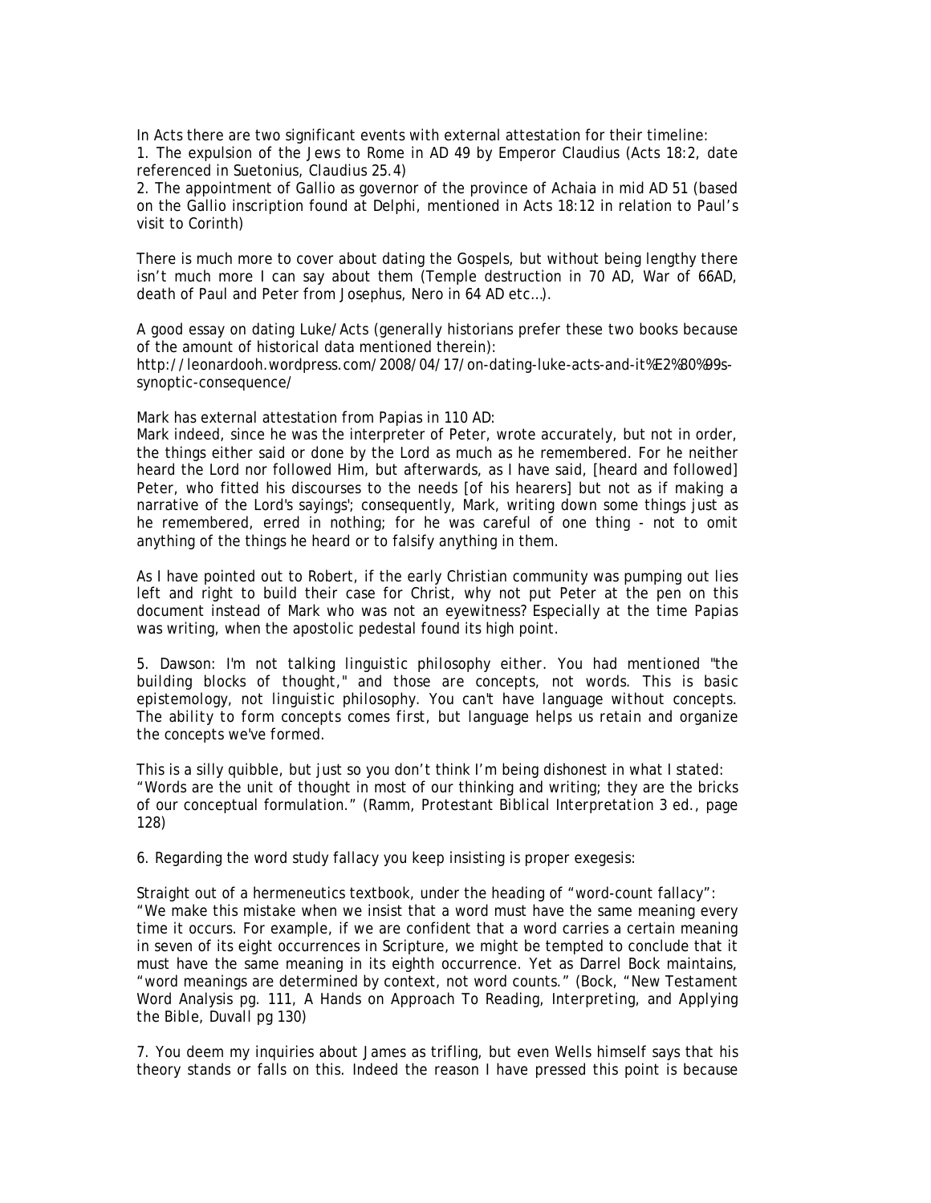In Acts there are two significant events with external attestation for their timeline:

1. The expulsion of the Jews to Rome in AD 49 by Emperor Claudius (Acts 18:2, date referenced in Suetonius, Claudius 25.4)
2. The appointment of Gallio as governor of the province of Achaia in mid AD 51 (based on the Gallio inscription found at Delphi, mentioned in Acts 18:12 in relation to Paul's visit to Corinth)

There is much more to cover about dating the Gospels, but without being lengthy there isn't much more I can say about them (Temple destruction in 70 AD, War of 66AD, death of Paul and Peter from Josephus, Nero in 64 AD etc…).

A good essay on dating Luke/Acts (generally historians prefer these two books because of the amount of historical data mentioned therein):
http://leonardooh.wordpress.com/2008/04/17/on-dating-luke-acts-and-it%E2%80%99s-synoptic-consequence/

Mark has external attestation from Papias in 110 AD:
Mark indeed, since he was the interpreter of Peter, wrote accurately, but not in order, the things either said or done by the Lord as much as he remembered. For he neither heard the Lord nor followed Him, but afterwards, as I have said, [heard and followed] Peter, who fitted his discourses to the needs [of his hearers] but not as if making a narrative of the Lord's sayings'; consequently, Mark, writing down some things just as he remembered, erred in nothing; for he was careful of one thing - not to omit anything of the things he heard or to falsify anything in them.

As I have pointed out to Robert, if the early Christian community was pumping out lies left and right to build their case for Christ, why not put Peter at the pen on this document instead of Mark who was not an eyewitness? Especially at the time Papias was writing, when the apostolic pedestal found its high point.

5. Dawson: *I'm not talking linguistic philosophy either. You had mentioned "the building blocks of thought," and those are concepts, not words. This is basic epistemology, not linguistic philosophy. You can't have language without concepts. The ability to form concepts comes first, but language helps us retain and organize the concepts we've formed.*

This is a silly quibble, but just so you don't think I'm being dishonest in what I stated:
"Words are the unit of thought in most of our thinking and writing; they are the bricks of our conceptual formulation." (Ramm, *Protestant Biblical Interpretation* 3 ed., page 128)

6. Regarding the word study fallacy you keep insisting is proper exegesis:

Straight out of a hermeneutics textbook, under the heading of "word-count fallacy":
"We make this mistake when we insist that a word must have the same meaning every time it occurs. For example, if we are confident that a word carries a certain meaning in seven of its eight occurrences in Scripture, we might be tempted to conclude that it must have the same meaning in its eighth occurrence. Yet as Darrel Bock maintains, "word meanings are determined by context, not word counts." (Bock, "New Testament Word Analysis pg. 111, *A Hands on Approach To Reading, Interpreting, and Applying the Bible*, Duvall pg 130)

7. You deem my inquiries about James as trifling, but even Wells himself says that his theory stands or falls on this. Indeed the reason I have pressed this point is because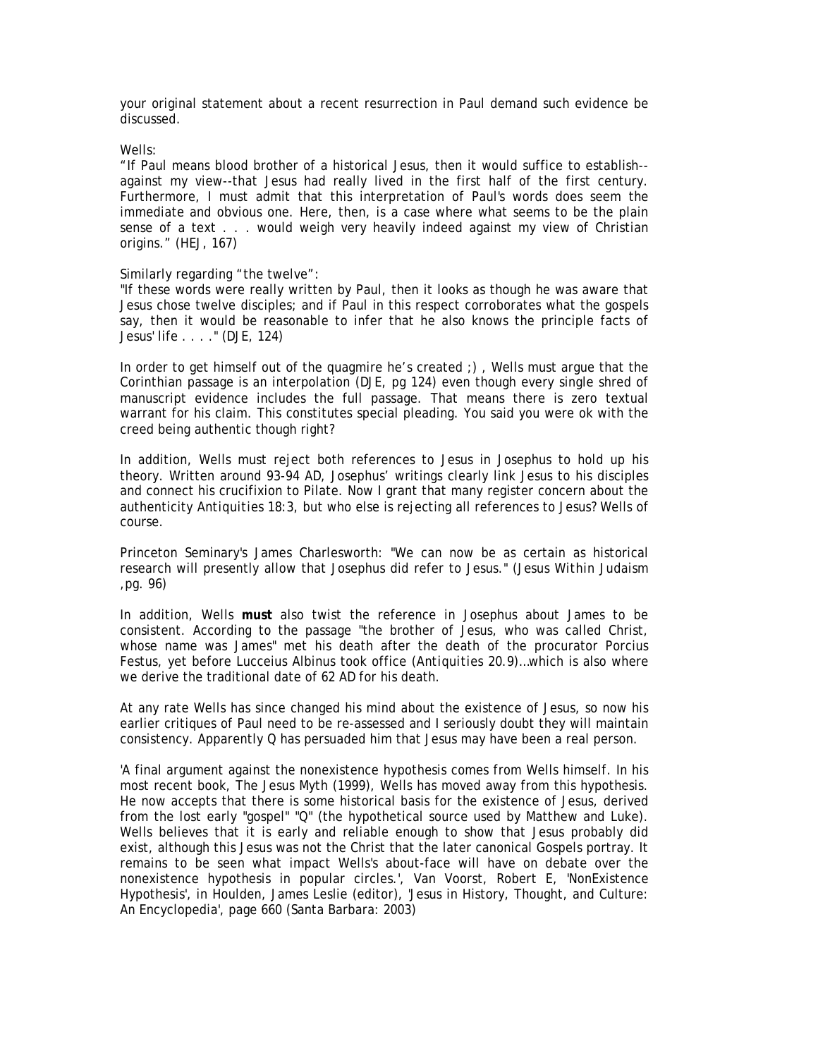your original statement about a recent resurrection in Paul demand such evidence be discussed.

Wells:
"If Paul means blood brother of a historical Jesus, then it would suffice to establish--against my view--that Jesus had really lived in the first half of the first century. Furthermore, I must admit that this interpretation of Paul's words does seem the immediate and obvious one. Here, then, is a case where what seems to be the plain sense of a text . . . would weigh very heavily indeed against my view of Christian origins." (HEJ, 167)

Similarly regarding "the twelve":
"If these words were really written by Paul, then it looks as though he was aware that Jesus chose twelve disciples; and if Paul in this respect corroborates what the gospels say, then it would be reasonable to infer that he also knows the principle facts of Jesus' life . . . ." (DJE, 124)

In order to get himself out of the quagmire he's created ;) , Wells must argue that the Corinthian passage is an interpolation (DJE, pg 124) even though every single shred of manuscript evidence includes the full passage. That means there is zero textual warrant for his claim. This constitutes special pleading. You said you were ok with the creed being authentic though right?

In addition, Wells must reject both references to Jesus in Josephus to hold up his theory. Written around 93-94 AD, Josephus' writings clearly link Jesus to his disciples and connect his crucifixion to Pilate. Now I grant that many register concern about the authenticity *Antiquities* 18:3, but who else is rejecting all references to Jesus? Wells of course.

Princeton Seminary's James Charlesworth: "We can now be as certain as historical research will presently allow that Josephus did refer to Jesus." (*Jesus Within Judaism* ,pg. 96)

In addition, Wells **must** also twist the reference in Josephus about James to be consistent. According to the passage "the brother of Jesus, who was called Christ, whose name was James" met his death after the death of the procurator Porcius Festus, yet before Lucceius Albinus took office (*Antiquities* 20.9)…which is also where we derive the traditional date of 62 AD for his death.

At any rate Wells has since changed his mind about the existence of Jesus, so now his earlier critiques of Paul need to be re-assessed and I seriously doubt they will maintain consistency. Apparently Q has persuaded him that Jesus may have been a real person.

'A final argument against the nonexistence hypothesis comes from Wells himself. In his most recent book, The Jesus Myth (1999), Wells has moved away from this hypothesis. He now accepts that there is some historical basis for the existence of Jesus, derived from the lost early "gospel" "Q" (the hypothetical source used by Matthew and Luke). Wells believes that it is early and reliable enough to show that Jesus probably did exist, although this Jesus was not the Christ that the later canonical Gospels portray. It remains to be seen what impact Wells's about-face will have on debate over the nonexistence hypothesis in popular circles.', Van Voorst, Robert E, 'NonExistence Hypothesis', in Houlden, James Leslie (editor), 'Jesus in History, Thought, and Culture: An Encyclopedia', page 660 (Santa Barbara: 2003)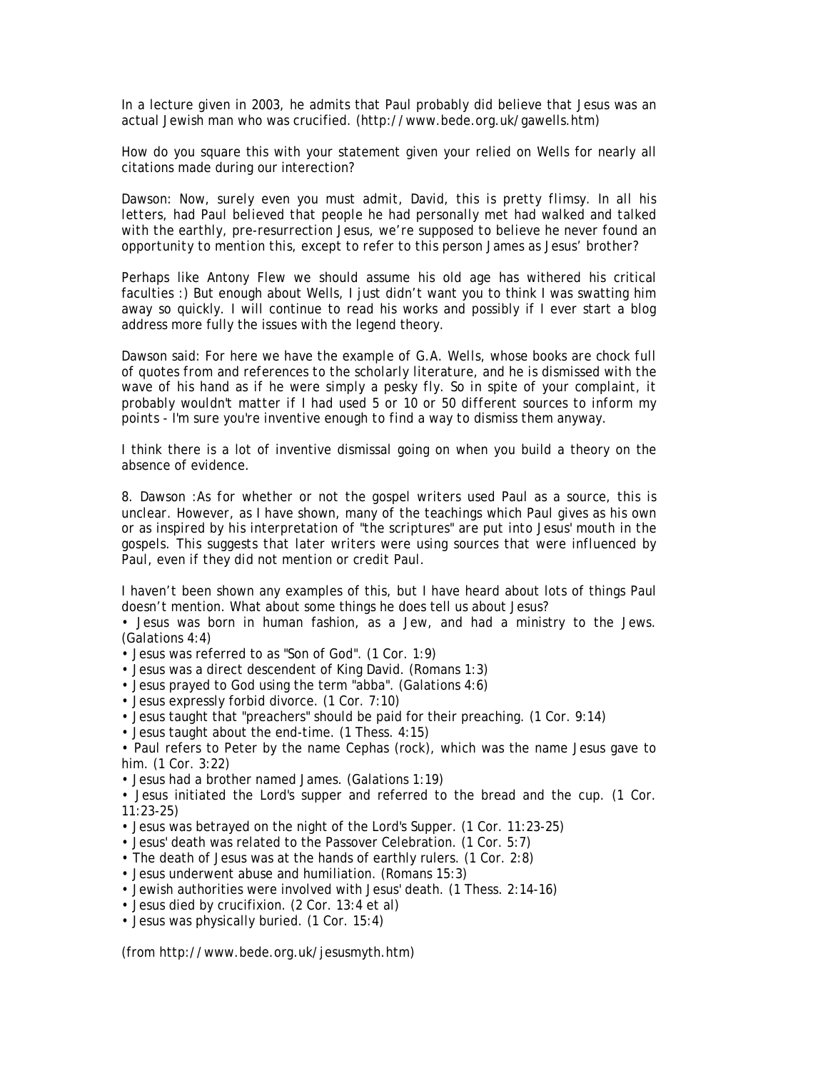In a lecture given in 2003, he admits that Paul probably did believe that Jesus was an actual Jewish man who was crucified. (http://www.bede.org.uk/gawells.htm)

How do you square this with your statement given your relied on Wells for nearly all citations made during our interection?

*Dawson: Now, surely even you must admit, David, this is pretty flimsy. In all his letters, had Paul believed that people he had personally met had walked and talked with the earthly, pre-resurrection Jesus, we're supposed to believe he never found an opportunity to mention this, except to refer to this person James as Jesus' brother?*

Perhaps like Antony Flew we should assume his old age has withered his critical faculties :) But enough about Wells, I just didn't want you to think I was swatting him away so quickly. I will continue to read his works and possibly if I ever start a blog address more fully the issues with the legend theory.

*Dawson said: For here we have the example of G.A. Wells, whose books are chock full of quotes from and references to the scholarly literature, and he is dismissed with the wave of his hand as if he were simply a pesky fly. So in spite of your complaint, it probably wouldn't matter if I had used 5 or 10 or 50 different sources to inform my points - I'm sure you're inventive enough to find a way to dismiss them anyway.*

I think there is a lot of inventive dismissal going on when you build a theory on the absence of evidence.

8. *Dawson :As for whether or not the gospel writers used Paul as a source, this is unclear. However, as I have shown, many of the teachings which Paul gives as his own or as inspired by his interpretation of "the scriptures" are put into Jesus' mouth in the gospels. This suggests that later writers were using sources that were influenced by Paul, even if they did not mention or credit Paul.*

I haven't been shown any examples of this, but I have heard about lots of things Paul doesn't mention. What about some things he does tell us about Jesus?

- Jesus was born in human fashion, as a Jew, and had a ministry to the Jews. (Galations 4:4)
- Jesus was referred to as "Son of God". (1 Cor. 1:9)
- Jesus was a direct descendent of King David. (Romans 1:3)
- Jesus prayed to God using the term "abba". (Galations 4:6)
- Jesus expressly forbid divorce. (1 Cor. 7:10)
- Jesus taught that "preachers" should be paid for their preaching. (1 Cor. 9:14)
- Jesus taught about the end-time. (1 Thess. 4:15)
- Paul refers to Peter by the name Cephas (rock), which was the name Jesus gave to him. (1 Cor. 3:22)
- Jesus had a brother named James. (Galations 1:19)
- Jesus initiated the Lord's supper and referred to the bread and the cup. (1 Cor. 11:23-25)
- Jesus was betrayed on the night of the Lord's Supper. (1 Cor. 11:23-25)
- Jesus' death was related to the Passover Celebration. (1 Cor. 5:7)
- The death of Jesus was at the hands of earthly rulers. (1 Cor. 2:8)
- Jesus underwent abuse and humiliation. (Romans 15:3)
- Jewish authorities were involved with Jesus' death. (1 Thess. 2:14-16)
- Jesus died by crucifixion. (2 Cor. 13:4 et al)
- Jesus was physically buried. (1 Cor. 15:4)

(from http://www.bede.org.uk/jesusmyth.htm)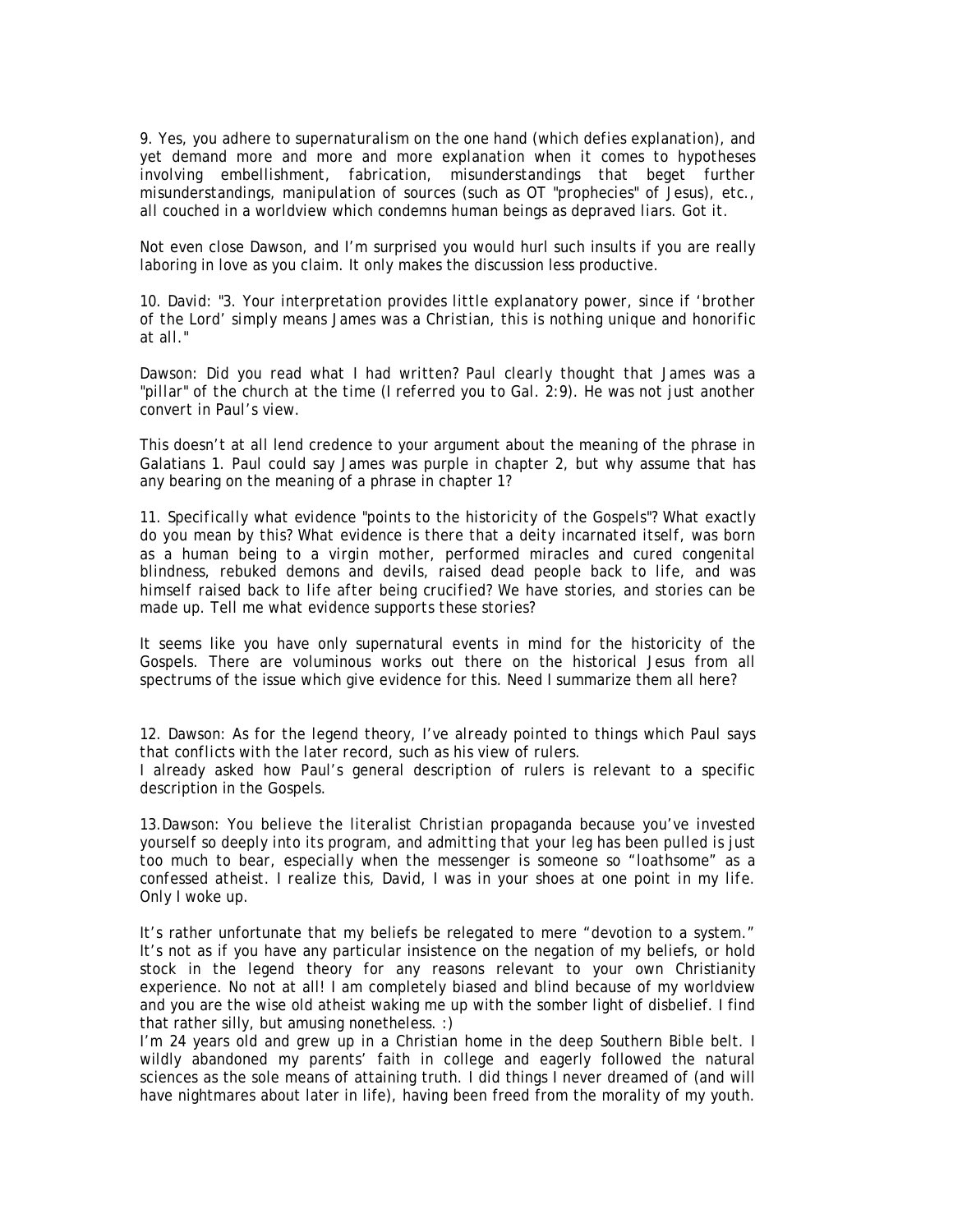9. *Yes, you adhere to supernaturalism on the one hand (which defies explanation), and yet demand more and more and more explanation when it comes to hypotheses involving embellishment, fabrication, misunderstandings that beget further misunderstandings, manipulation of sources (such as OT "prophecies" of Jesus), etc., all couched in a worldview which condemns human beings as depraved liars. Got it.*

Not even close Dawson, and I'm surprised you would hurl such insults if you are really laboring in love as you claim. It only makes the discussion less productive.

10. *David: "3. Your interpretation provides little explanatory power, since if 'brother of the Lord' simply means James was a Christian, this is nothing unique and honorific at all."*

*Dawson: Did you read what I had written? Paul clearly thought that James was a "pillar" of the church at the time (I referred you to Gal. 2:9). He was not just another convert in Paul's view.*

This doesn't at all lend credence to your argument about the meaning of the phrase in Galatians 1. Paul could say James was purple in chapter 2, but why assume that has any bearing on the meaning of a phrase in chapter 1?

11. *Specifically what evidence "points to the historicity of the Gospels"? What exactly do you mean by this? What evidence is there that a deity incarnated itself, was born as a human being to a virgin mother, performed miracles and cured congenital blindness, rebuked demons and devils, raised dead people back to life, and was himself raised back to life after being crucified? We have stories, and stories can be made up. Tell me what evidence supports these stories?*

It seems like you have only supernatural events in mind for the historicity of the Gospels. There are voluminous works out there on the historical Jesus from all spectrums of the issue which give evidence for this. Need I summarize them all here?

12. *Dawson: As for the legend theory, I've already pointed to things which Paul says that conflicts with the later record, such as his view of rulers.*
I already asked how Paul's general description of rulers is relevant to a specific description in the Gospels.

13. *Dawson: You believe the literalist Christian propaganda because you've invested yourself so deeply into its program, and admitting that your leg has been pulled is just too much to bear, especially when the messenger is someone so "loathsome" as a confessed atheist. I realize this, David, I was in your shoes at one point in my life. Only I woke up.*

It's rather unfortunate that my beliefs be relegated to mere "devotion to a system." It's not as if you have any particular insistence on the negation of my beliefs, or hold stock in the legend theory for any reasons relevant to your own Christianity experience. No not at all! I am completely biased and blind because of my worldview and you are the wise old atheist waking me up with the somber light of disbelief. I find that rather silly, but amusing nonetheless. :)
I'm 24 years old and grew up in a Christian home in the deep Southern Bible belt. I wildly abandoned my parents' faith in college and eagerly followed the natural sciences as the sole means of attaining truth. I did things I never dreamed of (and will have nightmares about later in life), having been freed from the morality of my youth.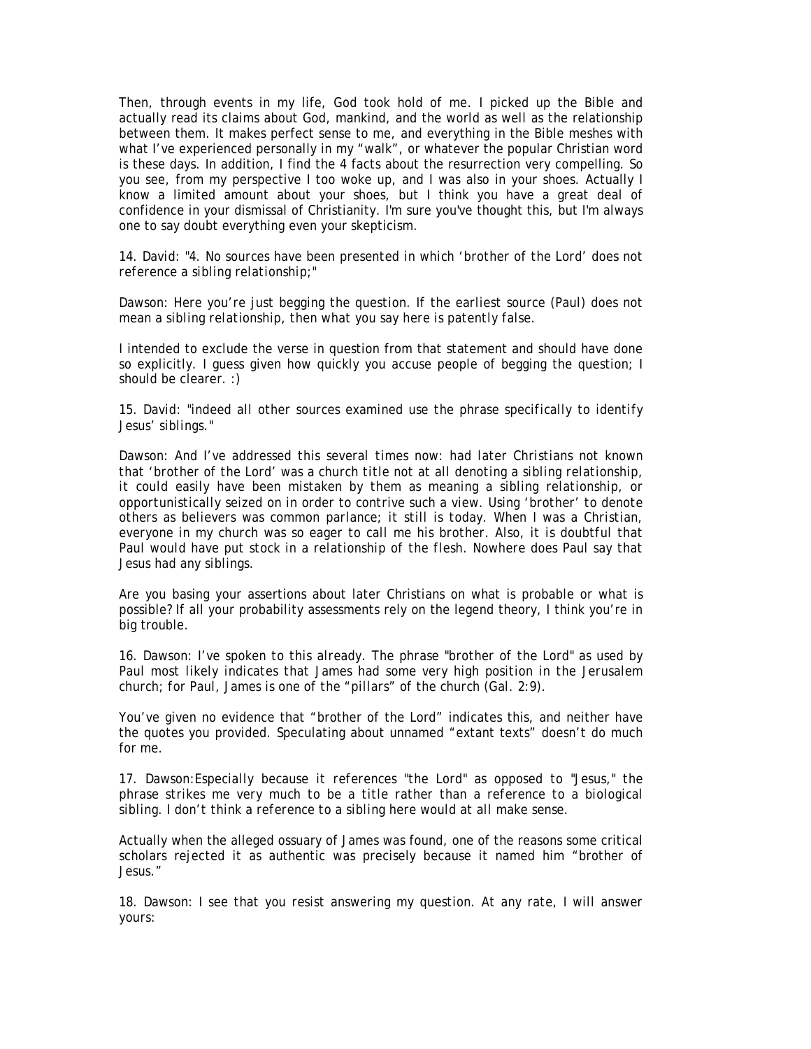Then, through events in my life, God took hold of me. I picked up the Bible and actually read its claims about God, mankind, and the world as well as the relationship between them. It makes perfect sense to me, and everything in the Bible meshes with what I've experienced personally in my "walk", or whatever the popular Christian word is these days. In addition, I find the 4 facts about the resurrection very compelling. So you see, from my perspective I too woke up, and I was also in your shoes. Actually I know a limited amount about your shoes, but I think you have a great deal of confidence in your dismissal of Christianity. I'm sure you've thought this, but I'm always one to say doubt everything even your skepticism.

14. David: *"4. No sources have been presented in which 'brother of the Lord' does not reference a sibling relationship;"*

*Dawson: Here you're just begging the question. If the earliest source (Paul) does not mean a sibling relationship, then what you say here is patently false.*

I intended to exclude the verse in question from that statement and should have done so explicitly. I guess given how quickly you accuse people of begging the question; I should be clearer. :)

15. David: *"indeed all other sources examined use the phrase specifically to identify Jesus' siblings."*

*Dawson: And I've addressed this several times now: had later Christians not known that 'brother of the Lord' was a church title not at all denoting a sibling relationship, it could easily have been mistaken by them as meaning a sibling relationship, or opportunistically seized on in order to contrive such a view. Using 'brother' to denote others as believers was common parlance; it still is today. When I was a Christian, everyone in my church was so eager to call me his brother. Also, it is doubtful that Paul would have put stock in a relationship of the flesh. Nowhere does Paul say that Jesus had any siblings.*

Are you basing your assertions about later Christians on what is probable or what is possible? If all your probability assessments rely on the legend theory, I think you're in big trouble.

16. *Dawson: I've spoken to this already. The phrase "brother of the Lord" as used by Paul most likely indicates that James had some very high position in the Jerusalem church; for Paul, James is one of the "pillars" of the church (Gal. 2:9).*

You've given no evidence that "brother of the Lord" indicates this, and neither have the quotes you provided. Speculating about unnamed "extant texts" doesn't do much for me.

17. *Dawson:Especially because it references "the Lord" as opposed to "Jesus," the phrase strikes me very much to be a title rather than a reference to a biological sibling. I don't think a reference to a sibling here would at all make sense.*

Actually when the alleged ossuary of James was found, one of the reasons some critical scholars rejected it as authentic was precisely because it named him "brother of Jesus."

18. *Dawson: I see that you resist answering my question. At any rate, I will answer yours:*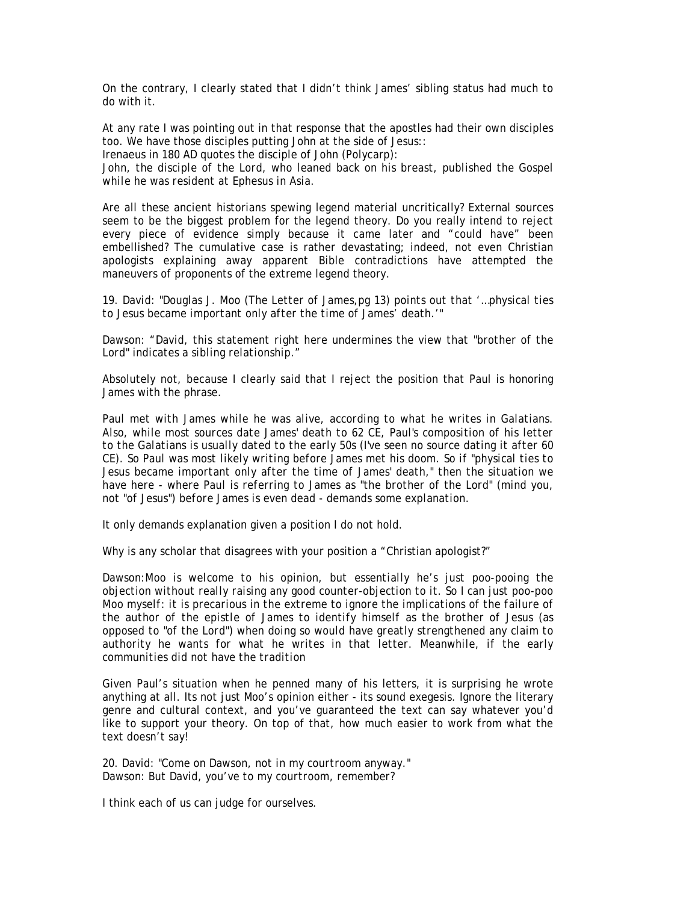On the contrary, I clearly stated that I didn't think James' sibling status had much to do with it.

At any rate I was pointing out in that response that the apostles had their own disciples too. We have those disciples putting John at the side of Jesus::

Irenaeus in 180 AD quotes the disciple of John (Polycarp):

*John, the disciple of the Lord, who leaned back on his breast, published the Gospel while he was resident at Ephesus in Asia.*

Are all these ancient historians spewing legend material uncritically? External sources seem to be the biggest problem for the legend theory. Do you really intend to reject every piece of evidence simply because it came later and "could have" been embellished? The cumulative case is rather devastating; indeed, not even Christian apologists explaining away apparent Bible contradictions have attempted the maneuvers of proponents of the extreme legend theory.

19. David: *"Douglas J. Moo (The Letter of James,pg 13) points out that '…physical ties to Jesus became important only after the time of James' death.'"*

Dawson: *"David, this statement right here undermines the view that "brother of the Lord" indicates a sibling relationship."*

Absolutely not, because I clearly said that I reject the position that Paul is honoring James with the phrase.

*Paul met with James while he was alive, according to what he writes in Galatians. Also, while most sources date James' death to 62 CE, Paul's composition of his letter to the Galatians is usually dated to the early 50s (I've seen no source dating it after 60 CE). So Paul was most likely writing before James met his doom. So if "physical ties to Jesus became important only after the time of James' death," then the situation we have here - where Paul is referring to James as "the brother of the Lord" (mind you, not "of Jesus") before James is even dead - demands some explanation.*

It only demands explanation given a position I do not hold.

Why is any scholar that disagrees with your position a "Christian apologist?"

Dawson:*Moo is welcome to his opinion, but essentially he's just poo-pooing the objection without really raising any good counter-objection to it. So I can just poo-poo Moo myself: it is precarious in the extreme to ignore the implications of the failure of the author of the epistle of James to identify himself as the brother of Jesus (as opposed to "of the Lord") when doing so would have greatly strengthened any claim to authority he wants for what he writes in that letter. Meanwhile, if the early communities did not have the tradition*

Given Paul's situation when he penned many of his letters, it is surprising he wrote anything at all. Its not just Moo's opinion either - its sound exegesis. Ignore the literary genre and cultural context, and you've guaranteed the text can say whatever you'd like to support your theory. On top of that, how much easier to work from what the text doesn't say!

20. David: *"Come on Dawson, not in my courtroom anyway."*
Dawson: *But David, you've to my courtroom, remember?*

I think each of us can judge for ourselves.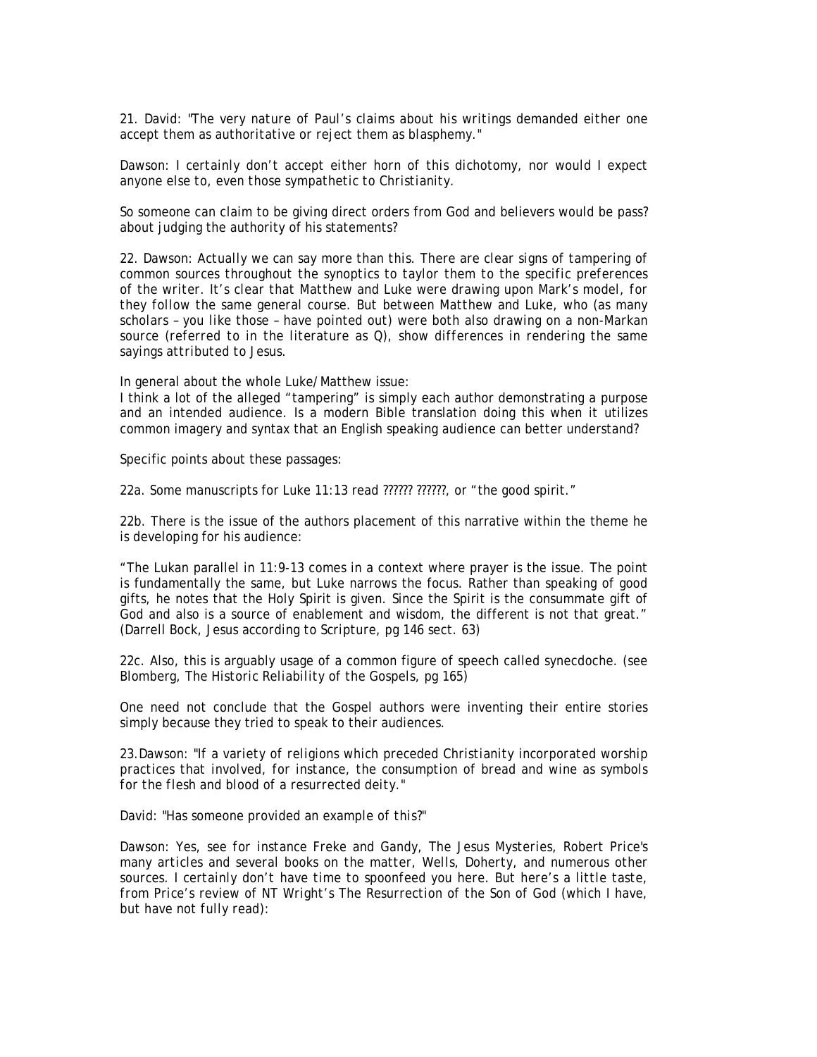21. David: "The very nature of Paul's claims about his writings demanded either one accept them as authoritative or reject them as blasphemy."

Dawson: I certainly don't accept either horn of this dichotomy, nor would I expect anyone else to, even those sympathetic to Christianity.

So someone can claim to be giving direct orders from God and believers would be pass? about judging the authority of his statements?

22. Dawson: Actually we can say more than this. There are clear signs of tampering of common sources throughout the synoptics to taylor them to the specific preferences of the writer. It's clear that Matthew and Luke were drawing upon Mark's model, for they follow the same general course. But between Matthew and Luke, who (as many scholars – you like those – have pointed out) were both also drawing on a non-Markan source (referred to in the literature as Q), show differences in rendering the same sayings attributed to Jesus.

In general about the whole Luke/Matthew issue:
I think a lot of the alleged "tampering" is simply each author demonstrating a purpose and an intended audience. Is a modern Bible translation doing this when it utilizes common imagery and syntax that an English speaking audience can better understand?

Specific points about these passages:

22a. Some manuscripts for Luke 11:13 read ?????? ??????, or "the good spirit."

22b. There is the issue of the authors placement of this narrative within the theme he is developing for his audience:

"The Lukan parallel in 11:9-13 comes in a context where prayer is the issue. The point is fundamentally the same, but Luke narrows the focus. Rather than speaking of good gifts, he notes that the Holy Spirit is given. Since the Spirit is the consummate gift of God and also is a source of enablement and wisdom, the different is not that great." (Darrell Bock, *Jesus according to Scripture*, pg 146 sect. 63)

22c. Also, this is arguably usage of a common figure of speech called synecdoche. (see Blomberg, *The Historic Reliability of the Gospels*, pg 165)

One need not conclude that the Gospel authors were inventing their entire stories simply because they tried to speak to their audiences.

23. Dawson: "If a variety of religions which preceded Christianity incorporated worship practices that involved, for instance, the consumption of bread and wine as symbols for the flesh and blood of a resurrected deity."

David: "Has someone provided an example of this?"

Dawson: Yes, see for instance Freke and Gandy, *The Jesus Mysteries*, Robert Price's many articles and several books on the matter, Wells, Doherty, and numerous other sources. I certainly don't have time to spoonfeed you here. But here's a little taste, from Price's review of NT Wright's *The Resurrection of the Son of God* (which I have, but have not fully read):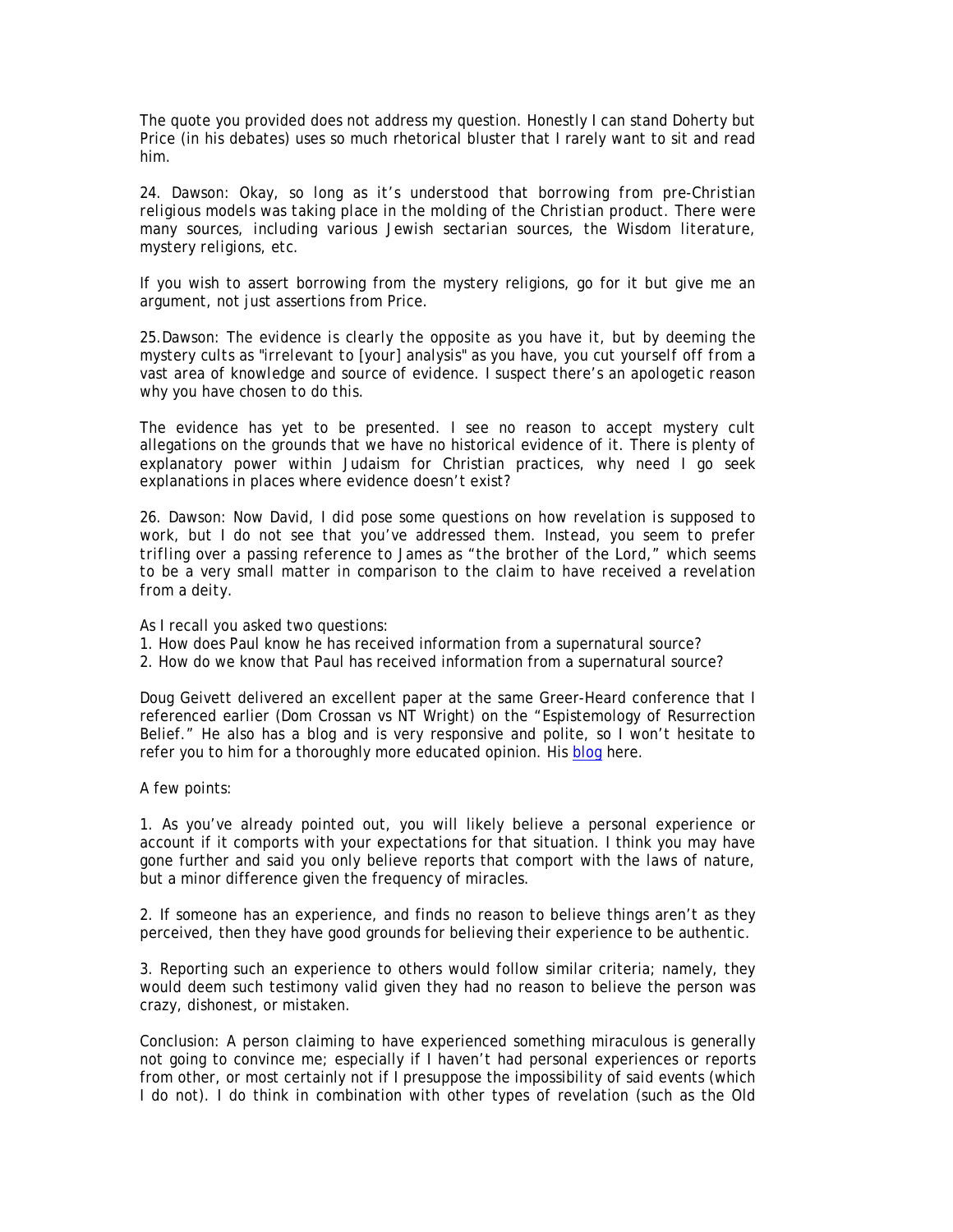The quote you provided does not address my question. Honestly I can stand Doherty but Price (in his debates) uses so much rhetorical bluster that I rarely want to sit and read him.

24. Dawson: *Okay, so long as it's understood that borrowing from pre-Christian religious models was taking place in the molding of the Christian product. There were many sources, including various Jewish sectarian sources, the Wisdom literature, mystery religions, etc.*

If you wish to assert borrowing from the mystery religions, go for it but give me an argument, not just assertions from Price.

25. Dawson: *The evidence is clearly the opposite as you have it, but by deeming the mystery cults as "irrelevant to [your] analysis" as you have, you cut yourself off from a vast area of knowledge and source of evidence. I suspect there's an apologetic reason why you have chosen to do this.*

The evidence has yet to be presented. I see no reason to accept mystery cult allegations on the grounds that we have no historical evidence of it. There is plenty of explanatory power within Judaism for Christian practices, why need I go seek explanations in places where evidence doesn't exist?

26. Dawson: *Now David, I did pose some questions on how revelation is supposed to work, but I do not see that you've addressed them. Instead, you seem to prefer trifling over a passing reference to James as "the brother of the Lord," which seems to be a very small matter in comparison to the claim to have received a revelation from a deity.*

As I recall you asked two questions:
1. How does Paul know he has received information from a supernatural source?
2. How do we know that Paul has received information from a supernatural source?

Doug Geivett delivered an excellent paper at the same Greer-Heard conference that I referenced earlier (Dom Crossan vs NT Wright) on the "Espistemology of Resurrection Belief." He also has a blog and is very responsive and polite, so I won't hesitate to refer you to him for a thoroughly more educated opinion. His blog here.

A few points:

1. As you've already pointed out, you will likely believe a personal experience or account if it comports with your expectations for that situation. I think you may have gone further and said you only believe reports that comport with the laws of nature, but a minor difference given the frequency of miracles.

2. If someone has an experience, and finds no reason to believe things aren't as they perceived, then they have good grounds for believing their experience to be authentic.

3. Reporting such an experience to others would follow similar criteria; namely, they would deem such testimony valid given they had no reason to believe the person was crazy, dishonest, or mistaken.

Conclusion: A person claiming to have experienced something miraculous is generally not going to convince me; especially if I haven't had personal experiences or reports from other, or most certainly not if I presuppose the impossibility of said events (which I do not). I do think in combination with other types of revelation (such as the Old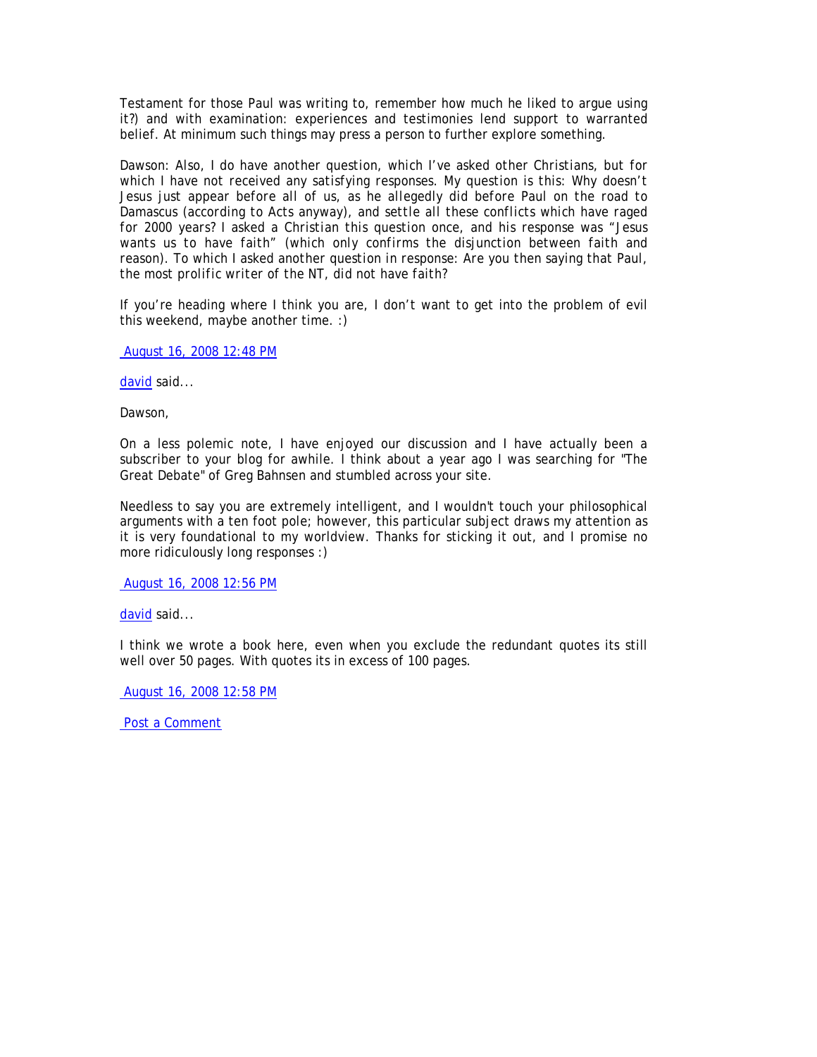Testament for those Paul was writing to, remember how much he liked to argue using it?) and with examination: experiences and testimonies lend support to warranted belief. At minimum such things may press a person to further explore something.

*Dawson: Also, I do have another question, which I've asked other Christians, but for which I have not received any satisfying responses. My question is this: Why doesn't Jesus just appear before all of us, as he allegedly did before Paul on the road to Damascus (according to Acts anyway), and settle all these conflicts which have raged for 2000 years? I asked a Christian this question once, and his response was "Jesus wants us to have faith" (which only confirms the disjunction between faith and reason). To which I asked another question in response: Are you then saying that Paul, the most prolific writer of the NT, did not have faith?*

If you're heading where I think you are, I don't want to get into the problem of evil this weekend, maybe another time. :)

August 16, 2008 12:48 PM

david said...

Dawson,

On a less polemic note, I have enjoyed our discussion and I have actually been a subscriber to your blog for awhile. I think about a year ago I was searching for "The Great Debate" of Greg Bahnsen and stumbled across your site.

Needless to say you are extremely intelligent, and I wouldn't touch your philosophical arguments with a ten foot pole; however, this particular subject draws my attention as it is very foundational to my worldview. Thanks for sticking it out, and I promise no more ridiculously long responses :)

August 16, 2008 12:56 PM

david said...

I think we wrote a book here, even when you exclude the redundant quotes its still well over 50 pages. With quotes its in excess of 100 pages.

August 16, 2008 12:58 PM

Post a Comment